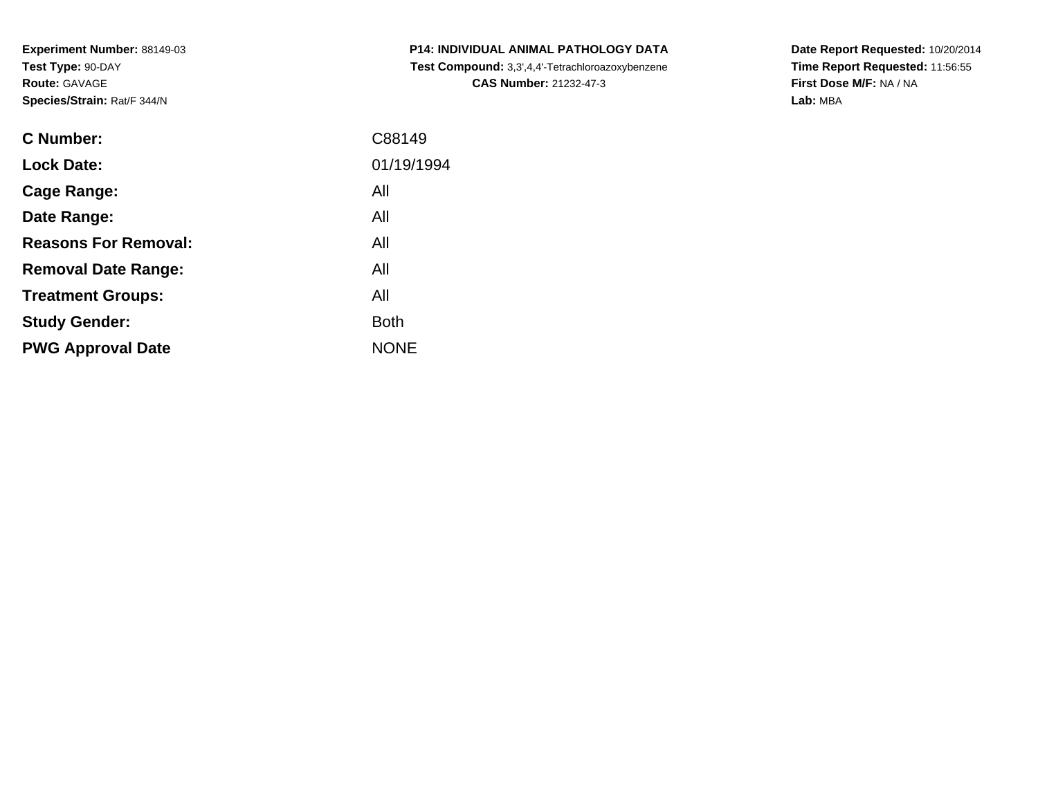**Experiment Number:** 88149-03
**Test Type:** 90-DAY
**Route:** GAVAGE
**Species/Strain:** Rat/F 344/N

**P14: INDIVIDUAL ANIMAL PATHOLOGY DATA**
**Test Compound:** 3,3',4,4'-Tetrachloroazoxybenzene
**CAS Number:** 21232-47-3

**Date Report Requested:** 10/20/2014
**Time Report Requested:** 11:56:55
**First Dose M/F:** NA / NA
**Lab:** MBA

| | |
|---|---|
| **C Number:** | C88149 |
| **Lock Date:** | 01/19/1994 |
| **Cage Range:** | All |
| **Date Range:** | All |
| **Reasons For Removal:** | All |
| **Removal Date Range:** | All |
| **Treatment Groups:** | All |
| **Study Gender:** | Both |
| **PWG Approval Date** | NONE |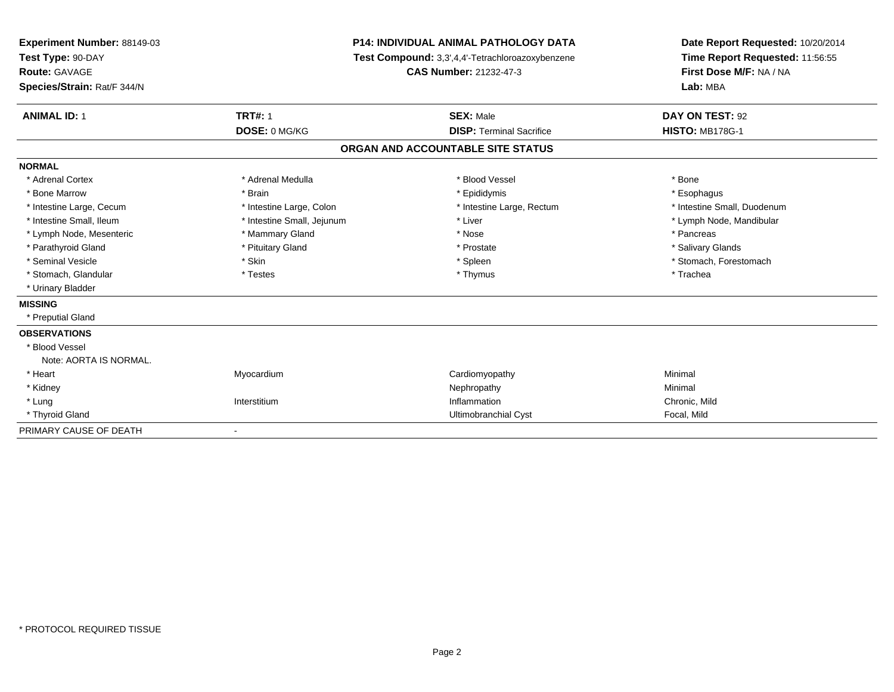**Experiment Number:** 88149-03
**Test Type:** 90-DAY
**Route:** GAVAGE
**Species/Strain:** Rat/F 344/N

**P14: INDIVIDUAL ANIMAL PATHOLOGY DATA**
**Test Compound:** 3,3',4,4'-Tetrachloroazoxybenzene
**CAS Number:** 21232-47-3

**Date Report Requested:** 10/20/2014
**Time Report Requested:** 11:56:55
**First Dose M/F:** NA / NA
**Lab:** MBA

| **ANIMAL ID:** 1 | **TRT#:** 1 | **SEX:** Male | **DAY ON TEST:** 92 |
|---|---|---|---|
| | **DOSE:** 0 MG/KG | **DISP:** Terminal Sacrifice | **HISTO:** MB178G-1 |

## ORGAN AND ACCOUNTABLE SITE STATUS

**NORMAL**

| | | | |
|---|---|---|---|
| * Adrenal Cortex | * Adrenal Medulla | * Blood Vessel | * Bone |
| * Bone Marrow | * Brain | * Epididymis | * Esophagus |
| * Intestine Large, Cecum | * Intestine Large, Colon | * Intestine Large, Rectum | * Intestine Small, Duodenum |
| * Intestine Small, Ileum | * Intestine Small, Jejunum | * Liver | * Lymph Node, Mandibular |
| * Lymph Node, Mesenteric | * Mammary Gland | * Nose | * Pancreas |
| * Parathyroid Gland | * Pituitary Gland | * Prostate | * Salivary Glands |
| * Seminal Vesicle | * Skin | * Spleen | * Stomach, Forestomach |
| * Stomach, Glandular | * Testes | * Thymus | * Trachea |
| * Urinary Bladder | | | |

**MISSING**

* Preputial Gland

**OBSERVATIONS**

* Blood Vessel
  Note: AORTA IS NORMAL.

| | | | |
|---|---|---|---|
| * Heart | Myocardium | Cardiomyopathy | Minimal |
| * Kidney | | Nephropathy | Minimal |
| * Lung | Interstitium | Inflammation | Chronic, Mild |
| * Thyroid Gland | | Ultimobranchial Cyst | Focal, Mild |

PRIMARY CAUSE OF DEATH -

* PROTOCOL REQUIRED TISSUE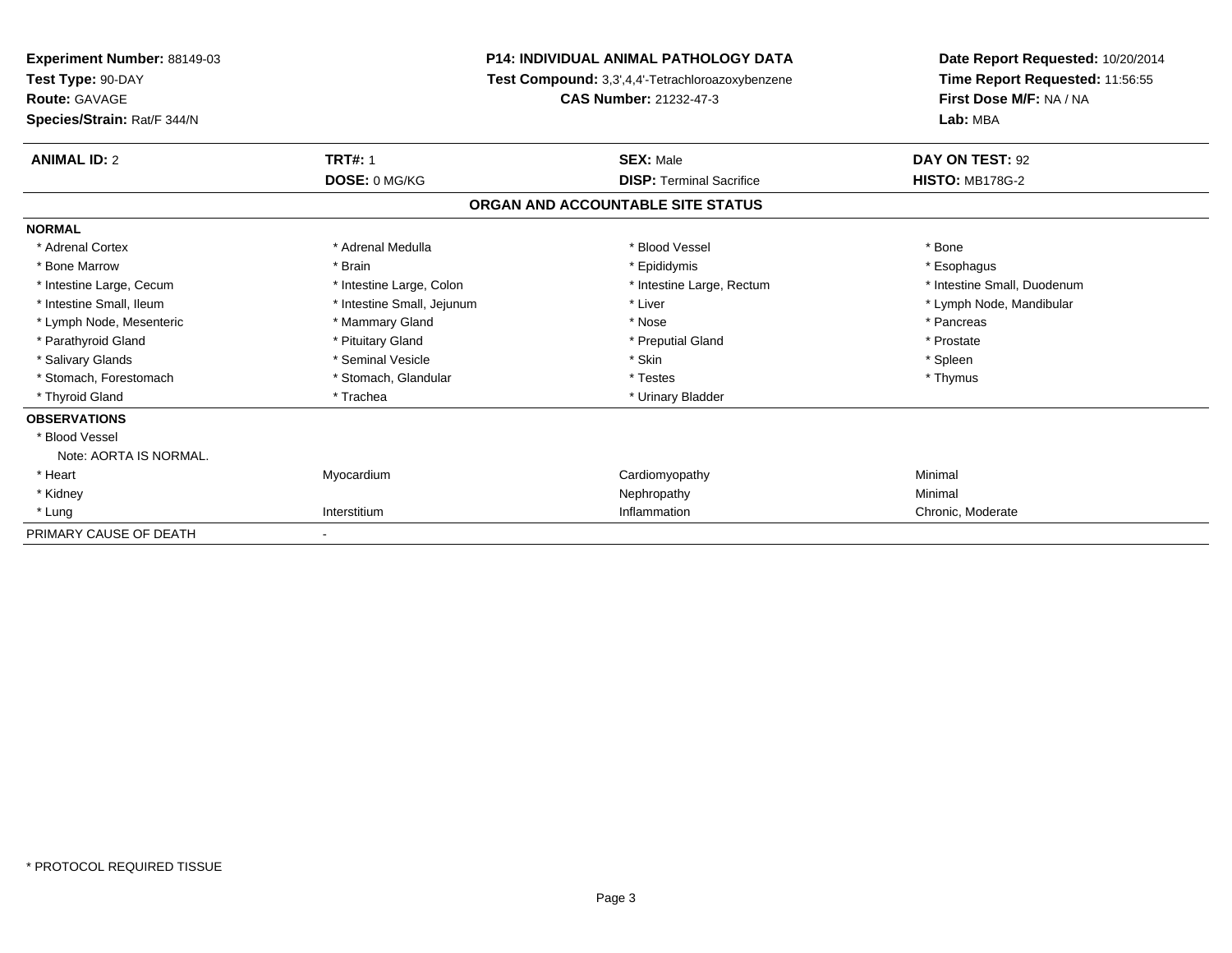**Experiment Number:** 88149-03
**Test Type:** 90-DAY
**Route:** GAVAGE
**Species/Strain:** Rat/F 344/N

**P14: INDIVIDUAL ANIMAL PATHOLOGY DATA**
**Test Compound:** 3,3',4,4'-Tetrachloroazoxybenzene
**CAS Number:** 21232-47-3

**Date Report Requested:** 10/20/2014
**Time Report Requested:** 11:56:55
**First Dose M/F:** NA / NA
**Lab:** MBA

| **ANIMAL ID:** 2 | **TRT#:** 1 | **SEX:** Male | **DAY ON TEST:** 92 |
|---|---|---|---|
| | **DOSE:** 0 MG/KG | **DISP:** Terminal Sacrifice | **HISTO:** MB178G-2 |

## ORGAN AND ACCOUNTABLE SITE STATUS

**NORMAL**

| | | | |
|---|---|---|---|
| * Adrenal Cortex | * Adrenal Medulla | * Blood Vessel | * Bone |
| * Bone Marrow | * Brain | * Epididymis | * Esophagus |
| * Intestine Large, Cecum | * Intestine Large, Colon | * Intestine Large, Rectum | * Intestine Small, Duodenum |
| * Intestine Small, Ileum | * Intestine Small, Jejunum | * Liver | * Lymph Node, Mandibular |
| * Lymph Node, Mesenteric | * Mammary Gland | * Nose | * Pancreas |
| * Parathyroid Gland | * Pituitary Gland | * Preputial Gland | * Prostate |
| * Salivary Glands | * Seminal Vesicle | * Skin | * Spleen |
| * Stomach, Forestomach | * Stomach, Glandular | * Testes | * Thymus |
| * Thyroid Gland | * Trachea | * Urinary Bladder | |

**OBSERVATIONS**

* Blood Vessel
  Note: AORTA IS NORMAL.

| | | | |
|---|---|---|---|
| * Heart | Myocardium | Cardiomyopathy | Minimal |
| * Kidney | | Nephropathy | Minimal |
| * Lung | Interstitium | Inflammation | Chronic, Moderate |

PRIMARY CAUSE OF DEATH -

* PROTOCOL REQUIRED TISSUE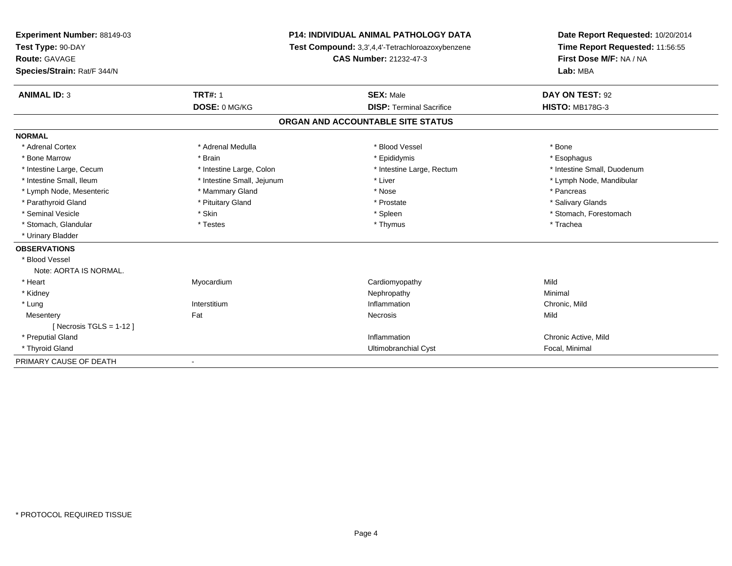**Experiment Number:** 88149-03
**Test Type:** 90-DAY
**Route:** GAVAGE
**Species/Strain:** Rat/F 344/N

**P14: INDIVIDUAL ANIMAL PATHOLOGY DATA**
**Test Compound:** 3,3',4,4'-Tetrachloroazoxybenzene
**CAS Number:** 21232-47-3

**Date Report Requested:** 10/20/2014
**Time Report Requested:** 11:56:55
**First Dose M/F:** NA / NA
**Lab:** MBA

| **ANIMAL ID:** 3 | **TRT#:** 1 | **SEX:** Male | **DAY ON TEST:** 92 |
|---|---|---|---|
| | **DOSE:** 0 MG/KG | **DISP:** Terminal Sacrifice | **HISTO:** MB178G-3 |

## ORGAN AND ACCOUNTABLE SITE STATUS

**NORMAL**

| | | | |
|---|---|---|---|
| * Adrenal Cortex | * Adrenal Medulla | * Blood Vessel | * Bone |
| * Bone Marrow | * Brain | * Epididymis | * Esophagus |
| * Intestine Large, Cecum | * Intestine Large, Colon | * Intestine Large, Rectum | * Intestine Small, Duodenum |
| * Intestine Small, Ileum | * Intestine Small, Jejunum | * Liver | * Lymph Node, Mandibular |
| * Lymph Node, Mesenteric | * Mammary Gland | * Nose | * Pancreas |
| * Parathyroid Gland | * Pituitary Gland | * Prostate | * Salivary Glands |
| * Seminal Vesicle | * Skin | * Spleen | * Stomach, Forestomach |
| * Stomach, Glandular | * Testes | * Thymus | * Trachea |
| * Urinary Bladder | | | |

**OBSERVATIONS**

| | | | |
|---|---|---|---|
| * Blood Vessel | | | |
| Note: AORTA IS NORMAL. | | | |
| * Heart | Myocardium | Cardiomyopathy | Mild |
| * Kidney | | Nephropathy | Minimal |
| * Lung | Interstitium | Inflammation | Chronic, Mild |
| Mesentery | Fat | Necrosis | Mild |
| [ Necrosis TGLS = 1-12 ] | | | |
| * Preputial Gland | | Inflammation | Chronic Active, Mild |
| * Thyroid Gland | | Ultimobranchial Cyst | Focal, Minimal |

PRIMARY CAUSE OF DEATH -

* PROTOCOL REQUIRED TISSUE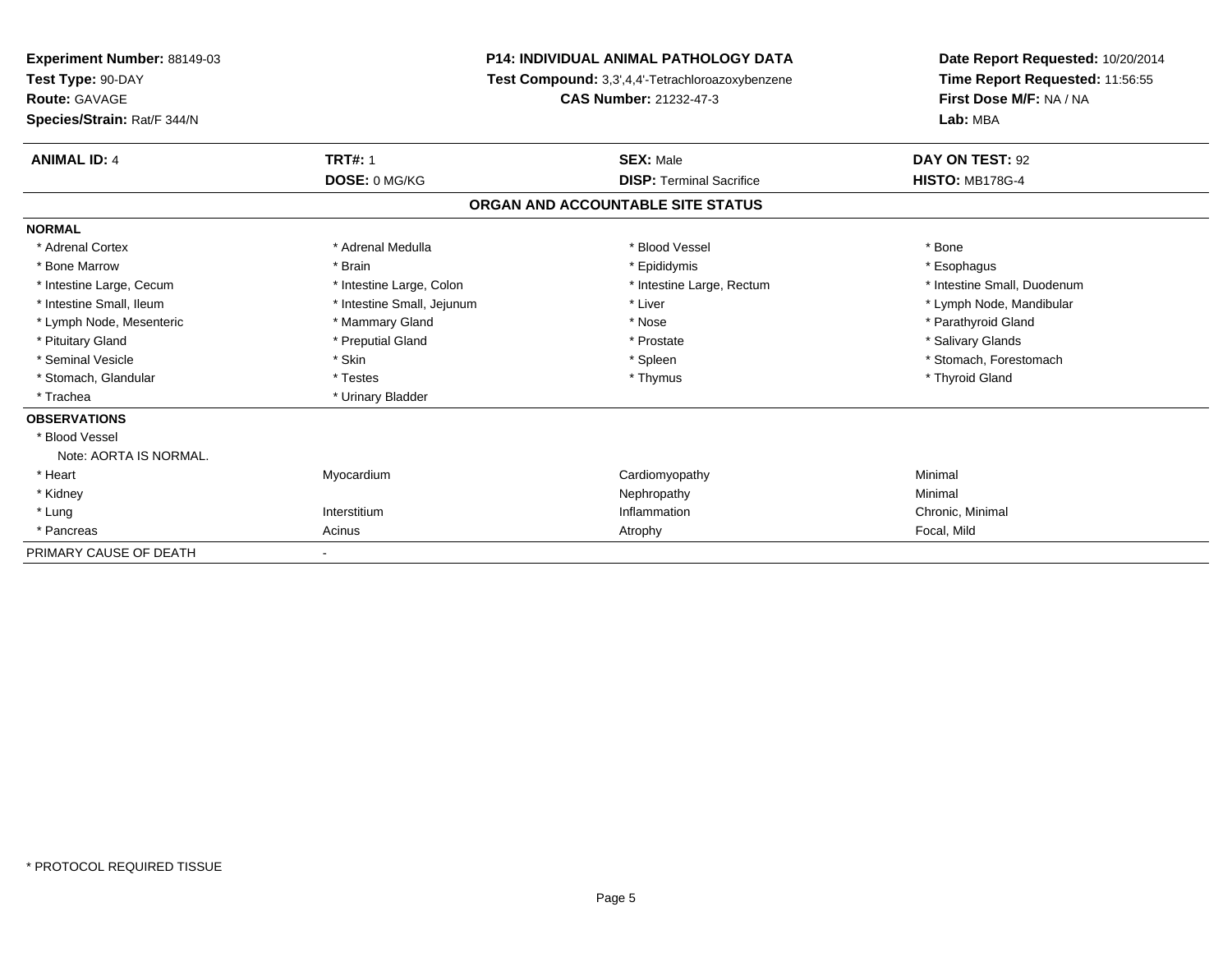**Experiment Number:** 88149-03
**Test Type:** 90-DAY
**Route:** GAVAGE
**Species/Strain:** Rat/F 344/N

**P14: INDIVIDUAL ANIMAL PATHOLOGY DATA**
**Test Compound:** 3,3',4,4'-Tetrachloroazoxybenzene
**CAS Number:** 21232-47-3

**Date Report Requested:** 10/20/2014
**Time Report Requested:** 11:56:55
**First Dose M/F:** NA / NA
**Lab:** MBA

| **ANIMAL ID:** 4 | **TRT#:** 1 | **SEX:** Male | **DAY ON TEST:** 92 |
|---|---|---|---|
| | **DOSE:** 0 MG/KG | **DISP:** Terminal Sacrifice | **HISTO:** MB178G-4 |

## ORGAN AND ACCOUNTABLE SITE STATUS

**NORMAL**

| | | | |
|---|---|---|---|
| * Adrenal Cortex | * Adrenal Medulla | * Blood Vessel | * Bone |
| * Bone Marrow | * Brain | * Epididymis | * Esophagus |
| * Intestine Large, Cecum | * Intestine Large, Colon | * Intestine Large, Rectum | * Intestine Small, Duodenum |
| * Intestine Small, Ileum | * Intestine Small, Jejunum | * Liver | * Lymph Node, Mandibular |
| * Lymph Node, Mesenteric | * Mammary Gland | * Nose | * Parathyroid Gland |
| * Pituitary Gland | * Preputial Gland | * Prostate | * Salivary Glands |
| * Seminal Vesicle | * Skin | * Spleen | * Stomach, Forestomach |
| * Stomach, Glandular | * Testes | * Thymus | * Thyroid Gland |
| * Trachea | * Urinary Bladder | | |

**OBSERVATIONS**

| | | | |
|---|---|---|---|
| * Blood Vessel | | | |
| Note: AORTA IS NORMAL. | | | |
| * Heart | Myocardium | Cardiomyopathy | Minimal |
| * Kidney | | Nephropathy | Minimal |
| * Lung | Interstitium | Inflammation | Chronic, Minimal |
| * Pancreas | Acinus | Atrophy | Focal, Mild |

PRIMARY CAUSE OF DEATH -

* PROTOCOL REQUIRED TISSUE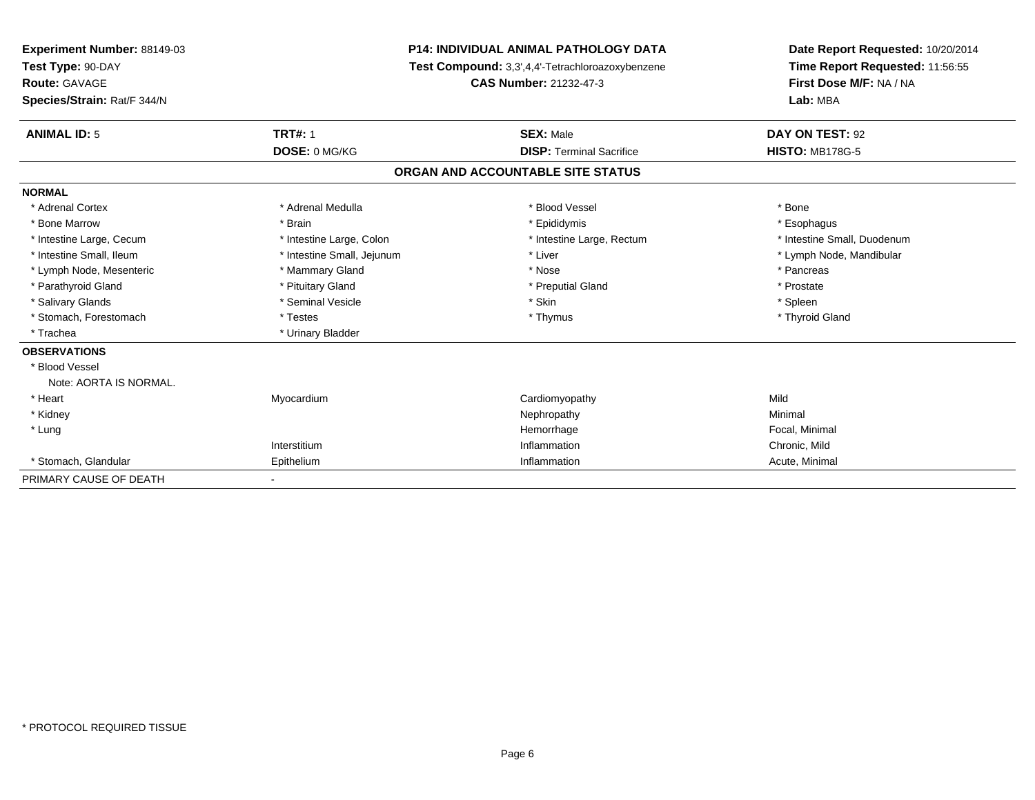**Experiment Number:** 88149-03
**Test Type:** 90-DAY
**Route:** GAVAGE
**Species/Strain:** Rat/F 344/N

**P14: INDIVIDUAL ANIMAL PATHOLOGY DATA**
**Test Compound:** 3,3',4,4'-Tetrachloroazoxybenzene
**CAS Number:** 21232-47-3

**Date Report Requested:** 10/20/2014
**Time Report Requested:** 11:56:55
**First Dose M/F:** NA / NA
**Lab:** MBA

| **ANIMAL ID:** 5 | **TRT#:** 1 | **SEX:** Male | **DAY ON TEST:** 92 |
|---|---|---|---|
| | **DOSE:** 0 MG/KG | **DISP:** Terminal Sacrifice | **HISTO:** MB178G-5 |

## ORGAN AND ACCOUNTABLE SITE STATUS

**NORMAL**

| | | | |
|---|---|---|---|
| * Adrenal Cortex | * Adrenal Medulla | * Blood Vessel | * Bone |
| * Bone Marrow | * Brain | * Epididymis | * Esophagus |
| * Intestine Large, Cecum | * Intestine Large, Colon | * Intestine Large, Rectum | * Intestine Small, Duodenum |
| * Intestine Small, Ileum | * Intestine Small, Jejunum | * Liver | * Lymph Node, Mandibular |
| * Lymph Node, Mesenteric | * Mammary Gland | * Nose | * Pancreas |
| * Parathyroid Gland | * Pituitary Gland | * Preputial Gland | * Prostate |
| * Salivary Glands | * Seminal Vesicle | * Skin | * Spleen |
| * Stomach, Forestomach | * Testes | * Thymus | * Thyroid Gland |
| * Trachea | * Urinary Bladder | | |

**OBSERVATIONS**

| | | | |
|---|---|---|---|
| * Blood Vessel | | | |
| Note: AORTA IS NORMAL. | | | |
| * Heart | Myocardium | Cardiomyopathy | Mild |
| * Kidney | | Nephropathy | Minimal |
| * Lung | | Hemorrhage | Focal, Minimal |
| | Interstitium | Inflammation | Chronic, Mild |
| * Stomach, Glandular | Epithelium | Inflammation | Acute, Minimal |

PRIMARY CAUSE OF DEATH -

\* PROTOCOL REQUIRED TISSUE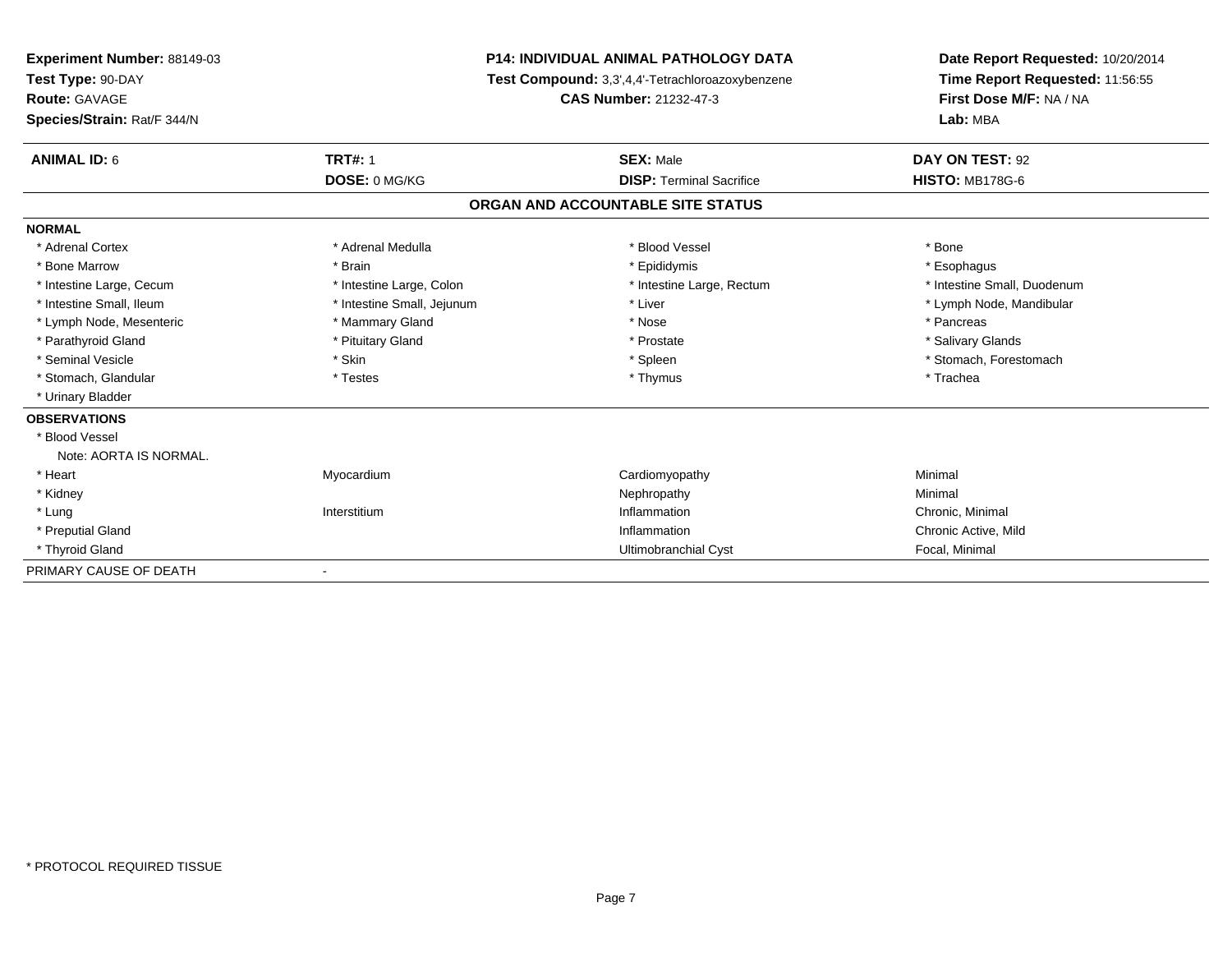**Experiment Number:** 88149-03
**Test Type:** 90-DAY
**Route:** GAVAGE
**Species/Strain:** Rat/F 344/N

**P14: INDIVIDUAL ANIMAL PATHOLOGY DATA**
**Test Compound:** 3,3',4,4'-Tetrachloroazoxybenzene
**CAS Number:** 21232-47-3

**Date Report Requested:** 10/20/2014
**Time Report Requested:** 11:56:55
**First Dose M/F:** NA / NA
**Lab:** MBA

| **ANIMAL ID:** 6 | **TRT#:** 1 | **SEX:** Male | **DAY ON TEST:** 92 |
|---|---|---|---|
| | **DOSE:** 0 MG/KG | **DISP:** Terminal Sacrifice | **HISTO:** MB178G-6 |

## ORGAN AND ACCOUNTABLE SITE STATUS

### NORMAL

| | | | |
|---|---|---|---|
| * Adrenal Cortex | * Adrenal Medulla | * Blood Vessel | * Bone |
| * Bone Marrow | * Brain | * Epididymis | * Esophagus |
| * Intestine Large, Cecum | * Intestine Large, Colon | * Intestine Large, Rectum | * Intestine Small, Duodenum |
| * Intestine Small, Ileum | * Intestine Small, Jejunum | * Liver | * Lymph Node, Mandibular |
| * Lymph Node, Mesenteric | * Mammary Gland | * Nose | * Pancreas |
| * Parathyroid Gland | * Pituitary Gland | * Prostate | * Salivary Glands |
| * Seminal Vesicle | * Skin | * Spleen | * Stomach, Forestomach |
| * Stomach, Glandular | * Testes | * Thymus | * Trachea |
| * Urinary Bladder | | | |

### OBSERVATIONS

| | | | |
|---|---|---|---|
| * Blood Vessel | | | |
| Note: AORTA IS NORMAL. | | | |
| * Heart | Myocardium | Cardiomyopathy | Minimal |
| * Kidney | | Nephropathy | Minimal |
| * Lung | Interstitium | Inflammation | Chronic, Minimal |
| * Preputial Gland | | Inflammation | Chronic Active, Mild |
| * Thyroid Gland | | Ultimobranchial Cyst | Focal, Minimal |

PRIMARY CAUSE OF DEATH -

\* PROTOCOL REQUIRED TISSUE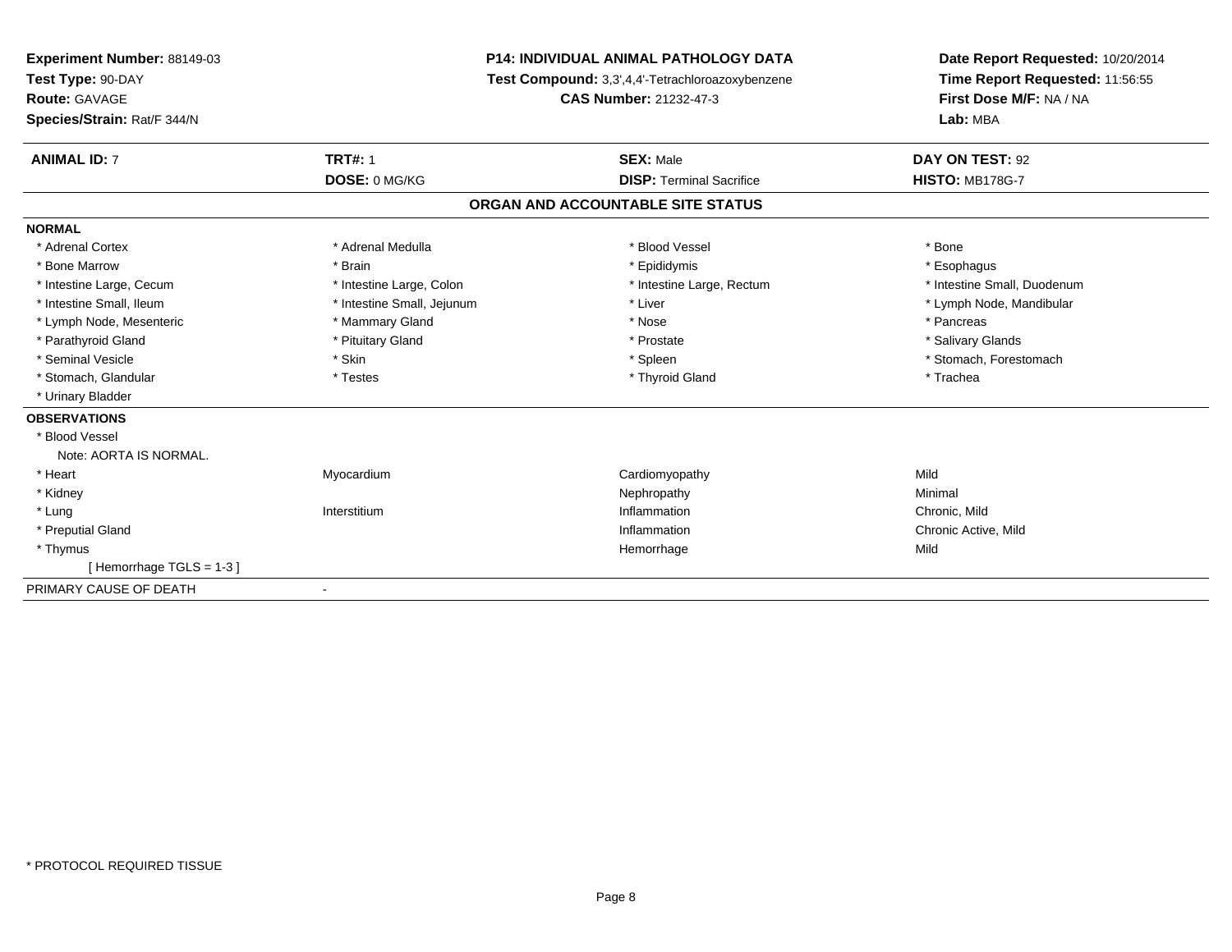**Experiment Number:** 88149-03
**Test Type:** 90-DAY
**Route:** GAVAGE
**Species/Strain:** Rat/F 344/N

**P14: INDIVIDUAL ANIMAL PATHOLOGY DATA**
**Test Compound:** 3,3',4,4'-Tetrachloroazoxybenzene
**CAS Number:** 21232-47-3

**Date Report Requested:** 10/20/2014
**Time Report Requested:** 11:56:55
**First Dose M/F:** NA / NA
**Lab:** MBA

| **ANIMAL ID:** 7 | **TRT#:** 1 | **SEX:** Male | **DAY ON TEST:** 92 |
|---|---|---|---|
| | **DOSE:** 0 MG/KG | **DISP:** Terminal Sacrifice | **HISTO:** MB178G-7 |

## ORGAN AND ACCOUNTABLE SITE STATUS

**NORMAL**

| | | | |
|---|---|---|---|
| * Adrenal Cortex | * Adrenal Medulla | * Blood Vessel | * Bone |
| * Bone Marrow | * Brain | * Epididymis | * Esophagus |
| * Intestine Large, Cecum | * Intestine Large, Colon | * Intestine Large, Rectum | * Intestine Small, Duodenum |
| * Intestine Small, Ileum | * Intestine Small, Jejunum | * Liver | * Lymph Node, Mandibular |
| * Lymph Node, Mesenteric | * Mammary Gland | * Nose | * Pancreas |
| * Parathyroid Gland | * Pituitary Gland | * Prostate | * Salivary Glands |
| * Seminal Vesicle | * Skin | * Spleen | * Stomach, Forestomach |
| * Stomach, Glandular | * Testes | * Thyroid Gland | * Trachea |
| * Urinary Bladder | | | |

**OBSERVATIONS**

| | | | |
|---|---|---|---|
| * Blood Vessel | | | |
| Note: AORTA IS NORMAL. | | | |
| * Heart | Myocardium | Cardiomyopathy | Mild |
| * Kidney | | Nephropathy | Minimal |
| * Lung | Interstitium | Inflammation | Chronic, Mild |
| * Preputial Gland | | Inflammation | Chronic Active, Mild |
| * Thymus | | Hemorrhage | Mild |
| [ Hemorrhage TGLS = 1-3 ] | | | |

PRIMARY CAUSE OF DEATH -

* PROTOCOL REQUIRED TISSUE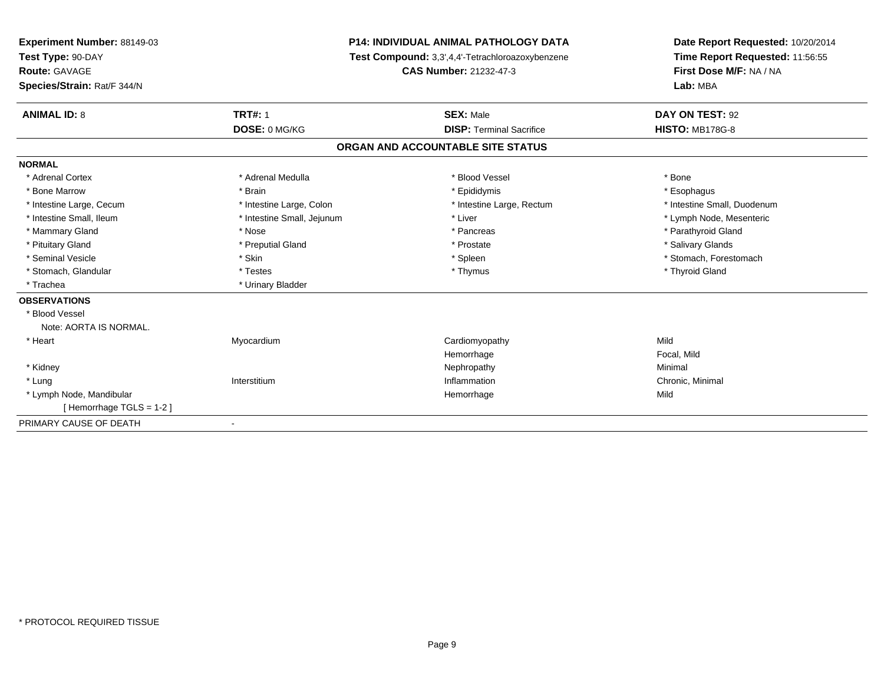**Experiment Number:** 88149-03
**Test Type:** 90-DAY
**Route:** GAVAGE
**Species/Strain:** Rat/F 344/N

**P14: INDIVIDUAL ANIMAL PATHOLOGY DATA**
**Test Compound:** 3,3',4,4'-Tetrachloroazoxybenzene
**CAS Number:** 21232-47-3

**Date Report Requested:** 10/20/2014
**Time Report Requested:** 11:56:55
**First Dose M/F:** NA / NA
**Lab:** MBA

| **ANIMAL ID:** 8 | **TRT#:** 1 | **SEX:** Male | **DAY ON TEST:** 92 |
|---|---|---|---|
| | **DOSE:** 0 MG/KG | **DISP:** Terminal Sacrifice | **HISTO:** MB178G-8 |

## ORGAN AND ACCOUNTABLE SITE STATUS

**NORMAL**

| | | | |
|---|---|---|---|
| * Adrenal Cortex | * Adrenal Medulla | * Blood Vessel | * Bone |
| * Bone Marrow | * Brain | * Epididymis | * Esophagus |
| * Intestine Large, Cecum | * Intestine Large, Colon | * Intestine Large, Rectum | * Intestine Small, Duodenum |
| * Intestine Small, Ileum | * Intestine Small, Jejunum | * Liver | * Lymph Node, Mesenteric |
| * Mammary Gland | * Nose | * Pancreas | * Parathyroid Gland |
| * Pituitary Gland | * Preputial Gland | * Prostate | * Salivary Glands |
| * Seminal Vesicle | * Skin | * Spleen | * Stomach, Forestomach |
| * Stomach, Glandular | * Testes | * Thymus | * Thyroid Gland |
| * Trachea | * Urinary Bladder | | |

**OBSERVATIONS**

| | | | |
|---|---|---|---|
| * Blood Vessel | | | |
| Note: AORTA IS NORMAL. | | | |
| * Heart | Myocardium | Cardiomyopathy | Mild |
| | | Hemorrhage | Focal, Mild |
| * Kidney | | Nephropathy | Minimal |
| * Lung | Interstitium | Inflammation | Chronic, Minimal |
| * Lymph Node, Mandibular | | Hemorrhage | Mild |
| [ Hemorrhage TGLS = 1-2 ] | | | |

PRIMARY CAUSE OF DEATH -

* PROTOCOL REQUIRED TISSUE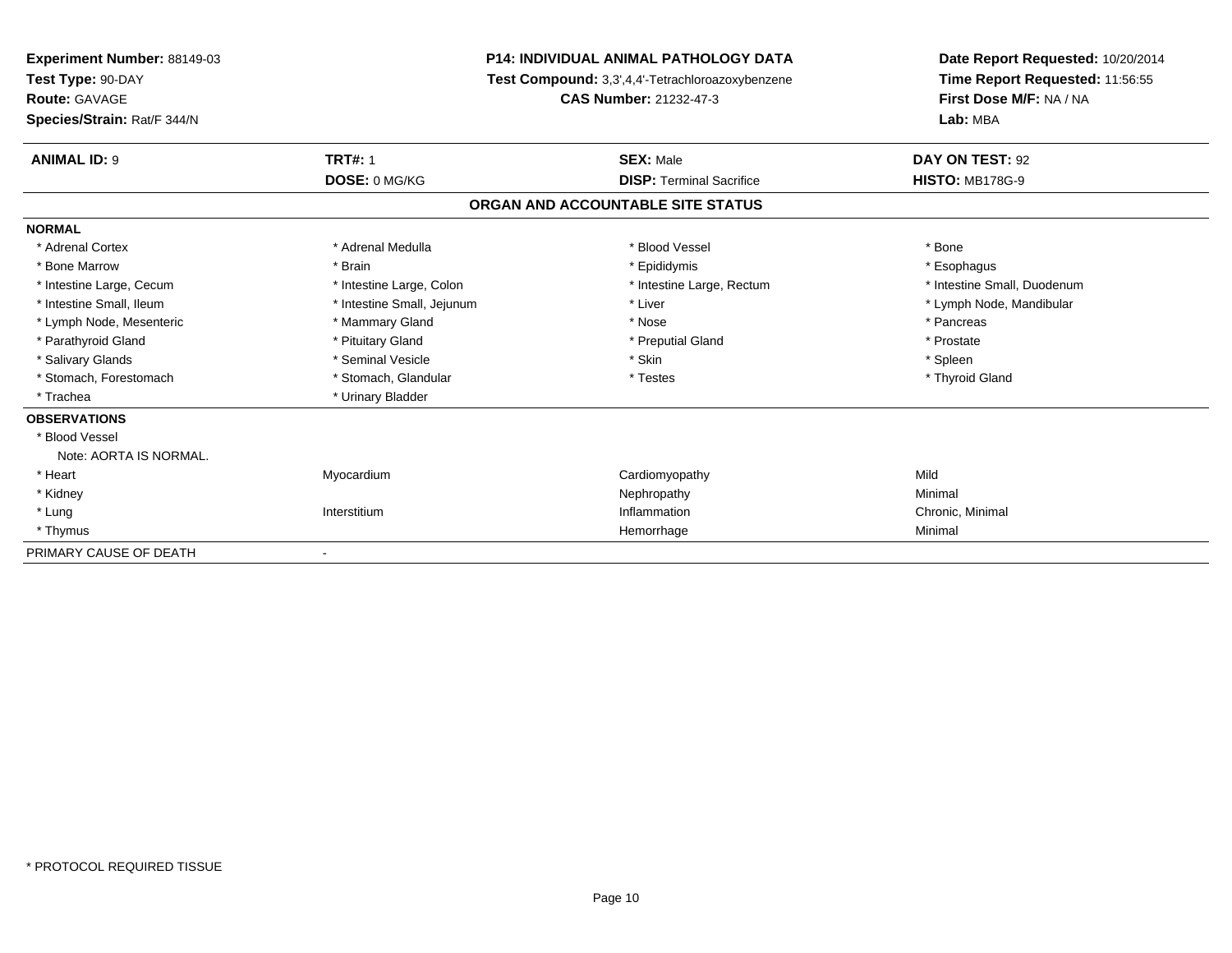**Experiment Number:** 88149-03
**Test Type:** 90-DAY
**Route:** GAVAGE
**Species/Strain:** Rat/F 344/N

**P14: INDIVIDUAL ANIMAL PATHOLOGY DATA**
**Test Compound:** 3,3',4,4'-Tetrachloroazoxybenzene
**CAS Number:** 21232-47-3

**Date Report Requested:** 10/20/2014
**Time Report Requested:** 11:56:55
**First Dose M/F:** NA / NA
**Lab:** MBA

| **ANIMAL ID:** 9 | **TRT#:** 1 | **SEX:** Male | **DAY ON TEST:** 92 |
|---|---|---|---|
| | **DOSE:** 0 MG/KG | **DISP:** Terminal Sacrifice | **HISTO:** MB178G-9 |

## ORGAN AND ACCOUNTABLE SITE STATUS

**NORMAL**

| | | | |
|---|---|---|---|
| * Adrenal Cortex | * Adrenal Medulla | * Blood Vessel | * Bone |
| * Bone Marrow | * Brain | * Epididymis | * Esophagus |
| * Intestine Large, Cecum | * Intestine Large, Colon | * Intestine Large, Rectum | * Intestine Small, Duodenum |
| * Intestine Small, Ileum | * Intestine Small, Jejunum | * Liver | * Lymph Node, Mandibular |
| * Lymph Node, Mesenteric | * Mammary Gland | * Nose | * Pancreas |
| * Parathyroid Gland | * Pituitary Gland | * Preputial Gland | * Prostate |
| * Salivary Glands | * Seminal Vesicle | * Skin | * Spleen |
| * Stomach, Forestomach | * Stomach, Glandular | * Testes | * Thyroid Gland |
| * Trachea | * Urinary Bladder | | |

**OBSERVATIONS**

* Blood Vessel
  Note: AORTA IS NORMAL.

| | | | |
|---|---|---|---|
| * Heart | Myocardium | Cardiomyopathy | Mild |
| * Kidney | | Nephropathy | Minimal |
| * Lung | Interstitium | Inflammation | Chronic, Minimal |
| * Thymus | | Hemorrhage | Minimal |

PRIMARY CAUSE OF DEATH -

\* PROTOCOL REQUIRED TISSUE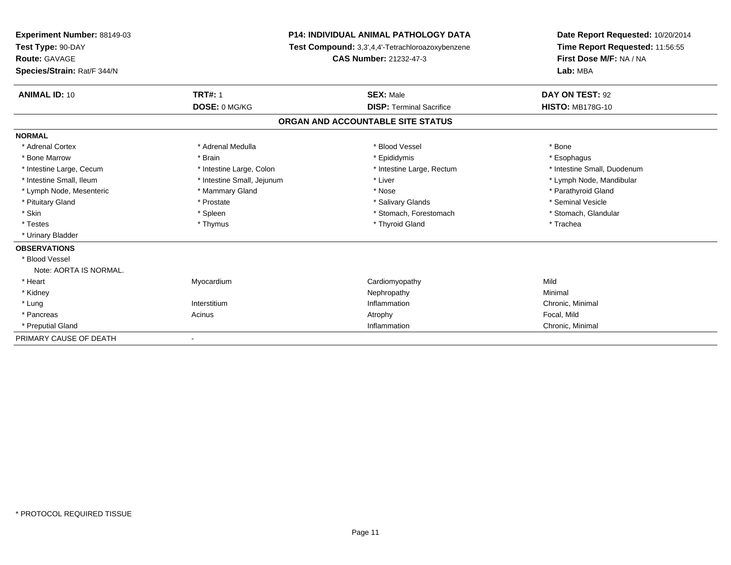**Experiment Number:** 88149-03
**Test Type:** 90-DAY
**Route:** GAVAGE
**Species/Strain:** Rat/F 344/N

**P14: INDIVIDUAL ANIMAL PATHOLOGY DATA**
**Test Compound:** 3,3',4,4'-Tetrachloroazoxybenzene
**CAS Number:** 21232-47-3

**Date Report Requested:** 10/20/2014
**Time Report Requested:** 11:56:55
**First Dose M/F:** NA / NA
**Lab:** MBA

| **ANIMAL ID:** 10 | **TRT#:** 1 | **SEX:** Male | **DAY ON TEST:** 92 |
|---|---|---|---|
| | **DOSE:** 0 MG/KG | **DISP:** Terminal Sacrifice | **HISTO:** MB178G-10 |

## ORGAN AND ACCOUNTABLE SITE STATUS

**NORMAL**

| | | | |
|---|---|---|---|
| * Adrenal Cortex | * Adrenal Medulla | * Blood Vessel | * Bone |
| * Bone Marrow | * Brain | * Epididymis | * Esophagus |
| * Intestine Large, Cecum | * Intestine Large, Colon | * Intestine Large, Rectum | * Intestine Small, Duodenum |
| * Intestine Small, Ileum | * Intestine Small, Jejunum | * Liver | * Lymph Node, Mandibular |
| * Lymph Node, Mesenteric | * Mammary Gland | * Nose | * Parathyroid Gland |
| * Pituitary Gland | * Prostate | * Salivary Glands | * Seminal Vesicle |
| * Skin | * Spleen | * Stomach, Forestomach | * Stomach, Glandular |
| * Testes | * Thymus | * Thyroid Gland | * Trachea |
| * Urinary Bladder | | | |

**OBSERVATIONS**

| | | | |
|---|---|---|---|
| * Blood Vessel | | | |
| Note: AORTA IS NORMAL. | | | |
| * Heart | Myocardium | Cardiomyopathy | Mild |
| * Kidney | | Nephropathy | Minimal |
| * Lung | Interstitium | Inflammation | Chronic, Minimal |
| * Pancreas | Acinus | Atrophy | Focal, Mild |
| * Preputial Gland | | Inflammation | Chronic, Minimal |

PRIMARY CAUSE OF DEATH -

* PROTOCOL REQUIRED TISSUE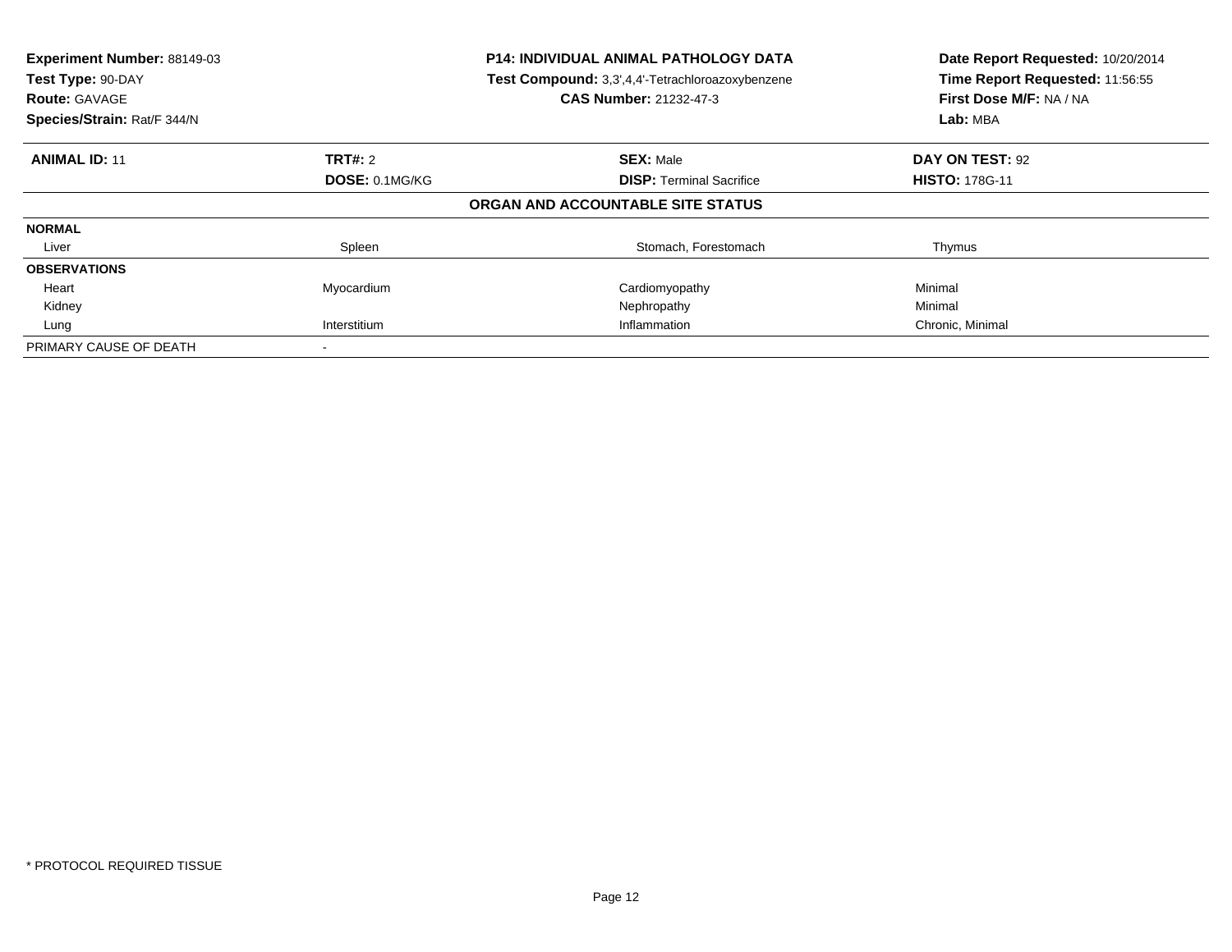| **Experiment Number:** 88149-03 | **P14: INDIVIDUAL ANIMAL PATHOLOGY DATA** | **Date Report Requested:** 10/20/2014 |
|---|---|---|
| **Test Type:** 90-DAY | **Test Compound:** 3,3',4,4'-Tetrachloroazoxybenzene | **Time Report Requested:** 11:56:55 |
| **Route:** GAVAGE | **CAS Number:** 21232-47-3 | **First Dose M/F:** NA / NA |
| **Species/Strain:** Rat/F 344/N | | **Lab:** MBA |

| **ANIMAL ID:** 11 | **TRT#:** 2 | **SEX:** Male | **DAY ON TEST:** 92 |
|---|---|---|---|
| | **DOSE:** 0.1MG/KG | **DISP:** Terminal Sacrifice | **HISTO:** 178G-11 |

**ORGAN AND ACCOUNTABLE SITE STATUS**

| | | | |
|---|---|---|---|
| **NORMAL** | | | |
| Liver | Spleen | Stomach, Forestomach | Thymus |
| **OBSERVATIONS** | | | |
| Heart | Myocardium | Cardiomyopathy | Minimal |
| Kidney | | Nephropathy | Minimal |
| Lung | Interstitium | Inflammation | Chronic, Minimal |
| PRIMARY CAUSE OF DEATH | - | | |

* PROTOCOL REQUIRED TISSUE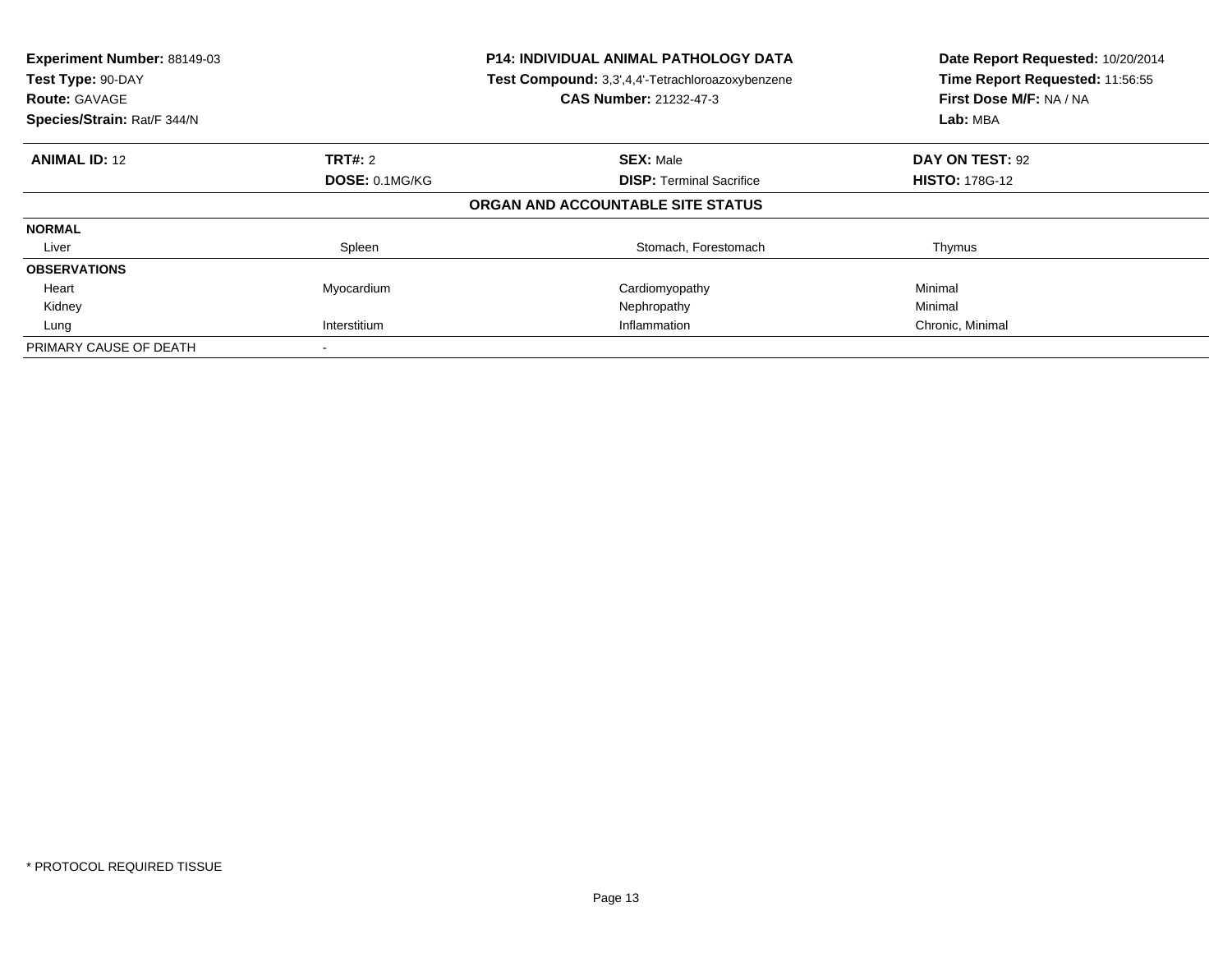**Experiment Number:** 88149-03
**Test Type:** 90-DAY
**Route:** GAVAGE
**Species/Strain:** Rat/F 344/N

**P14: INDIVIDUAL ANIMAL PATHOLOGY DATA**
**Test Compound:** 3,3',4,4'-Tetrachloroazoxybenzene
**CAS Number:** 21232-47-3

**Date Report Requested:** 10/20/2014
**Time Report Requested:** 11:56:55
**First Dose M/F:** NA / NA
**Lab:** MBA

| **ANIMAL ID:** 12 | **TRT#:** 2 | **SEX:** Male | **DAY ON TEST:** 92 |
|---|---|---|---|
| | **DOSE:** 0.1MG/KG | **DISP:** Terminal Sacrifice | **HISTO:** 178G-12 |

**ORGAN AND ACCOUNTABLE SITE STATUS**

| | | | |
|---|---|---|---|
| **NORMAL** | | | |
| Liver | Spleen | Stomach, Forestomach | Thymus |
| **OBSERVATIONS** | | | |
| Heart | Myocardium | Cardiomyopathy | Minimal |
| Kidney | | Nephropathy | Minimal |
| Lung | Interstitium | Inflammation | Chronic, Minimal |
| PRIMARY CAUSE OF DEATH | - | | |

* PROTOCOL REQUIRED TISSUE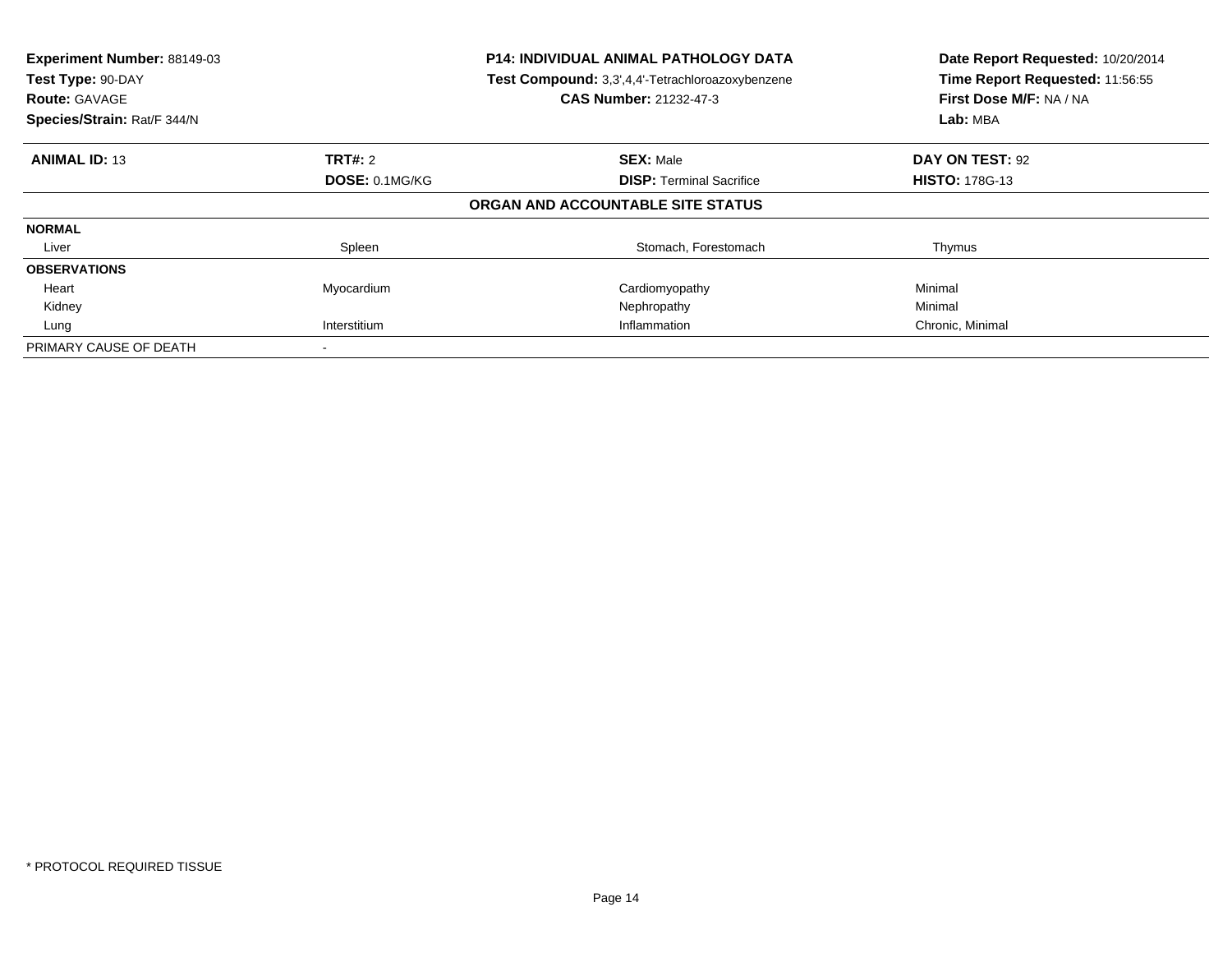**Experiment Number:** 88149-03
**Test Type:** 90-DAY
**Route:** GAVAGE
**Species/Strain:** Rat/F 344/N

**P14: INDIVIDUAL ANIMAL PATHOLOGY DATA**
**Test Compound:** 3,3',4,4'-Tetrachloroazoxybenzene
**CAS Number:** 21232-47-3

**Date Report Requested:** 10/20/2014
**Time Report Requested:** 11:56:55
**First Dose M/F:** NA / NA
**Lab:** MBA

| **ANIMAL ID:** 13 | **TRT#:** 2 | **SEX:** Male | **DAY ON TEST:** 92 |
|---|---|---|---|
| | **DOSE:** 0.1MG/KG | **DISP:** Terminal Sacrifice | **HISTO:** 178G-13 |

**ORGAN AND ACCOUNTABLE SITE STATUS**

| | | | |
|---|---|---|---|
| **NORMAL** | | | |
| Liver | Spleen | Stomach, Forestomach | Thymus |
| **OBSERVATIONS** | | | |
| Heart | Myocardium | Cardiomyopathy | Minimal |
| Kidney | | Nephropathy | Minimal |
| Lung | Interstitium | Inflammation | Chronic, Minimal |
| PRIMARY CAUSE OF DEATH | - | | |

* PROTOCOL REQUIRED TISSUE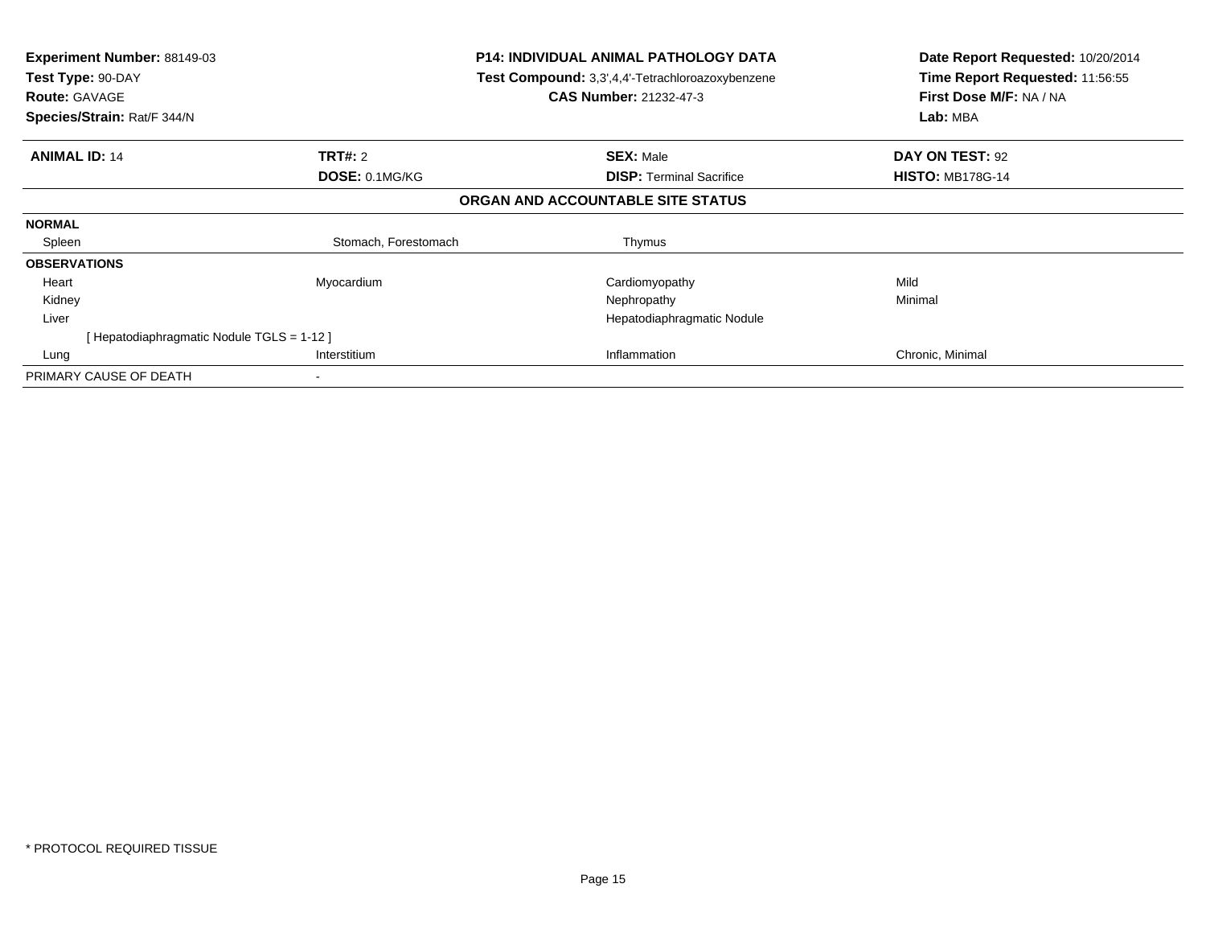**Experiment Number:** 88149-03
**Test Type:** 90-DAY
**Route:** GAVAGE
**Species/Strain:** Rat/F 344/N

**P14: INDIVIDUAL ANIMAL PATHOLOGY DATA**
**Test Compound:** 3,3',4,4'-Tetrachloroazoxybenzene
**CAS Number:** 21232-47-3

**Date Report Requested:** 10/20/2014
**Time Report Requested:** 11:56:55
**First Dose M/F:** NA / NA
**Lab:** MBA

| **ANIMAL ID:** 14 | **TRT#:** 2 | **SEX:** Male | **DAY ON TEST:** 92 |
|---|---|---|---|
| | **DOSE:** 0.1MG/KG | **DISP:** Terminal Sacrifice | **HISTO:** MB178G-14 |

**ORGAN AND ACCOUNTABLE SITE STATUS**

| | | | |
|---|---|---|---|
| **NORMAL** | | | |
| Spleen | Stomach, Forestomach | Thymus | |
| **OBSERVATIONS** | | | |
| Heart | Myocardium | Cardiomyopathy | Mild |
| Kidney | | Nephropathy | Minimal |
| Liver | | Hepatodiaphragmatic Nodule | |
| [ Hepatodiaphragmatic Nodule TGLS = 1-12 ] | | | |
| Lung | Interstitium | Inflammation | Chronic, Minimal |
| PRIMARY CAUSE OF DEATH | - | | |

* PROTOCOL REQUIRED TISSUE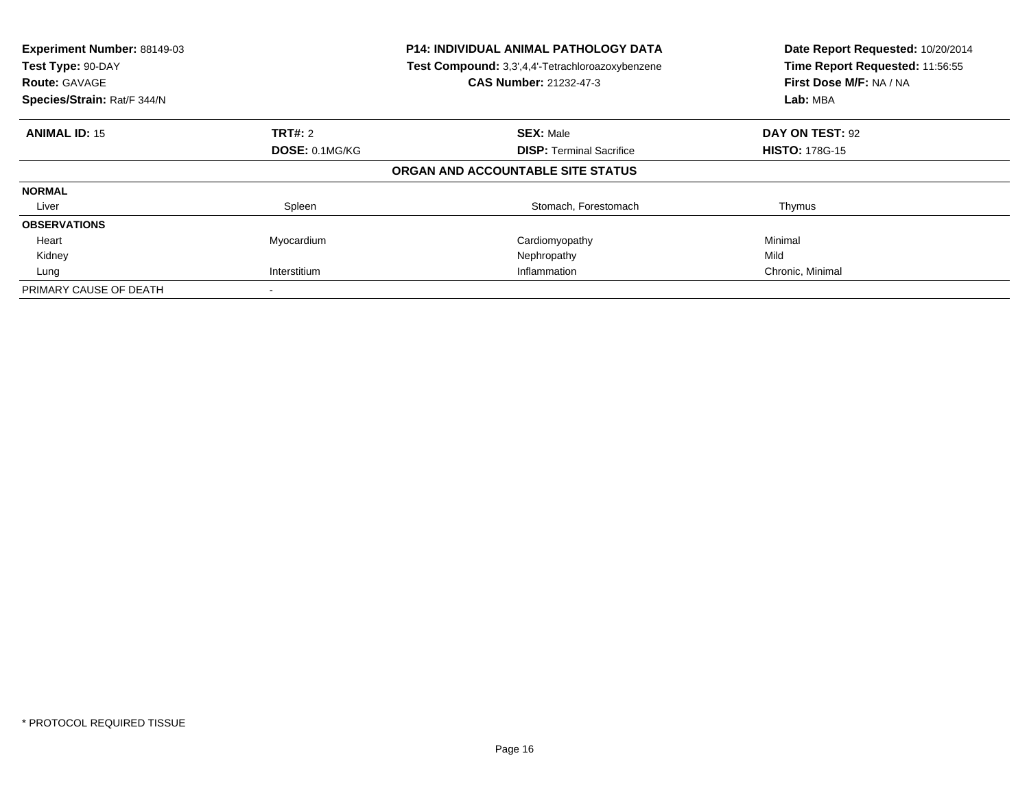**Experiment Number:** 88149-03
**Test Type:** 90-DAY
**Route:** GAVAGE
**Species/Strain:** Rat/F 344/N

**P14: INDIVIDUAL ANIMAL PATHOLOGY DATA**
**Test Compound:** 3,3',4,4'-Tetrachloroazoxybenzene
**CAS Number:** 21232-47-3

**Date Report Requested:** 10/20/2014
**Time Report Requested:** 11:56:55
**First Dose M/F:** NA / NA
**Lab:** MBA

| **ANIMAL ID:** 15 | **TRT#:** 2 | **SEX:** Male | **DAY ON TEST:** 92 |
|---|---|---|---|
| | **DOSE:** 0.1MG/KG | **DISP:** Terminal Sacrifice | **HISTO:** 178G-15 |

**ORGAN AND ACCOUNTABLE SITE STATUS**

| | | | |
|---|---|---|---|
| **NORMAL** | | | |
| Liver | Spleen | Stomach, Forestomach | Thymus |
| **OBSERVATIONS** | | | |
| Heart | Myocardium | Cardiomyopathy | Minimal |
| Kidney | | Nephropathy | Mild |
| Lung | Interstitium | Inflammation | Chronic, Minimal |
| PRIMARY CAUSE OF DEATH | - | | |

* PROTOCOL REQUIRED TISSUE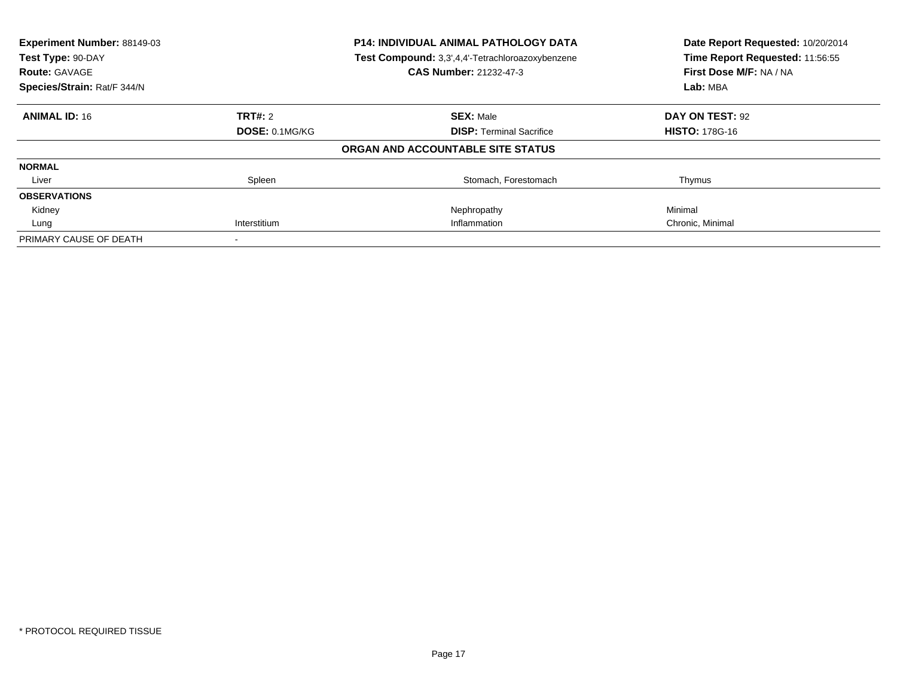**Experiment Number:** 88149-03
**Test Type:** 90-DAY
**Route:** GAVAGE
**Species/Strain:** Rat/F 344/N

**P14: INDIVIDUAL ANIMAL PATHOLOGY DATA**
**Test Compound:** 3,3',4,4'-Tetrachloroazoxybenzene
**CAS Number:** 21232-47-3

**Date Report Requested:** 10/20/2014
**Time Report Requested:** 11:56:55
**First Dose M/F:** NA / NA
**Lab:** MBA

| **ANIMAL ID:** 16 | **TRT#:** 2 | **SEX:** Male | **DAY ON TEST:** 92 |
|---|---|---|---|
| | **DOSE:** 0.1MG/KG | **DISP:** Terminal Sacrifice | **HISTO:** 178G-16 |

**ORGAN AND ACCOUNTABLE SITE STATUS**

| | | | |
|---|---|---|---|
| **NORMAL** | | | |
| Liver | Spleen | Stomach, Forestomach | Thymus |
| **OBSERVATIONS** | | | |
| Kidney | | Nephropathy | Minimal |
| Lung | Interstitium | Inflammation | Chronic, Minimal |
| PRIMARY CAUSE OF DEATH | - | | |

\* PROTOCOL REQUIRED TISSUE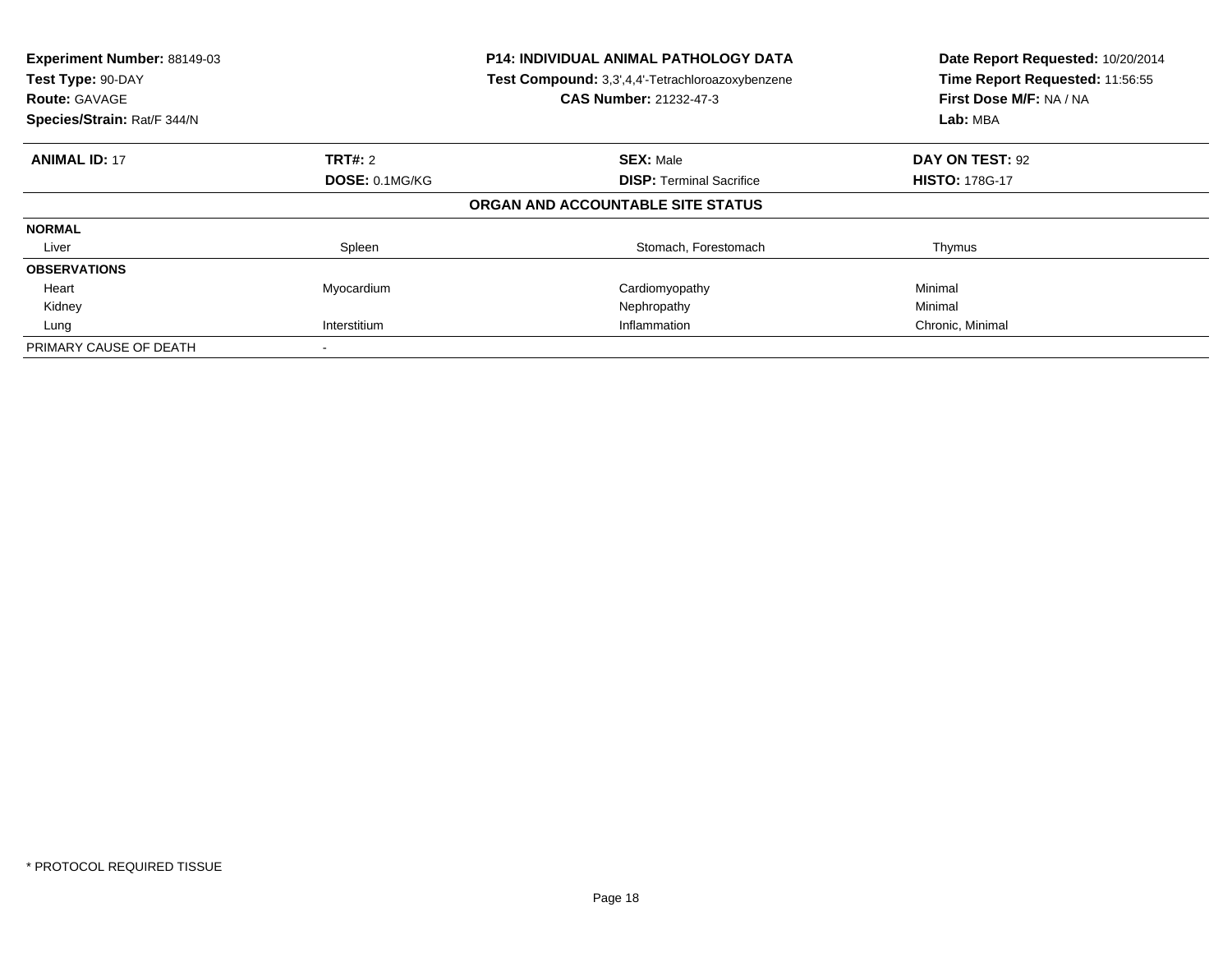**Experiment Number:** 88149-03
**Test Type:** 90-DAY
**Route:** GAVAGE
**Species/Strain:** Rat/F 344/N

**P14: INDIVIDUAL ANIMAL PATHOLOGY DATA**
**Test Compound:** 3,3',4,4'-Tetrachloroazoxybenzene
**CAS Number:** 21232-47-3

**Date Report Requested:** 10/20/2014
**Time Report Requested:** 11:56:55
**First Dose M/F:** NA / NA
**Lab:** MBA

| **ANIMAL ID:** 17 | **TRT#:** 2 | **SEX:** Male | **DAY ON TEST:** 92 |
|---|---|---|---|
| | **DOSE:** 0.1MG/KG | **DISP:** Terminal Sacrifice | **HISTO:** 178G-17 |

**ORGAN AND ACCOUNTABLE SITE STATUS**

| | | | |
|---|---|---|---|
| **NORMAL** | | | |
| Liver | Spleen | Stomach, Forestomach | Thymus |
| **OBSERVATIONS** | | | |
| Heart | Myocardium | Cardiomyopathy | Minimal |
| Kidney | | Nephropathy | Minimal |
| Lung | Interstitium | Inflammation | Chronic, Minimal |
| PRIMARY CAUSE OF DEATH | - | | |

* PROTOCOL REQUIRED TISSUE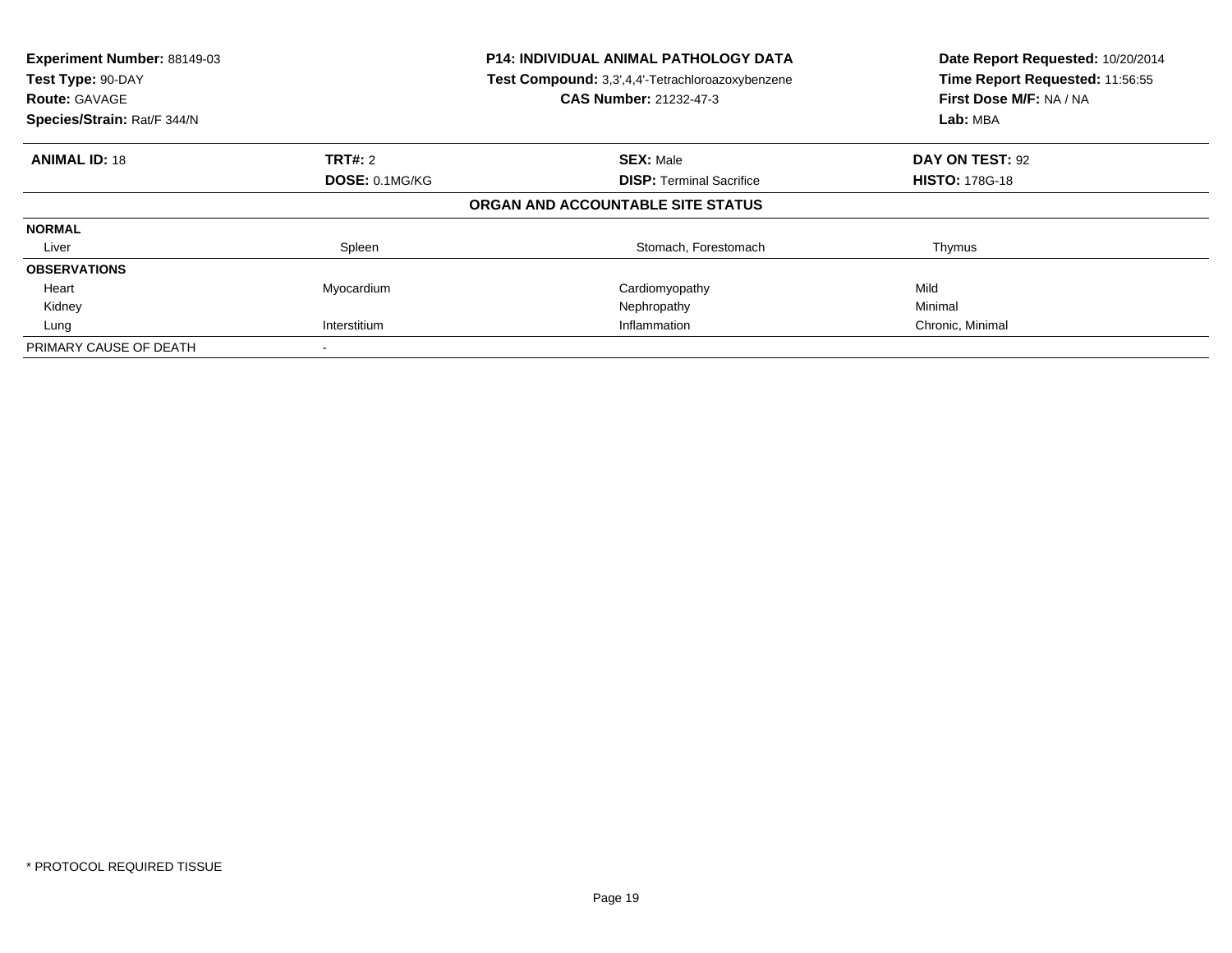**Experiment Number:** 88149-03
**Test Type:** 90-DAY
**Route:** GAVAGE
**Species/Strain:** Rat/F 344/N

**P14: INDIVIDUAL ANIMAL PATHOLOGY DATA**
**Test Compound:** 3,3',4,4'-Tetrachloroazoxybenzene
**CAS Number:** 21232-47-3

**Date Report Requested:** 10/20/2014
**Time Report Requested:** 11:56:55
**First Dose M/F:** NA / NA
**Lab:** MBA

| **ANIMAL ID:** 18 | **TRT#:** 2 | **SEX:** Male | **DAY ON TEST:** 92 |
|---|---|---|---|
| | **DOSE:** 0.1MG/KG | **DISP:** Terminal Sacrifice | **HISTO:** 178G-18 |

**ORGAN AND ACCOUNTABLE SITE STATUS**

| | | | |
|---|---|---|---|
| **NORMAL** | | | |
| Liver | Spleen | Stomach, Forestomach | Thymus |
| **OBSERVATIONS** | | | |
| Heart | Myocardium | Cardiomyopathy | Mild |
| Kidney | | Nephropathy | Minimal |
| Lung | Interstitium | Inflammation | Chronic, Minimal |
| PRIMARY CAUSE OF DEATH | - | | |

* PROTOCOL REQUIRED TISSUE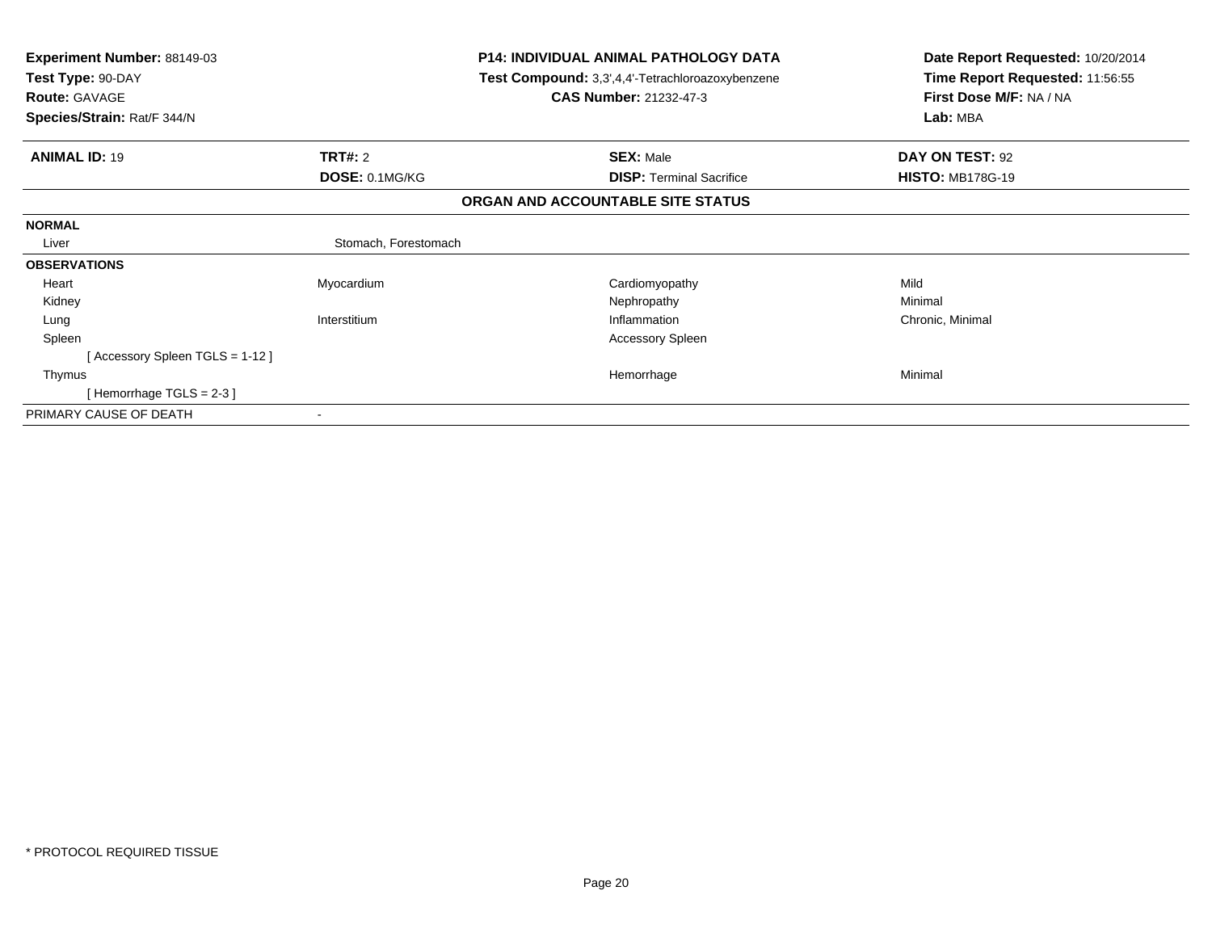**Experiment Number:** 88149-03
**Test Type:** 90-DAY
**Route:** GAVAGE
**Species/Strain:** Rat/F 344/N

**P14: INDIVIDUAL ANIMAL PATHOLOGY DATA**
**Test Compound:** 3,3',4,4'-Tetrachloroazoxybenzene
**CAS Number:** 21232-47-3

**Date Report Requested:** 10/20/2014
**Time Report Requested:** 11:56:55
**First Dose M/F:** NA / NA
**Lab:** MBA

| **ANIMAL ID:** 19 | **TRT#:** 2 | **SEX:** Male | **DAY ON TEST:** 92 |
|---|---|---|---|
| | **DOSE:** 0.1MG/KG | **DISP:** Terminal Sacrifice | **HISTO:** MB178G-19 |

**ORGAN AND ACCOUNTABLE SITE STATUS**

| | | | |
|---|---|---|---|
| **NORMAL** | | | |
| Liver | Stomach, Forestomach | | |
| **OBSERVATIONS** | | | |
| Heart | Myocardium | Cardiomyopathy | Mild |
| Kidney | | Nephropathy | Minimal |
| Lung | Interstitium | Inflammation | Chronic, Minimal |
| Spleen | | Accessory Spleen | |
| [ Accessory Spleen TGLS = 1-12 ] | | | |
| Thymus | | Hemorrhage | Minimal |
| [ Hemorrhage TGLS = 2-3 ] | | | |
| PRIMARY CAUSE OF DEATH | - | | |

* PROTOCOL REQUIRED TISSUE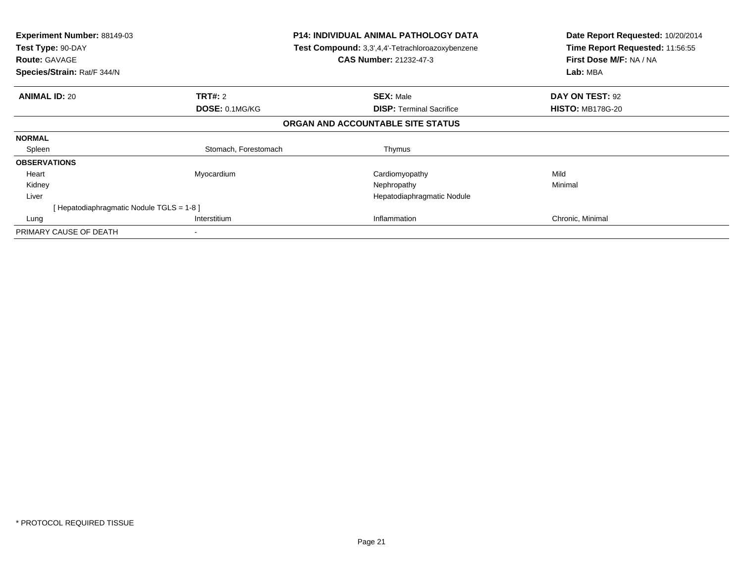**Experiment Number:** 88149-03
**Test Type:** 90-DAY
**Route:** GAVAGE
**Species/Strain:** Rat/F 344/N

**P14: INDIVIDUAL ANIMAL PATHOLOGY DATA**
**Test Compound:** 3,3',4,4'-Tetrachloroazoxybenzene
**CAS Number:** 21232-47-3

**Date Report Requested:** 10/20/2014
**Time Report Requested:** 11:56:55
**First Dose M/F:** NA / NA
**Lab:** MBA

| **ANIMAL ID:** 20 | **TRT#:** 2 | **SEX:** Male | **DAY ON TEST:** 92 |
|---|---|---|---|
| | **DOSE:** 0.1MG/KG | **DISP:** Terminal Sacrifice | **HISTO:** MB178G-20 |

**ORGAN AND ACCOUNTABLE SITE STATUS**

| | | | |
|---|---|---|---|
| **NORMAL** | | | |
| Spleen | Stomach, Forestomach | Thymus | |
| **OBSERVATIONS** | | | |
| Heart | Myocardium | Cardiomyopathy | Mild |
| Kidney | | Nephropathy | Minimal |
| Liver | | Hepatodiaphragmatic Nodule | |
| [ Hepatodiaphragmatic Nodule TGLS = 1-8 ] | | | |
| Lung | Interstitium | Inflammation | Chronic, Minimal |
| PRIMARY CAUSE OF DEATH | - | | |

* PROTOCOL REQUIRED TISSUE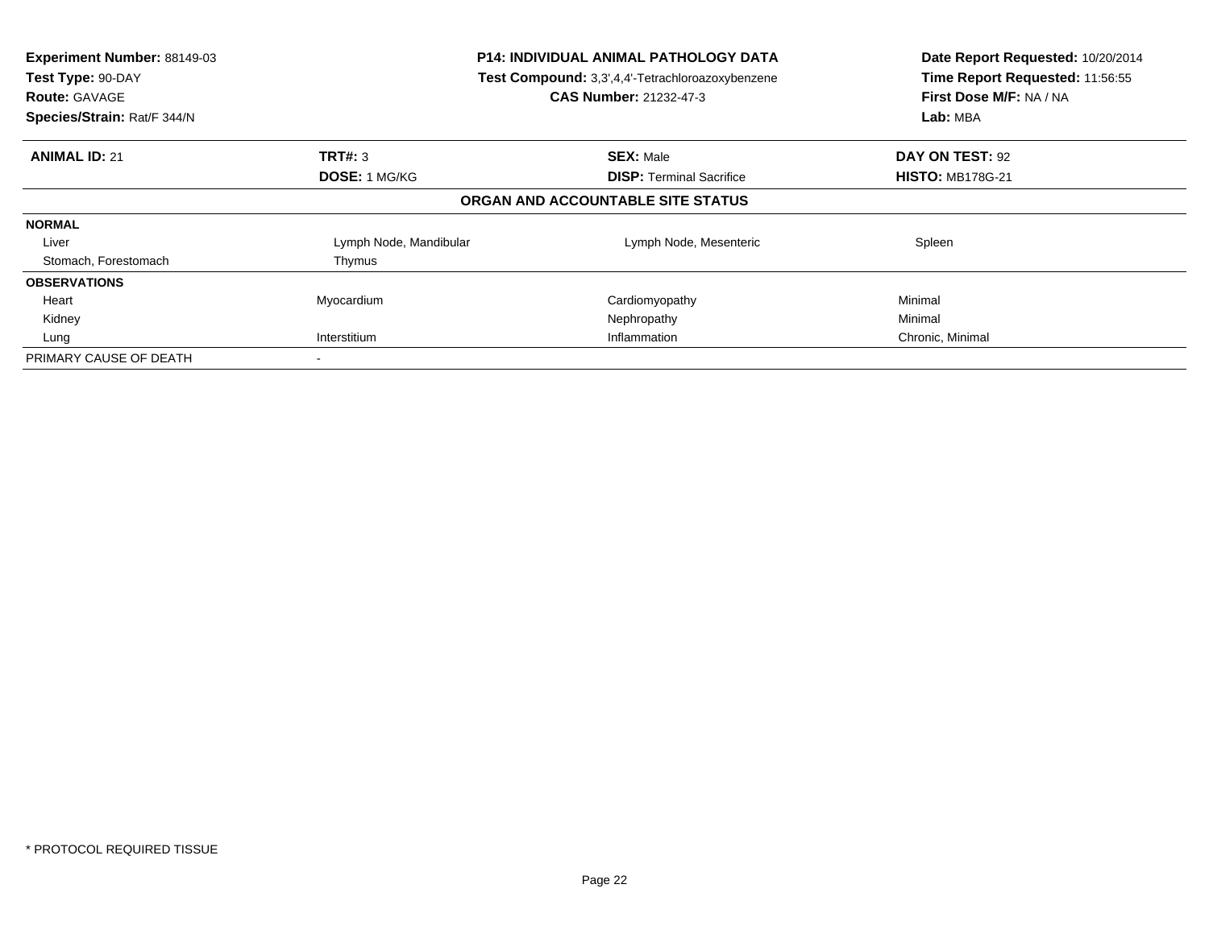**Experiment Number:** 88149-03
**Test Type:** 90-DAY
**Route:** GAVAGE
**Species/Strain:** Rat/F 344/N

**P14: INDIVIDUAL ANIMAL PATHOLOGY DATA**
**Test Compound:** 3,3',4,4'-Tetrachloroazoxybenzene
**CAS Number:** 21232-47-3

**Date Report Requested:** 10/20/2014
**Time Report Requested:** 11:56:55
**First Dose M/F:** NA / NA
**Lab:** MBA

| **ANIMAL ID:** 21 | **TRT#:** 3 | **SEX:** Male | **DAY ON TEST:** 92 |
|---|---|---|---|
| | **DOSE:** 1 MG/KG | **DISP:** Terminal Sacrifice | **HISTO:** MB178G-21 |

**ORGAN AND ACCOUNTABLE SITE STATUS**

| | | | |
|---|---|---|---|
| **NORMAL** | | | |
| Liver | Lymph Node, Mandibular | Lymph Node, Mesenteric | Spleen |
| Stomach, Forestomach | Thymus | | |
| **OBSERVATIONS** | | | |
| Heart | Myocardium | Cardiomyopathy | Minimal |
| Kidney | | Nephropathy | Minimal |
| Lung | Interstitium | Inflammation | Chronic, Minimal |
| PRIMARY CAUSE OF DEATH | - | | |

* PROTOCOL REQUIRED TISSUE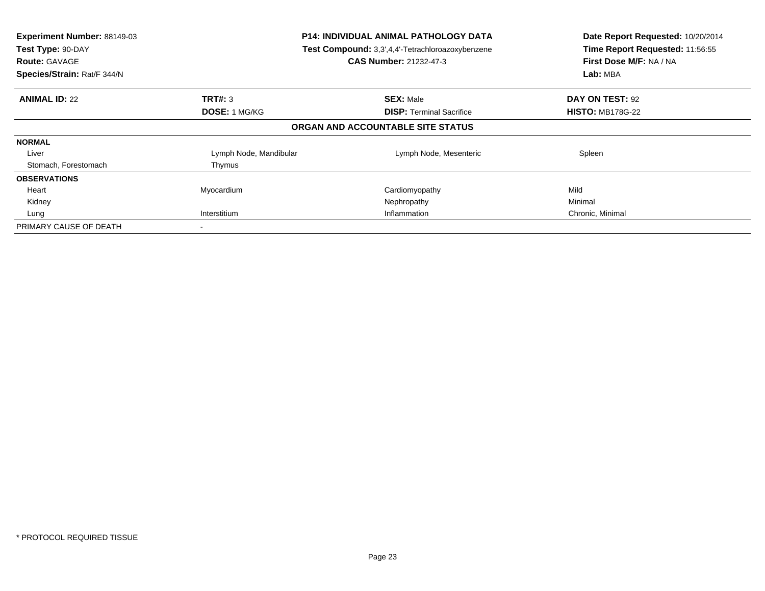**Experiment Number:** 88149-03
**Test Type:** 90-DAY
**Route:** GAVAGE
**Species/Strain:** Rat/F 344/N

**P14: INDIVIDUAL ANIMAL PATHOLOGY DATA**
**Test Compound:** 3,3',4,4'-Tetrachloroazoxybenzene
**CAS Number:** 21232-47-3

**Date Report Requested:** 10/20/2014
**Time Report Requested:** 11:56:55
**First Dose M/F:** NA / NA
**Lab:** MBA

| **ANIMAL ID:** 22 | **TRT#:** 3 | **SEX:** Male | **DAY ON TEST:** 92 |
|---|---|---|---|
| | **DOSE:** 1 MG/KG | **DISP:** Terminal Sacrifice | **HISTO:** MB178G-22 |

**ORGAN AND ACCOUNTABLE SITE STATUS**

| | | | |
|---|---|---|---|
| **NORMAL** | | | |
| Liver | Lymph Node, Mandibular | Lymph Node, Mesenteric | Spleen |
| Stomach, Forestomach | Thymus | | |
| **OBSERVATIONS** | | | |
| Heart | Myocardium | Cardiomyopathy | Mild |
| Kidney | | Nephropathy | Minimal |
| Lung | Interstitium | Inflammation | Chronic, Minimal |
| PRIMARY CAUSE OF DEATH | - | | |

* PROTOCOL REQUIRED TISSUE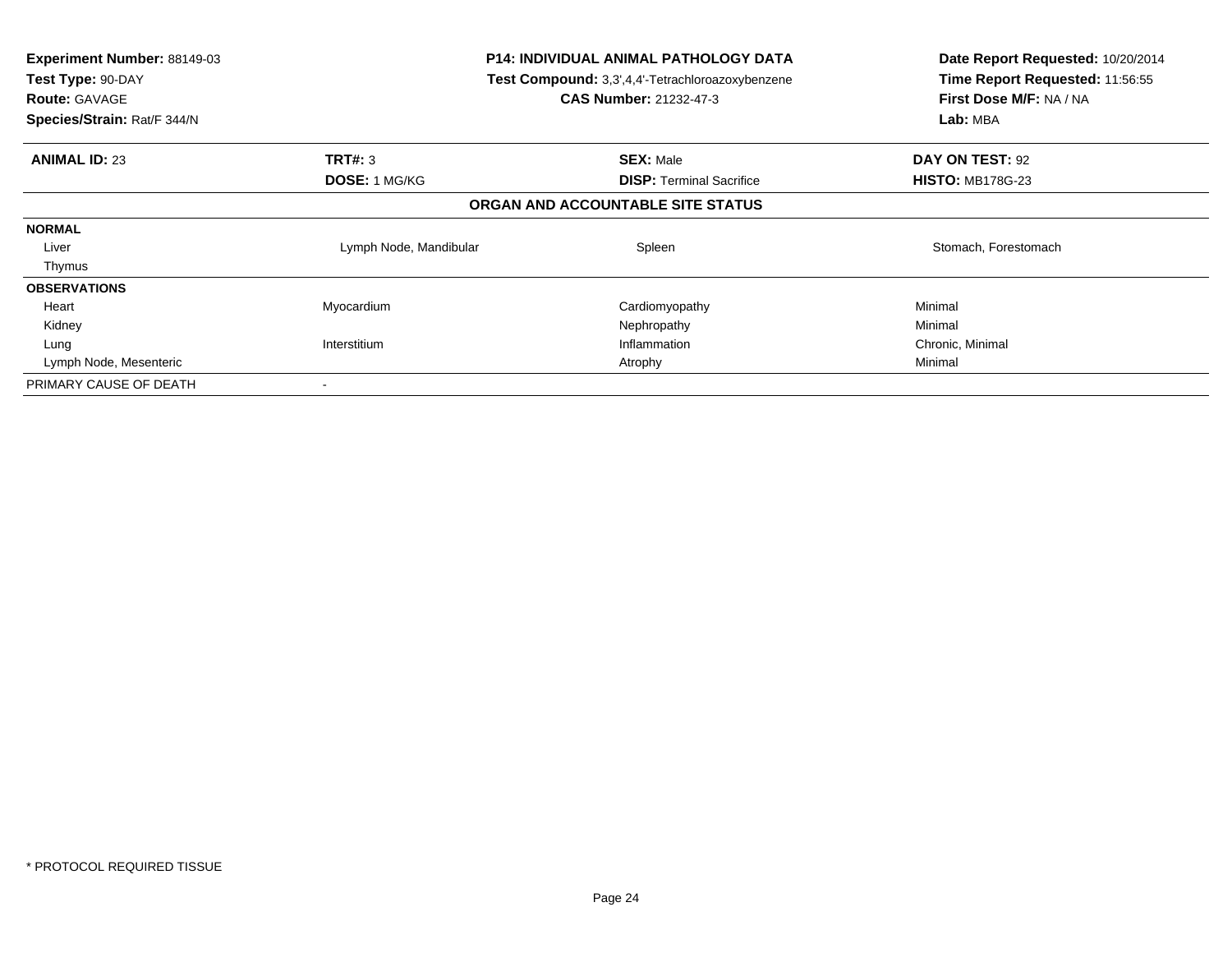**Experiment Number:** 88149-03
**Test Type:** 90-DAY
**Route:** GAVAGE
**Species/Strain:** Rat/F 344/N

**P14: INDIVIDUAL ANIMAL PATHOLOGY DATA**
**Test Compound:** 3,3',4,4'-Tetrachloroazoxybenzene
**CAS Number:** 21232-47-3

**Date Report Requested:** 10/20/2014
**Time Report Requested:** 11:56:55
**First Dose M/F:** NA / NA
**Lab:** MBA

| **ANIMAL ID:** 23 | **TRT#:** 3 | **SEX:** Male | **DAY ON TEST:** 92 |
|---|---|---|---|
| | **DOSE:** 1 MG/KG | **DISP:** Terminal Sacrifice | **HISTO:** MB178G-23 |

**ORGAN AND ACCOUNTABLE SITE STATUS**

| | | | |
|---|---|---|---|
| **NORMAL** | | | |
| Liver | Lymph Node, Mandibular | Spleen | Stomach, Forestomach |
| Thymus | | | |
| **OBSERVATIONS** | | | |
| Heart | Myocardium | Cardiomyopathy | Minimal |
| Kidney | | Nephropathy | Minimal |
| Lung | Interstitium | Inflammation | Chronic, Minimal |
| Lymph Node, Mesenteric | | Atrophy | Minimal |
| PRIMARY CAUSE OF DEATH | - | | |

\* PROTOCOL REQUIRED TISSUE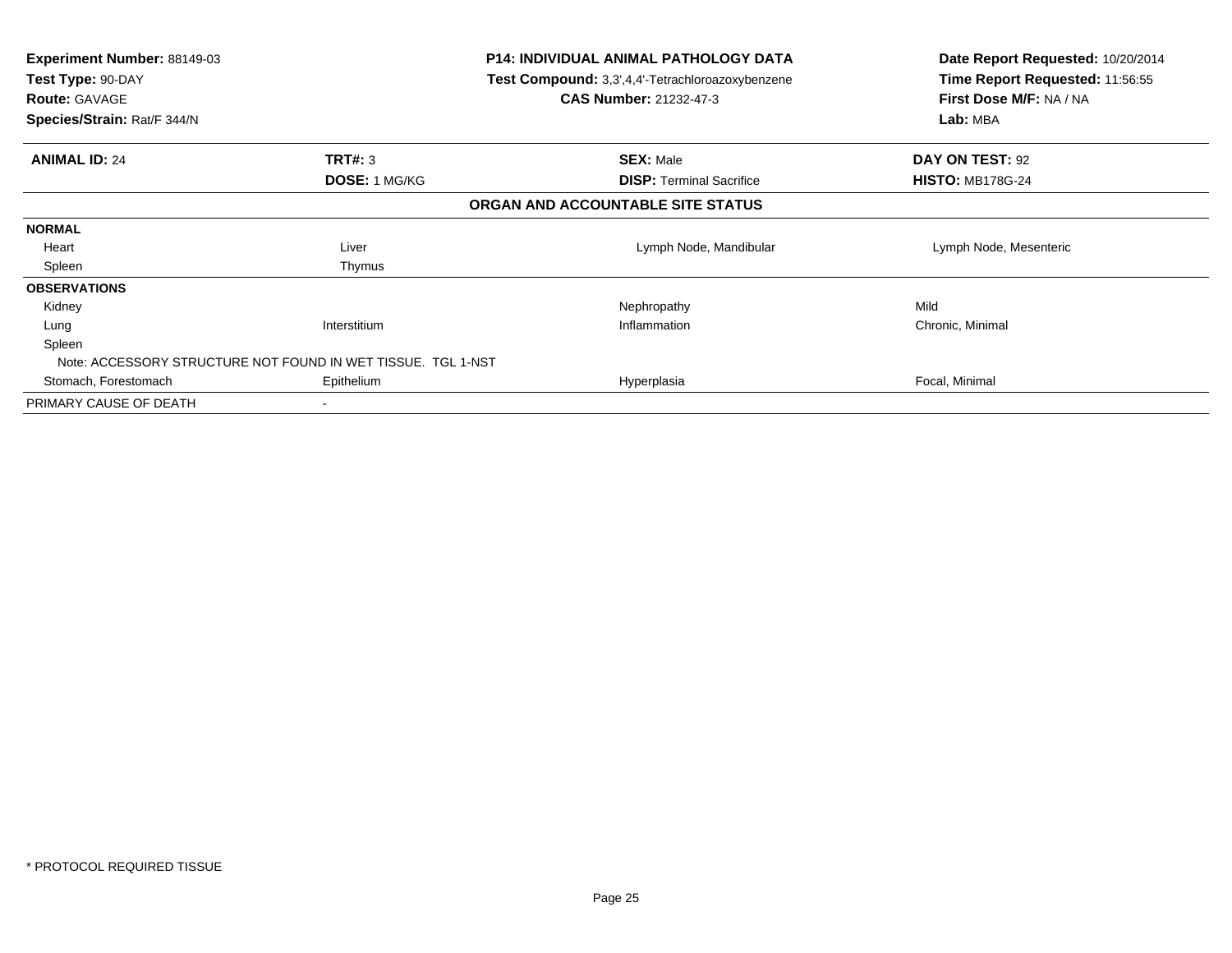**Experiment Number:** 88149-03
**Test Type:** 90-DAY
**Route:** GAVAGE
**Species/Strain:** Rat/F 344/N

**P14: INDIVIDUAL ANIMAL PATHOLOGY DATA**
**Test Compound:** 3,3',4,4'-Tetrachloroazoxybenzene
**CAS Number:** 21232-47-3

**Date Report Requested:** 10/20/2014
**Time Report Requested:** 11:56:55
**First Dose M/F:** NA / NA
**Lab:** MBA

| **ANIMAL ID:** 24 | **TRT#:** 3 | **SEX:** Male | **DAY ON TEST:** 92 |
|---|---|---|---|
| | **DOSE:** 1 MG/KG | **DISP:** Terminal Sacrifice | **HISTO:** MB178G-24 |

**ORGAN AND ACCOUNTABLE SITE STATUS**

| | | | |
|---|---|---|---|
| **NORMAL** | | | |
| Heart | Liver | Lymph Node, Mandibular | Lymph Node, Mesenteric |
| Spleen | Thymus | | |
| **OBSERVATIONS** | | | |
| Kidney | | Nephropathy | Mild |
| Lung | Interstitium | Inflammation | Chronic, Minimal |
| Spleen | | | |
| Note: ACCESSORY STRUCTURE NOT FOUND IN WET TISSUE. TGL 1-NST | | | |
| Stomach, Forestomach | Epithelium | Hyperplasia | Focal, Minimal |
| PRIMARY CAUSE OF DEATH | - | | |

* PROTOCOL REQUIRED TISSUE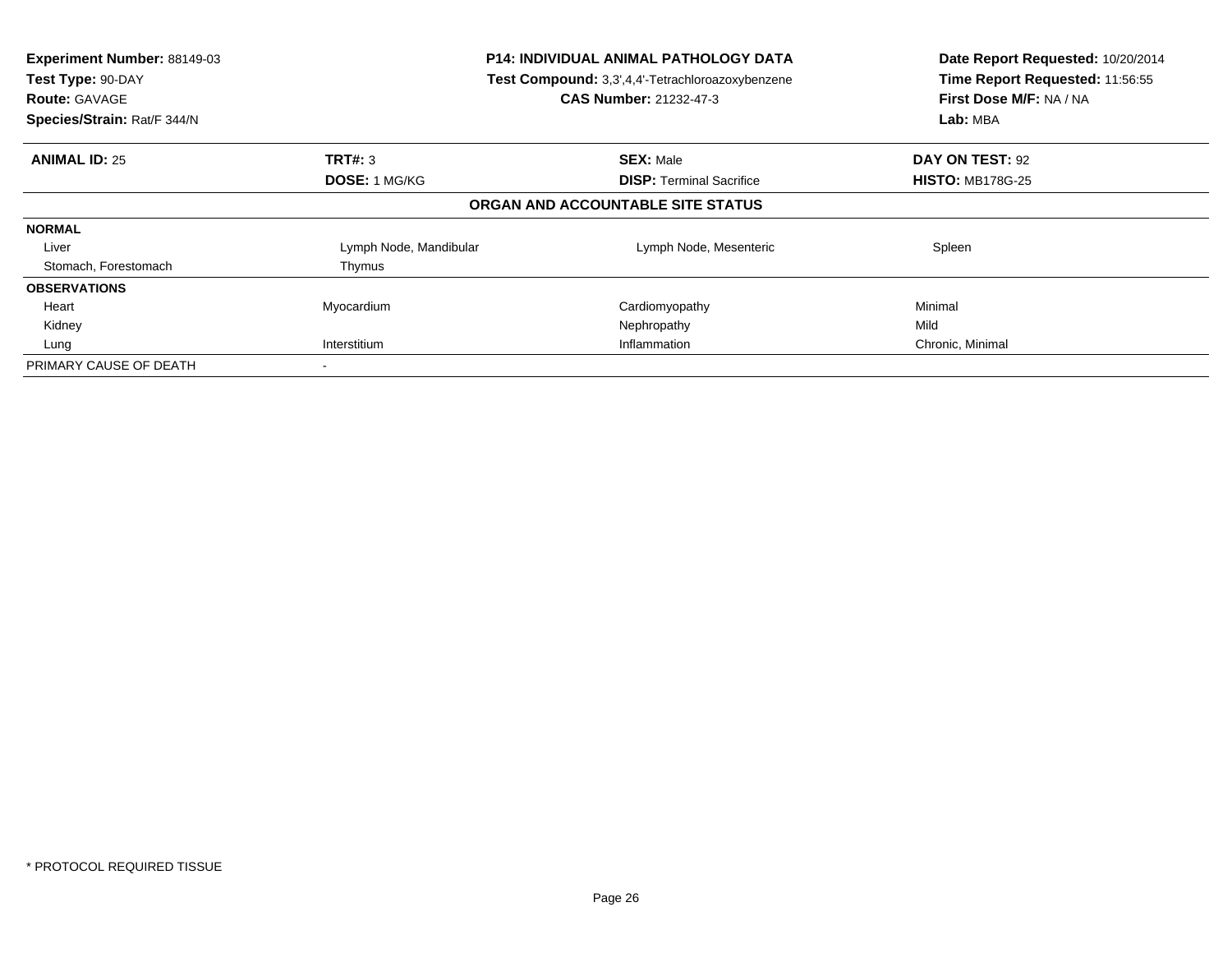**Experiment Number:** 88149-03
**Test Type:** 90-DAY
**Route:** GAVAGE
**Species/Strain:** Rat/F 344/N

**P14: INDIVIDUAL ANIMAL PATHOLOGY DATA**
**Test Compound:** 3,3',4,4'-Tetrachloroazoxybenzene
**CAS Number:** 21232-47-3

**Date Report Requested:** 10/20/2014
**Time Report Requested:** 11:56:55
**First Dose M/F:** NA / NA
**Lab:** MBA

| **ANIMAL ID:** 25 | **TRT#:** 3 | **SEX:** Male | **DAY ON TEST:** 92 |
|---|---|---|---|
| | **DOSE:** 1 MG/KG | **DISP:** Terminal Sacrifice | **HISTO:** MB178G-25 |

**ORGAN AND ACCOUNTABLE SITE STATUS**

| | | | |
|---|---|---|---|
| **NORMAL** | | | |
| Liver | Lymph Node, Mandibular | Lymph Node, Mesenteric | Spleen |
| Stomach, Forestomach | Thymus | | |
| **OBSERVATIONS** | | | |
| Heart | Myocardium | Cardiomyopathy | Minimal |
| Kidney | | Nephropathy | Mild |
| Lung | Interstitium | Inflammation | Chronic, Minimal |
| PRIMARY CAUSE OF DEATH | - | | |

* PROTOCOL REQUIRED TISSUE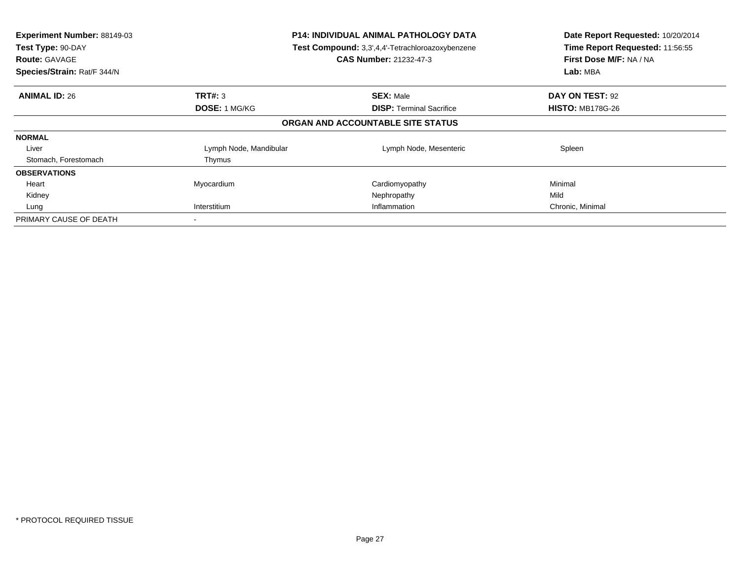**Experiment Number:** 88149-03
**Test Type:** 90-DAY
**Route:** GAVAGE
**Species/Strain:** Rat/F 344/N

**P14: INDIVIDUAL ANIMAL PATHOLOGY DATA**
**Test Compound:** 3,3',4,4'-Tetrachloroazoxybenzene
**CAS Number:** 21232-47-3

**Date Report Requested:** 10/20/2014
**Time Report Requested:** 11:56:55
**First Dose M/F:** NA / NA
**Lab:** MBA

| **ANIMAL ID:** 26 | **TRT#:** 3 | **SEX:** Male | **DAY ON TEST:** 92 |
|---|---|---|---|
| | **DOSE:** 1 MG/KG | **DISP:** Terminal Sacrifice | **HISTO:** MB178G-26 |

**ORGAN AND ACCOUNTABLE SITE STATUS**

| | | | |
|---|---|---|---|
| **NORMAL** | | | |
| Liver | Lymph Node, Mandibular | Lymph Node, Mesenteric | Spleen |
| Stomach, Forestomach | Thymus | | |
| **OBSERVATIONS** | | | |
| Heart | Myocardium | Cardiomyopathy | Minimal |
| Kidney | | Nephropathy | Mild |
| Lung | Interstitium | Inflammation | Chronic, Minimal |
| PRIMARY CAUSE OF DEATH | - | | |

* PROTOCOL REQUIRED TISSUE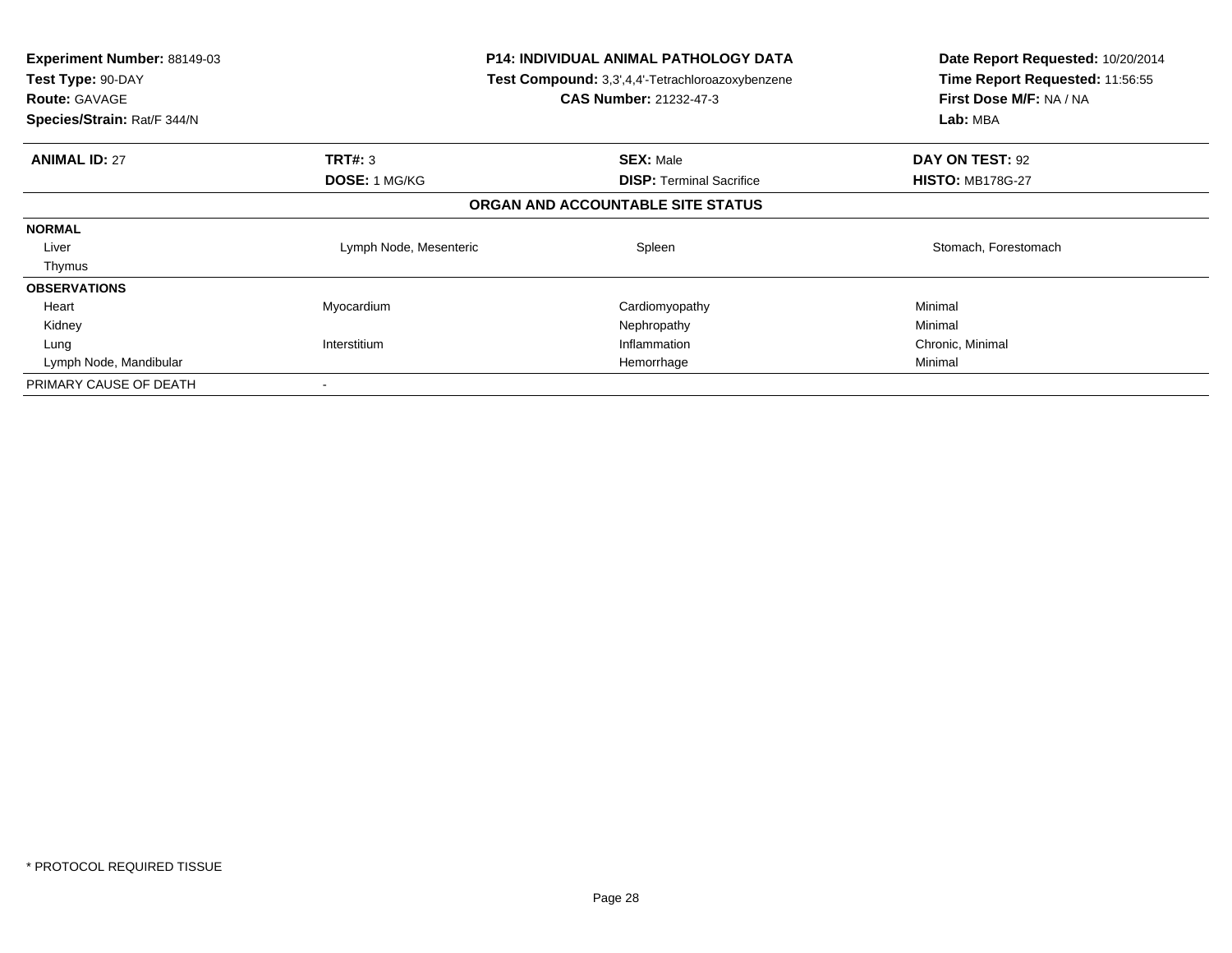**Experiment Number:** 88149-03
**Test Type:** 90-DAY
**Route:** GAVAGE
**Species/Strain:** Rat/F 344/N

**P14: INDIVIDUAL ANIMAL PATHOLOGY DATA**
**Test Compound:** 3,3',4,4'-Tetrachloroazoxybenzene
**CAS Number:** 21232-47-3

**Date Report Requested:** 10/20/2014
**Time Report Requested:** 11:56:55
**First Dose M/F:** NA / NA
**Lab:** MBA

| **ANIMAL ID:** 27 | **TRT#:** 3 | **SEX:** Male | **DAY ON TEST:** 92 |
|---|---|---|---|
| | **DOSE:** 1 MG/KG | **DISP:** Terminal Sacrifice | **HISTO:** MB178G-27 |

**ORGAN AND ACCOUNTABLE SITE STATUS**

| | | | |
|---|---|---|---|
| **NORMAL** | | | |
| Liver | Lymph Node, Mesenteric | Spleen | Stomach, Forestomach |
| Thymus | | | |
| **OBSERVATIONS** | | | |
| Heart | Myocardium | Cardiomyopathy | Minimal |
| Kidney | | Nephropathy | Minimal |
| Lung | Interstitium | Inflammation | Chronic, Minimal |
| Lymph Node, Mandibular | | Hemorrhage | Minimal |
| PRIMARY CAUSE OF DEATH | - | | |

* PROTOCOL REQUIRED TISSUE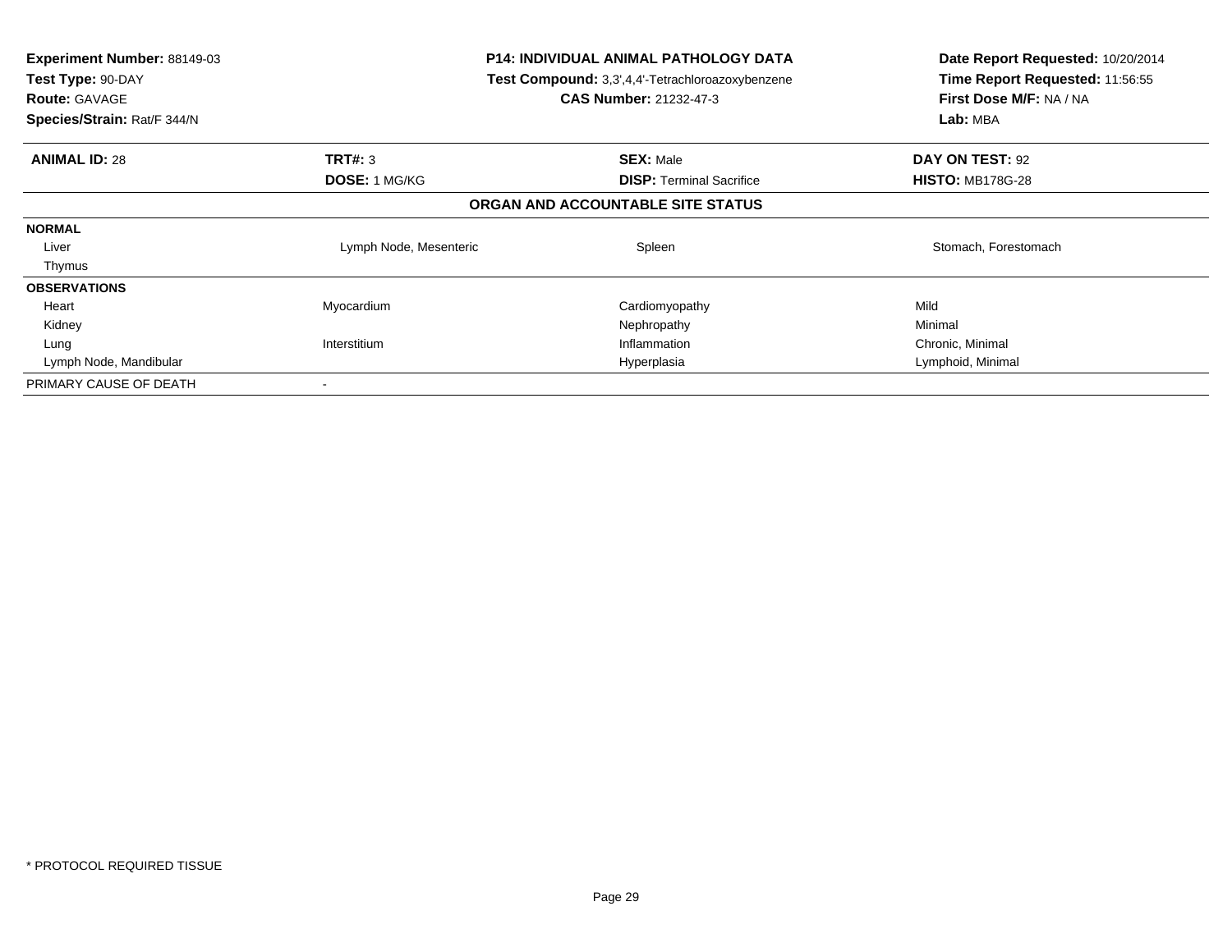**Experiment Number:** 88149-03
**Test Type:** 90-DAY
**Route:** GAVAGE
**Species/Strain:** Rat/F 344/N

**P14: INDIVIDUAL ANIMAL PATHOLOGY DATA**
**Test Compound:** 3,3',4,4'-Tetrachloroazoxybenzene
**CAS Number:** 21232-47-3

**Date Report Requested:** 10/20/2014
**Time Report Requested:** 11:56:55
**First Dose M/F:** NA / NA
**Lab:** MBA

| **ANIMAL ID:** 28 | **TRT#:** 3 | **SEX:** Male | **DAY ON TEST:** 92 |
|---|---|---|---|
| | **DOSE:** 1 MG/KG | **DISP:** Terminal Sacrifice | **HISTO:** MB178G-28 |

**ORGAN AND ACCOUNTABLE SITE STATUS**

| | | | |
|---|---|---|---|
| **NORMAL** | | | |
| Liver | Lymph Node, Mesenteric | Spleen | Stomach, Forestomach |
| Thymus | | | |
| **OBSERVATIONS** | | | |
| Heart | Myocardium | Cardiomyopathy | Mild |
| Kidney | | Nephropathy | Minimal |
| Lung | Interstitium | Inflammation | Chronic, Minimal |
| Lymph Node, Mandibular | | Hyperplasia | Lymphoid, Minimal |
| PRIMARY CAUSE OF DEATH | - | | |

\* PROTOCOL REQUIRED TISSUE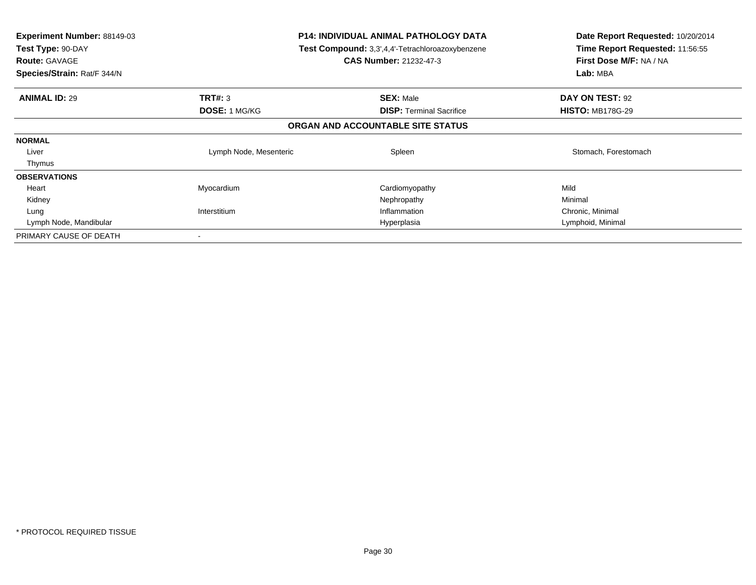**Experiment Number:** 88149-03
**Test Type:** 90-DAY
**Route:** GAVAGE
**Species/Strain:** Rat/F 344/N

**P14: INDIVIDUAL ANIMAL PATHOLOGY DATA**
**Test Compound:** 3,3',4,4'-Tetrachloroazoxybenzene
**CAS Number:** 21232-47-3

**Date Report Requested:** 10/20/2014
**Time Report Requested:** 11:56:55
**First Dose M/F:** NA / NA
**Lab:** MBA

| **ANIMAL ID:** 29 | **TRT#:** 3 | **SEX:** Male | **DAY ON TEST:** 92 |
|---|---|---|---|
| | **DOSE:** 1 MG/KG | **DISP:** Terminal Sacrifice | **HISTO:** MB178G-29 |

**ORGAN AND ACCOUNTABLE SITE STATUS**

| | | | |
|---|---|---|---|
| **NORMAL** | | | |
| Liver | Lymph Node, Mesenteric | Spleen | Stomach, Forestomach |
| Thymus | | | |
| **OBSERVATIONS** | | | |
| Heart | Myocardium | Cardiomyopathy | Mild |
| Kidney | | Nephropathy | Minimal |
| Lung | Interstitium | Inflammation | Chronic, Minimal |
| Lymph Node, Mandibular | | Hyperplasia | Lymphoid, Minimal |
| PRIMARY CAUSE OF DEATH | - | | |

* PROTOCOL REQUIRED TISSUE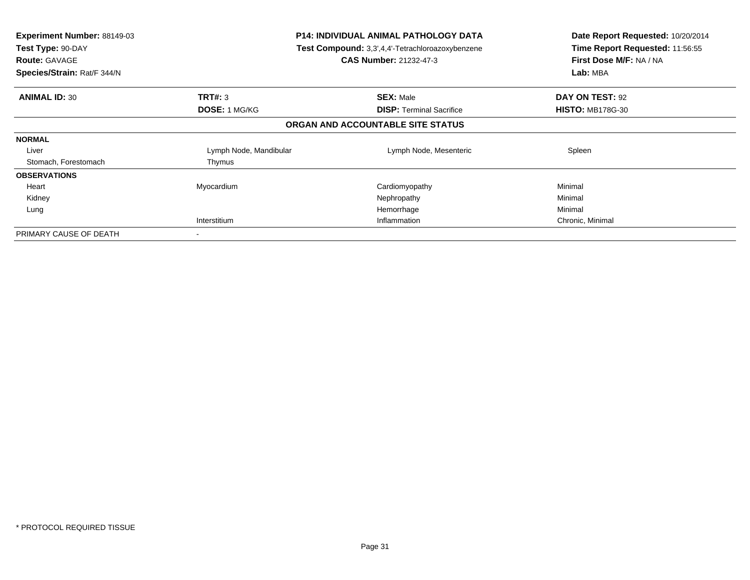**Experiment Number:** 88149-03
**Test Type:** 90-DAY
**Route:** GAVAGE
**Species/Strain:** Rat/F 344/N

**P14: INDIVIDUAL ANIMAL PATHOLOGY DATA**
**Test Compound:** 3,3',4,4'-Tetrachloroazoxybenzene
**CAS Number:** 21232-47-3

**Date Report Requested:** 10/20/2014
**Time Report Requested:** 11:56:55
**First Dose M/F:** NA / NA
**Lab:** MBA

| **ANIMAL ID:** 30 | **TRT#:** 3 | **SEX:** Male | **DAY ON TEST:** 92 |
|---|---|---|---|
| | **DOSE:** 1 MG/KG | **DISP:** Terminal Sacrifice | **HISTO:** MB178G-30 |

**ORGAN AND ACCOUNTABLE SITE STATUS**

| | | | |
|---|---|---|---|
| **NORMAL** | | | |
| Liver | Lymph Node, Mandibular | Lymph Node, Mesenteric | Spleen |
| Stomach, Forestomach | Thymus | | |
| **OBSERVATIONS** | | | |
| Heart | Myocardium | Cardiomyopathy | Minimal |
| Kidney | | Nephropathy | Minimal |
| Lung | | Hemorrhage | Minimal |
| | Interstitium | Inflammation | Chronic, Minimal |
| PRIMARY CAUSE OF DEATH | - | | |

\* PROTOCOL REQUIRED TISSUE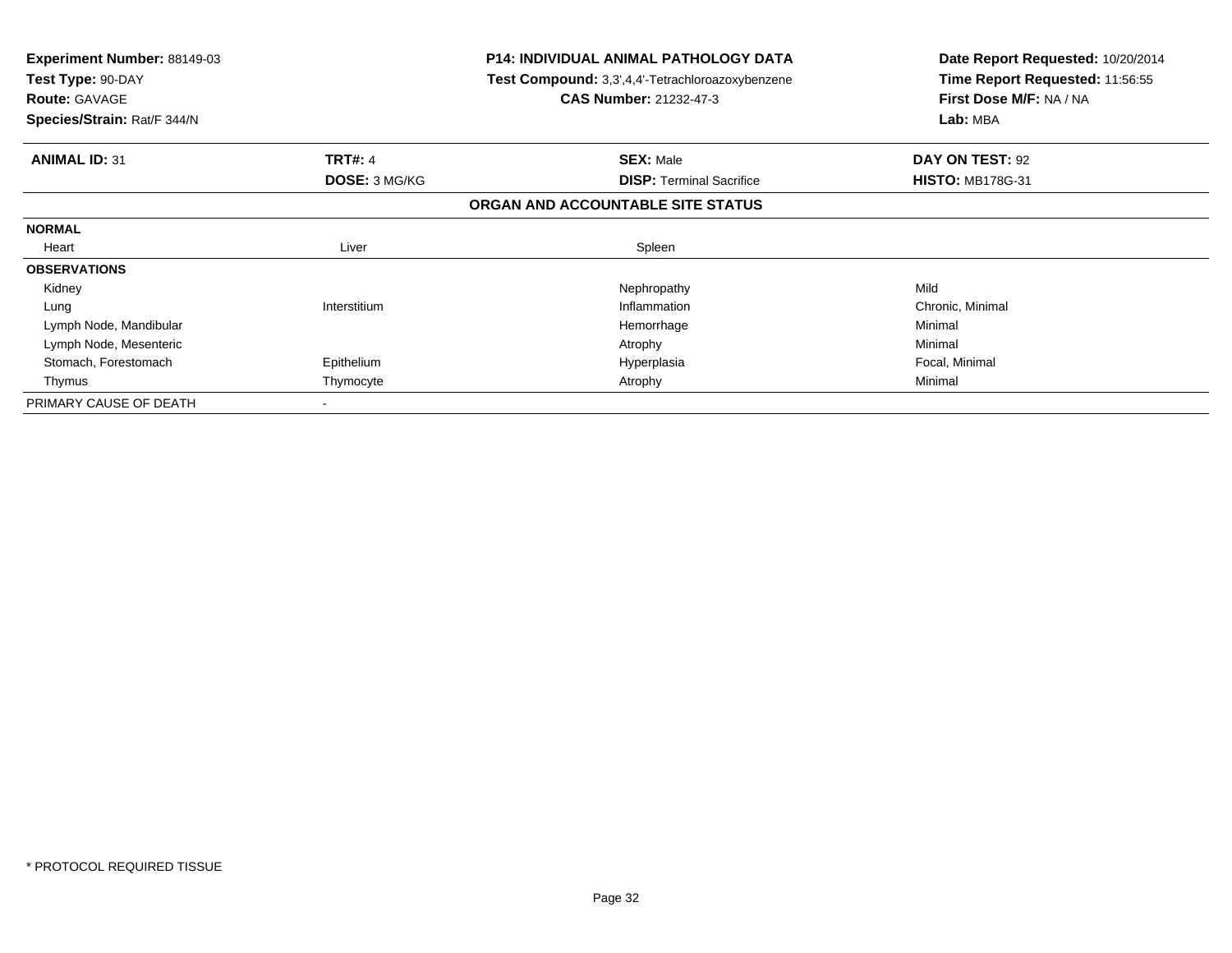**Experiment Number:** 88149-03
**Test Type:** 90-DAY
**Route:** GAVAGE
**Species/Strain:** Rat/F 344/N

**P14: INDIVIDUAL ANIMAL PATHOLOGY DATA**
**Test Compound:** 3,3',4,4'-Tetrachloroazoxybenzene
**CAS Number:** 21232-47-3

**Date Report Requested:** 10/20/2014
**Time Report Requested:** 11:56:55
**First Dose M/F:** NA / NA
**Lab:** MBA

| **ANIMAL ID:** 31 | **TRT#:** 4 | **SEX:** Male | **DAY ON TEST:** 92 |
|---|---|---|---|
| | **DOSE:** 3 MG/KG | **DISP:** Terminal Sacrifice | **HISTO:** MB178G-31 |

**ORGAN AND ACCOUNTABLE SITE STATUS**

| | | | |
|---|---|---|---|
| **NORMAL** | | | |
| Heart | Liver | Spleen | |
| **OBSERVATIONS** | | | |
| Kidney | | Nephropathy | Mild |
| Lung | Interstitium | Inflammation | Chronic, Minimal |
| Lymph Node, Mandibular | | Hemorrhage | Minimal |
| Lymph Node, Mesenteric | | Atrophy | Minimal |
| Stomach, Forestomach | Epithelium | Hyperplasia | Focal, Minimal |
| Thymus | Thymocyte | Atrophy | Minimal |
| PRIMARY CAUSE OF DEATH | - | | |

* PROTOCOL REQUIRED TISSUE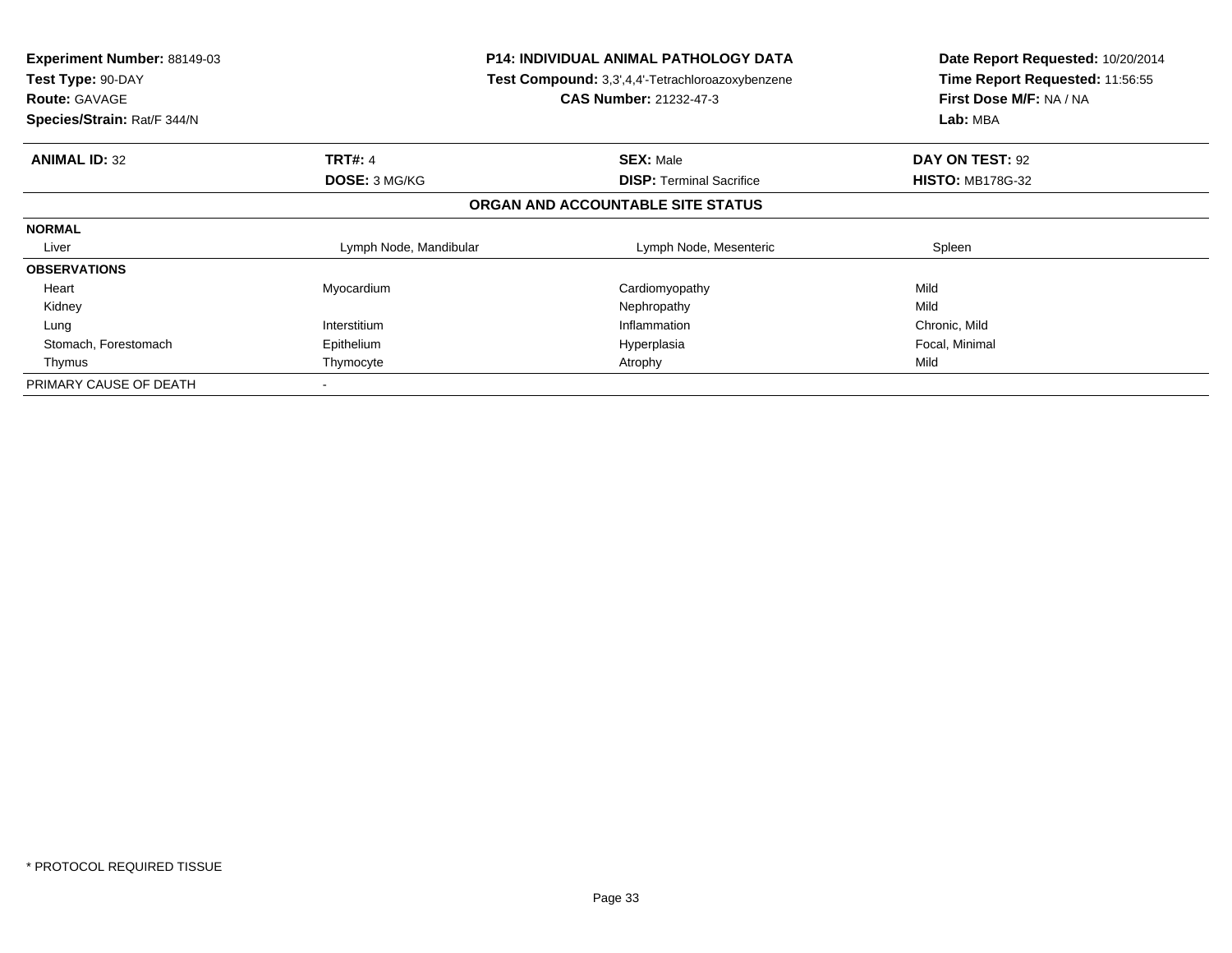**Experiment Number:** 88149-03
**Test Type:** 90-DAY
**Route:** GAVAGE
**Species/Strain:** Rat/F 344/N

**P14: INDIVIDUAL ANIMAL PATHOLOGY DATA**
**Test Compound:** 3,3',4,4'-Tetrachloroazoxybenzene
**CAS Number:** 21232-47-3

**Date Report Requested:** 10/20/2014
**Time Report Requested:** 11:56:55
**First Dose M/F:** NA / NA
**Lab:** MBA

| **ANIMAL ID:** 32 | **TRT#:** 4 | **SEX:** Male | **DAY ON TEST:** 92 |
|---|---|---|---|
| | **DOSE:** 3 MG/KG | **DISP:** Terminal Sacrifice | **HISTO:** MB178G-32 |

**ORGAN AND ACCOUNTABLE SITE STATUS**

| | | | |
|---|---|---|---|
| **NORMAL** | | | |
| Liver | Lymph Node, Mandibular | Lymph Node, Mesenteric | Spleen |
| **OBSERVATIONS** | | | |
| Heart | Myocardium | Cardiomyopathy | Mild |
| Kidney | | Nephropathy | Mild |
| Lung | Interstitium | Inflammation | Chronic, Mild |
| Stomach, Forestomach | Epithelium | Hyperplasia | Focal, Minimal |
| Thymus | Thymocyte | Atrophy | Mild |
| PRIMARY CAUSE OF DEATH | - | | |

* PROTOCOL REQUIRED TISSUE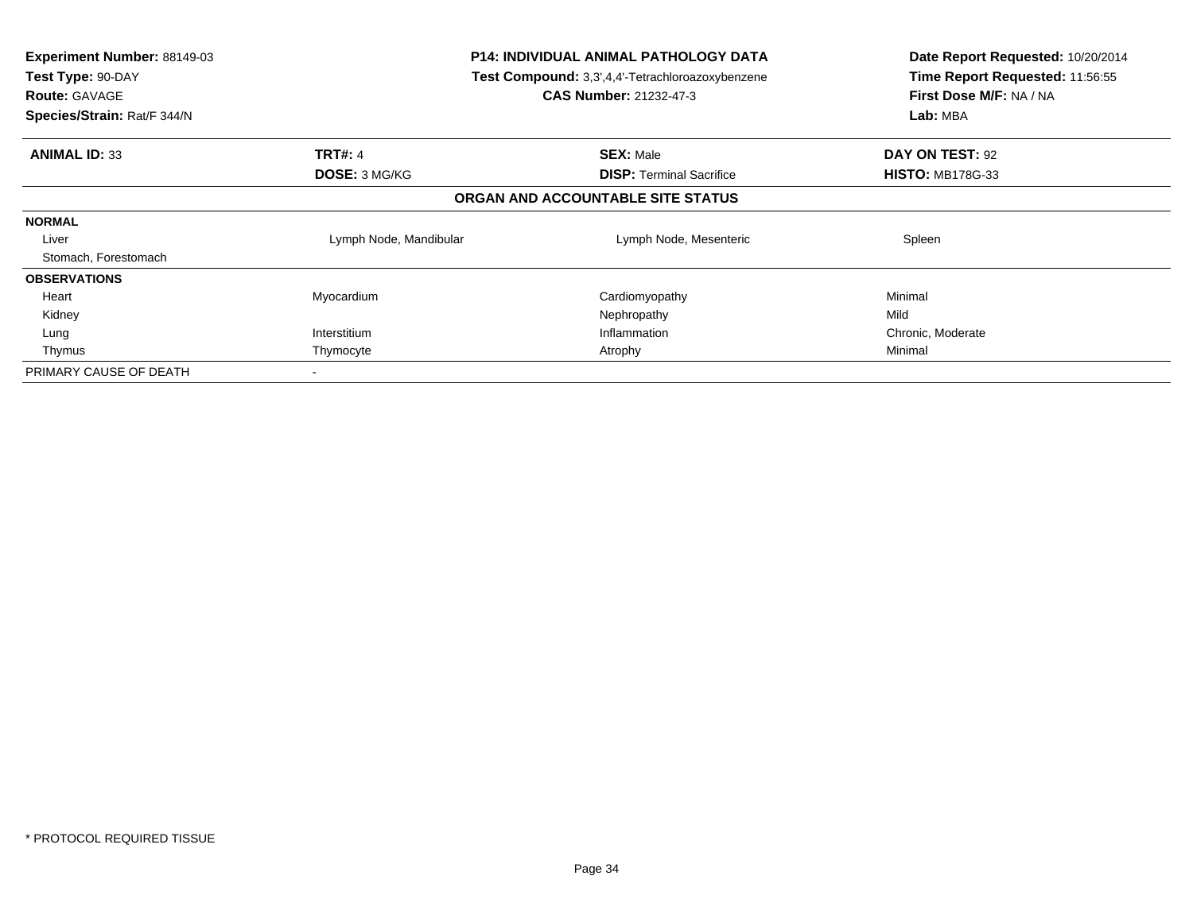**Experiment Number:** 88149-03
**Test Type:** 90-DAY
**Route:** GAVAGE
**Species/Strain:** Rat/F 344/N

**P14: INDIVIDUAL ANIMAL PATHOLOGY DATA**
**Test Compound:** 3,3',4,4'-Tetrachloroazoxybenzene
**CAS Number:** 21232-47-3

**Date Report Requested:** 10/20/2014
**Time Report Requested:** 11:56:55
**First Dose M/F:** NA / NA
**Lab:** MBA

| **ANIMAL ID:** 33 | **TRT#:** 4 | **SEX:** Male | **DAY ON TEST:** 92 |
|---|---|---|---|
| | **DOSE:** 3 MG/KG | **DISP:** Terminal Sacrifice | **HISTO:** MB178G-33 |

**ORGAN AND ACCOUNTABLE SITE STATUS**

| | | | |
|---|---|---|---|
| **NORMAL** | | | |
| Liver | Lymph Node, Mandibular | Lymph Node, Mesenteric | Spleen |
| Stomach, Forestomach | | | |
| **OBSERVATIONS** | | | |
| Heart | Myocardium | Cardiomyopathy | Minimal |
| Kidney | | Nephropathy | Mild |
| Lung | Interstitium | Inflammation | Chronic, Moderate |
| Thymus | Thymocyte | Atrophy | Minimal |
| PRIMARY CAUSE OF DEATH | - | | |

* PROTOCOL REQUIRED TISSUE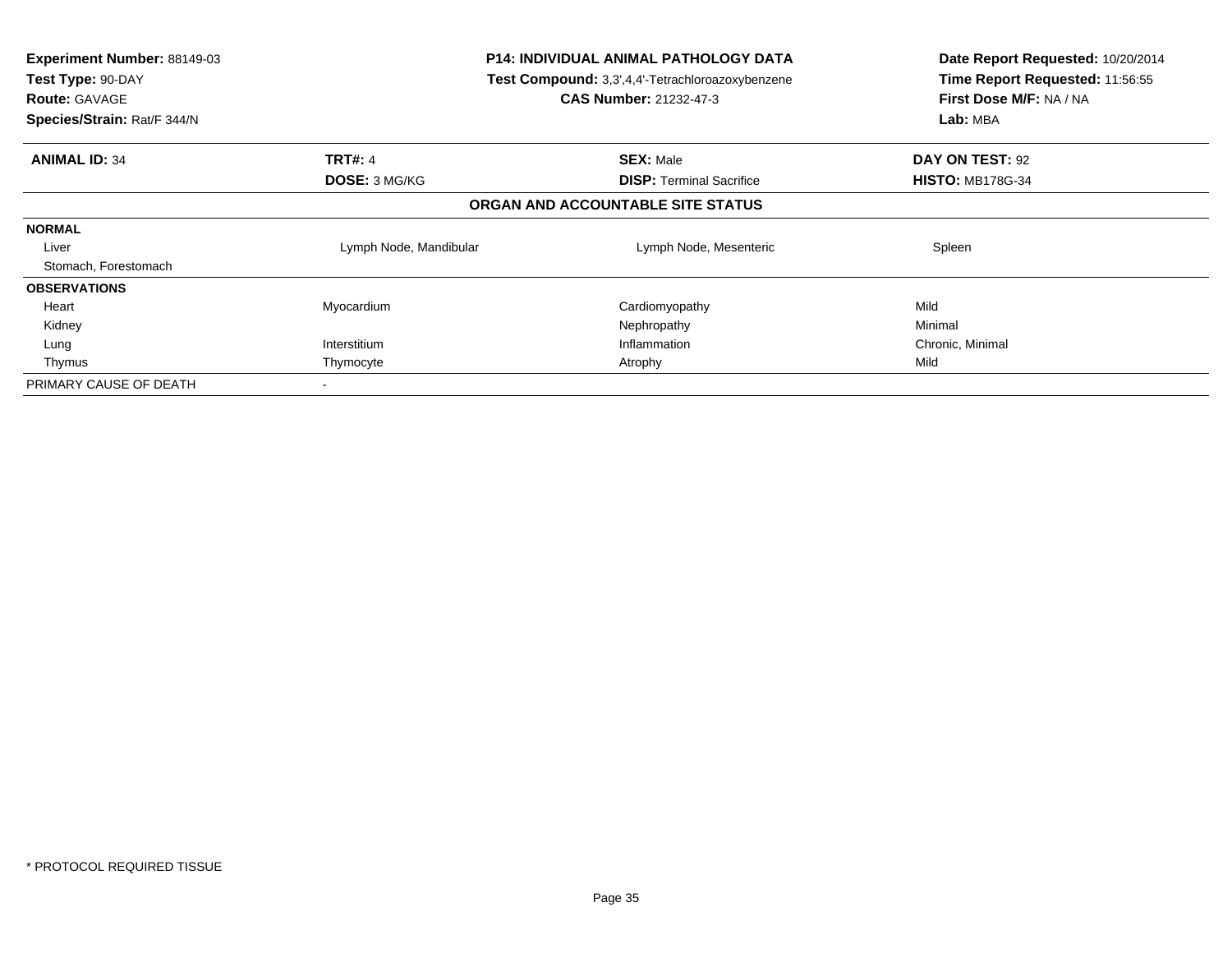**Experiment Number:** 88149-03
**Test Type:** 90-DAY
**Route:** GAVAGE
**Species/Strain:** Rat/F 344/N

**P14: INDIVIDUAL ANIMAL PATHOLOGY DATA**
**Test Compound:** 3,3',4,4'-Tetrachloroazoxybenzene
**CAS Number:** 21232-47-3

**Date Report Requested:** 10/20/2014
**Time Report Requested:** 11:56:55
**First Dose M/F:** NA / NA
**Lab:** MBA

| **ANIMAL ID:** 34 | **TRT#:** 4 | **SEX:** Male | **DAY ON TEST:** 92 |
|---|---|---|---|
| | **DOSE:** 3 MG/KG | **DISP:** Terminal Sacrifice | **HISTO:** MB178G-34 |

**ORGAN AND ACCOUNTABLE SITE STATUS**

| | | | |
|---|---|---|---|
| **NORMAL** | | | |
| Liver | Lymph Node, Mandibular | Lymph Node, Mesenteric | Spleen |
| Stomach, Forestomach | | | |
| **OBSERVATIONS** | | | |
| Heart | Myocardium | Cardiomyopathy | Mild |
| Kidney | | Nephropathy | Minimal |
| Lung | Interstitium | Inflammation | Chronic, Minimal |
| Thymus | Thymocyte | Atrophy | Mild |
| PRIMARY CAUSE OF DEATH | - | | |

\* PROTOCOL REQUIRED TISSUE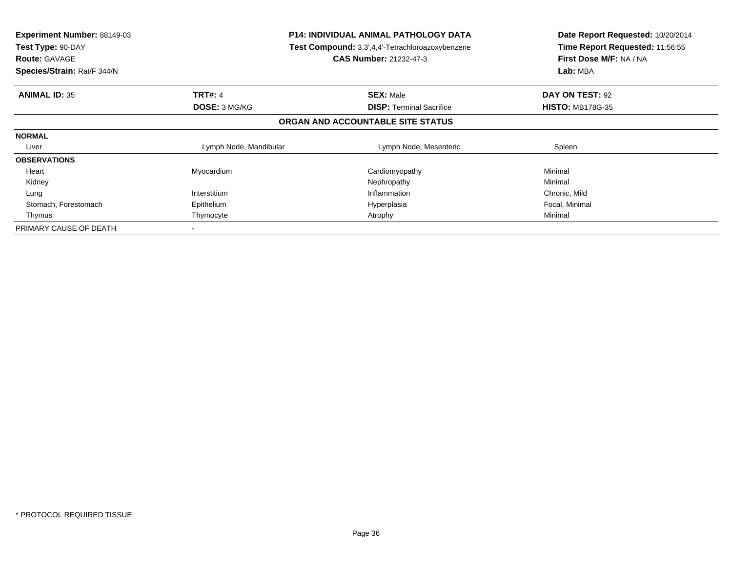**Experiment Number:** 88149-03
**Test Type:** 90-DAY
**Route:** GAVAGE
**Species/Strain:** Rat/F 344/N

**P14: INDIVIDUAL ANIMAL PATHOLOGY DATA**
**Test Compound:** 3,3',4,4'-Tetrachloroazoxybenzene
**CAS Number:** 21232-47-3

**Date Report Requested:** 10/20/2014
**Time Report Requested:** 11:56:55
**First Dose M/F:** NA / NA
**Lab:** MBA

| **ANIMAL ID:** 35 | **TRT#:** 4 | **SEX:** Male | **DAY ON TEST:** 92 |
|---|---|---|---|
| | **DOSE:** 3 MG/KG | **DISP:** Terminal Sacrifice | **HISTO:** MB178G-35 |

**ORGAN AND ACCOUNTABLE SITE STATUS**

| | | | |
|---|---|---|---|
| **NORMAL** | | | |
| Liver | Lymph Node, Mandibular | Lymph Node, Mesenteric | Spleen |
| **OBSERVATIONS** | | | |
| Heart | Myocardium | Cardiomyopathy | Minimal |
| Kidney | | Nephropathy | Minimal |
| Lung | Interstitium | Inflammation | Chronic, Mild |
| Stomach, Forestomach | Epithelium | Hyperplasia | Focal, Minimal |
| Thymus | Thymocyte | Atrophy | Minimal |
| PRIMARY CAUSE OF DEATH | - | | |

* PROTOCOL REQUIRED TISSUE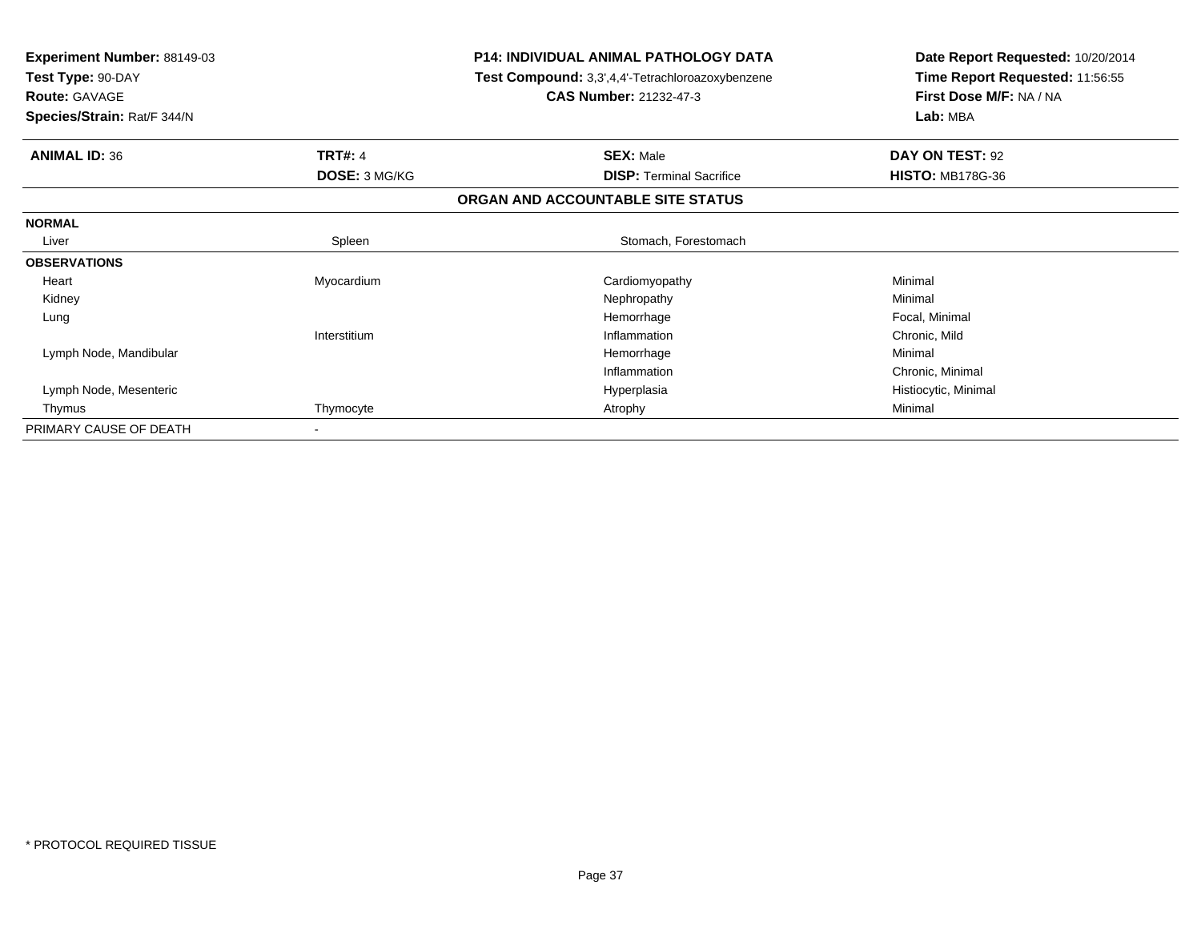**Experiment Number:** 88149-03
**Test Type:** 90-DAY
**Route:** GAVAGE
**Species/Strain:** Rat/F 344/N

**P14: INDIVIDUAL ANIMAL PATHOLOGY DATA**
**Test Compound:** 3,3',4,4'-Tetrachloroazoxybenzene
**CAS Number:** 21232-47-3

**Date Report Requested:** 10/20/2014
**Time Report Requested:** 11:56:55
**First Dose M/F:** NA / NA
**Lab:** MBA

| **ANIMAL ID:** 36 | **TRT#:** 4 | **SEX:** Male | **DAY ON TEST:** 92 |
|---|---|---|---|
| | **DOSE:** 3 MG/KG | **DISP:** Terminal Sacrifice | **HISTO:** MB178G-36 |

**ORGAN AND ACCOUNTABLE SITE STATUS**

| | | | |
|---|---|---|---|
| **NORMAL** | | | |
| Liver | Spleen | Stomach, Forestomach | |
| **OBSERVATIONS** | | | |
| Heart | Myocardium | Cardiomyopathy | Minimal |
| Kidney | | Nephropathy | Minimal |
| Lung | | Hemorrhage | Focal, Minimal |
| | Interstitium | Inflammation | Chronic, Mild |
| Lymph Node, Mandibular | | Hemorrhage | Minimal |
| | | Inflammation | Chronic, Minimal |
| Lymph Node, Mesenteric | | Hyperplasia | Histiocytic, Minimal |
| Thymus | Thymocyte | Atrophy | Minimal |
| PRIMARY CAUSE OF DEATH | - | | |

* PROTOCOL REQUIRED TISSUE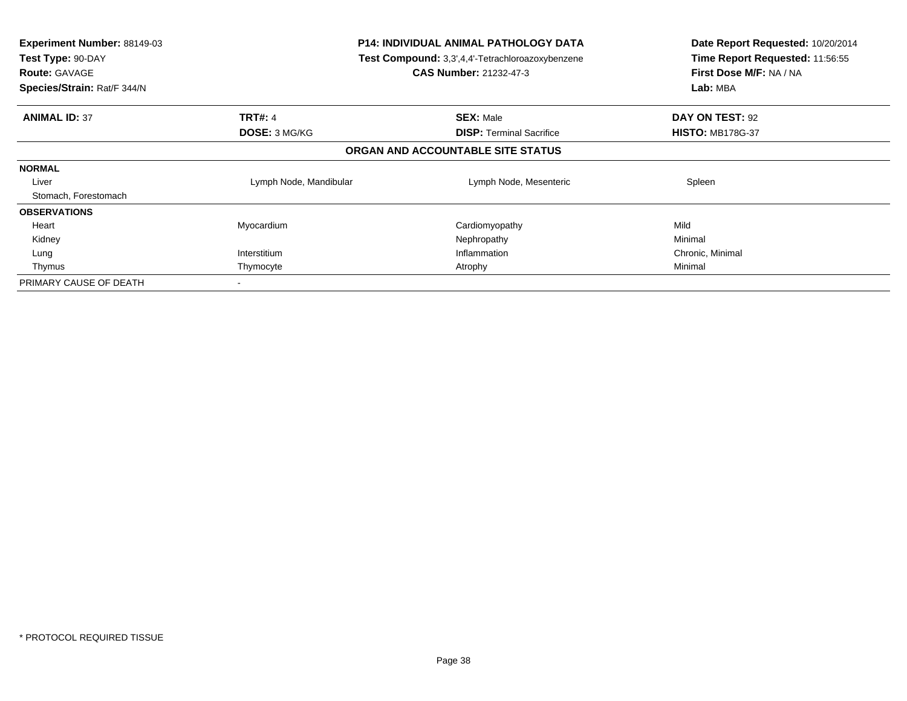**Experiment Number:** 88149-03
**Test Type:** 90-DAY
**Route:** GAVAGE
**Species/Strain:** Rat/F 344/N

**P14: INDIVIDUAL ANIMAL PATHOLOGY DATA**
**Test Compound:** 3,3',4,4'-Tetrachloroazoxybenzene
**CAS Number:** 21232-47-3

**Date Report Requested:** 10/20/2014
**Time Report Requested:** 11:56:55
**First Dose M/F:** NA / NA
**Lab:** MBA

| **ANIMAL ID:** 37 | **TRT#:** 4 | **SEX:** Male | **DAY ON TEST:** 92 |
|---|---|---|---|
| | **DOSE:** 3 MG/KG | **DISP:** Terminal Sacrifice | **HISTO:** MB178G-37 |

**ORGAN AND ACCOUNTABLE SITE STATUS**

| | | | |
|---|---|---|---|
| **NORMAL** | | | |
| Liver | Lymph Node, Mandibular | Lymph Node, Mesenteric | Spleen |
| Stomach, Forestomach | | | |
| **OBSERVATIONS** | | | |
| Heart | Myocardium | Cardiomyopathy | Mild |
| Kidney | | Nephropathy | Minimal |
| Lung | Interstitium | Inflammation | Chronic, Minimal |
| Thymus | Thymocyte | Atrophy | Minimal |
| PRIMARY CAUSE OF DEATH | - | | |

* PROTOCOL REQUIRED TISSUE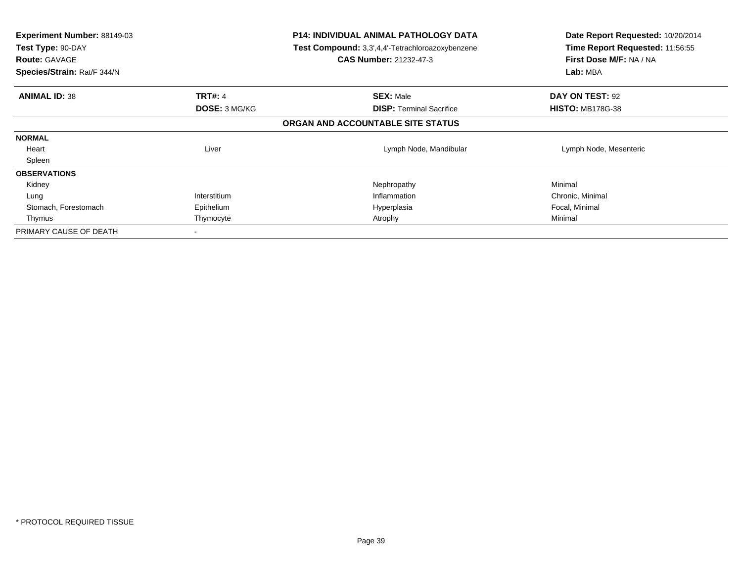**Experiment Number:** 88149-03
**Test Type:** 90-DAY
**Route:** GAVAGE
**Species/Strain:** Rat/F 344/N

**P14: INDIVIDUAL ANIMAL PATHOLOGY DATA**
**Test Compound:** 3,3',4,4'-Tetrachloroazoxybenzene
**CAS Number:** 21232-47-3

**Date Report Requested:** 10/20/2014
**Time Report Requested:** 11:56:55
**First Dose M/F:** NA / NA
**Lab:** MBA

| **ANIMAL ID:** 38 | **TRT#:** 4 | **SEX:** Male | **DAY ON TEST:** 92 |
|---|---|---|---|
| | **DOSE:** 3 MG/KG | **DISP:** Terminal Sacrifice | **HISTO:** MB178G-38 |

**ORGAN AND ACCOUNTABLE SITE STATUS**

| | | | |
|---|---|---|---|
| **NORMAL** | | | |
| Heart | Liver | Lymph Node, Mandibular | Lymph Node, Mesenteric |
| Spleen | | | |
| **OBSERVATIONS** | | | |
| Kidney | | Nephropathy | Minimal |
| Lung | Interstitium | Inflammation | Chronic, Minimal |
| Stomach, Forestomach | Epithelium | Hyperplasia | Focal, Minimal |
| Thymus | Thymocyte | Atrophy | Minimal |
| PRIMARY CAUSE OF DEATH | - | | |

* PROTOCOL REQUIRED TISSUE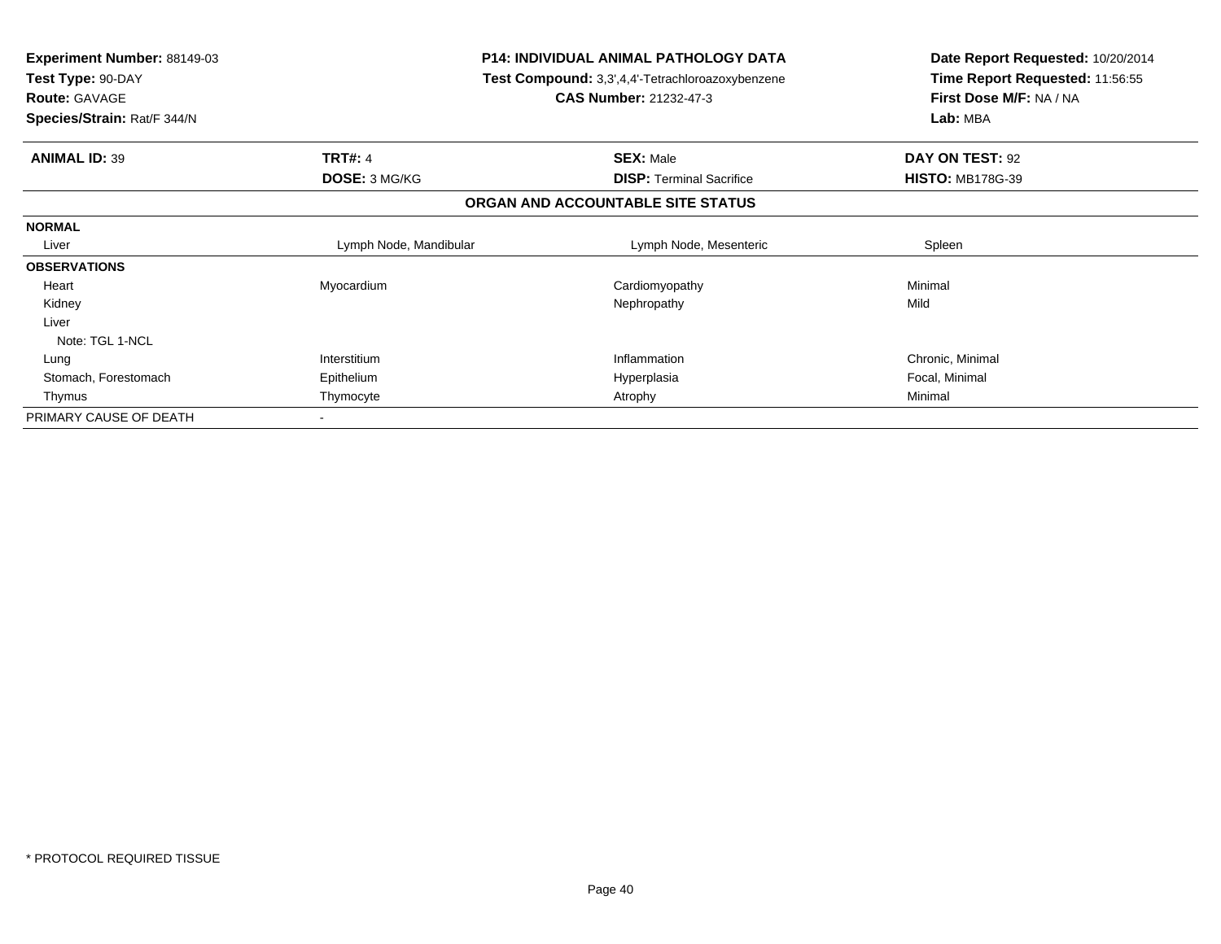**Experiment Number:** 88149-03
**Test Type:** 90-DAY
**Route:** GAVAGE
**Species/Strain:** Rat/F 344/N

**P14: INDIVIDUAL ANIMAL PATHOLOGY DATA**
**Test Compound:** 3,3',4,4'-Tetrachloroazoxybenzene
**CAS Number:** 21232-47-3

**Date Report Requested:** 10/20/2014
**Time Report Requested:** 11:56:55
**First Dose M/F:** NA / NA
**Lab:** MBA

| **ANIMAL ID:** 39 | **TRT#:** 4 | **SEX:** Male | **DAY ON TEST:** 92 |
|---|---|---|---|
| | **DOSE:** 3 MG/KG | **DISP:** Terminal Sacrifice | **HISTO:** MB178G-39 |

**ORGAN AND ACCOUNTABLE SITE STATUS**

| | | | |
|---|---|---|---|
| **NORMAL** | | | |
| Liver | Lymph Node, Mandibular | Lymph Node, Mesenteric | Spleen |
| **OBSERVATIONS** | | | |
| Heart | Myocardium | Cardiomyopathy | Minimal |
| Kidney | | Nephropathy | Mild |
| Liver | | | |
| Note: TGL 1-NCL | | | |
| Lung | Interstitium | Inflammation | Chronic, Minimal |
| Stomach, Forestomach | Epithelium | Hyperplasia | Focal, Minimal |
| Thymus | Thymocyte | Atrophy | Minimal |
| PRIMARY CAUSE OF DEATH | - | | |

* PROTOCOL REQUIRED TISSUE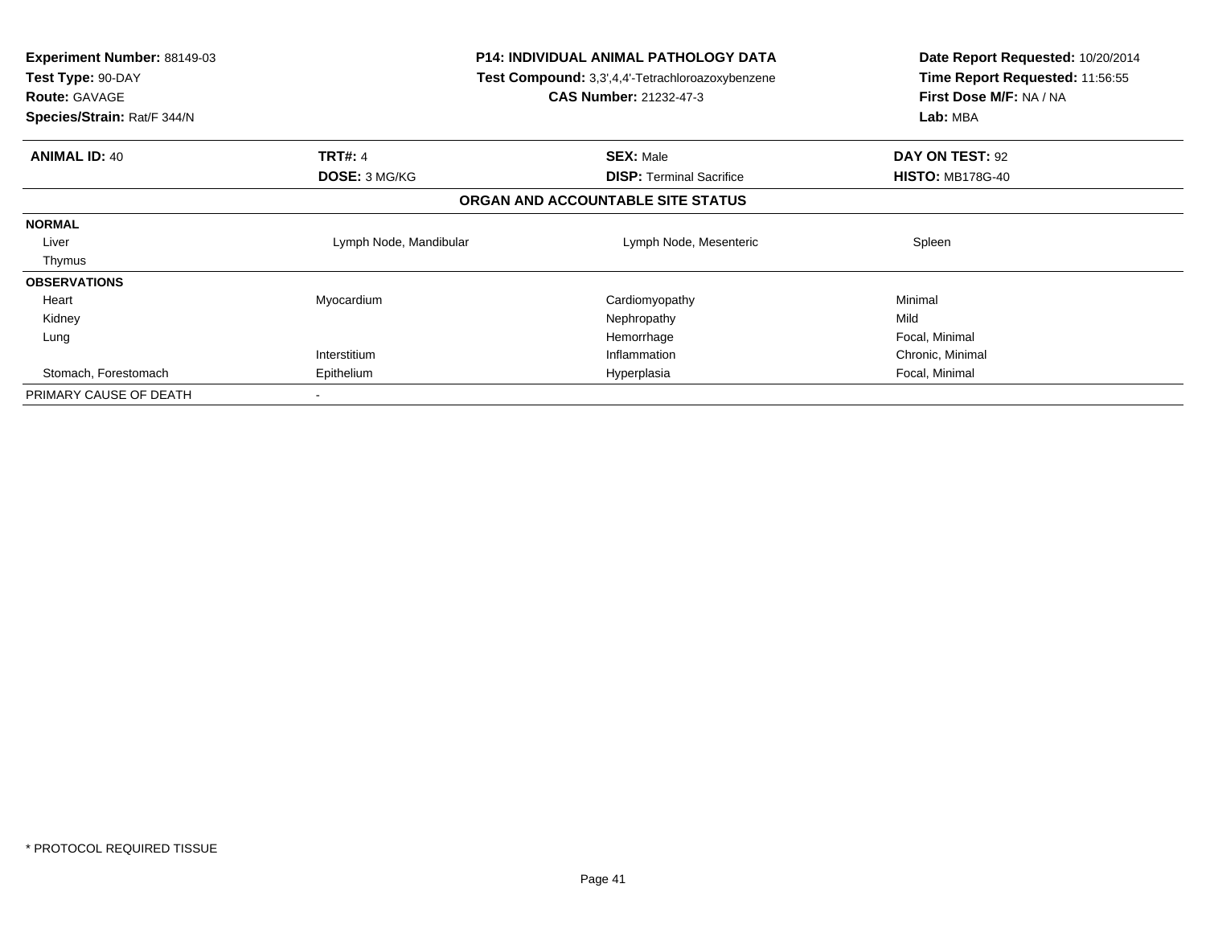**Experiment Number:** 88149-03
**Test Type:** 90-DAY
**Route:** GAVAGE
**Species/Strain:** Rat/F 344/N

**P14: INDIVIDUAL ANIMAL PATHOLOGY DATA**
**Test Compound:** 3,3',4,4'-Tetrachloroazoxybenzene
**CAS Number:** 21232-47-3

**Date Report Requested:** 10/20/2014
**Time Report Requested:** 11:56:55
**First Dose M/F:** NA / NA
**Lab:** MBA

| **ANIMAL ID:** 40 | **TRT#:** 4 | **SEX:** Male | **DAY ON TEST:** 92 |
|---|---|---|---|
| | **DOSE:** 3 MG/KG | **DISP:** Terminal Sacrifice | **HISTO:** MB178G-40 |

**ORGAN AND ACCOUNTABLE SITE STATUS**

| | | | |
|---|---|---|---|
| **NORMAL** | | | |
| Liver | Lymph Node, Mandibular | Lymph Node, Mesenteric | Spleen |
| Thymus | | | |
| **OBSERVATIONS** | | | |
| Heart | Myocardium | Cardiomyopathy | Minimal |
| Kidney | | Nephropathy | Mild |
| Lung | | Hemorrhage | Focal, Minimal |
| | Interstitium | Inflammation | Chronic, Minimal |
| Stomach, Forestomach | Epithelium | Hyperplasia | Focal, Minimal |
| PRIMARY CAUSE OF DEATH | - | | |

* PROTOCOL REQUIRED TISSUE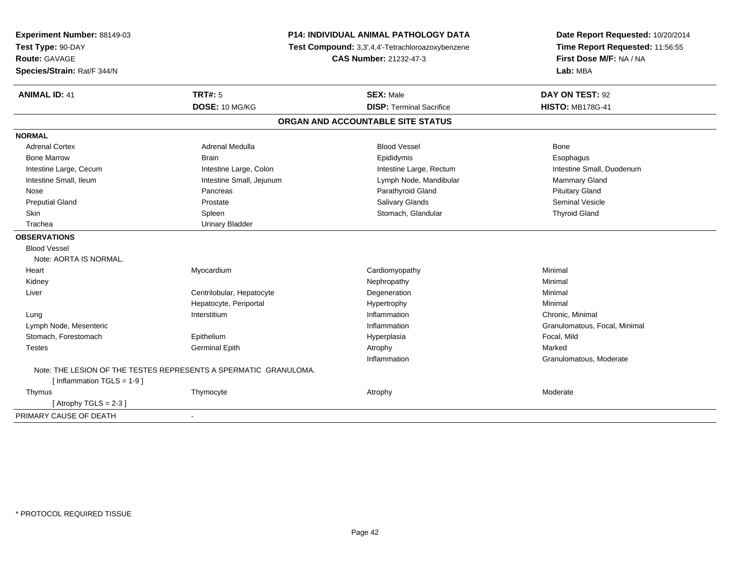**Experiment Number:** 88149-03
**Test Type:** 90-DAY
**Route:** GAVAGE
**Species/Strain:** Rat/F 344/N

**P14: INDIVIDUAL ANIMAL PATHOLOGY DATA**
**Test Compound:** 3,3',4,4'-Tetrachloroazoxybenzene
**CAS Number:** 21232-47-3

**Date Report Requested:** 10/20/2014
**Time Report Requested:** 11:56:55
**First Dose M/F:** NA / NA
**Lab:** MBA

| **ANIMAL ID:** 41 | **TRT#:** 5 | **SEX:** Male | **DAY ON TEST:** 92 |
|---|---|---|---|
| | **DOSE:** 10 MG/KG | **DISP:** Terminal Sacrifice | **HISTO:** MB178G-41 |

## ORGAN AND ACCOUNTABLE SITE STATUS

| | | | |
|---|---|---|---|
| **NORMAL** | | | |
| Adrenal Cortex | Adrenal Medulla | Blood Vessel | Bone |
| Bone Marrow | Brain | Epididymis | Esophagus |
| Intestine Large, Cecum | Intestine Large, Colon | Intestine Large, Rectum | Intestine Small, Duodenum |
| Intestine Small, Ileum | Intestine Small, Jejunum | Lymph Node, Mandibular | Mammary Gland |
| Nose | Pancreas | Parathyroid Gland | Pituitary Gland |
| Preputial Gland | Prostate | Salivary Glands | Seminal Vesicle |
| Skin | Spleen | Stomach, Glandular | Thyroid Gland |
| Trachea | Urinary Bladder | | |
| **OBSERVATIONS** | | | |
| Blood Vessel | | | |
| Note: AORTA IS NORMAL. | | | |
| Heart | Myocardium | Cardiomyopathy | Minimal |
| Kidney | | Nephropathy | Minimal |
| Liver | Centrilobular, Hepatocyte | Degeneration | Minimal |
| | Hepatocyte, Periportal | Hypertrophy | Minimal |
| Lung | Interstitium | Inflammation | Chronic, Minimal |
| Lymph Node, Mesenteric | | Inflammation | Granulomatous, Focal, Minimal |
| Stomach, Forestomach | Epithelium | Hyperplasia | Focal, Mild |
| Testes | Germinal Epith | Atrophy | Marked |
| | | Inflammation | Granulomatous, Moderate |
| Note: THE LESION OF THE TESTES REPRESENTS A SPERMATIC GRANULOMA. | | | |
| [ Inflammation TGLS = 1-9 ] | | | |
| Thymus | Thymocyte | Atrophy | Moderate |
| [ Atrophy TGLS = 2-3 ] | | | |
| PRIMARY CAUSE OF DEATH | - | | |

* PROTOCOL REQUIRED TISSUE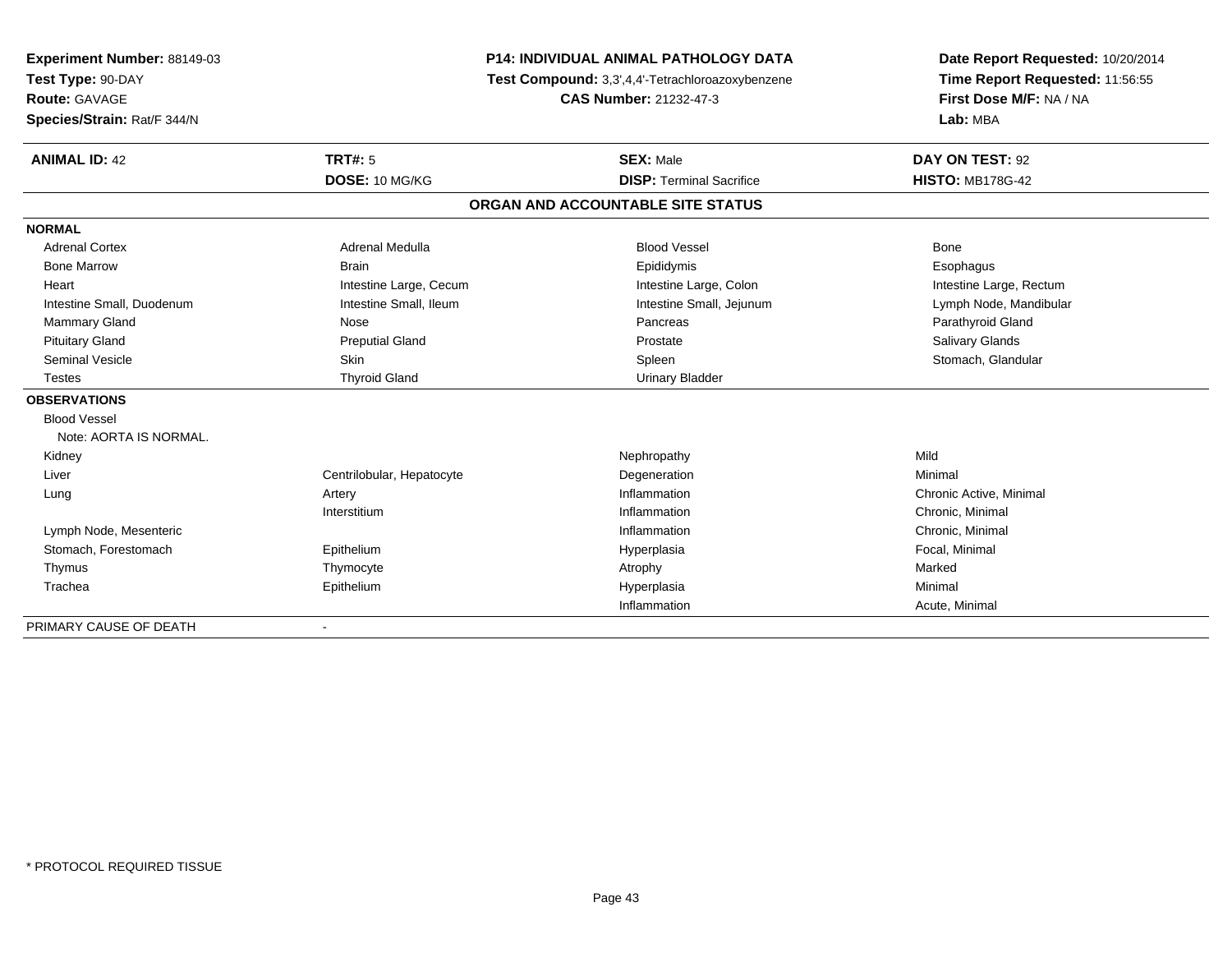**Experiment Number:** 88149-03
**Test Type:** 90-DAY
**Route:** GAVAGE
**Species/Strain:** Rat/F 344/N

**P14: INDIVIDUAL ANIMAL PATHOLOGY DATA**
**Test Compound:** 3,3',4,4'-Tetrachloroazoxybenzene
**CAS Number:** 21232-47-3

**Date Report Requested:** 10/20/2014
**Time Report Requested:** 11:56:55
**First Dose M/F:** NA / NA
**Lab:** MBA

| **ANIMAL ID:** 42 | **TRT#:** 5 | **SEX:** Male | **DAY ON TEST:** 92 |
|---|---|---|---|
| | **DOSE:** 10 MG/KG | **DISP:** Terminal Sacrifice | **HISTO:** MB178G-42 |

## ORGAN AND ACCOUNTABLE SITE STATUS

**NORMAL**

| | | | |
|---|---|---|---|
| Adrenal Cortex | Adrenal Medulla | Blood Vessel | Bone |
| Bone Marrow | Brain | Epididymis | Esophagus |
| Heart | Intestine Large, Cecum | Intestine Large, Colon | Intestine Large, Rectum |
| Intestine Small, Duodenum | Intestine Small, Ileum | Intestine Small, Jejunum | Lymph Node, Mandibular |
| Mammary Gland | Nose | Pancreas | Parathyroid Gland |
| Pituitary Gland | Preputial Gland | Prostate | Salivary Glands |
| Seminal Vesicle | Skin | Spleen | Stomach, Glandular |
| Testes | Thyroid Gland | Urinary Bladder | |

**OBSERVATIONS**

| | | | |
|---|---|---|---|
| Blood Vessel | | | |
| Note: AORTA IS NORMAL. | | | |
| Kidney | | Nephropathy | Mild |
| Liver | Centrilobular, Hepatocyte | Degeneration | Minimal |
| Lung | Artery | Inflammation | Chronic Active, Minimal |
| | Interstitium | Inflammation | Chronic, Minimal |
| Lymph Node, Mesenteric | | Inflammation | Chronic, Minimal |
| Stomach, Forestomach | Epithelium | Hyperplasia | Focal, Minimal |
| Thymus | Thymocyte | Atrophy | Marked |
| Trachea | Epithelium | Hyperplasia | Minimal |
| | | Inflammation | Acute, Minimal |

PRIMARY CAUSE OF DEATH -

* PROTOCOL REQUIRED TISSUE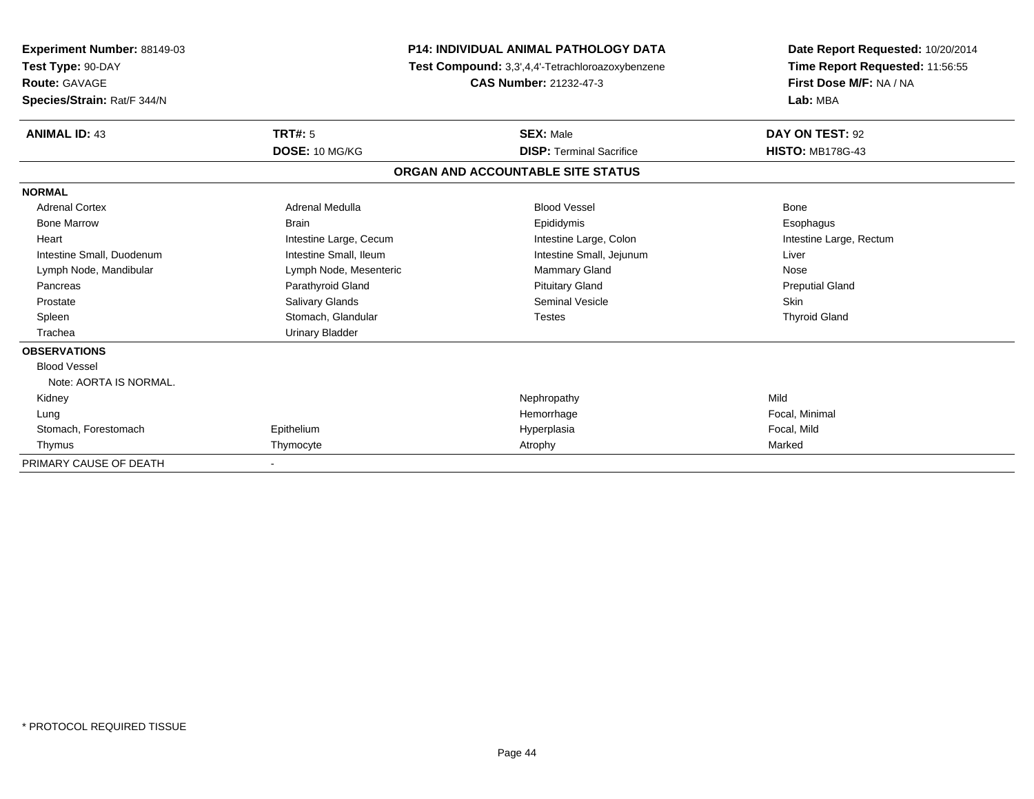**Experiment Number:** 88149-03
**Test Type:** 90-DAY
**Route:** GAVAGE
**Species/Strain:** Rat/F 344/N

**P14: INDIVIDUAL ANIMAL PATHOLOGY DATA**
**Test Compound:** 3,3',4,4'-Tetrachloroazoxybenzene
**CAS Number:** 21232-47-3

**Date Report Requested:** 10/20/2014
**Time Report Requested:** 11:56:55
**First Dose M/F:** NA / NA
**Lab:** MBA

| **ANIMAL ID:** 43 | **TRT#:** 5 | **SEX:** Male | **DAY ON TEST:** 92 |
|---|---|---|---|
| | **DOSE:** 10 MG/KG | **DISP:** Terminal Sacrifice | **HISTO:** MB178G-43 |

## ORGAN AND ACCOUNTABLE SITE STATUS

| | | | |
|---|---|---|---|
| **NORMAL** | | | |
| Adrenal Cortex | Adrenal Medulla | Blood Vessel | Bone |
| Bone Marrow | Brain | Epididymis | Esophagus |
| Heart | Intestine Large, Cecum | Intestine Large, Colon | Intestine Large, Rectum |
| Intestine Small, Duodenum | Intestine Small, Ileum | Intestine Small, Jejunum | Liver |
| Lymph Node, Mandibular | Lymph Node, Mesenteric | Mammary Gland | Nose |
| Pancreas | Parathyroid Gland | Pituitary Gland | Preputial Gland |
| Prostate | Salivary Glands | Seminal Vesicle | Skin |
| Spleen | Stomach, Glandular | Testes | Thyroid Gland |
| Trachea | Urinary Bladder | | |
| **OBSERVATIONS** | | | |
| Blood Vessel | | | |
| Note: AORTA IS NORMAL. | | | |
| Kidney | | Nephropathy | Mild |
| Lung | | Hemorrhage | Focal, Minimal |
| Stomach, Forestomach | Epithelium | Hyperplasia | Focal, Mild |
| Thymus | Thymocyte | Atrophy | Marked |
| PRIMARY CAUSE OF DEATH | - | | |

\* PROTOCOL REQUIRED TISSUE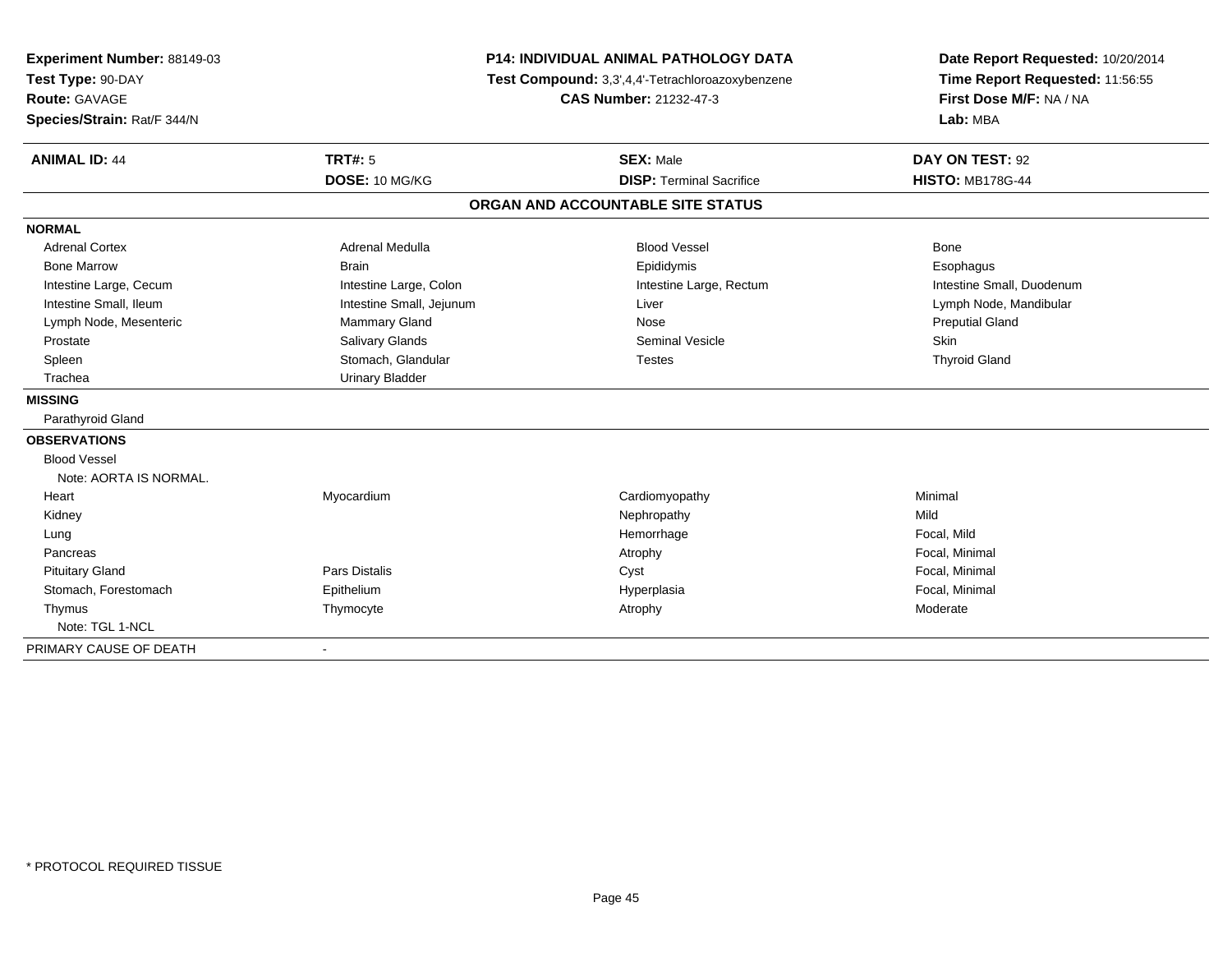**Experiment Number:** 88149-03
**Test Type:** 90-DAY
**Route:** GAVAGE
**Species/Strain:** Rat/F 344/N

**P14: INDIVIDUAL ANIMAL PATHOLOGY DATA**
**Test Compound:** 3,3',4,4'-Tetrachloroazoxybenzene
**CAS Number:** 21232-47-3

**Date Report Requested:** 10/20/2014
**Time Report Requested:** 11:56:55
**First Dose M/F:** NA / NA
**Lab:** MBA

| **ANIMAL ID:** 44 | **TRT#:** 5 | **SEX:** Male | **DAY ON TEST:** 92 |
|---|---|---|---|
| | **DOSE:** 10 MG/KG | **DISP:** Terminal Sacrifice | **HISTO:** MB178G-44 |

## ORGAN AND ACCOUNTABLE SITE STATUS

**NORMAL**

| | | | |
|---|---|---|---|
| Adrenal Cortex | Adrenal Medulla | Blood Vessel | Bone |
| Bone Marrow | Brain | Epididymis | Esophagus |
| Intestine Large, Cecum | Intestine Large, Colon | Intestine Large, Rectum | Intestine Small, Duodenum |
| Intestine Small, Ileum | Intestine Small, Jejunum | Liver | Lymph Node, Mandibular |
| Lymph Node, Mesenteric | Mammary Gland | Nose | Preputial Gland |
| Prostate | Salivary Glands | Seminal Vesicle | Skin |
| Spleen | Stomach, Glandular | Testes | Thyroid Gland |
| Trachea | Urinary Bladder | | |

**MISSING**

Parathyroid Gland

**OBSERVATIONS**

| | | | |
|---|---|---|---|
| Blood Vessel | | | |
| Note: AORTA IS NORMAL. | | | |
| Heart | Myocardium | Cardiomyopathy | Minimal |
| Kidney | | Nephropathy | Mild |
| Lung | | Hemorrhage | Focal, Mild |
| Pancreas | | Atrophy | Focal, Minimal |
| Pituitary Gland | Pars Distalis | Cyst | Focal, Minimal |
| Stomach, Forestomach | Epithelium | Hyperplasia | Focal, Minimal |
| Thymus | Thymocyte | Atrophy | Moderate |
| Note: TGL 1-NCL | | | |

PRIMARY CAUSE OF DEATH -

\* PROTOCOL REQUIRED TISSUE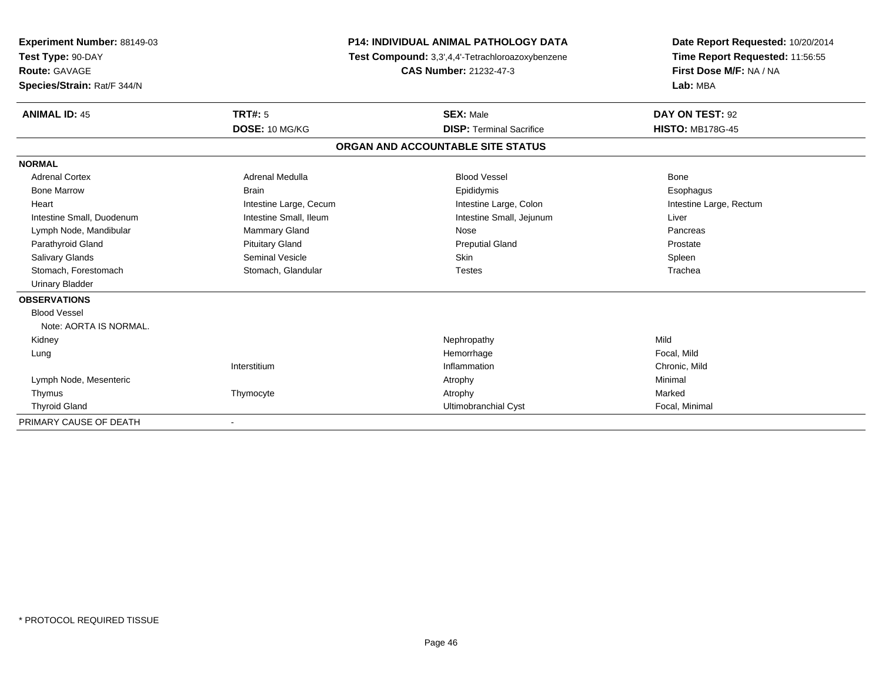**Experiment Number:** 88149-03
**Test Type:** 90-DAY
**Route:** GAVAGE
**Species/Strain:** Rat/F 344/N

**P14: INDIVIDUAL ANIMAL PATHOLOGY DATA**
**Test Compound:** 3,3',4,4'-Tetrachloroazoxybenzene
**CAS Number:** 21232-47-3

**Date Report Requested:** 10/20/2014
**Time Report Requested:** 11:56:55
**First Dose M/F:** NA / NA
**Lab:** MBA

| **ANIMAL ID:** 45 | **TRT#:** 5 | **SEX:** Male | **DAY ON TEST:** 92 |
|---|---|---|---|
| | **DOSE:** 10 MG/KG | **DISP:** Terminal Sacrifice | **HISTO:** MB178G-45 |

## ORGAN AND ACCOUNTABLE SITE STATUS

| | | | |
|---|---|---|---|
| **NORMAL** | | | |
| Adrenal Cortex | Adrenal Medulla | Blood Vessel | Bone |
| Bone Marrow | Brain | Epididymis | Esophagus |
| Heart | Intestine Large, Cecum | Intestine Large, Colon | Intestine Large, Rectum |
| Intestine Small, Duodenum | Intestine Small, Ileum | Intestine Small, Jejunum | Liver |
| Lymph Node, Mandibular | Mammary Gland | Nose | Pancreas |
| Parathyroid Gland | Pituitary Gland | Preputial Gland | Prostate |
| Salivary Glands | Seminal Vesicle | Skin | Spleen |
| Stomach, Forestomach | Stomach, Glandular | Testes | Trachea |
| Urinary Bladder | | | |
| **OBSERVATIONS** | | | |
| Blood Vessel | | | |
| Note: AORTA IS NORMAL. | | | |
| Kidney | | Nephropathy | Mild |
| Lung | | Hemorrhage | Focal, Mild |
| | Interstitium | Inflammation | Chronic, Mild |
| Lymph Node, Mesenteric | | Atrophy | Minimal |
| Thymus | Thymocyte | Atrophy | Marked |
| Thyroid Gland | | Ultimobranchial Cyst | Focal, Minimal |
| PRIMARY CAUSE OF DEATH | - | | |

\* PROTOCOL REQUIRED TISSUE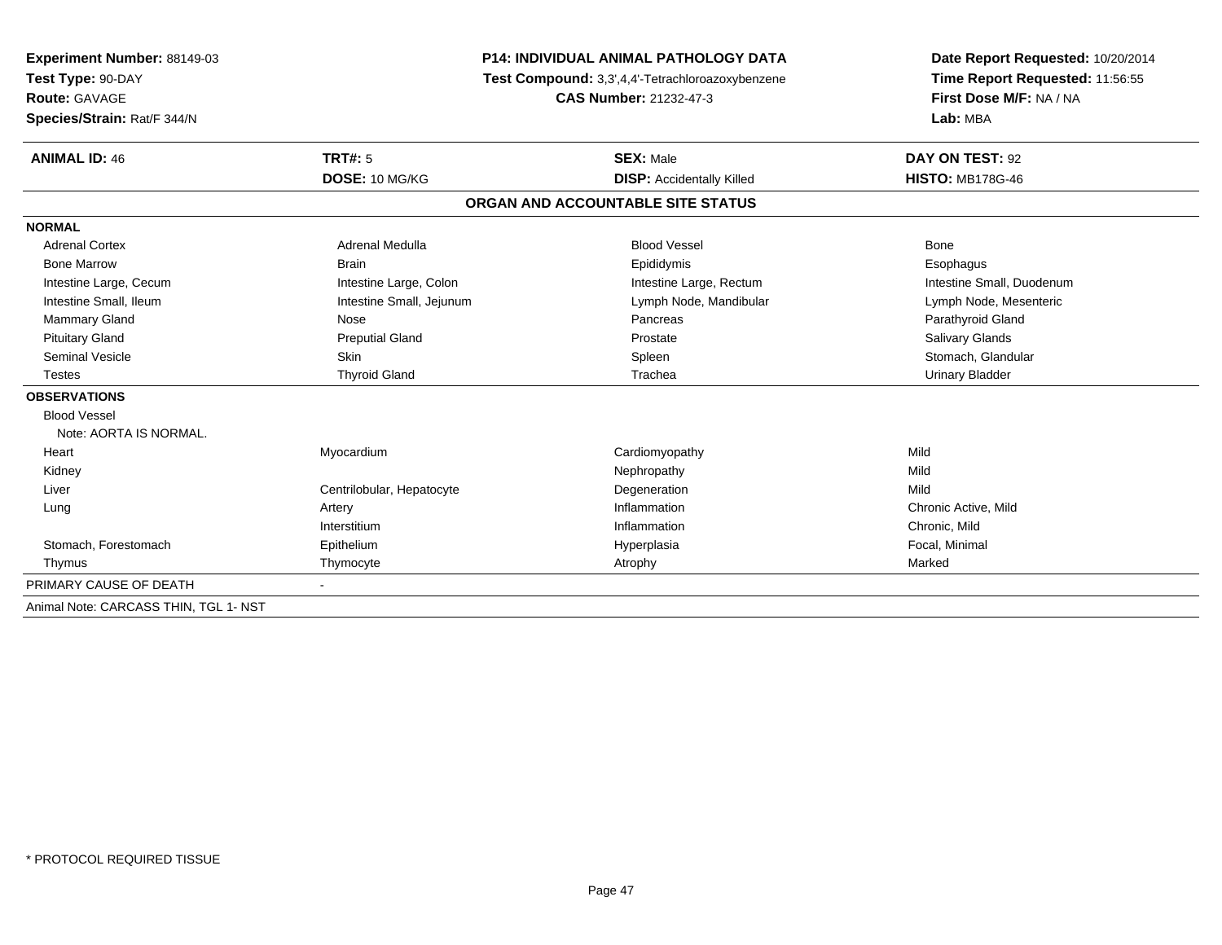**Experiment Number:** 88149-03
**Test Type:** 90-DAY
**Route:** GAVAGE
**Species/Strain:** Rat/F 344/N

**P14: INDIVIDUAL ANIMAL PATHOLOGY DATA**
**Test Compound:** 3,3',4,4'-Tetrachloroazoxybenzene
**CAS Number:** 21232-47-3

**Date Report Requested:** 10/20/2014
**Time Report Requested:** 11:56:55
**First Dose M/F:** NA / NA
**Lab:** MBA

| **ANIMAL ID:** 46 | **TRT#:** 5 | **SEX:** Male | **DAY ON TEST:** 92 |
|---|---|---|---|
| | **DOSE:** 10 MG/KG | **DISP:** Accidentally Killed | **HISTO:** MB178G-46 |

## ORGAN AND ACCOUNTABLE SITE STATUS

| | | | |
|---|---|---|---|
| **NORMAL** | | | |
| Adrenal Cortex | Adrenal Medulla | Blood Vessel | Bone |
| Bone Marrow | Brain | Epididymis | Esophagus |
| Intestine Large, Cecum | Intestine Large, Colon | Intestine Large, Rectum | Intestine Small, Duodenum |
| Intestine Small, Ileum | Intestine Small, Jejunum | Lymph Node, Mandibular | Lymph Node, Mesenteric |
| Mammary Gland | Nose | Pancreas | Parathyroid Gland |
| Pituitary Gland | Preputial Gland | Prostate | Salivary Glands |
| Seminal Vesicle | Skin | Spleen | Stomach, Glandular |
| Testes | Thyroid Gland | Trachea | Urinary Bladder |
| **OBSERVATIONS** | | | |
| Blood Vessel | | | |
| Note: AORTA IS NORMAL. | | | |
| Heart | Myocardium | Cardiomyopathy | Mild |
| Kidney | | Nephropathy | Mild |
| Liver | Centrilobular, Hepatocyte | Degeneration | Mild |
| Lung | Artery | Inflammation | Chronic Active, Mild |
| | Interstitium | Inflammation | Chronic, Mild |
| Stomach, Forestomach | Epithelium | Hyperplasia | Focal, Minimal |
| Thymus | Thymocyte | Atrophy | Marked |
| PRIMARY CAUSE OF DEATH | - | | |
| Animal Note: CARCASS THIN, TGL 1- NST | | | |

* PROTOCOL REQUIRED TISSUE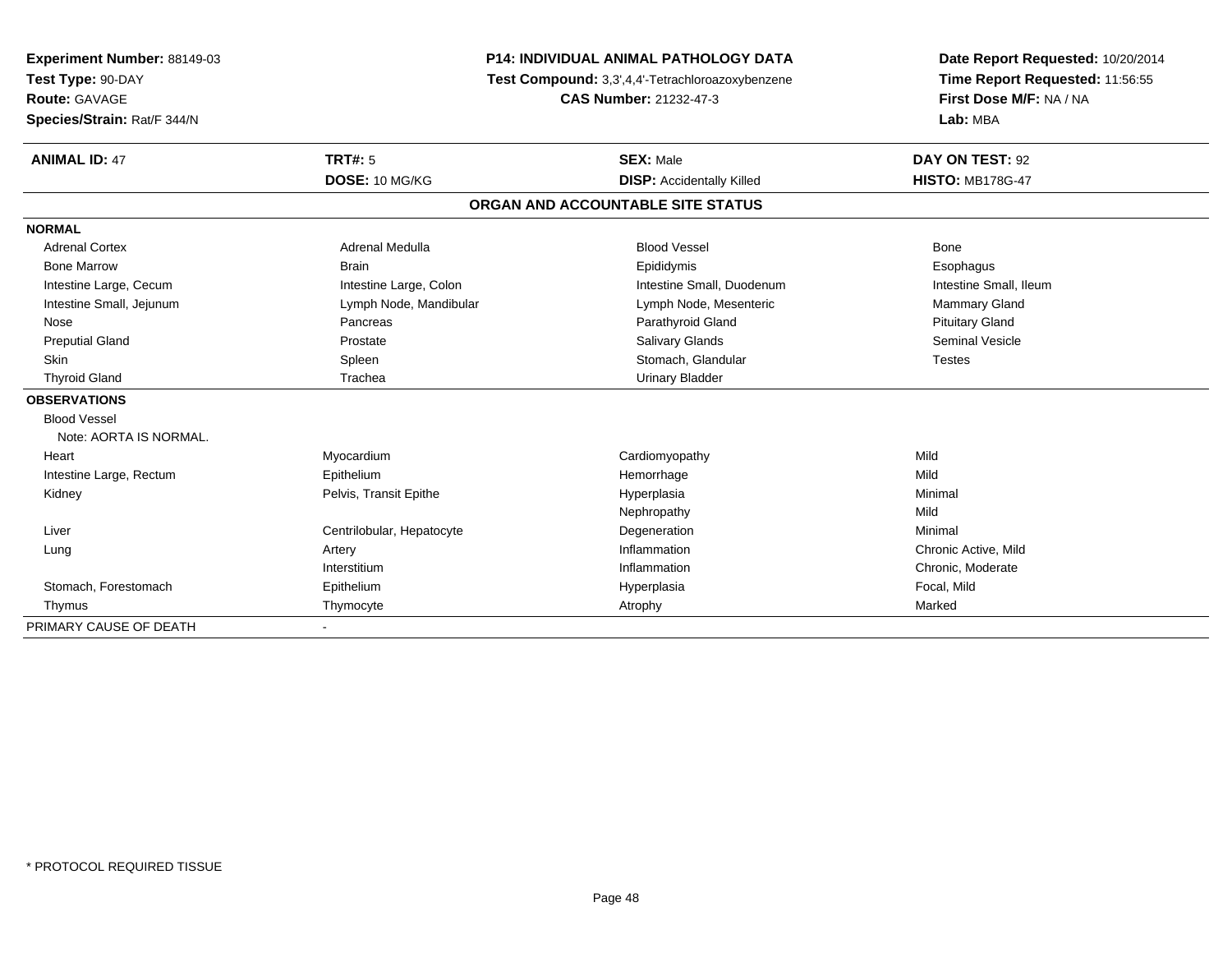**Experiment Number:** 88149-03
**Test Type:** 90-DAY
**Route:** GAVAGE
**Species/Strain:** Rat/F 344/N

**P14: INDIVIDUAL ANIMAL PATHOLOGY DATA**
**Test Compound:** 3,3',4,4'-Tetrachloroazoxybenzene
**CAS Number:** 21232-47-3

**Date Report Requested:** 10/20/2014
**Time Report Requested:** 11:56:55
**First Dose M/F:** NA / NA
**Lab:** MBA

| **ANIMAL ID:** 47 | **TRT#:** 5 | **SEX:** Male | **DAY ON TEST:** 92 |
|---|---|---|---|
| | **DOSE:** 10 MG/KG | **DISP:** Accidentally Killed | **HISTO:** MB178G-47 |

## ORGAN AND ACCOUNTABLE SITE STATUS

**NORMAL**

| | | | |
|---|---|---|---|
| Adrenal Cortex | Adrenal Medulla | Blood Vessel | Bone |
| Bone Marrow | Brain | Epididymis | Esophagus |
| Intestine Large, Cecum | Intestine Large, Colon | Intestine Small, Duodenum | Intestine Small, Ileum |
| Intestine Small, Jejunum | Lymph Node, Mandibular | Lymph Node, Mesenteric | Mammary Gland |
| Nose | Pancreas | Parathyroid Gland | Pituitary Gland |
| Preputial Gland | Prostate | Salivary Glands | Seminal Vesicle |
| Skin | Spleen | Stomach, Glandular | Testes |
| Thyroid Gland | Trachea | Urinary Bladder | |

**OBSERVATIONS**

Blood Vessel
Note: AORTA IS NORMAL.

| | | | |
|---|---|---|---|
| Heart | Myocardium | Cardiomyopathy | Mild |
| Intestine Large, Rectum | Epithelium | Hemorrhage | Mild |
| Kidney | Pelvis, Transit Epithe | Hyperplasia | Minimal |
| | | Nephropathy | Mild |
| Liver | Centrilobular, Hepatocyte | Degeneration | Minimal |
| Lung | Artery | Inflammation | Chronic Active, Mild |
| | Interstitium | Inflammation | Chronic, Moderate |
| Stomach, Forestomach | Epithelium | Hyperplasia | Focal, Mild |
| Thymus | Thymocyte | Atrophy | Marked |

PRIMARY CAUSE OF DEATH -

\* PROTOCOL REQUIRED TISSUE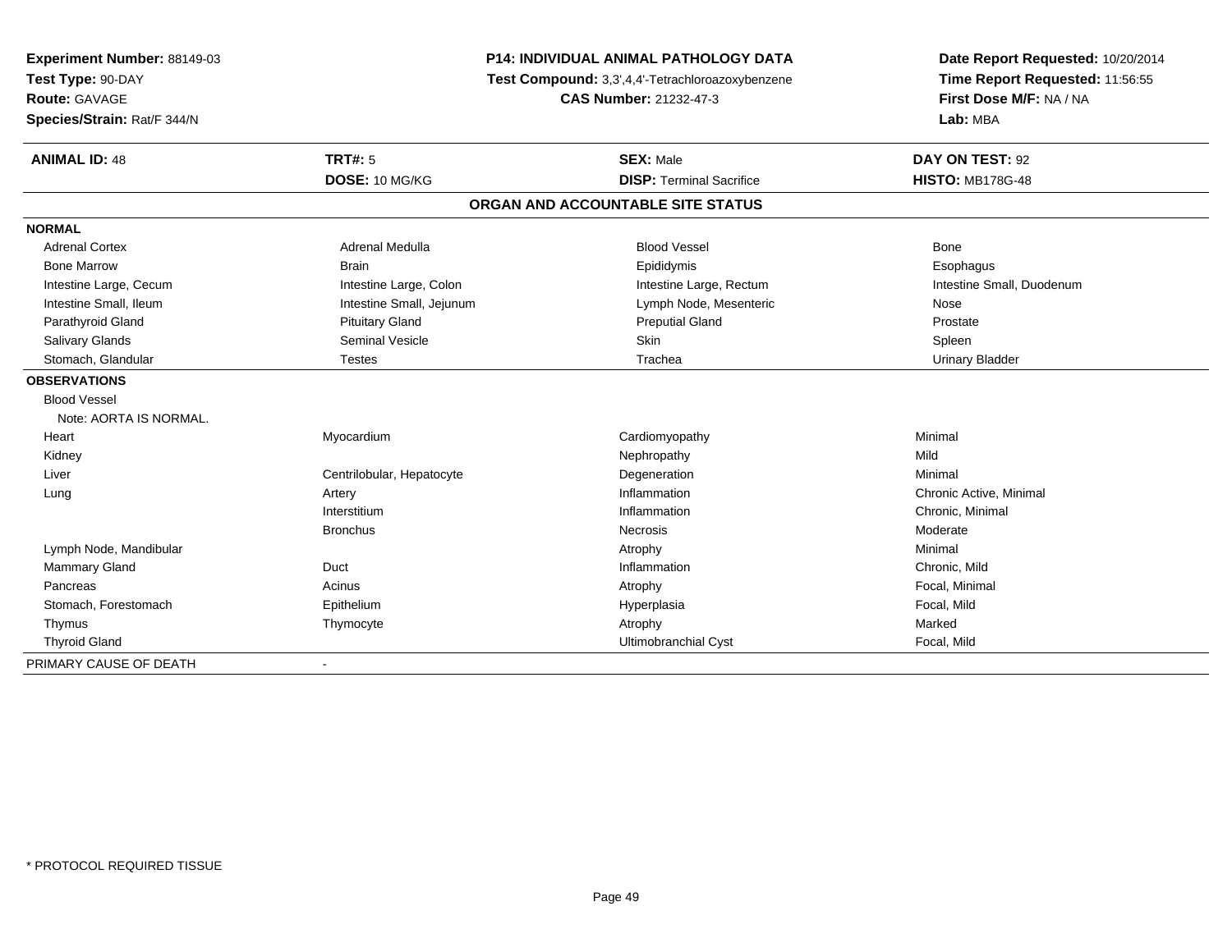**Experiment Number:** 88149-03
**Test Type:** 90-DAY
**Route:** GAVAGE
**Species/Strain:** Rat/F 344/N

**P14: INDIVIDUAL ANIMAL PATHOLOGY DATA**
**Test Compound:** 3,3',4,4'-Tetrachloroazoxybenzene
**CAS Number:** 21232-47-3

**Date Report Requested:** 10/20/2014
**Time Report Requested:** 11:56:55
**First Dose M/F:** NA / NA
**Lab:** MBA

| **ANIMAL ID:** 48 | **TRT#:** 5 | **SEX:** Male | **DAY ON TEST:** 92 |
|---|---|---|---|
| | **DOSE:** 10 MG/KG | **DISP:** Terminal Sacrifice | **HISTO:** MB178G-48 |

**ORGAN AND ACCOUNTABLE SITE STATUS**

| | | | |
|---|---|---|---|
| **NORMAL** | | | |
| Adrenal Cortex | Adrenal Medulla | Blood Vessel | Bone |
| Bone Marrow | Brain | Epididymis | Esophagus |
| Intestine Large, Cecum | Intestine Large, Colon | Intestine Large, Rectum | Intestine Small, Duodenum |
| Intestine Small, Ileum | Intestine Small, Jejunum | Lymph Node, Mesenteric | Nose |
| Parathyroid Gland | Pituitary Gland | Preputial Gland | Prostate |
| Salivary Glands | Seminal Vesicle | Skin | Spleen |
| Stomach, Glandular | Testes | Trachea | Urinary Bladder |
| **OBSERVATIONS** | | | |
| Blood Vessel | | | |
| Note: AORTA IS NORMAL. | | | |
| Heart | Myocardium | Cardiomyopathy | Minimal |
| Kidney | | Nephropathy | Mild |
| Liver | Centrilobular, Hepatocyte | Degeneration | Minimal |
| Lung | Artery | Inflammation | Chronic Active, Minimal |
| | Interstitium | Inflammation | Chronic, Minimal |
| | Bronchus | Necrosis | Moderate |
| Lymph Node, Mandibular | | Atrophy | Minimal |
| Mammary Gland | Duct | Inflammation | Chronic, Mild |
| Pancreas | Acinus | Atrophy | Focal, Minimal |
| Stomach, Forestomach | Epithelium | Hyperplasia | Focal, Mild |
| Thymus | Thymocyte | Atrophy | Marked |
| Thyroid Gland | | Ultimobranchial Cyst | Focal, Mild |
| PRIMARY CAUSE OF DEATH | - | | |

* PROTOCOL REQUIRED TISSUE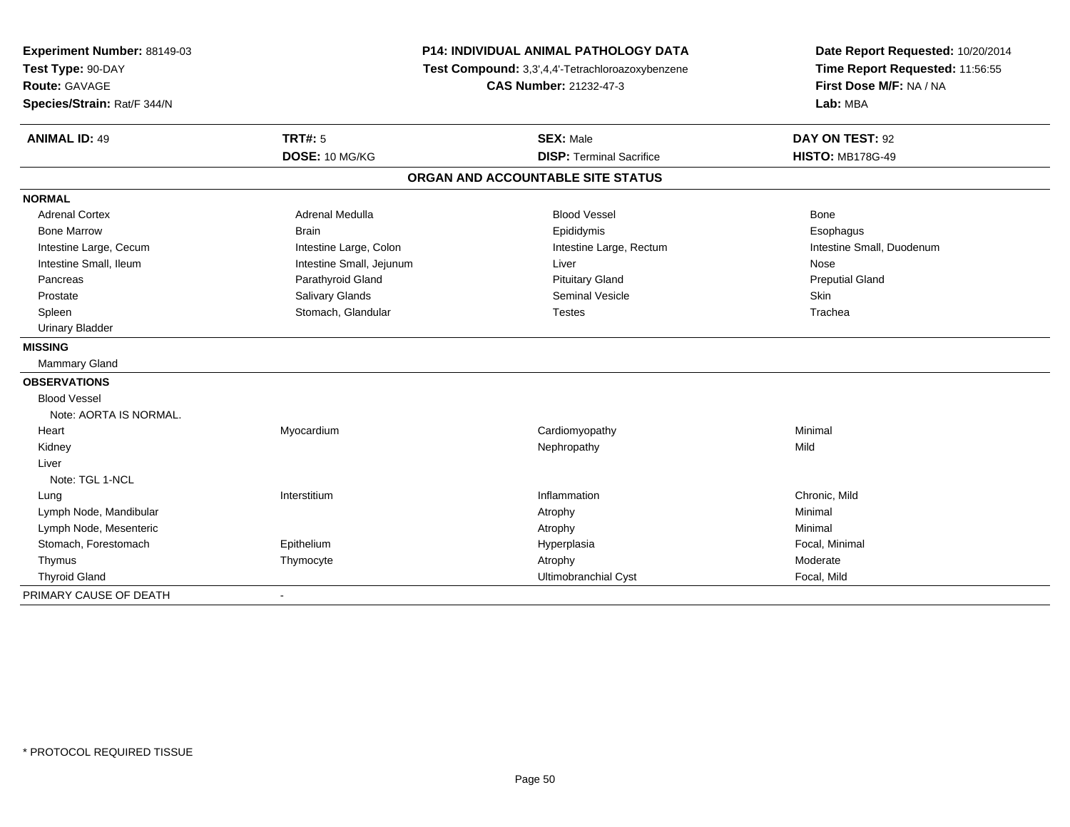**Experiment Number:** 88149-03
**Test Type:** 90-DAY
**Route:** GAVAGE
**Species/Strain:** Rat/F 344/N

**P14: INDIVIDUAL ANIMAL PATHOLOGY DATA**
**Test Compound:** 3,3',4,4'-Tetrachloroazoxybenzene
**CAS Number:** 21232-47-3

**Date Report Requested:** 10/20/2014
**Time Report Requested:** 11:56:55
**First Dose M/F:** NA / NA
**Lab:** MBA

| **ANIMAL ID:** 49 | **TRT#:** 5 | **SEX:** Male | **DAY ON TEST:** 92 |
|---|---|---|---|
| | **DOSE:** 10 MG/KG | **DISP:** Terminal Sacrifice | **HISTO:** MB178G-49 |

**ORGAN AND ACCOUNTABLE SITE STATUS**

| | | | |
|---|---|---|---|
| **NORMAL** | | | |
| Adrenal Cortex | Adrenal Medulla | Blood Vessel | Bone |
| Bone Marrow | Brain | Epididymis | Esophagus |
| Intestine Large, Cecum | Intestine Large, Colon | Intestine Large, Rectum | Intestine Small, Duodenum |
| Intestine Small, Ileum | Intestine Small, Jejunum | Liver | Nose |
| Pancreas | Parathyroid Gland | Pituitary Gland | Preputial Gland |
| Prostate | Salivary Glands | Seminal Vesicle | Skin |
| Spleen | Stomach, Glandular | Testes | Trachea |
| Urinary Bladder | | | |
| **MISSING** | | | |
| Mammary Gland | | | |
| **OBSERVATIONS** | | | |
| Blood Vessel | | | |
| Note: AORTA IS NORMAL. | | | |
| Heart | Myocardium | Cardiomyopathy | Minimal |
| Kidney | | Nephropathy | Mild |
| Liver | | | |
| Note: TGL 1-NCL | | | |
| Lung | Interstitium | Inflammation | Chronic, Mild |
| Lymph Node, Mandibular | | Atrophy | Minimal |
| Lymph Node, Mesenteric | | Atrophy | Minimal |
| Stomach, Forestomach | Epithelium | Hyperplasia | Focal, Minimal |
| Thymus | Thymocyte | Atrophy | Moderate |
| Thyroid Gland | | Ultimobranchial Cyst | Focal, Mild |
| PRIMARY CAUSE OF DEATH | - | | |

* PROTOCOL REQUIRED TISSUE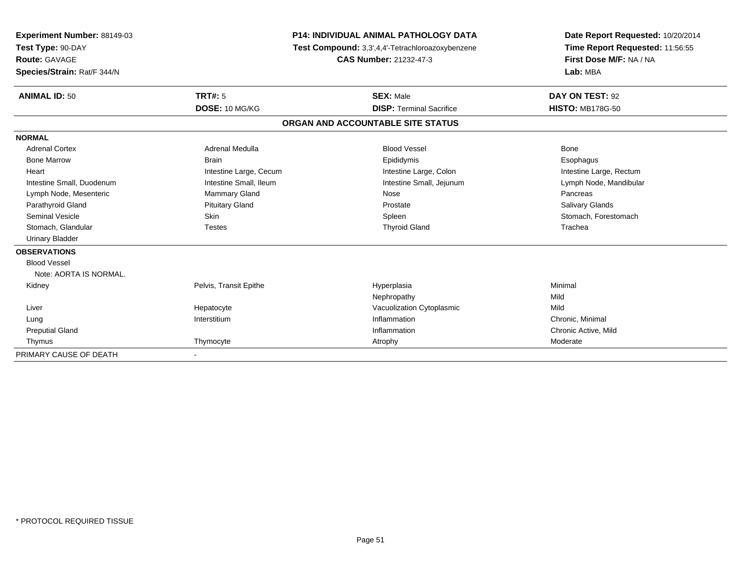**Experiment Number:** 88149-03
**Test Type:** 90-DAY
**Route:** GAVAGE
**Species/Strain:** Rat/F 344/N

**P14: INDIVIDUAL ANIMAL PATHOLOGY DATA**
**Test Compound:** 3,3',4,4'-Tetrachloroazoxybenzene
**CAS Number:** 21232-47-3

**Date Report Requested:** 10/20/2014
**Time Report Requested:** 11:56:55
**First Dose M/F:** NA / NA
**Lab:** MBA

| **ANIMAL ID:** 50 | **TRT#:** 5 | **SEX:** Male | **DAY ON TEST:** 92 |
|---|---|---|---|
| | **DOSE:** 10 MG/KG | **DISP:** Terminal Sacrifice | **HISTO:** MB178G-50 |

## ORGAN AND ACCOUNTABLE SITE STATUS

| | | | |
|---|---|---|---|
| **NORMAL** | | | |
| Adrenal Cortex | Adrenal Medulla | Blood Vessel | Bone |
| Bone Marrow | Brain | Epididymis | Esophagus |
| Heart | Intestine Large, Cecum | Intestine Large, Colon | Intestine Large, Rectum |
| Intestine Small, Duodenum | Intestine Small, Ileum | Intestine Small, Jejunum | Lymph Node, Mandibular |
| Lymph Node, Mesenteric | Mammary Gland | Nose | Pancreas |
| Parathyroid Gland | Pituitary Gland | Prostate | Salivary Glands |
| Seminal Vesicle | Skin | Spleen | Stomach, Forestomach |
| Stomach, Glandular | Testes | Thyroid Gland | Trachea |
| Urinary Bladder | | | |
| **OBSERVATIONS** | | | |
| Blood Vessel | | | |
| Note: AORTA IS NORMAL. | | | |
| Kidney | Pelvis, Transit Epithe | Hyperplasia | Minimal |
| | | Nephropathy | Mild |
| Liver | Hepatocyte | Vacuolization Cytoplasmic | Mild |
| Lung | Interstitium | Inflammation | Chronic, Minimal |
| Preputial Gland | | Inflammation | Chronic Active, Mild |
| Thymus | Thymocyte | Atrophy | Moderate |
| PRIMARY CAUSE OF DEATH | - | | |

\* PROTOCOL REQUIRED TISSUE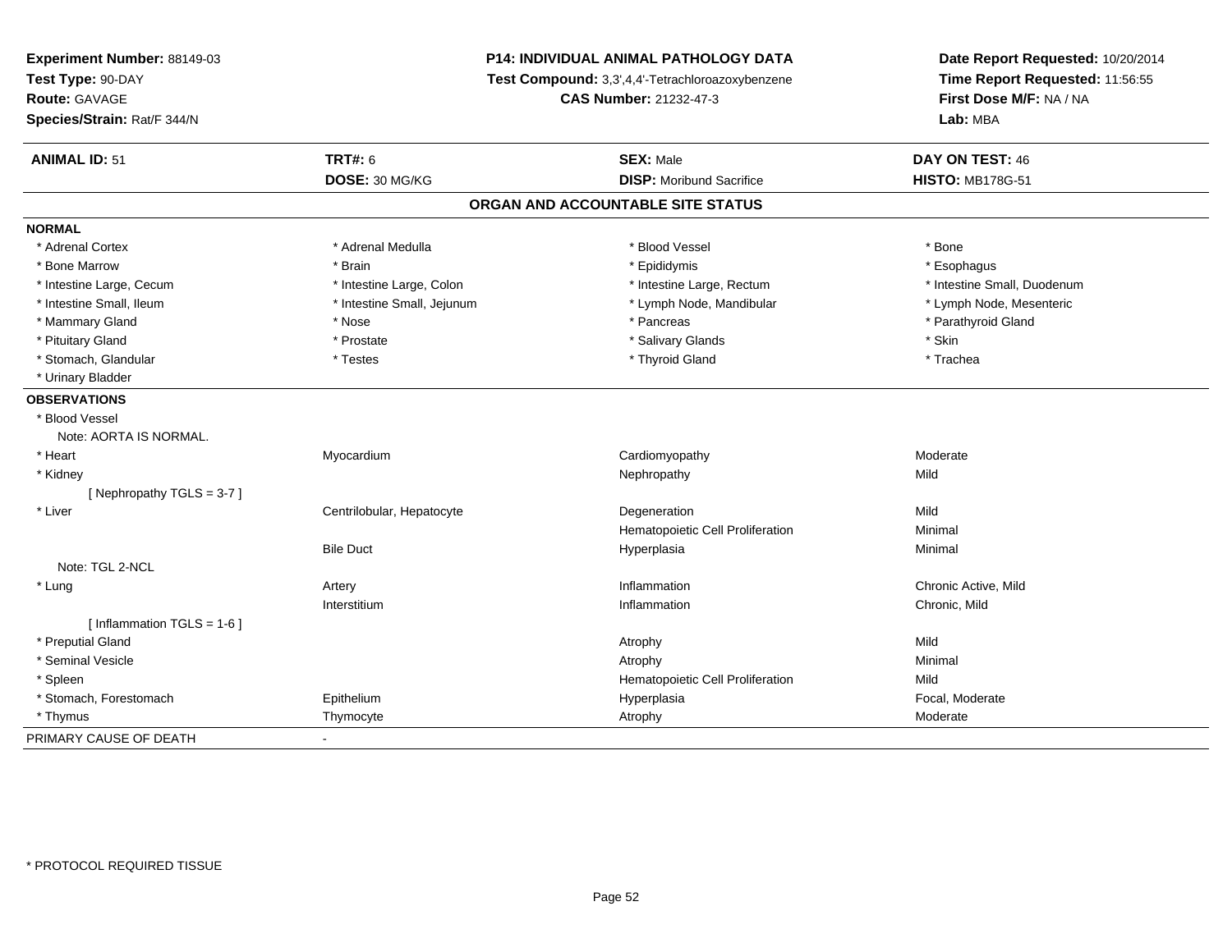**Experiment Number:** 88149-03
**Test Type:** 90-DAY
**Route:** GAVAGE
**Species/Strain:** Rat/F 344/N

**P14: INDIVIDUAL ANIMAL PATHOLOGY DATA**
**Test Compound:** 3,3',4,4'-Tetrachloroazoxybenzene
**CAS Number:** 21232-47-3

**Date Report Requested:** 10/20/2014
**Time Report Requested:** 11:56:55
**First Dose M/F:** NA / NA
**Lab:** MBA

| **ANIMAL ID:** 51 | **TRT#:** 6 | **SEX:** Male | **DAY ON TEST:** 46 |
|---|---|---|---|
| | **DOSE:** 30 MG/KG | **DISP:** Moribund Sacrifice | **HISTO:** MB178G-51 |

## ORGAN AND ACCOUNTABLE SITE STATUS

**NORMAL**

| | | | |
|---|---|---|---|
| * Adrenal Cortex | * Adrenal Medulla | * Blood Vessel | * Bone |
| * Bone Marrow | * Brain | * Epididymis | * Esophagus |
| * Intestine Large, Cecum | * Intestine Large, Colon | * Intestine Large, Rectum | * Intestine Small, Duodenum |
| * Intestine Small, Ileum | * Intestine Small, Jejunum | * Lymph Node, Mandibular | * Lymph Node, Mesenteric |
| * Mammary Gland | * Nose | * Pancreas | * Parathyroid Gland |
| * Pituitary Gland | * Prostate | * Salivary Glands | * Skin |
| * Stomach, Glandular | * Testes | * Thyroid Gland | * Trachea |
| * Urinary Bladder | | | |

**OBSERVATIONS**

| | | | |
|---|---|---|---|
| * Blood Vessel | | | |
| Note: AORTA IS NORMAL. | | | |
| * Heart | Myocardium | Cardiomyopathy | Moderate |
| * Kidney | | Nephropathy | Mild |
| [ Nephropathy TGLS = 3-7 ] | | | |
| * Liver | Centrilobular, Hepatocyte | Degeneration | Mild |
| | | Hematopoietic Cell Proliferation | Minimal |
| | Bile Duct | Hyperplasia | Minimal |
| Note: TGL 2-NCL | | | |
| * Lung | Artery | Inflammation | Chronic Active, Mild |
| | Interstitium | Inflammation | Chronic, Mild |
| [ Inflammation TGLS = 1-6 ] | | | |
| * Preputial Gland | | Atrophy | Mild |
| * Seminal Vesicle | | Atrophy | Minimal |
| * Spleen | | Hematopoietic Cell Proliferation | Mild |
| * Stomach, Forestomach | Epithelium | Hyperplasia | Focal, Moderate |
| * Thymus | Thymocyte | Atrophy | Moderate |

PRIMARY CAUSE OF DEATH -

* PROTOCOL REQUIRED TISSUE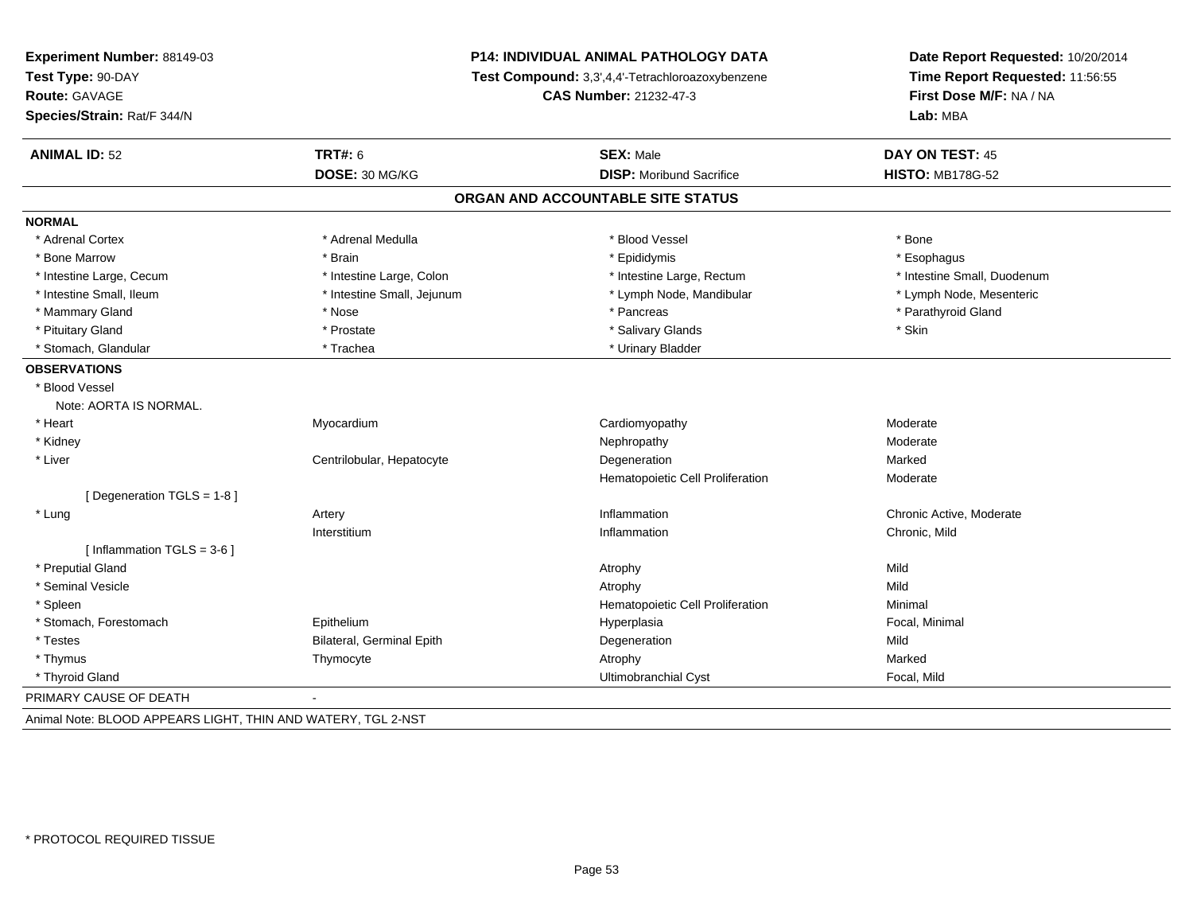**Experiment Number:** 88149-03
**Test Type:** 90-DAY
**Route:** GAVAGE
**Species/Strain:** Rat/F 344/N

**P14: INDIVIDUAL ANIMAL PATHOLOGY DATA**
**Test Compound:** 3,3',4,4'-Tetrachloroazoxybenzene
**CAS Number:** 21232-47-3

**Date Report Requested:** 10/20/2014
**Time Report Requested:** 11:56:55
**First Dose M/F:** NA / NA
**Lab:** MBA

| **ANIMAL ID:** 52 | **TRT#:** 6 | **SEX:** Male | **DAY ON TEST:** 45 |
|---|---|---|---|
| | **DOSE:** 30 MG/KG | **DISP:** Moribund Sacrifice | **HISTO:** MB178G-52 |

## ORGAN AND ACCOUNTABLE SITE STATUS

**NORMAL**

| | | | |
|---|---|---|---|
| * Adrenal Cortex | * Adrenal Medulla | * Blood Vessel | * Bone |
| * Bone Marrow | * Brain | * Epididymis | * Esophagus |
| * Intestine Large, Cecum | * Intestine Large, Colon | * Intestine Large, Rectum | * Intestine Small, Duodenum |
| * Intestine Small, Ileum | * Intestine Small, Jejunum | * Lymph Node, Mandibular | * Lymph Node, Mesenteric |
| * Mammary Gland | * Nose | * Pancreas | * Parathyroid Gland |
| * Pituitary Gland | * Prostate | * Salivary Glands | * Skin |
| * Stomach, Glandular | * Trachea | * Urinary Bladder | |

**OBSERVATIONS**

| | | | |
|---|---|---|---|
| * Blood Vessel | | | |
| Note: AORTA IS NORMAL. | | | |
| * Heart | Myocardium | Cardiomyopathy | Moderate |
| * Kidney | | Nephropathy | Moderate |
| * Liver | Centrilobular, Hepatocyte | Degeneration | Marked |
| | | Hematopoietic Cell Proliferation | Moderate |
| [ Degeneration TGLS = 1-8 ] | | | |
| * Lung | Artery | Inflammation | Chronic Active, Moderate |
| | Interstitium | Inflammation | Chronic, Mild |
| [ Inflammation TGLS = 3-6 ] | | | |
| * Preputial Gland | | Atrophy | Mild |
| * Seminal Vesicle | | Atrophy | Mild |
| * Spleen | | Hematopoietic Cell Proliferation | Minimal |
| * Stomach, Forestomach | Epithelium | Hyperplasia | Focal, Minimal |
| * Testes | Bilateral, Germinal Epith | Degeneration | Mild |
| * Thymus | Thymocyte | Atrophy | Marked |
| * Thyroid Gland | | Ultimobranchial Cyst | Focal, Mild |

PRIMARY CAUSE OF DEATH -

Animal Note: BLOOD APPEARS LIGHT, THIN AND WATERY, TGL 2-NST

* PROTOCOL REQUIRED TISSUE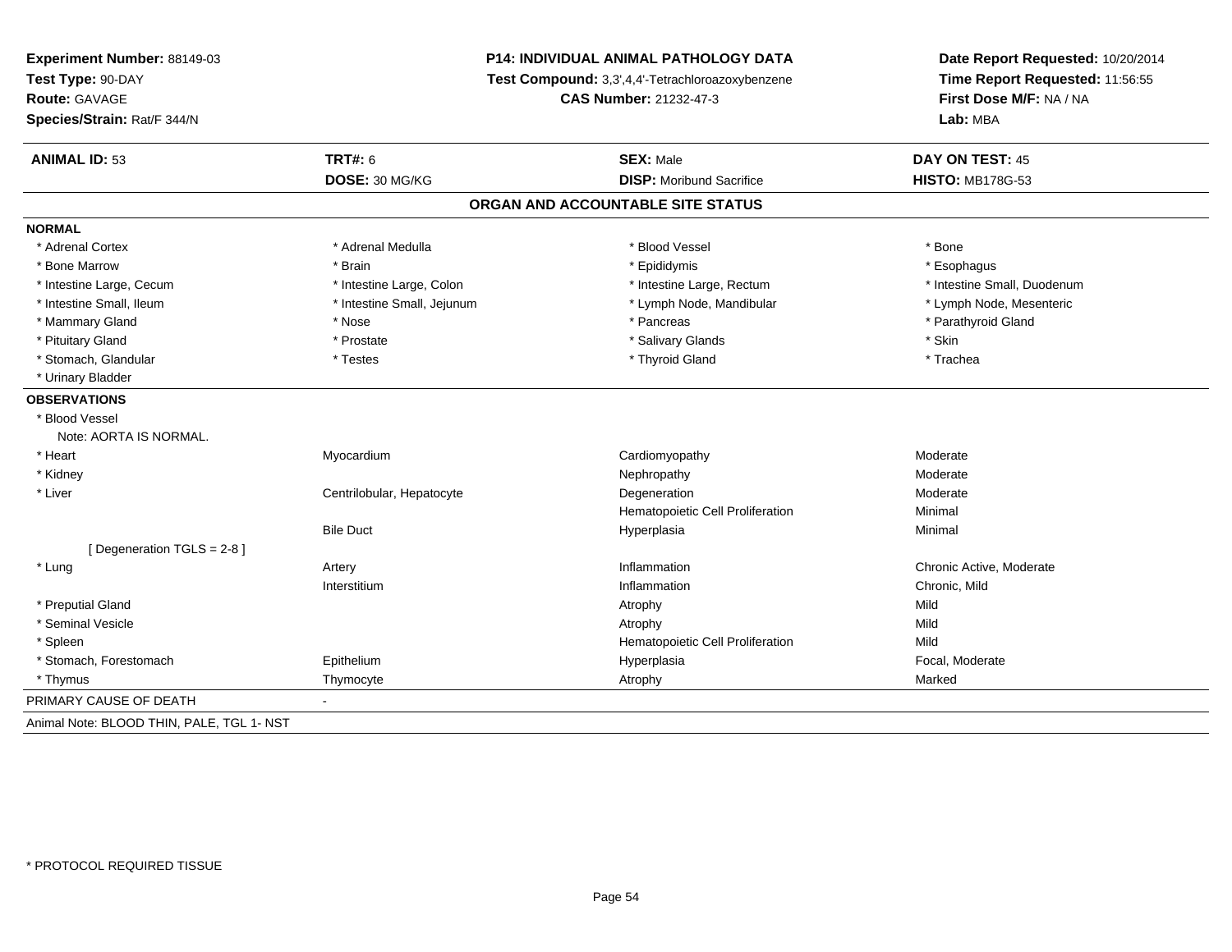**Experiment Number:** 88149-03
**Test Type:** 90-DAY
**Route:** GAVAGE
**Species/Strain:** Rat/F 344/N

**P14: INDIVIDUAL ANIMAL PATHOLOGY DATA**
**Test Compound:** 3,3',4,4'-Tetrachloroazoxybenzene
**CAS Number:** 21232-47-3

**Date Report Requested:** 10/20/2014
**Time Report Requested:** 11:56:55
**First Dose M/F:** NA / NA
**Lab:** MBA

| **ANIMAL ID:** 53 | **TRT#:** 6 | **SEX:** Male | **DAY ON TEST:** 45 |
|---|---|---|---|
| | **DOSE:** 30 MG/KG | **DISP:** Moribund Sacrifice | **HISTO:** MB178G-53 |

## ORGAN AND ACCOUNTABLE SITE STATUS

**NORMAL**

| | | | |
|---|---|---|---|
| * Adrenal Cortex | * Adrenal Medulla | * Blood Vessel | * Bone |
| * Bone Marrow | * Brain | * Epididymis | * Esophagus |
| * Intestine Large, Cecum | * Intestine Large, Colon | * Intestine Large, Rectum | * Intestine Small, Duodenum |
| * Intestine Small, Ileum | * Intestine Small, Jejunum | * Lymph Node, Mandibular | * Lymph Node, Mesenteric |
| * Mammary Gland | * Nose | * Pancreas | * Parathyroid Gland |
| * Pituitary Gland | * Prostate | * Salivary Glands | * Skin |
| * Stomach, Glandular | * Testes | * Thyroid Gland | * Trachea |
| * Urinary Bladder | | | |

**OBSERVATIONS**

| | | | |
|---|---|---|---|
| * Blood Vessel | | | |
| Note: AORTA IS NORMAL. | | | |
| * Heart | Myocardium | Cardiomyopathy | Moderate |
| * Kidney | | Nephropathy | Moderate |
| * Liver | Centrilobular, Hepatocyte | Degeneration | Moderate |
| | | Hematopoietic Cell Proliferation | Minimal |
| | Bile Duct | Hyperplasia | Minimal |
| [ Degeneration TGLS = 2-8 ] | | | |
| * Lung | Artery | Inflammation | Chronic Active, Moderate |
| | Interstitium | Inflammation | Chronic, Mild |
| * Preputial Gland | | Atrophy | Mild |
| * Seminal Vesicle | | Atrophy | Mild |
| * Spleen | | Hematopoietic Cell Proliferation | Mild |
| * Stomach, Forestomach | Epithelium | Hyperplasia | Focal, Moderate |
| * Thymus | Thymocyte | Atrophy | Marked |

PRIMARY CAUSE OF DEATH -

Animal Note: BLOOD THIN, PALE, TGL 1- NST

\* PROTOCOL REQUIRED TISSUE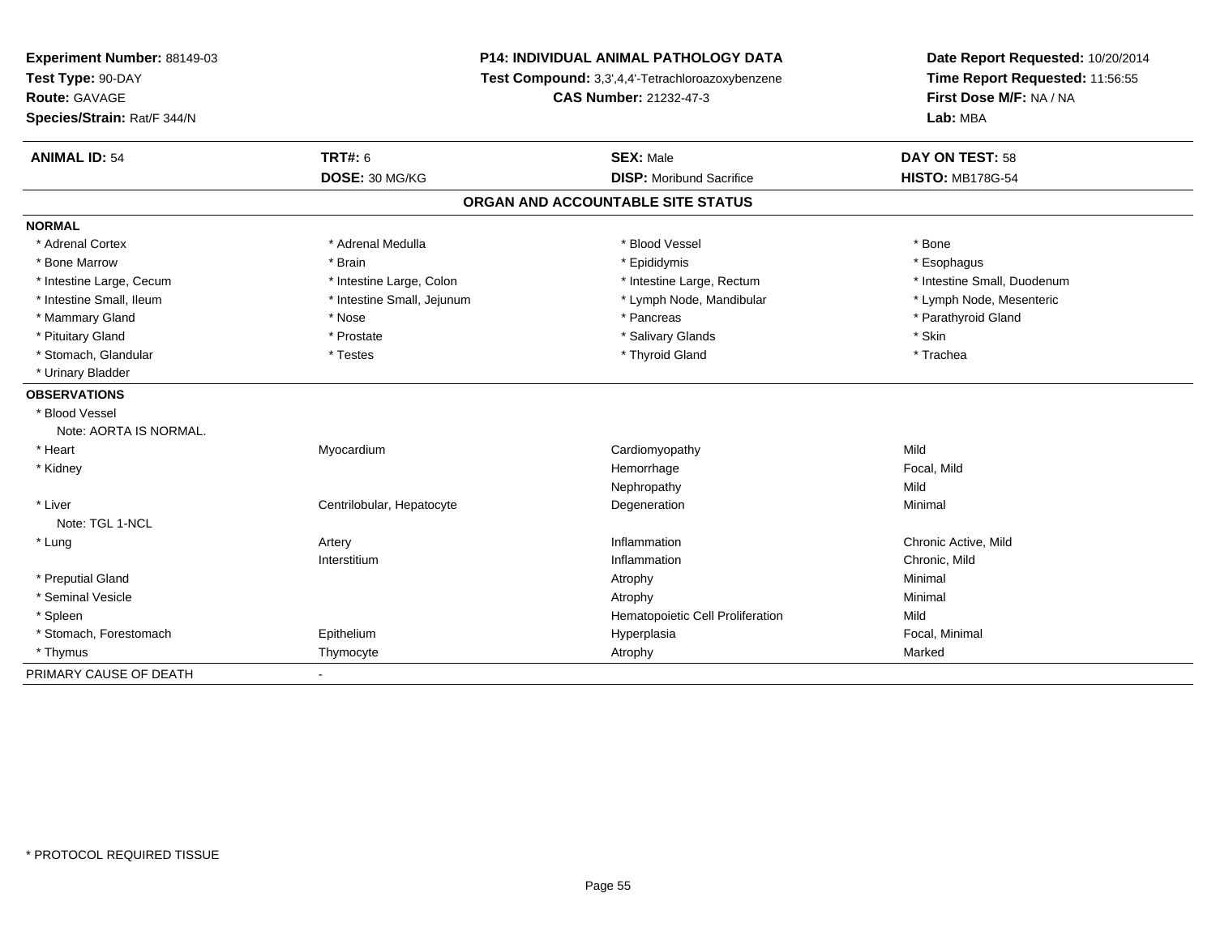**Experiment Number:** 88149-03
**Test Type:** 90-DAY
**Route:** GAVAGE
**Species/Strain:** Rat/F 344/N

**P14: INDIVIDUAL ANIMAL PATHOLOGY DATA**
**Test Compound:** 3,3',4,4'-Tetrachloroazoxybenzene
**CAS Number:** 21232-47-3

**Date Report Requested:** 10/20/2014
**Time Report Requested:** 11:56:55
**First Dose M/F:** NA / NA
**Lab:** MBA

| **ANIMAL ID:** 54 | **TRT#:** 6 | **SEX:** Male | **DAY ON TEST:** 58 |
|---|---|---|---|
| | **DOSE:** 30 MG/KG | **DISP:** Moribund Sacrifice | **HISTO:** MB178G-54 |

**ORGAN AND ACCOUNTABLE SITE STATUS**

**NORMAL**

| | | | |
|---|---|---|---|
| * Adrenal Cortex | * Adrenal Medulla | * Blood Vessel | * Bone |
| * Bone Marrow | * Brain | * Epididymis | * Esophagus |
| * Intestine Large, Cecum | * Intestine Large, Colon | * Intestine Large, Rectum | * Intestine Small, Duodenum |
| * Intestine Small, Ileum | * Intestine Small, Jejunum | * Lymph Node, Mandibular | * Lymph Node, Mesenteric |
| * Mammary Gland | * Nose | * Pancreas | * Parathyroid Gland |
| * Pituitary Gland | * Prostate | * Salivary Glands | * Skin |
| * Stomach, Glandular | * Testes | * Thyroid Gland | * Trachea |
| * Urinary Bladder | | | |

**OBSERVATIONS**

| | | | |
|---|---|---|---|
| * Blood Vessel | | | |
| Note: AORTA IS NORMAL. | | | |
| * Heart | Myocardium | Cardiomyopathy | Mild |
| * Kidney | | Hemorrhage | Focal, Mild |
| | | Nephropathy | Mild |
| * Liver | Centrilobular, Hepatocyte | Degeneration | Minimal |
| Note: TGL 1-NCL | | | |
| * Lung | Artery | Inflammation | Chronic Active, Mild |
| | Interstitium | Inflammation | Chronic, Mild |
| * Preputial Gland | | Atrophy | Minimal |
| * Seminal Vesicle | | Atrophy | Minimal |
| * Spleen | | Hematopoietic Cell Proliferation | Mild |
| * Stomach, Forestomach | Epithelium | Hyperplasia | Focal, Minimal |
| * Thymus | Thymocyte | Atrophy | Marked |

PRIMARY CAUSE OF DEATH -

\* PROTOCOL REQUIRED TISSUE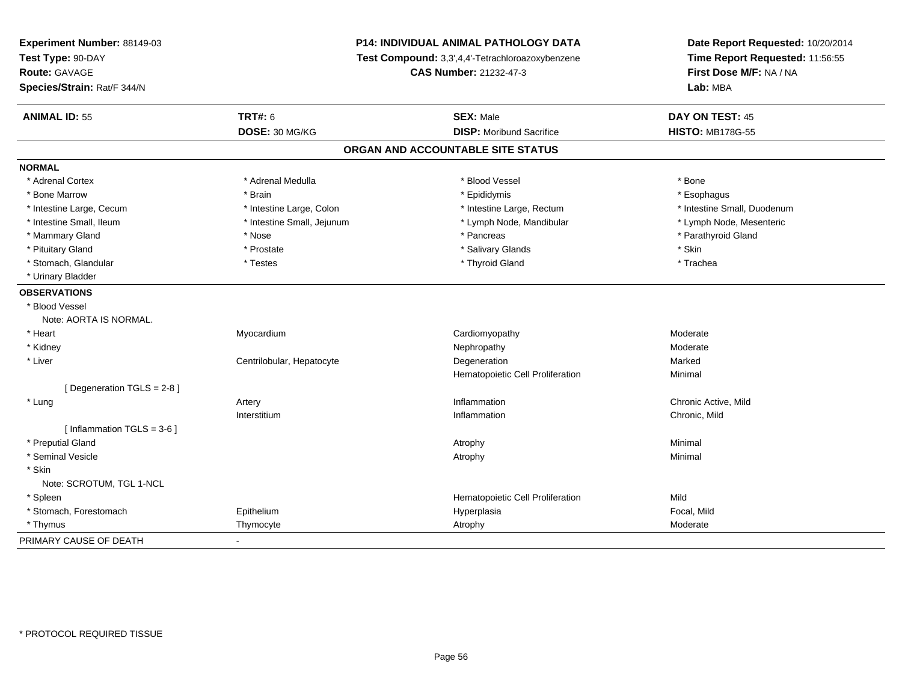**Experiment Number:** 88149-03
**Test Type:** 90-DAY
**Route:** GAVAGE
**Species/Strain:** Rat/F 344/N

**P14: INDIVIDUAL ANIMAL PATHOLOGY DATA**
**Test Compound:** 3,3',4,4'-Tetrachloroazoxybenzene
**CAS Number:** 21232-47-3

**Date Report Requested:** 10/20/2014
**Time Report Requested:** 11:56:55
**First Dose M/F:** NA / NA
**Lab:** MBA

| **ANIMAL ID:** 55 | **TRT#:** 6 | **SEX:** Male | **DAY ON TEST:** 45 |
|---|---|---|---|
| | **DOSE:** 30 MG/KG | **DISP:** Moribund Sacrifice | **HISTO:** MB178G-55 |

## ORGAN AND ACCOUNTABLE SITE STATUS

**NORMAL**

| | | | |
|---|---|---|---|
| * Adrenal Cortex | * Adrenal Medulla | * Blood Vessel | * Bone |
| * Bone Marrow | * Brain | * Epididymis | * Esophagus |
| * Intestine Large, Cecum | * Intestine Large, Colon | * Intestine Large, Rectum | * Intestine Small, Duodenum |
| * Intestine Small, Ileum | * Intestine Small, Jejunum | * Lymph Node, Mandibular | * Lymph Node, Mesenteric |
| * Mammary Gland | * Nose | * Pancreas | * Parathyroid Gland |
| * Pituitary Gland | * Prostate | * Salivary Glands | * Skin |
| * Stomach, Glandular | * Testes | * Thyroid Gland | * Trachea |
| * Urinary Bladder | | | |

**OBSERVATIONS**

| | | | |
|---|---|---|---|
| * Blood Vessel | | | |
| Note: AORTA IS NORMAL. | | | |
| * Heart | Myocardium | Cardiomyopathy | Moderate |
| * Kidney | | Nephropathy | Moderate |
| * Liver | Centrilobular, Hepatocyte | Degeneration | Marked |
| | | Hematopoietic Cell Proliferation | Minimal |
| [ Degeneration TGLS = 2-8 ] | | | |
| * Lung | Artery | Inflammation | Chronic Active, Mild |
| | Interstitium | Inflammation | Chronic, Mild |
| [ Inflammation TGLS = 3-6 ] | | | |
| * Preputial Gland | | Atrophy | Minimal |
| * Seminal Vesicle | | Atrophy | Minimal |
| * Skin | | | |
| Note: SCROTUM, TGL 1-NCL | | | |
| * Spleen | | Hematopoietic Cell Proliferation | Mild |
| * Stomach, Forestomach | Epithelium | Hyperplasia | Focal, Mild |
| * Thymus | Thymocyte | Atrophy | Moderate |

PRIMARY CAUSE OF DEATH -

* PROTOCOL REQUIRED TISSUE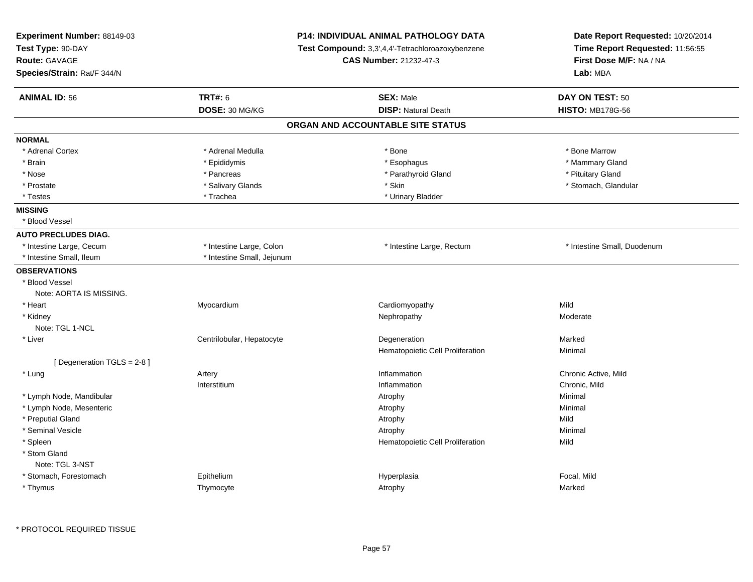**Experiment Number:** 88149-03
**Test Type:** 90-DAY
**Route:** GAVAGE
**Species/Strain:** Rat/F 344/N

**P14: INDIVIDUAL ANIMAL PATHOLOGY DATA**
**Test Compound:** 3,3',4,4'-Tetrachloroazoxybenzene
**CAS Number:** 21232-47-3

**Date Report Requested:** 10/20/2014
**Time Report Requested:** 11:56:55
**First Dose M/F:** NA / NA
**Lab:** MBA

| **ANIMAL ID:** 56 | **TRT#:** 6 | **SEX:** Male | **DAY ON TEST:** 50 |
|---|---|---|---|
| | **DOSE:** 30 MG/KG | **DISP:** Natural Death | **HISTO:** MB178G-56 |

## ORGAN AND ACCOUNTABLE SITE STATUS

**NORMAL**

| | | | |
|---|---|---|---|
| * Adrenal Cortex | * Adrenal Medulla | * Bone | * Bone Marrow |
| * Brain | * Epididymis | * Esophagus | * Mammary Gland |
| * Nose | * Pancreas | * Parathyroid Gland | * Pituitary Gland |
| * Prostate | * Salivary Glands | * Skin | * Stomach, Glandular |
| * Testes | * Trachea | * Urinary Bladder | |

**MISSING**

* Blood Vessel

**AUTO PRECLUDES DIAG.**

| | | | |
|---|---|---|---|
| * Intestine Large, Cecum | * Intestine Large, Colon | * Intestine Large, Rectum | * Intestine Small, Duodenum |
| * Intestine Small, Ileum | * Intestine Small, Jejunum | | |

**OBSERVATIONS**

| | | | |
|---|---|---|---|
| * Blood Vessel | | | |
| Note: AORTA IS MISSING. | | | |
| * Heart | Myocardium | Cardiomyopathy | Mild |
| * Kidney | | Nephropathy | Moderate |
| Note: TGL 1-NCL | | | |
| * Liver | Centrilobular, Hepatocyte | Degeneration | Marked |
| | | Hematopoietic Cell Proliferation | Minimal |
| [ Degeneration TGLS = 2-8 ] | | | |
| * Lung | Artery | Inflammation | Chronic Active, Mild |
| | Interstitium | Inflammation | Chronic, Mild |
| * Lymph Node, Mandibular | | Atrophy | Minimal |
| * Lymph Node, Mesenteric | | Atrophy | Minimal |
| * Preputial Gland | | Atrophy | Mild |
| * Seminal Vesicle | | Atrophy | Minimal |
| * Spleen | | Hematopoietic Cell Proliferation | Mild |
| * Stom Gland | | | |
| Note: TGL 3-NST | | | |
| * Stomach, Forestomach | Epithelium | Hyperplasia | Focal, Mild |
| * Thymus | Thymocyte | Atrophy | Marked |

* PROTOCOL REQUIRED TISSUE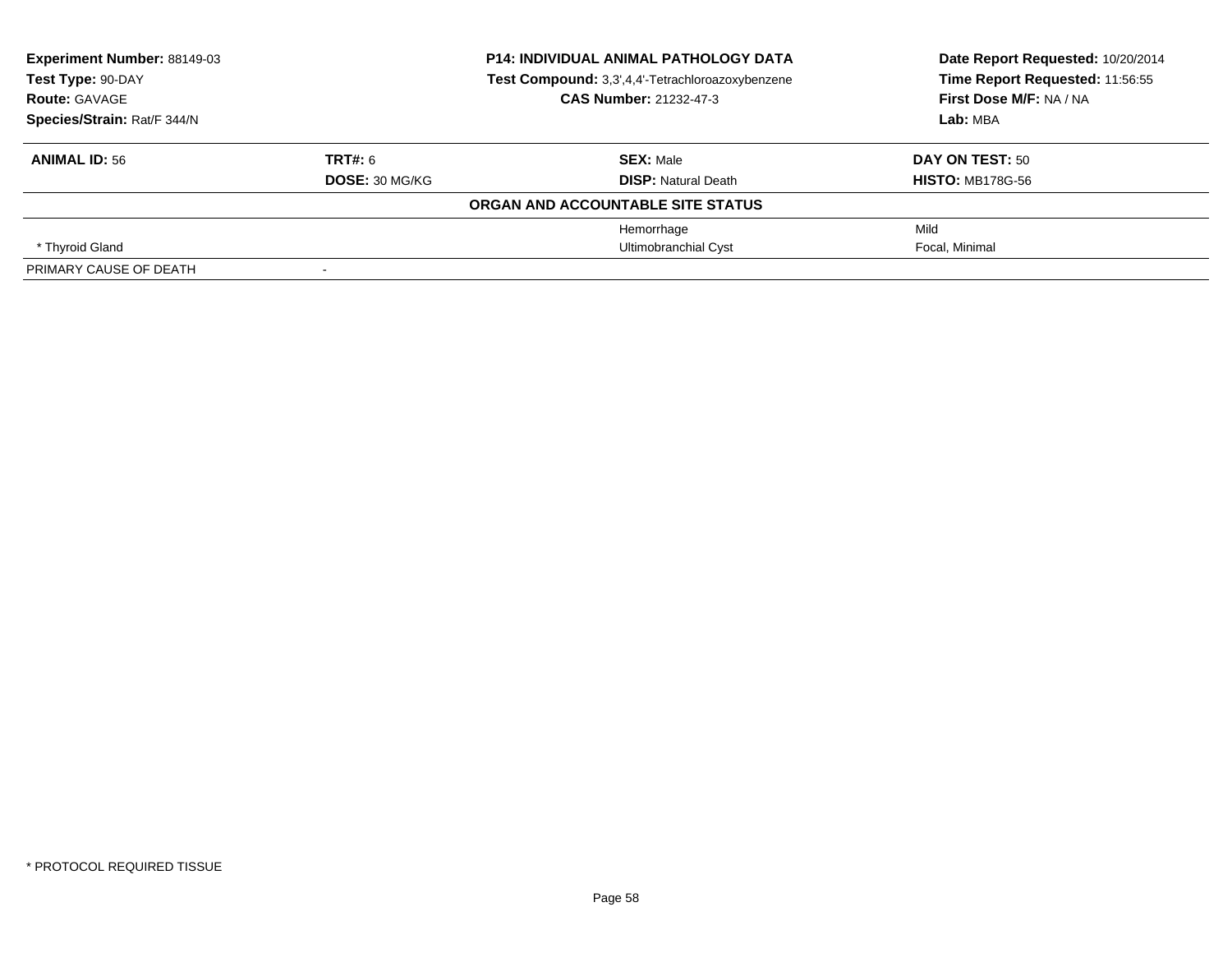**Experiment Number:** 88149-03
**Test Type:** 90-DAY
**Route:** GAVAGE
**Species/Strain:** Rat/F 344/N

**P14: INDIVIDUAL ANIMAL PATHOLOGY DATA**
**Test Compound:** 3,3',4,4'-Tetrachloroazoxybenzene
**CAS Number:** 21232-47-3

**Date Report Requested:** 10/20/2014
**Time Report Requested:** 11:56:55
**First Dose M/F:** NA / NA
**Lab:** MBA

| **ANIMAL ID:** 56 | **TRT#:** 6 | **SEX:** Male | **DAY ON TEST:** 50 |
|---|---|---|---|
| | **DOSE:** 30 MG/KG | **DISP:** Natural Death | **HISTO:** MB178G-56 |
| | | **ORGAN AND ACCOUNTABLE SITE STATUS** | |
| | | Hemorrhage | Mild |
| * Thyroid Gland | | Ultimobranchial Cyst | Focal, Minimal |
| PRIMARY CAUSE OF DEATH | - | | |

* PROTOCOL REQUIRED TISSUE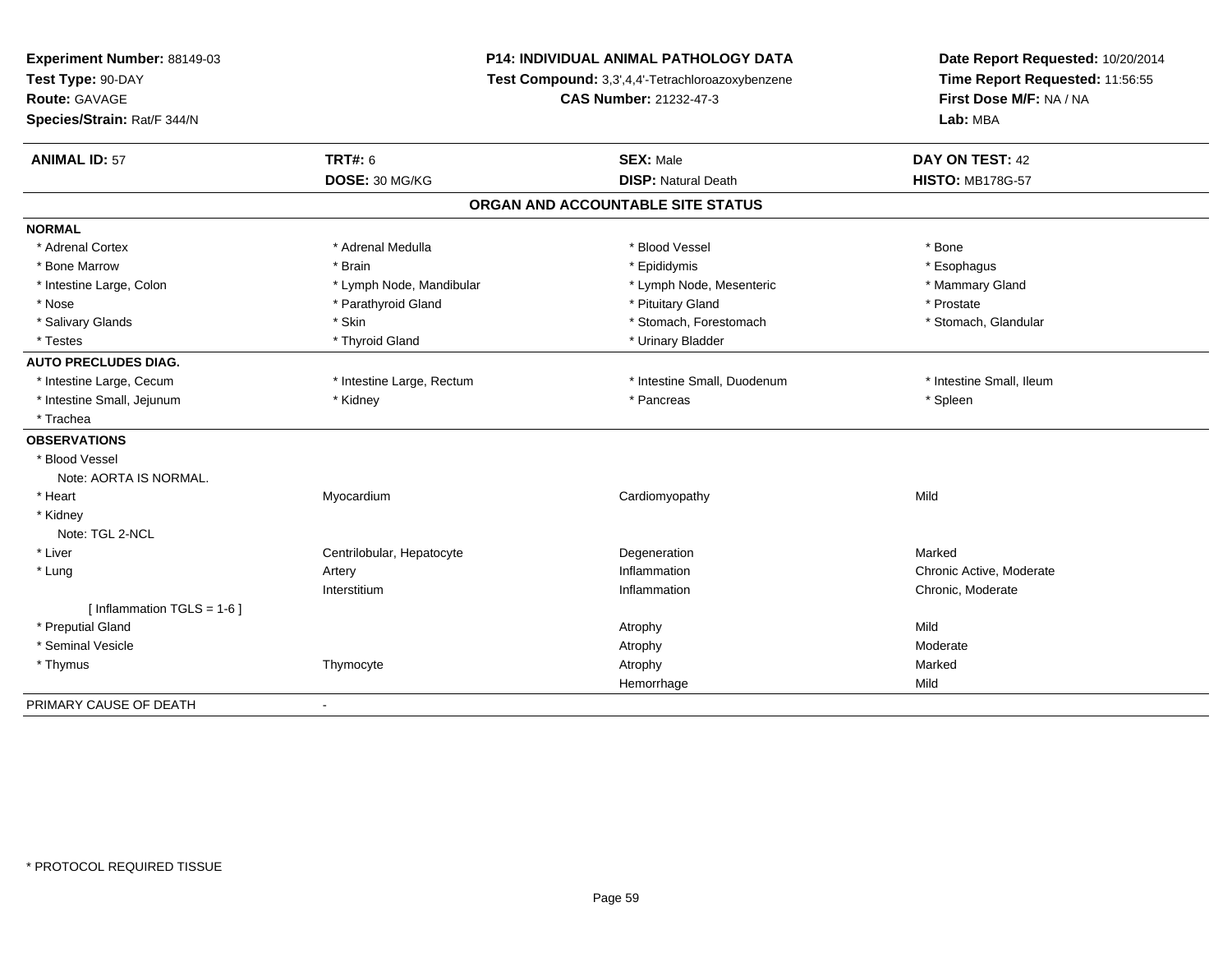**Experiment Number:** 88149-03
**Test Type:** 90-DAY
**Route:** GAVAGE
**Species/Strain:** Rat/F 344/N

**P14: INDIVIDUAL ANIMAL PATHOLOGY DATA**
**Test Compound:** 3,3',4,4'-Tetrachloroazoxybenzene
**CAS Number:** 21232-47-3

**Date Report Requested:** 10/20/2014
**Time Report Requested:** 11:56:55
**First Dose M/F:** NA / NA
**Lab:** MBA

| **ANIMAL ID:** 57 | **TRT#:** 6 | **SEX:** Male | **DAY ON TEST:** 42 |
|---|---|---|---|
| | **DOSE:** 30 MG/KG | **DISP:** Natural Death | **HISTO:** MB178G-57 |

## ORGAN AND ACCOUNTABLE SITE STATUS

**NORMAL**

| | | | |
|---|---|---|---|
| * Adrenal Cortex | * Adrenal Medulla | * Blood Vessel | * Bone |
| * Bone Marrow | * Brain | * Epididymis | * Esophagus |
| * Intestine Large, Colon | * Lymph Node, Mandibular | * Lymph Node, Mesenteric | * Mammary Gland |
| * Nose | * Parathyroid Gland | * Pituitary Gland | * Prostate |
| * Salivary Glands | * Skin | * Stomach, Forestomach | * Stomach, Glandular |
| * Testes | * Thyroid Gland | * Urinary Bladder | |

**AUTO PRECLUDES DIAG.**

| | | | |
|---|---|---|---|
| * Intestine Large, Cecum | * Intestine Large, Rectum | * Intestine Small, Duodenum | * Intestine Small, Ileum |
| * Intestine Small, Jejunum | * Kidney | * Pancreas | * Spleen |
| * Trachea | | | |

**OBSERVATIONS**

| | | | |
|---|---|---|---|
| * Blood Vessel | | | |
| Note: AORTA IS NORMAL. | | | |
| * Heart | Myocardium | Cardiomyopathy | Mild |
| * Kidney | | | |
| Note: TGL 2-NCL | | | |
| * Liver | Centrilobular, Hepatocyte | Degeneration | Marked |
| * Lung | Artery | Inflammation | Chronic Active, Moderate |
| | Interstitium | Inflammation | Chronic, Moderate |
| [ Inflammation TGLS = 1-6 ] | | | |
| * Preputial Gland | | Atrophy | Mild |
| * Seminal Vesicle | | Atrophy | Moderate |
| * Thymus | Thymocyte | Atrophy | Marked |
| | | Hemorrhage | Mild |

PRIMARY CAUSE OF DEATH -

* PROTOCOL REQUIRED TISSUE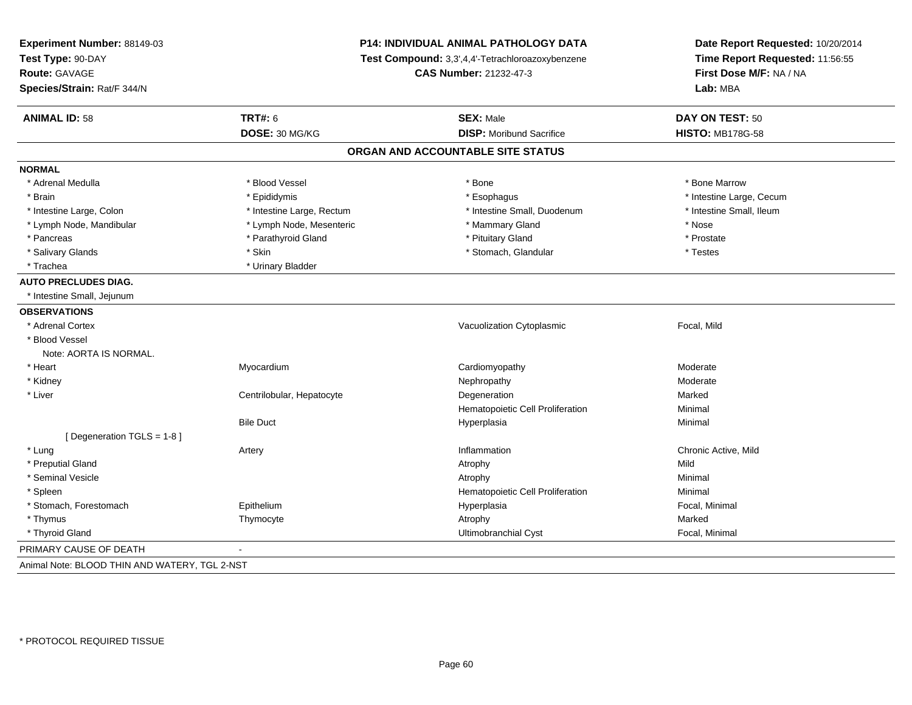**Experiment Number:** 88149-03
**Test Type:** 90-DAY
**Route:** GAVAGE
**Species/Strain:** Rat/F 344/N

**P14: INDIVIDUAL ANIMAL PATHOLOGY DATA**
**Test Compound:** 3,3',4,4'-Tetrachloroazoxybenzene
**CAS Number:** 21232-47-3

**Date Report Requested:** 10/20/2014
**Time Report Requested:** 11:56:55
**First Dose M/F:** NA / NA
**Lab:** MBA

| **ANIMAL ID:** 58 | **TRT#:** 6 | **SEX:** Male | **DAY ON TEST:** 50 |
|---|---|---|---|
| | **DOSE:** 30 MG/KG | **DISP:** Moribund Sacrifice | **HISTO:** MB178G-58 |

## ORGAN AND ACCOUNTABLE SITE STATUS

**NORMAL**

| | | | |
|---|---|---|---|
| * Adrenal Medulla | * Blood Vessel | * Bone | * Bone Marrow |
| * Brain | * Epididymis | * Esophagus | * Intestine Large, Cecum |
| * Intestine Large, Colon | * Intestine Large, Rectum | * Intestine Small, Duodenum | * Intestine Small, Ileum |
| * Lymph Node, Mandibular | * Lymph Node, Mesenteric | * Mammary Gland | * Nose |
| * Pancreas | * Parathyroid Gland | * Pituitary Gland | * Prostate |
| * Salivary Glands | * Skin | * Stomach, Glandular | * Testes |
| * Trachea | * Urinary Bladder | | |

**AUTO PRECLUDES DIAG.**

* Intestine Small, Jejunum

**OBSERVATIONS**

| | | | |
|---|---|---|---|
| * Adrenal Cortex | | Vacuolization Cytoplasmic | Focal, Mild |
| * Blood Vessel | | | |
| Note: AORTA IS NORMAL. | | | |
| * Heart | Myocardium | Cardiomyopathy | Moderate |
| * Kidney | | Nephropathy | Moderate |
| * Liver | Centrilobular, Hepatocyte | Degeneration | Marked |
| | | Hematopoietic Cell Proliferation | Minimal |
| | Bile Duct | Hyperplasia | Minimal |
| [ Degeneration TGLS = 1-8 ] | | | |
| * Lung | Artery | Inflammation | Chronic Active, Mild |
| * Preputial Gland | | Atrophy | Mild |
| * Seminal Vesicle | | Atrophy | Minimal |
| * Spleen | | Hematopoietic Cell Proliferation | Minimal |
| * Stomach, Forestomach | Epithelium | Hyperplasia | Focal, Minimal |
| * Thymus | Thymocyte | Atrophy | Marked |
| * Thyroid Gland | | Ultimobranchial Cyst | Focal, Minimal |

PRIMARY CAUSE OF DEATH -

Animal Note: BLOOD THIN AND WATERY, TGL 2-NST

* PROTOCOL REQUIRED TISSUE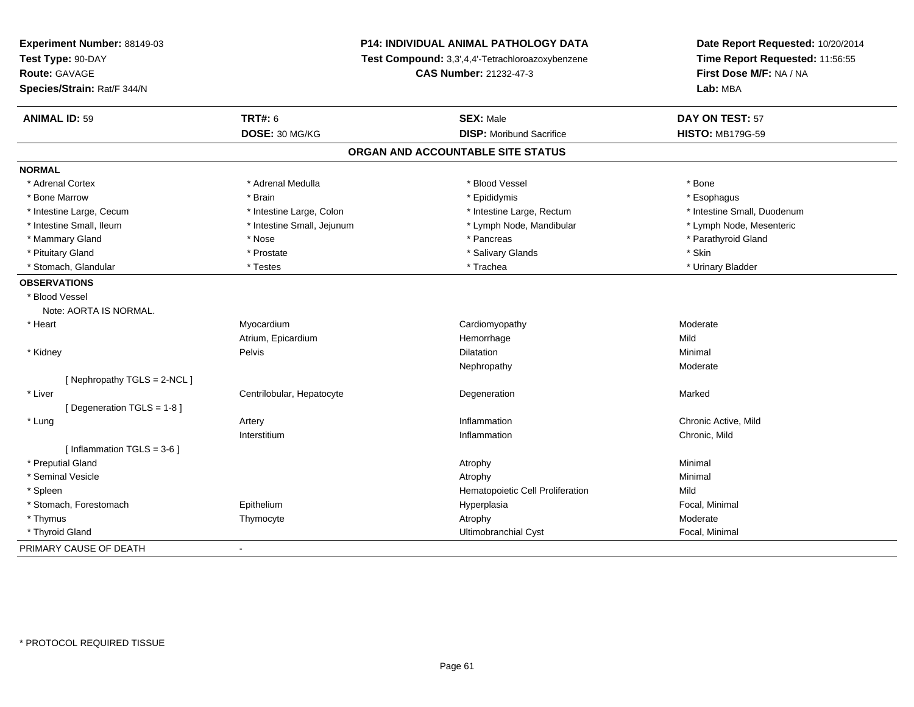**Experiment Number:** 88149-03
**Test Type:** 90-DAY
**Route:** GAVAGE
**Species/Strain:** Rat/F 344/N

**P14: INDIVIDUAL ANIMAL PATHOLOGY DATA**
**Test Compound:** 3,3',4,4'-Tetrachloroazoxybenzene
**CAS Number:** 21232-47-3

**Date Report Requested:** 10/20/2014
**Time Report Requested:** 11:56:55
**First Dose M/F:** NA / NA
**Lab:** MBA

| **ANIMAL ID:** 59 | **TRT#:** 6 | **SEX:** Male | **DAY ON TEST:** 57 |
|---|---|---|---|
| | **DOSE:** 30 MG/KG | **DISP:** Moribund Sacrifice | **HISTO:** MB179G-59 |

## ORGAN AND ACCOUNTABLE SITE STATUS

**NORMAL**

| | | | |
|---|---|---|---|
| * Adrenal Cortex | * Adrenal Medulla | * Blood Vessel | * Bone |
| * Bone Marrow | * Brain | * Epididymis | * Esophagus |
| * Intestine Large, Cecum | * Intestine Large, Colon | * Intestine Large, Rectum | * Intestine Small, Duodenum |
| * Intestine Small, Ileum | * Intestine Small, Jejunum | * Lymph Node, Mandibular | * Lymph Node, Mesenteric |
| * Mammary Gland | * Nose | * Pancreas | * Parathyroid Gland |
| * Pituitary Gland | * Prostate | * Salivary Glands | * Skin |
| * Stomach, Glandular | * Testes | * Trachea | * Urinary Bladder |

**OBSERVATIONS**

| | | | |
|---|---|---|---|
| * Blood Vessel | | | |
| Note: AORTA IS NORMAL. | | | |
| * Heart | Myocardium | Cardiomyopathy | Moderate |
| | Atrium, Epicardium | Hemorrhage | Mild |
| * Kidney | Pelvis | Dilatation | Minimal |
| | | Nephropathy | Moderate |
| [ Nephropathy TGLS = 2-NCL ] | | | |
| * Liver | Centrilobular, Hepatocyte | Degeneration | Marked |
| [ Degeneration TGLS = 1-8 ] | | | |
| * Lung | Artery | Inflammation | Chronic Active, Mild |
| | Interstitium | Inflammation | Chronic, Mild |
| [ Inflammation TGLS = 3-6 ] | | | |
| * Preputial Gland | | Atrophy | Minimal |
| * Seminal Vesicle | | Atrophy | Minimal |
| * Spleen | | Hematopoietic Cell Proliferation | Mild |
| * Stomach, Forestomach | Epithelium | Hyperplasia | Focal, Minimal |
| * Thymus | Thymocyte | Atrophy | Moderate |
| * Thyroid Gland | | Ultimobranchial Cyst | Focal, Minimal |

PRIMARY CAUSE OF DEATH -

\* PROTOCOL REQUIRED TISSUE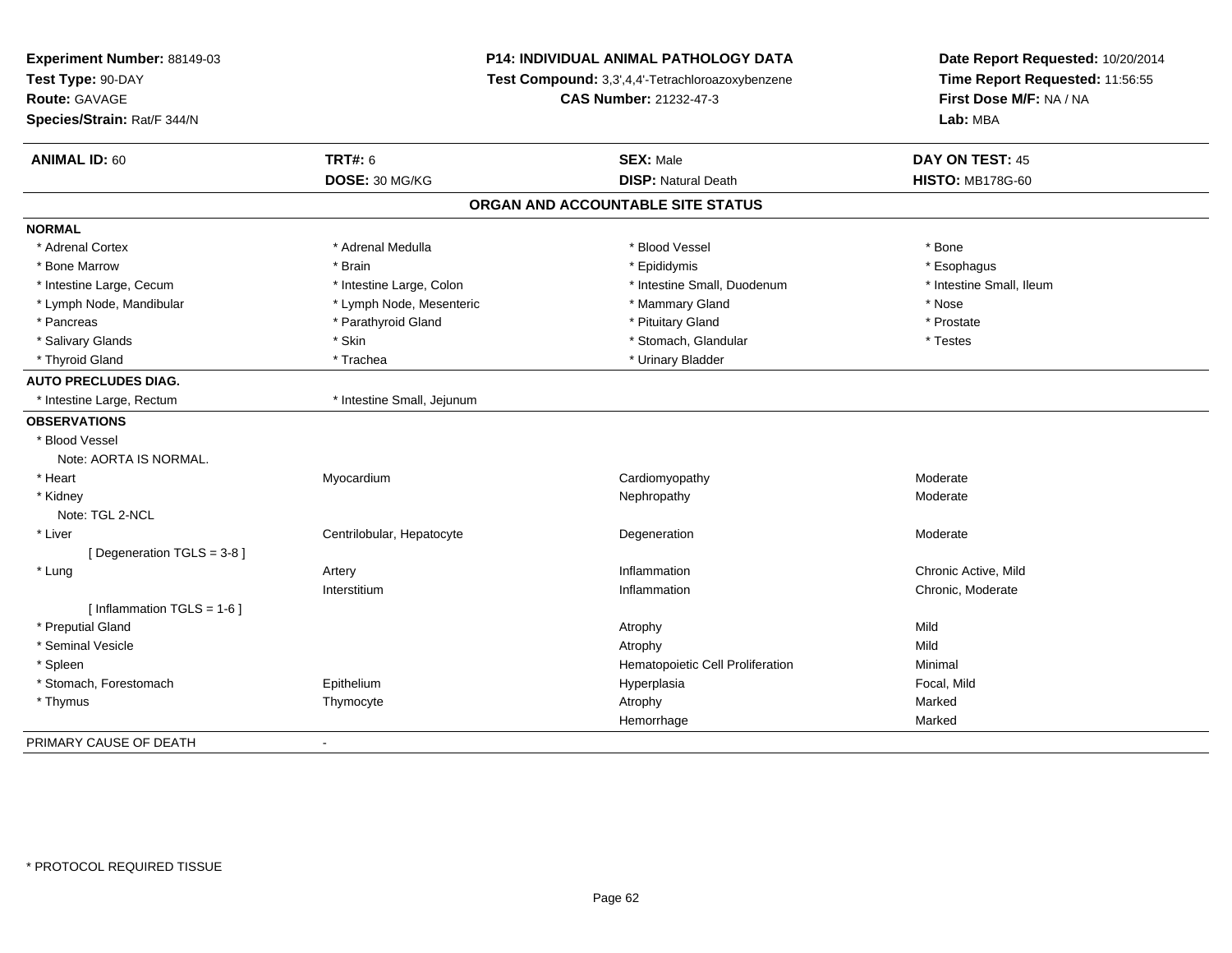**Experiment Number:** 88149-03
**Test Type:** 90-DAY
**Route:** GAVAGE
**Species/Strain:** Rat/F 344/N

**P14: INDIVIDUAL ANIMAL PATHOLOGY DATA**
**Test Compound:** 3,3',4,4'-Tetrachloroazoxybenzene
**CAS Number:** 21232-47-3

**Date Report Requested:** 10/20/2014
**Time Report Requested:** 11:56:55
**First Dose M/F:** NA / NA
**Lab:** MBA

| **ANIMAL ID:** 60 | **TRT#:** 6 | **SEX:** Male | **DAY ON TEST:** 45 |
|---|---|---|---|
| | **DOSE:** 30 MG/KG | **DISP:** Natural Death | **HISTO:** MB178G-60 |

## ORGAN AND ACCOUNTABLE SITE STATUS

**NORMAL**

| | | | |
|---|---|---|---|
| * Adrenal Cortex | * Adrenal Medulla | * Blood Vessel | * Bone |
| * Bone Marrow | * Brain | * Epididymis | * Esophagus |
| * Intestine Large, Cecum | * Intestine Large, Colon | * Intestine Small, Duodenum | * Intestine Small, Ileum |
| * Lymph Node, Mandibular | * Lymph Node, Mesenteric | * Mammary Gland | * Nose |
| * Pancreas | * Parathyroid Gland | * Pituitary Gland | * Prostate |
| * Salivary Glands | * Skin | * Stomach, Glandular | * Testes |
| * Thyroid Gland | * Trachea | * Urinary Bladder | |

**AUTO PRECLUDES DIAG.**

| | |
|---|---|
| * Intestine Large, Rectum | * Intestine Small, Jejunum |

**OBSERVATIONS**

| | | | |
|---|---|---|---|
| * Blood Vessel | | | |
| Note: AORTA IS NORMAL. | | | |
| * Heart | Myocardium | Cardiomyopathy | Moderate |
| * Kidney | | Nephropathy | Moderate |
| Note: TGL 2-NCL | | | |
| * Liver | Centrilobular, Hepatocyte | Degeneration | Moderate |
| [ Degeneration TGLS = 3-8 ] | | | |
| * Lung | Artery | Inflammation | Chronic Active, Mild |
| | Interstitium | Inflammation | Chronic, Moderate |
| [ Inflammation TGLS = 1-6 ] | | | |
| * Preputial Gland | | Atrophy | Mild |
| * Seminal Vesicle | | Atrophy | Mild |
| * Spleen | | Hematopoietic Cell Proliferation | Minimal |
| * Stomach, Forestomach | Epithelium | Hyperplasia | Focal, Mild |
| * Thymus | Thymocyte | Atrophy | Marked |
| | | Hemorrhage | Marked |

PRIMARY CAUSE OF DEATH -

\* PROTOCOL REQUIRED TISSUE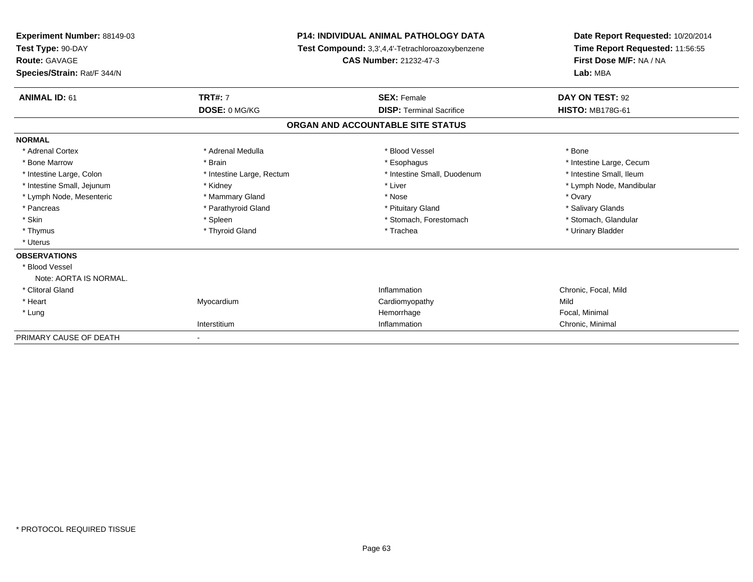**Experiment Number:** 88149-03
**Test Type:** 90-DAY
**Route:** GAVAGE
**Species/Strain:** Rat/F 344/N

**P14: INDIVIDUAL ANIMAL PATHOLOGY DATA**
**Test Compound:** 3,3',4,4'-Tetrachloroazoxybenzene
**CAS Number:** 21232-47-3

**Date Report Requested:** 10/20/2014
**Time Report Requested:** 11:56:55
**First Dose M/F:** NA / NA
**Lab:** MBA

| **ANIMAL ID:** 61 | **TRT#:** 7 | **SEX:** Female | **DAY ON TEST:** 92 |
|---|---|---|---|
| | **DOSE:** 0 MG/KG | **DISP:** Terminal Sacrifice | **HISTO:** MB178G-61 |

## ORGAN AND ACCOUNTABLE SITE STATUS

### NORMAL

| | | | |
|---|---|---|---|
| * Adrenal Cortex | * Adrenal Medulla | * Blood Vessel | * Bone |
| * Bone Marrow | * Brain | * Esophagus | * Intestine Large, Cecum |
| * Intestine Large, Colon | * Intestine Large, Rectum | * Intestine Small, Duodenum | * Intestine Small, Ileum |
| * Intestine Small, Jejunum | * Kidney | * Liver | * Lymph Node, Mandibular |
| * Lymph Node, Mesenteric | * Mammary Gland | * Nose | * Ovary |
| * Pancreas | * Parathyroid Gland | * Pituitary Gland | * Salivary Glands |
| * Skin | * Spleen | * Stomach, Forestomach | * Stomach, Glandular |
| * Thymus | * Thyroid Gland | * Trachea | * Urinary Bladder |
| * Uterus | | | |

### OBSERVATIONS

| | | | |
|---|---|---|---|
| * Blood Vessel | | | |
| Note: AORTA IS NORMAL. | | | |
| * Clitoral Gland | | Inflammation | Chronic, Focal, Mild |
| * Heart | Myocardium | Cardiomyopathy | Mild |
| * Lung | | Hemorrhage | Focal, Minimal |
| | Interstitium | Inflammation | Chronic, Minimal |

PRIMARY CAUSE OF DEATH -

\* PROTOCOL REQUIRED TISSUE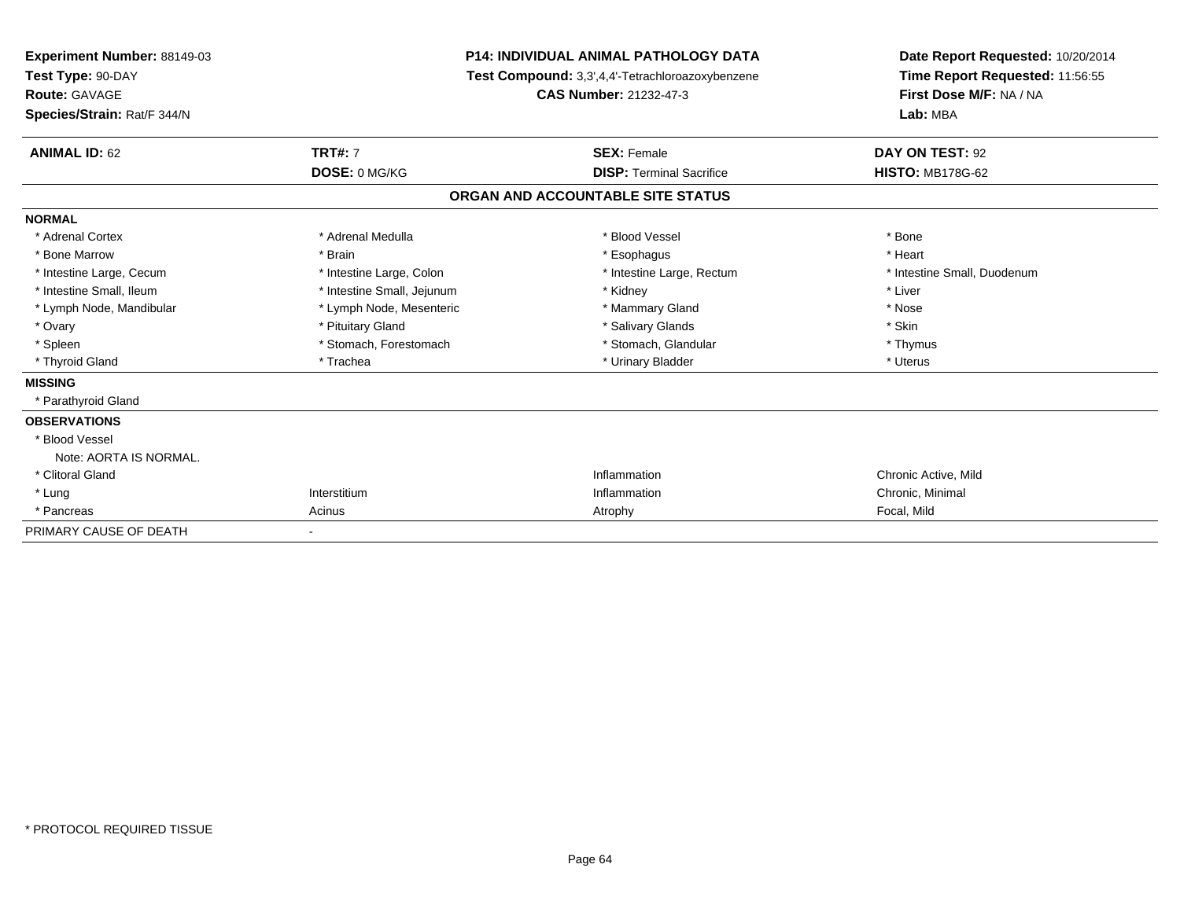**Experiment Number:** 88149-03
**Test Type:** 90-DAY
**Route:** GAVAGE
**Species/Strain:** Rat/F 344/N

**P14: INDIVIDUAL ANIMAL PATHOLOGY DATA**
**Test Compound:** 3,3',4,4'-Tetrachloroazoxybenzene
**CAS Number:** 21232-47-3

**Date Report Requested:** 10/20/2014
**Time Report Requested:** 11:56:55
**First Dose M/F:** NA / NA
**Lab:** MBA

| **ANIMAL ID:** 62 | **TRT#:** 7 | **SEX:** Female | **DAY ON TEST:** 92 |
|---|---|---|---|
| | **DOSE:** 0 MG/KG | **DISP:** Terminal Sacrifice | **HISTO:** MB178G-62 |

## ORGAN AND ACCOUNTABLE SITE STATUS

| | | | |
|---|---|---|---|
| **NORMAL** | | | |
| * Adrenal Cortex | * Adrenal Medulla | * Blood Vessel | * Bone |
| * Bone Marrow | * Brain | * Esophagus | * Heart |
| * Intestine Large, Cecum | * Intestine Large, Colon | * Intestine Large, Rectum | * Intestine Small, Duodenum |
| * Intestine Small, Ileum | * Intestine Small, Jejunum | * Kidney | * Liver |
| * Lymph Node, Mandibular | * Lymph Node, Mesenteric | * Mammary Gland | * Nose |
| * Ovary | * Pituitary Gland | * Salivary Glands | * Skin |
| * Spleen | * Stomach, Forestomach | * Stomach, Glandular | * Thymus |
| * Thyroid Gland | * Trachea | * Urinary Bladder | * Uterus |
| **MISSING** | | | |
| * Parathyroid Gland | | | |
| **OBSERVATIONS** | | | |
| * Blood Vessel | | | |
| Note: AORTA IS NORMAL. | | | |
| * Clitoral Gland | | Inflammation | Chronic Active, Mild |
| * Lung | Interstitium | Inflammation | Chronic, Minimal |
| * Pancreas | Acinus | Atrophy | Focal, Mild |
| PRIMARY CAUSE OF DEATH | - | | |

* PROTOCOL REQUIRED TISSUE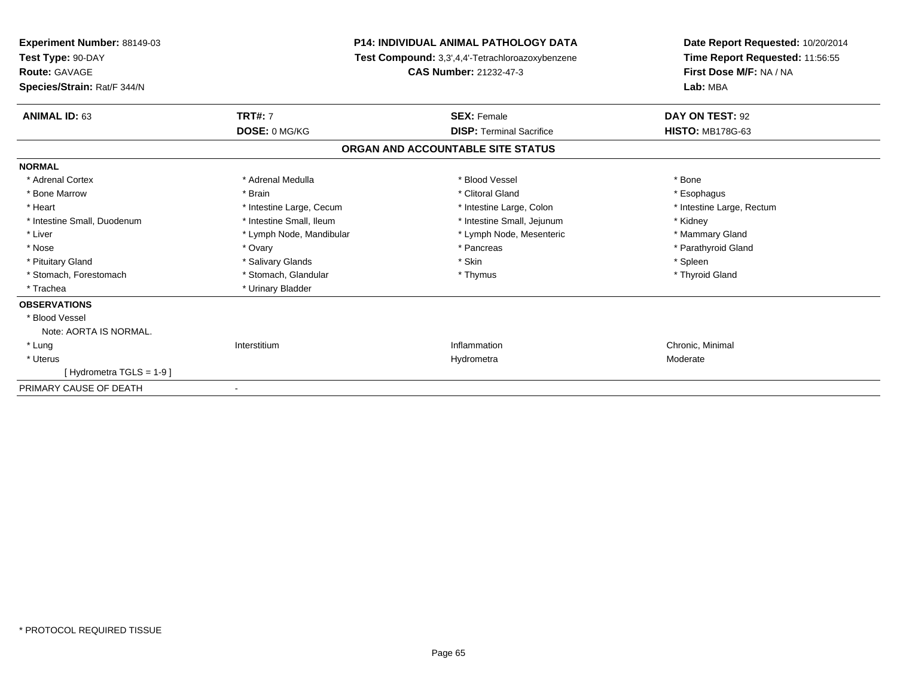**Experiment Number:** 88149-03
**Test Type:** 90-DAY
**Route:** GAVAGE
**Species/Strain:** Rat/F 344/N

**P14: INDIVIDUAL ANIMAL PATHOLOGY DATA**
**Test Compound:** 3,3',4,4'-Tetrachloroazoxybenzene
**CAS Number:** 21232-47-3

**Date Report Requested:** 10/20/2014
**Time Report Requested:** 11:56:55
**First Dose M/F:** NA / NA
**Lab:** MBA

| **ANIMAL ID:** 63 | **TRT#:** 7 | **SEX:** Female | **DAY ON TEST:** 92 |
|---|---|---|---|
| | **DOSE:** 0 MG/KG | **DISP:** Terminal Sacrifice | **HISTO:** MB178G-63 |

## ORGAN AND ACCOUNTABLE SITE STATUS

**NORMAL**

| | | | |
|---|---|---|---|
| * Adrenal Cortex | * Adrenal Medulla | * Blood Vessel | * Bone |
| * Bone Marrow | * Brain | * Clitoral Gland | * Esophagus |
| * Heart | * Intestine Large, Cecum | * Intestine Large, Colon | * Intestine Large, Rectum |
| * Intestine Small, Duodenum | * Intestine Small, Ileum | * Intestine Small, Jejunum | * Kidney |
| * Liver | * Lymph Node, Mandibular | * Lymph Node, Mesenteric | * Mammary Gland |
| * Nose | * Ovary | * Pancreas | * Parathyroid Gland |
| * Pituitary Gland | * Salivary Glands | * Skin | * Spleen |
| * Stomach, Forestomach | * Stomach, Glandular | * Thymus | * Thyroid Gland |
| * Trachea | * Urinary Bladder | | |

**OBSERVATIONS**

| | | | |
|---|---|---|---|
| * Blood Vessel | | | |
| Note: AORTA IS NORMAL. | | | |
| * Lung | Interstitium | Inflammation | Chronic, Minimal |
| * Uterus | | Hydrometra | Moderate |
| [ Hydrometra TGLS = 1-9 ] | | | |

PRIMARY CAUSE OF DEATH -

* PROTOCOL REQUIRED TISSUE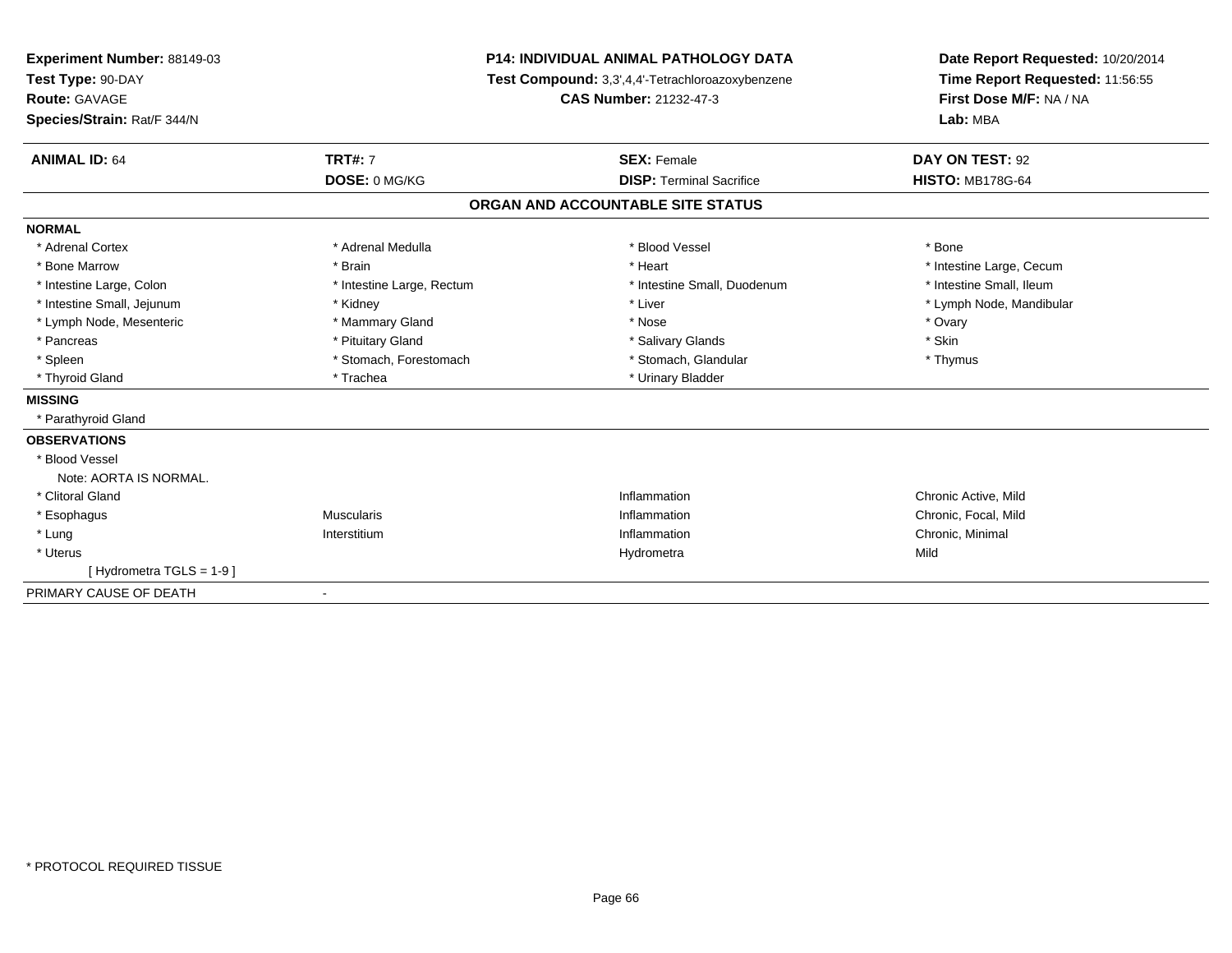| | | | |
|---|---|---|---|
| **Experiment Number:** 88149-03 | **P14: INDIVIDUAL ANIMAL PATHOLOGY DATA** | | **Date Report Requested:** 10/20/2014 |
| **Test Type:** 90-DAY | **Test Compound:** 3,3',4,4'-Tetrachloroazoxybenzene | | **Time Report Requested:** 11:56:55 |
| **Route:** GAVAGE | **CAS Number:** 21232-47-3 | | **First Dose M/F:** NA / NA |
| **Species/Strain:** Rat/F 344/N | | | **Lab:** MBA |

| | | | |
|---|---|---|---|
| **ANIMAL ID:** 64 | **TRT#:** 7 | **SEX:** Female | **DAY ON TEST:** 92 |
| | **DOSE:** 0 MG/KG | **DISP:** Terminal Sacrifice | **HISTO:** MB178G-64 |

## ORGAN AND ACCOUNTABLE SITE STATUS

**NORMAL**

| | | | |
|---|---|---|---|
| * Adrenal Cortex | * Adrenal Medulla | * Blood Vessel | * Bone |
| * Bone Marrow | * Brain | * Heart | * Intestine Large, Cecum |
| * Intestine Large, Colon | * Intestine Large, Rectum | * Intestine Small, Duodenum | * Intestine Small, Ileum |
| * Intestine Small, Jejunum | * Kidney | * Liver | * Lymph Node, Mandibular |
| * Lymph Node, Mesenteric | * Mammary Gland | * Nose | * Ovary |
| * Pancreas | * Pituitary Gland | * Salivary Glands | * Skin |
| * Spleen | * Stomach, Forestomach | * Stomach, Glandular | * Thymus |
| * Thyroid Gland | * Trachea | * Urinary Bladder | |

**MISSING**

* Parathyroid Gland

**OBSERVATIONS**

| | | | |
|---|---|---|---|
| * Blood Vessel | | | |
| Note: AORTA IS NORMAL. | | | |
| * Clitoral Gland | | Inflammation | Chronic Active, Mild |
| * Esophagus | Muscularis | Inflammation | Chronic, Focal, Mild |
| * Lung | Interstitium | Inflammation | Chronic, Minimal |
| * Uterus | | Hydrometra | Mild |
| [ Hydrometra TGLS = 1-9 ] | | | |

PRIMARY CAUSE OF DEATH -

* PROTOCOL REQUIRED TISSUE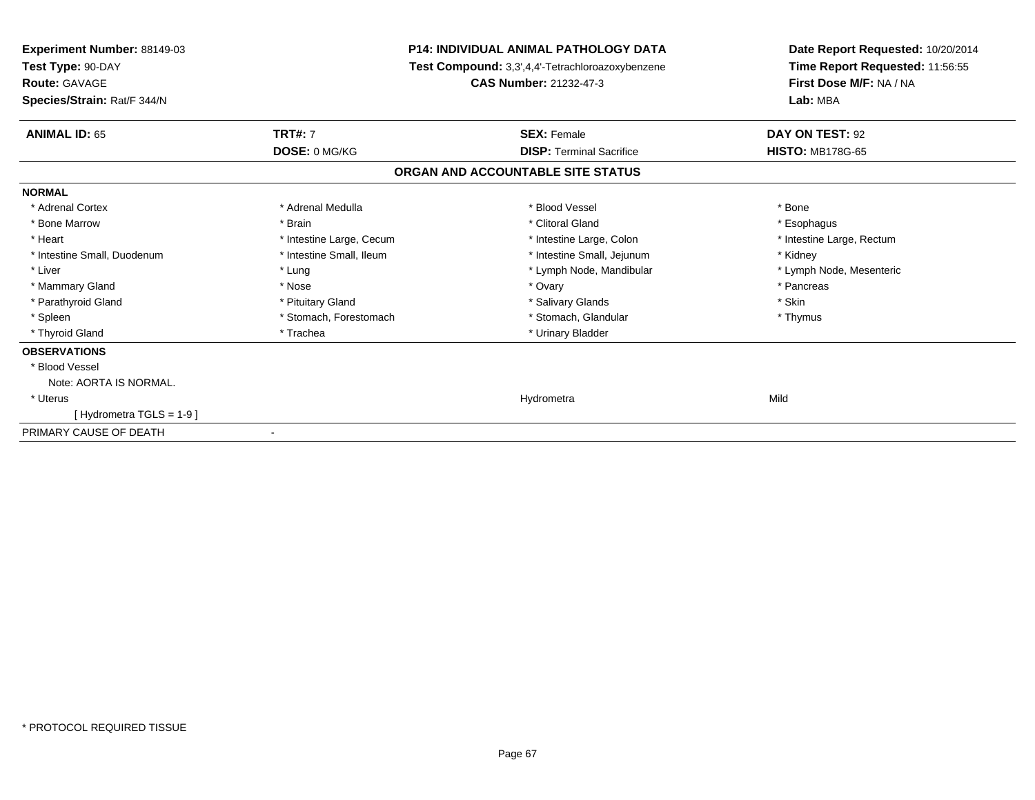**Experiment Number:** 88149-03
**Test Type:** 90-DAY
**Route:** GAVAGE
**Species/Strain:** Rat/F 344/N

**P14: INDIVIDUAL ANIMAL PATHOLOGY DATA**
**Test Compound:** 3,3',4,4'-Tetrachloroazoxybenzene
**CAS Number:** 21232-47-3

**Date Report Requested:** 10/20/2014
**Time Report Requested:** 11:56:55
**First Dose M/F:** NA / NA
**Lab:** MBA

| **ANIMAL ID:** 65 | **TRT#:** 7 | **SEX:** Female | **DAY ON TEST:** 92 |
|---|---|---|---|
| | **DOSE:** 0 MG/KG | **DISP:** Terminal Sacrifice | **HISTO:** MB178G-65 |

## ORGAN AND ACCOUNTABLE SITE STATUS

**NORMAL**

| | | | |
|---|---|---|---|
| * Adrenal Cortex | * Adrenal Medulla | * Blood Vessel | * Bone |
| * Bone Marrow | * Brain | * Clitoral Gland | * Esophagus |
| * Heart | * Intestine Large, Cecum | * Intestine Large, Colon | * Intestine Large, Rectum |
| * Intestine Small, Duodenum | * Intestine Small, Ileum | * Intestine Small, Jejunum | * Kidney |
| * Liver | * Lung | * Lymph Node, Mandibular | * Lymph Node, Mesenteric |
| * Mammary Gland | * Nose | * Ovary | * Pancreas |
| * Parathyroid Gland | * Pituitary Gland | * Salivary Glands | * Skin |
| * Spleen | * Stomach, Forestomach | * Stomach, Glandular | * Thymus |
| * Thyroid Gland | * Trachea | * Urinary Bladder | |

**OBSERVATIONS**

* Blood Vessel
  Note: AORTA IS NORMAL.

| | | |
|---|---|---|
| * Uterus | Hydrometra | Mild |

[ Hydrometra TGLS = 1-9 ]

PRIMARY CAUSE OF DEATH -

* PROTOCOL REQUIRED TISSUE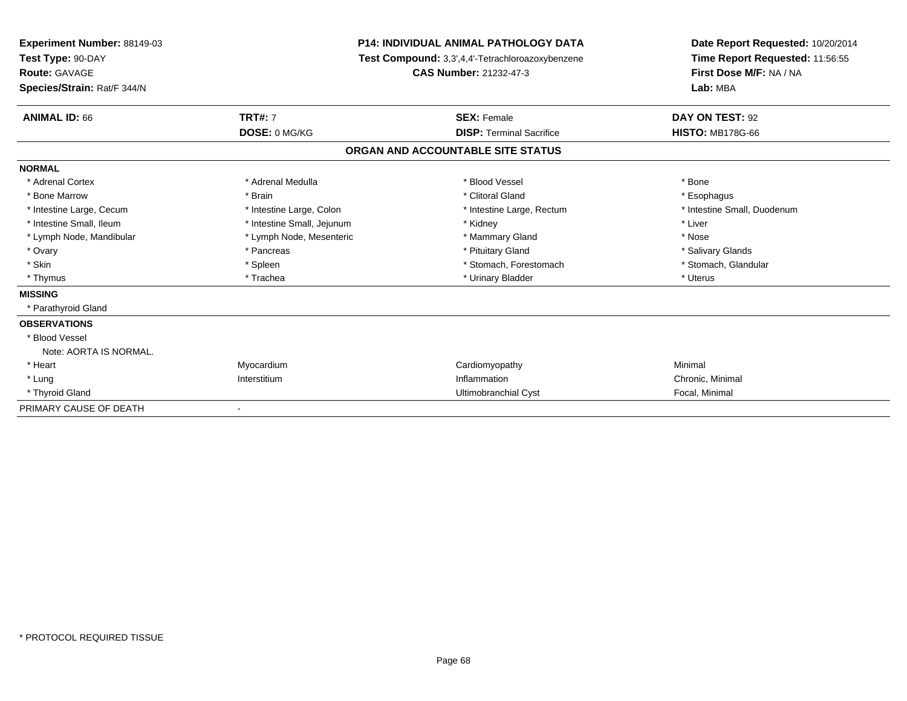**Experiment Number:** 88149-03
**Test Type:** 90-DAY
**Route:** GAVAGE
**Species/Strain:** Rat/F 344/N

**P14: INDIVIDUAL ANIMAL PATHOLOGY DATA**
**Test Compound:** 3,3',4,4'-Tetrachloroazoxybenzene
**CAS Number:** 21232-47-3

**Date Report Requested:** 10/20/2014
**Time Report Requested:** 11:56:55
**First Dose M/F:** NA / NA
**Lab:** MBA

| **ANIMAL ID:** 66 | **TRT#:** 7 | **SEX:** Female | **DAY ON TEST:** 92 |
|---|---|---|---|
| | **DOSE:** 0 MG/KG | **DISP:** Terminal Sacrifice | **HISTO:** MB178G-66 |

## ORGAN AND ACCOUNTABLE SITE STATUS

| | | | |
|---|---|---|---|
| **NORMAL** | | | |
| * Adrenal Cortex | * Adrenal Medulla | * Blood Vessel | * Bone |
| * Bone Marrow | * Brain | * Clitoral Gland | * Esophagus |
| * Intestine Large, Cecum | * Intestine Large, Colon | * Intestine Large, Rectum | * Intestine Small, Duodenum |
| * Intestine Small, Ileum | * Intestine Small, Jejunum | * Kidney | * Liver |
| * Lymph Node, Mandibular | * Lymph Node, Mesenteric | * Mammary Gland | * Nose |
| * Ovary | * Pancreas | * Pituitary Gland | * Salivary Glands |
| * Skin | * Spleen | * Stomach, Forestomach | * Stomach, Glandular |
| * Thymus | * Trachea | * Urinary Bladder | * Uterus |
| **MISSING** | | | |
| * Parathyroid Gland | | | |
| **OBSERVATIONS** | | | |
| * Blood Vessel | | | |
| Note: AORTA IS NORMAL. | | | |
| * Heart | Myocardium | Cardiomyopathy | Minimal |
| * Lung | Interstitium | Inflammation | Chronic, Minimal |
| * Thyroid Gland | | Ultimobranchial Cyst | Focal, Minimal |
| PRIMARY CAUSE OF DEATH | - | | |

* PROTOCOL REQUIRED TISSUE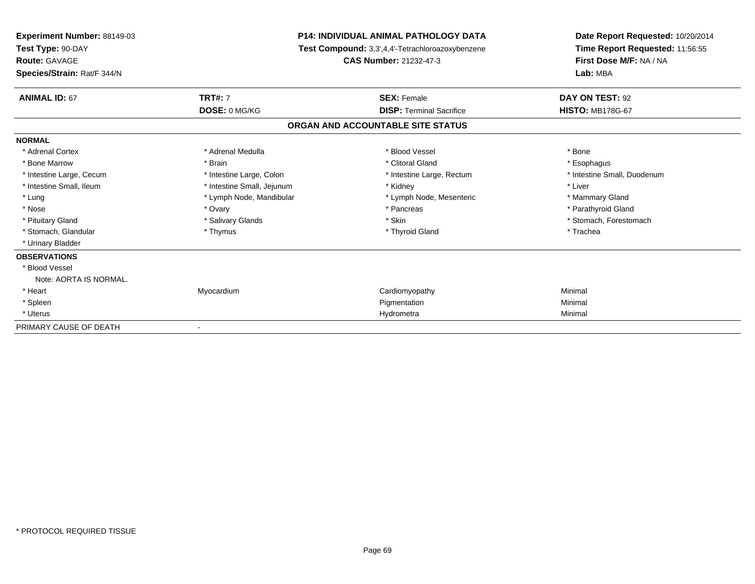**Experiment Number:** 88149-03
**Test Type:** 90-DAY
**Route:** GAVAGE
**Species/Strain:** Rat/F 344/N

**P14: INDIVIDUAL ANIMAL PATHOLOGY DATA**
**Test Compound:** 3,3',4,4'-Tetrachloroazoxybenzene
**CAS Number:** 21232-47-3

**Date Report Requested:** 10/20/2014
**Time Report Requested:** 11:56:55
**First Dose M/F:** NA / NA
**Lab:** MBA

| **ANIMAL ID:** 67 | **TRT#:** 7 | **SEX:** Female | **DAY ON TEST:** 92 |
|---|---|---|---|
| | **DOSE:** 0 MG/KG | **DISP:** Terminal Sacrifice | **HISTO:** MB178G-67 |

## ORGAN AND ACCOUNTABLE SITE STATUS

**NORMAL**

| | | | |
|---|---|---|---|
| * Adrenal Cortex | * Adrenal Medulla | * Blood Vessel | * Bone |
| * Bone Marrow | * Brain | * Clitoral Gland | * Esophagus |
| * Intestine Large, Cecum | * Intestine Large, Colon | * Intestine Large, Rectum | * Intestine Small, Duodenum |
| * Intestine Small, Ileum | * Intestine Small, Jejunum | * Kidney | * Liver |
| * Lung | * Lymph Node, Mandibular | * Lymph Node, Mesenteric | * Mammary Gland |
| * Nose | * Ovary | * Pancreas | * Parathyroid Gland |
| * Pituitary Gland | * Salivary Glands | * Skin | * Stomach, Forestomach |
| * Stomach, Glandular | * Thymus | * Thyroid Gland | * Trachea |
| * Urinary Bladder | | | |

**OBSERVATIONS**

| | | | |
|---|---|---|---|
| * Blood Vessel | | | |
| Note: AORTA IS NORMAL. | | | |
| * Heart | Myocardium | Cardiomyopathy | Minimal |
| * Spleen | | Pigmentation | Minimal |
| * Uterus | | Hydrometra | Minimal |

PRIMARY CAUSE OF DEATH -

* PROTOCOL REQUIRED TISSUE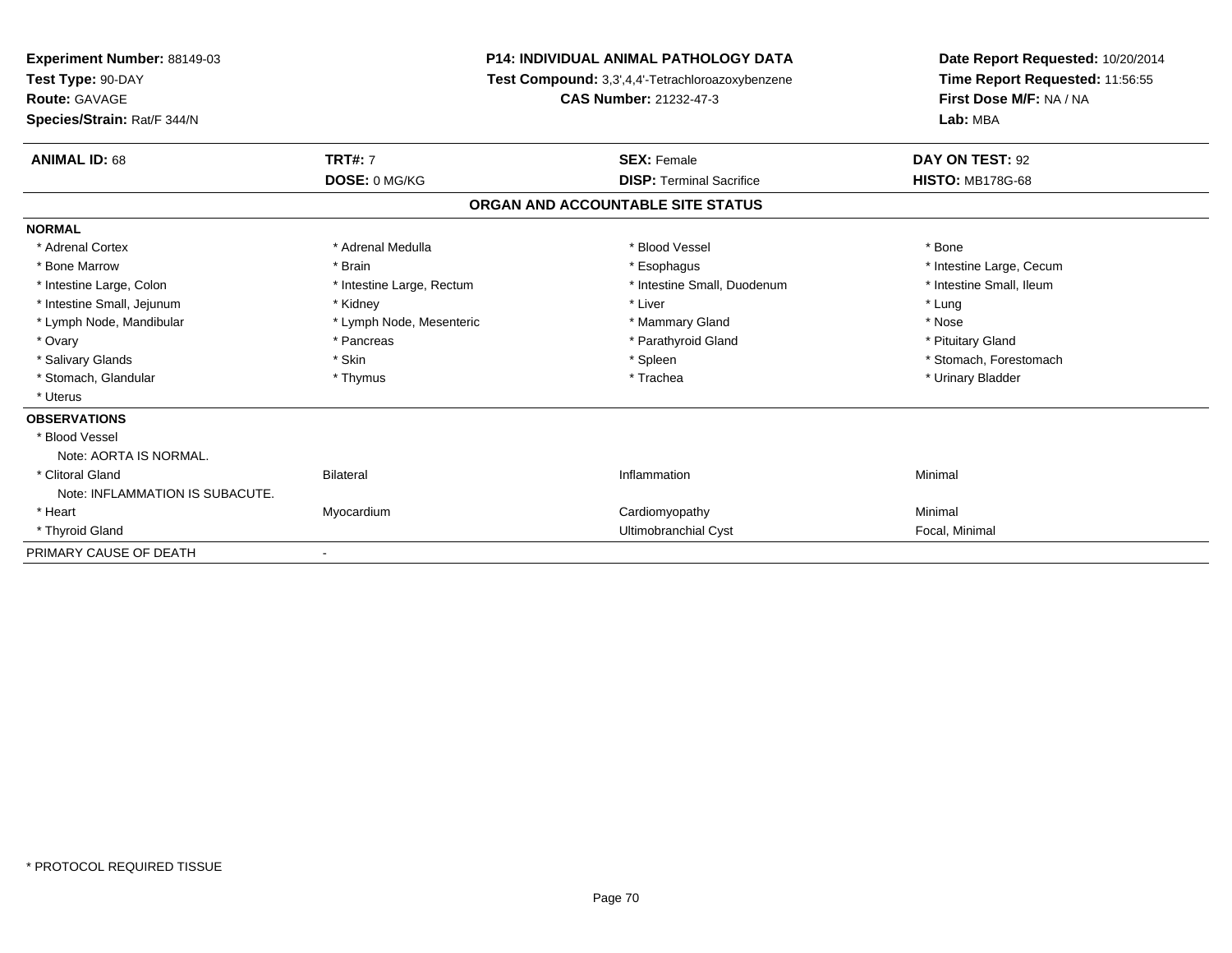**Experiment Number:** 88149-03
**Test Type:** 90-DAY
**Route:** GAVAGE
**Species/Strain:** Rat/F 344/N

**P14: INDIVIDUAL ANIMAL PATHOLOGY DATA**
**Test Compound:** 3,3',4,4'-Tetrachloroazoxybenzene
**CAS Number:** 21232-47-3

**Date Report Requested:** 10/20/2014
**Time Report Requested:** 11:56:55
**First Dose M/F:** NA / NA
**Lab:** MBA

| **ANIMAL ID:** 68 | **TRT#:** 7 | **SEX:** Female | **DAY ON TEST:** 92 |
|---|---|---|---|
| | **DOSE:** 0 MG/KG | **DISP:** Terminal Sacrifice | **HISTO:** MB178G-68 |

## ORGAN AND ACCOUNTABLE SITE STATUS

**NORMAL**

| | | | |
|---|---|---|---|
| * Adrenal Cortex | * Adrenal Medulla | * Blood Vessel | * Bone |
| * Bone Marrow | * Brain | * Esophagus | * Intestine Large, Cecum |
| * Intestine Large, Colon | * Intestine Large, Rectum | * Intestine Small, Duodenum | * Intestine Small, Ileum |
| * Intestine Small, Jejunum | * Kidney | * Liver | * Lung |
| * Lymph Node, Mandibular | * Lymph Node, Mesenteric | * Mammary Gland | * Nose |
| * Ovary | * Pancreas | * Parathyroid Gland | * Pituitary Gland |
| * Salivary Glands | * Skin | * Spleen | * Stomach, Forestomach |
| * Stomach, Glandular | * Thymus | * Trachea | * Urinary Bladder |
| * Uterus | | | |

**OBSERVATIONS**

| | | | |
|---|---|---|---|
| * Blood Vessel | | | |
| Note: AORTA IS NORMAL. | | | |
| * Clitoral Gland | Bilateral | Inflammation | Minimal |
| Note: INFLAMMATION IS SUBACUTE. | | | |
| * Heart | Myocardium | Cardiomyopathy | Minimal |
| * Thyroid Gland | | Ultimobranchial Cyst | Focal, Minimal |

PRIMARY CAUSE OF DEATH -

* PROTOCOL REQUIRED TISSUE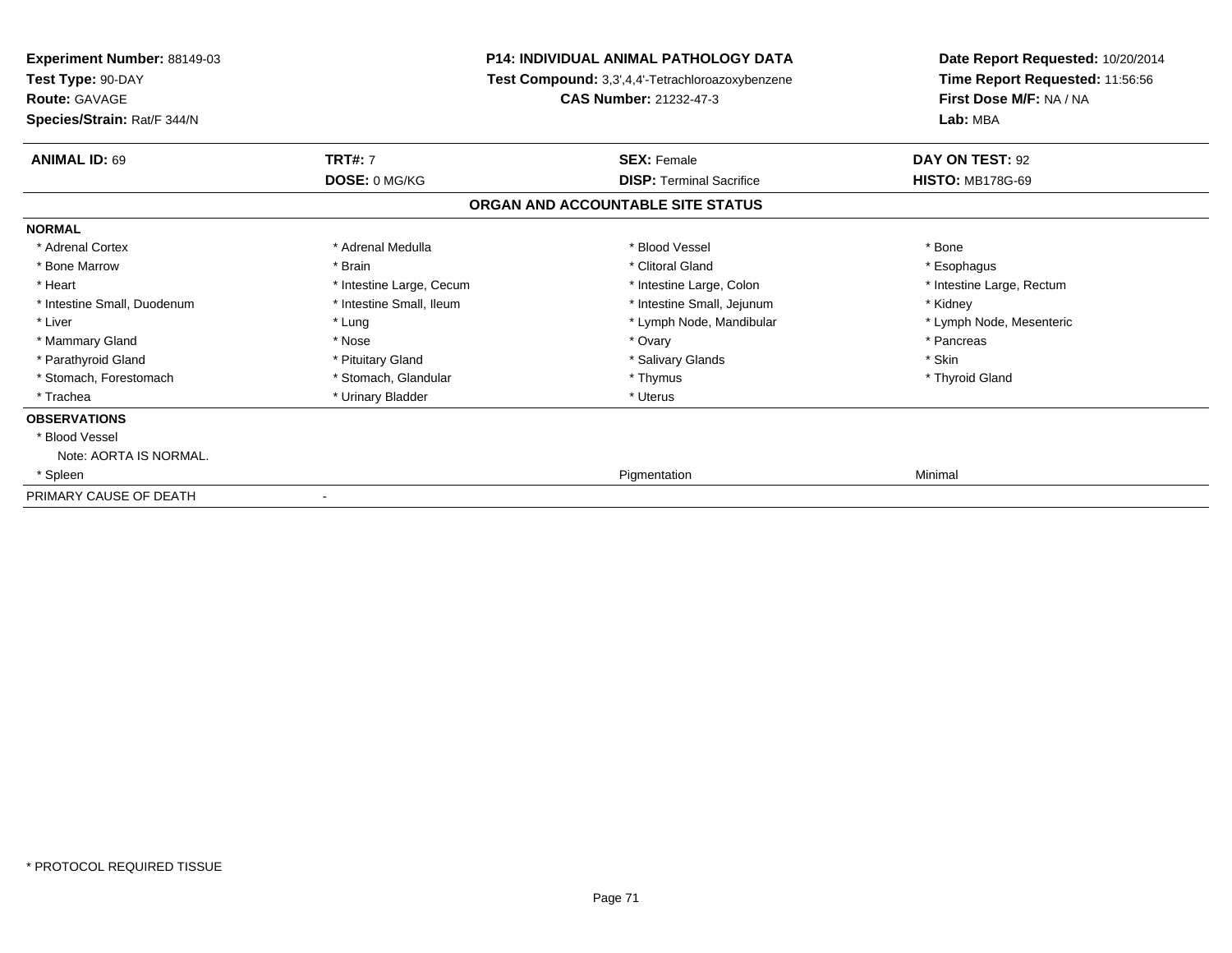**Experiment Number:** 88149-03
**Test Type:** 90-DAY
**Route:** GAVAGE
**Species/Strain:** Rat/F 344/N

**P14: INDIVIDUAL ANIMAL PATHOLOGY DATA**
**Test Compound:** 3,3',4,4'-Tetrachloroazoxybenzene
**CAS Number:** 21232-47-3

**Date Report Requested:** 10/20/2014
**Time Report Requested:** 11:56:56
**First Dose M/F:** NA / NA
**Lab:** MBA

| **ANIMAL ID:** 69 | **TRT#:** 7 | **SEX:** Female | **DAY ON TEST:** 92 |
|---|---|---|---|
| | **DOSE:** 0 MG/KG | **DISP:** Terminal Sacrifice | **HISTO:** MB178G-69 |

**ORGAN AND ACCOUNTABLE SITE STATUS**

**NORMAL**

| | | | |
|---|---|---|---|
| * Adrenal Cortex | * Adrenal Medulla | * Blood Vessel | * Bone |
| * Bone Marrow | * Brain | * Clitoral Gland | * Esophagus |
| * Heart | * Intestine Large, Cecum | * Intestine Large, Colon | * Intestine Large, Rectum |
| * Intestine Small, Duodenum | * Intestine Small, Ileum | * Intestine Small, Jejunum | * Kidney |
| * Liver | * Lung | * Lymph Node, Mandibular | * Lymph Node, Mesenteric |
| * Mammary Gland | * Nose | * Ovary | * Pancreas |
| * Parathyroid Gland | * Pituitary Gland | * Salivary Glands | * Skin |
| * Stomach, Forestomach | * Stomach, Glandular | * Thymus | * Thyroid Gland |
| * Trachea | * Urinary Bladder | * Uterus | |

**OBSERVATIONS**

* Blood Vessel
  Note: AORTA IS NORMAL.

| | | |
|---|---|---|
| * Spleen | Pigmentation | Minimal |

PRIMARY CAUSE OF DEATH -

* PROTOCOL REQUIRED TISSUE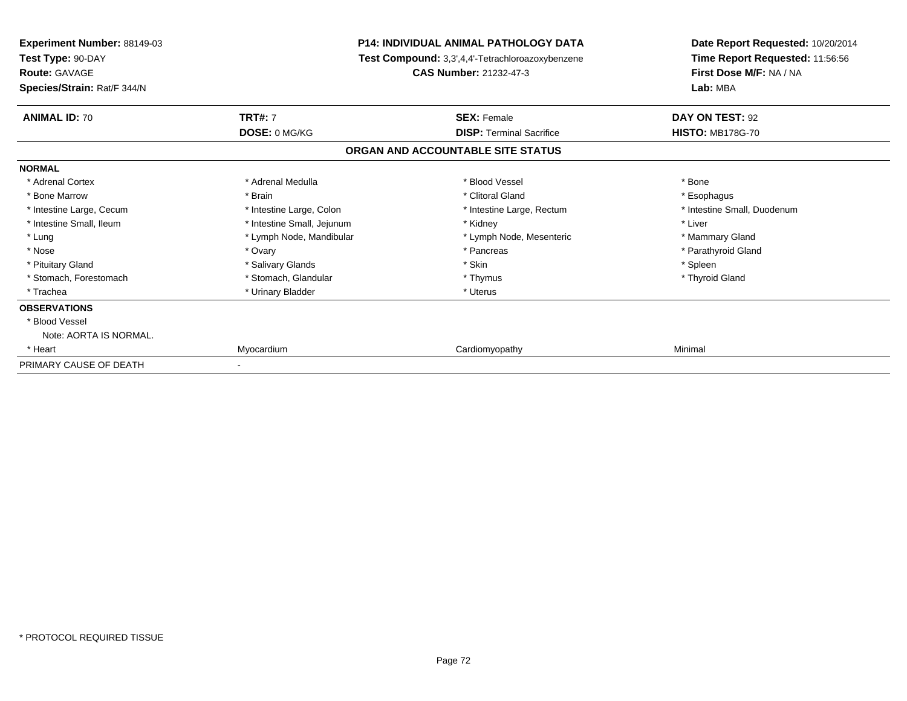**Experiment Number:** 88149-03
**Test Type:** 90-DAY
**Route:** GAVAGE
**Species/Strain:** Rat/F 344/N

**P14: INDIVIDUAL ANIMAL PATHOLOGY DATA**
**Test Compound:** 3,3',4,4'-Tetrachloroazoxybenzene
**CAS Number:** 21232-47-3

**Date Report Requested:** 10/20/2014
**Time Report Requested:** 11:56:56
**First Dose M/F:** NA / NA
**Lab:** MBA

| **ANIMAL ID:** 70 | **TRT#:** 7 | **SEX:** Female | **DAY ON TEST:** 92 |
|---|---|---|---|
| | **DOSE:** 0 MG/KG | **DISP:** Terminal Sacrifice | **HISTO:** MB178G-70 |

**ORGAN AND ACCOUNTABLE SITE STATUS**

**NORMAL**

| | | | |
|---|---|---|---|
| * Adrenal Cortex | * Adrenal Medulla | * Blood Vessel | * Bone |
| * Bone Marrow | * Brain | * Clitoral Gland | * Esophagus |
| * Intestine Large, Cecum | * Intestine Large, Colon | * Intestine Large, Rectum | * Intestine Small, Duodenum |
| * Intestine Small, Ileum | * Intestine Small, Jejunum | * Kidney | * Liver |
| * Lung | * Lymph Node, Mandibular | * Lymph Node, Mesenteric | * Mammary Gland |
| * Nose | * Ovary | * Pancreas | * Parathyroid Gland |
| * Pituitary Gland | * Salivary Glands | * Skin | * Spleen |
| * Stomach, Forestomach | * Stomach, Glandular | * Thymus | * Thyroid Gland |
| * Trachea | * Urinary Bladder | * Uterus | |

**OBSERVATIONS**

* Blood Vessel
  Note: AORTA IS NORMAL.

| | | | |
|---|---|---|---|
| * Heart | Myocardium | Cardiomyopathy | Minimal |

PRIMARY CAUSE OF DEATH -

\* PROTOCOL REQUIRED TISSUE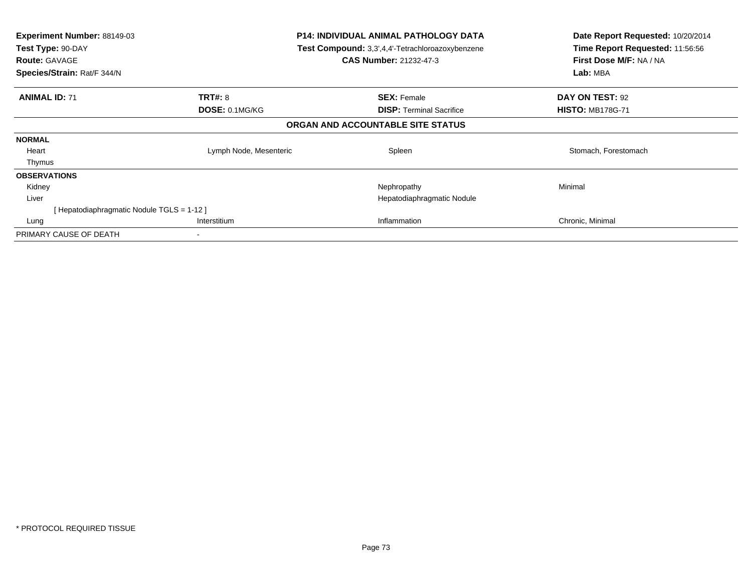**Experiment Number:** 88149-03
**Test Type:** 90-DAY
**Route:** GAVAGE
**Species/Strain:** Rat/F 344/N

**P14: INDIVIDUAL ANIMAL PATHOLOGY DATA**
**Test Compound:** 3,3',4,4'-Tetrachloroazoxybenzene
**CAS Number:** 21232-47-3

**Date Report Requested:** 10/20/2014
**Time Report Requested:** 11:56:56
**First Dose M/F:** NA / NA
**Lab:** MBA

| **ANIMAL ID:** 71 | **TRT#:** 8 | **SEX:** Female | **DAY ON TEST:** 92 |
|---|---|---|---|
| | **DOSE:** 0.1MG/KG | **DISP:** Terminal Sacrifice | **HISTO:** MB178G-71 |

**ORGAN AND ACCOUNTABLE SITE STATUS**

| | | | |
|---|---|---|---|
| **NORMAL** | | | |
| Heart | Lymph Node, Mesenteric | Spleen | Stomach, Forestomach |
| Thymus | | | |
| **OBSERVATIONS** | | | |
| Kidney | | Nephropathy | Minimal |
| Liver | | Hepatodiaphragmatic Nodule | |
| [ Hepatodiaphragmatic Nodule TGLS = 1-12 ] | | | |
| Lung | Interstitium | Inflammation | Chronic, Minimal |
| PRIMARY CAUSE OF DEATH | - | | |

* PROTOCOL REQUIRED TISSUE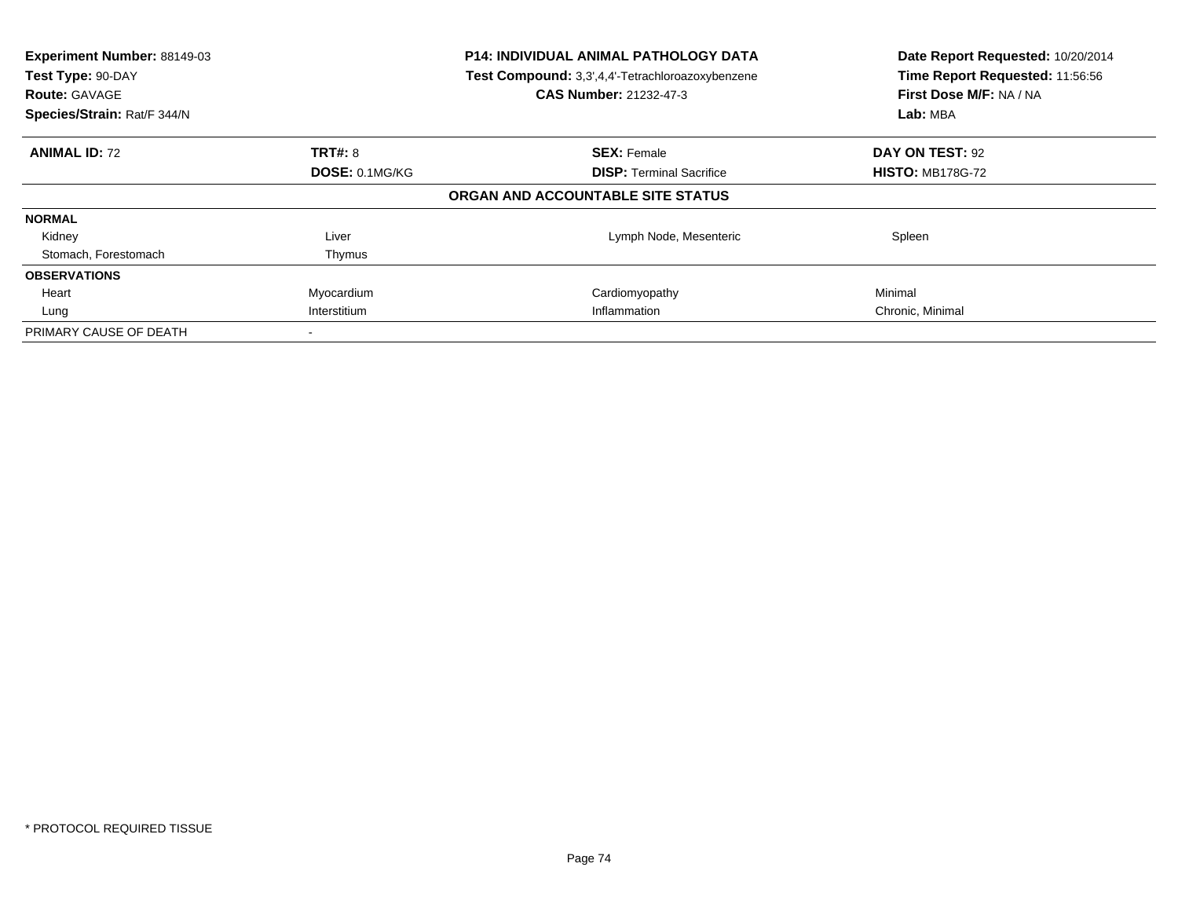**Experiment Number:** 88149-03
**Test Type:** 90-DAY
**Route:** GAVAGE
**Species/Strain:** Rat/F 344/N

**P14: INDIVIDUAL ANIMAL PATHOLOGY DATA**
**Test Compound:** 3,3',4,4'-Tetrachloroazoxybenzene
**CAS Number:** 21232-47-3

**Date Report Requested:** 10/20/2014
**Time Report Requested:** 11:56:56
**First Dose M/F:** NA / NA
**Lab:** MBA

| **ANIMAL ID:** 72 | **TRT#:** 8 | **SEX:** Female | **DAY ON TEST:** 92 |
|---|---|---|---|
| | **DOSE:** 0.1MG/KG | **DISP:** Terminal Sacrifice | **HISTO:** MB178G-72 |

**ORGAN AND ACCOUNTABLE SITE STATUS**

| | | | |
|---|---|---|---|
| **NORMAL** | | | |
| Kidney | Liver | Lymph Node, Mesenteric | Spleen |
| Stomach, Forestomach | Thymus | | |
| **OBSERVATIONS** | | | |
| Heart | Myocardium | Cardiomyopathy | Minimal |
| Lung | Interstitium | Inflammation | Chronic, Minimal |
| PRIMARY CAUSE OF DEATH | - | | |

* PROTOCOL REQUIRED TISSUE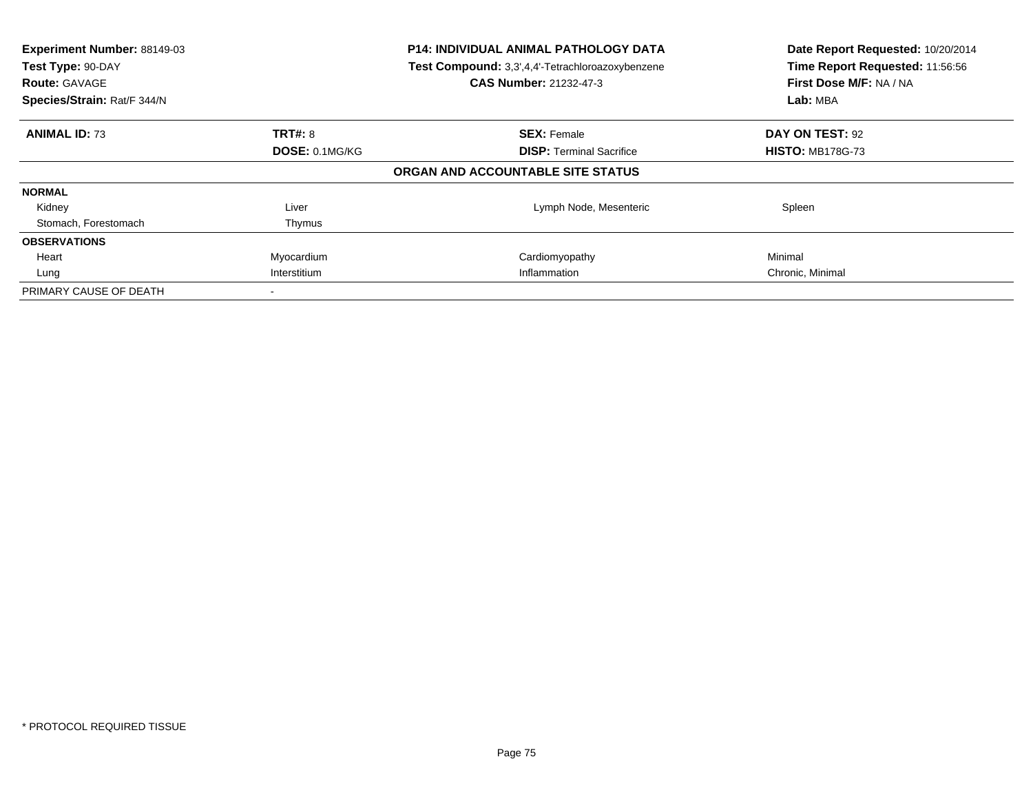**Experiment Number:** 88149-03
**Test Type:** 90-DAY
**Route:** GAVAGE
**Species/Strain:** Rat/F 344/N

**P14: INDIVIDUAL ANIMAL PATHOLOGY DATA**
**Test Compound:** 3,3',4,4'-Tetrachloroazoxybenzene
**CAS Number:** 21232-47-3

**Date Report Requested:** 10/20/2014
**Time Report Requested:** 11:56:56
**First Dose M/F:** NA / NA
**Lab:** MBA

| **ANIMAL ID:** 73 | **TRT#:** 8 | **SEX:** Female | **DAY ON TEST:** 92 |
|---|---|---|---|
| | **DOSE:** 0.1MG/KG | **DISP:** Terminal Sacrifice | **HISTO:** MB178G-73 |

**ORGAN AND ACCOUNTABLE SITE STATUS**

| | | | |
|---|---|---|---|
| **NORMAL** | | | |
| Kidney | Liver | Lymph Node, Mesenteric | Spleen |
| Stomach, Forestomach | Thymus | | |
| **OBSERVATIONS** | | | |
| Heart | Myocardium | Cardiomyopathy | Minimal |
| Lung | Interstitium | Inflammation | Chronic, Minimal |
| PRIMARY CAUSE OF DEATH | - | | |

* PROTOCOL REQUIRED TISSUE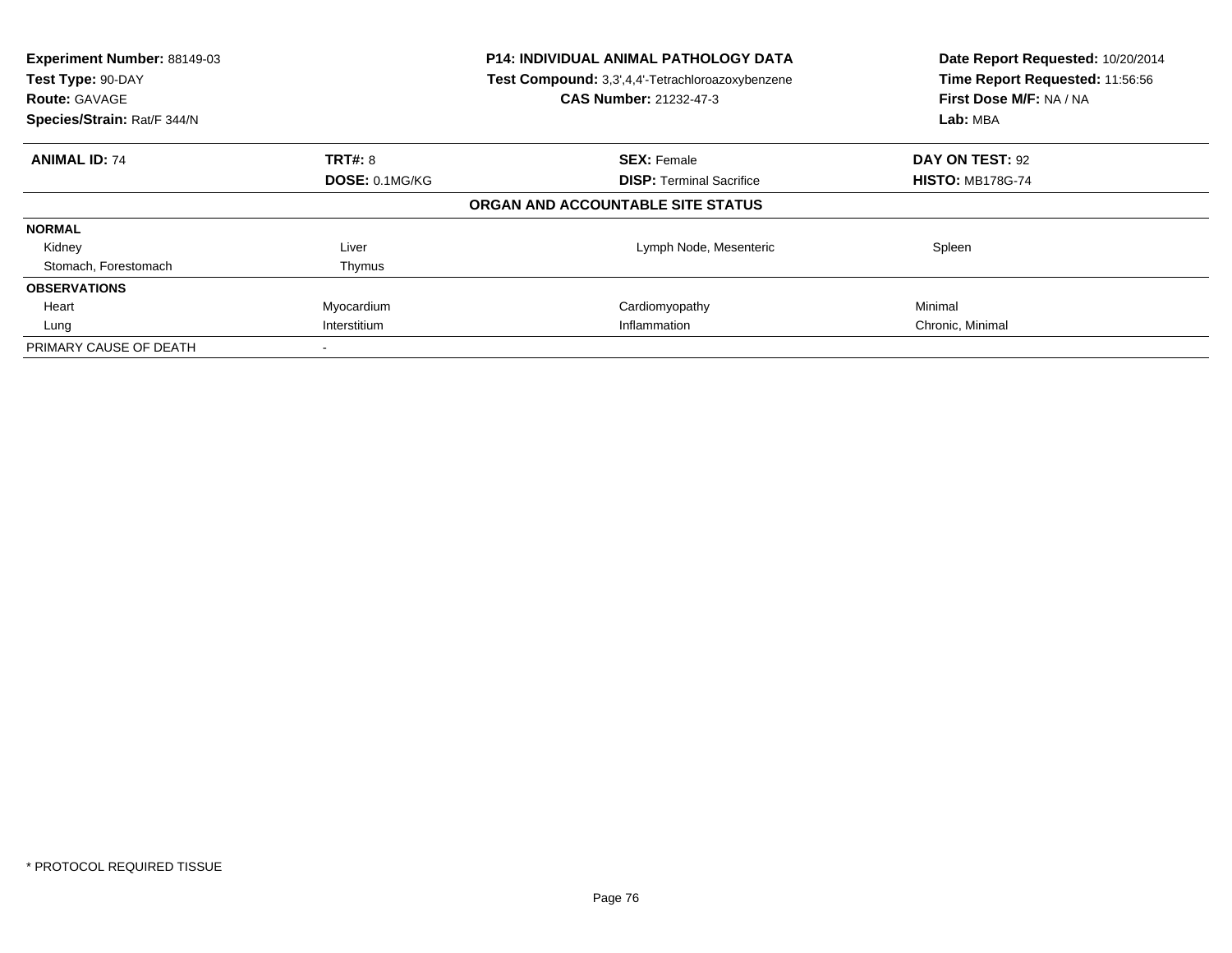**Experiment Number:** 88149-03
**Test Type:** 90-DAY
**Route:** GAVAGE
**Species/Strain:** Rat/F 344/N

**P14: INDIVIDUAL ANIMAL PATHOLOGY DATA**
**Test Compound:** 3,3',4,4'-Tetrachloroazoxybenzene
**CAS Number:** 21232-47-3

**Date Report Requested:** 10/20/2014
**Time Report Requested:** 11:56:56
**First Dose M/F:** NA / NA
**Lab:** MBA

| **ANIMAL ID:** 74 | **TRT#:** 8 | **SEX:** Female | **DAY ON TEST:** 92 |
|---|---|---|---|
| | **DOSE:** 0.1MG/KG | **DISP:** Terminal Sacrifice | **HISTO:** MB178G-74 |

**ORGAN AND ACCOUNTABLE SITE STATUS**

| | | | |
|---|---|---|---|
| **NORMAL** | | | |
| Kidney | Liver | Lymph Node, Mesenteric | Spleen |
| Stomach, Forestomach | Thymus | | |
| **OBSERVATIONS** | | | |
| Heart | Myocardium | Cardiomyopathy | Minimal |
| Lung | Interstitium | Inflammation | Chronic, Minimal |
| PRIMARY CAUSE OF DEATH | - | | |

\* PROTOCOL REQUIRED TISSUE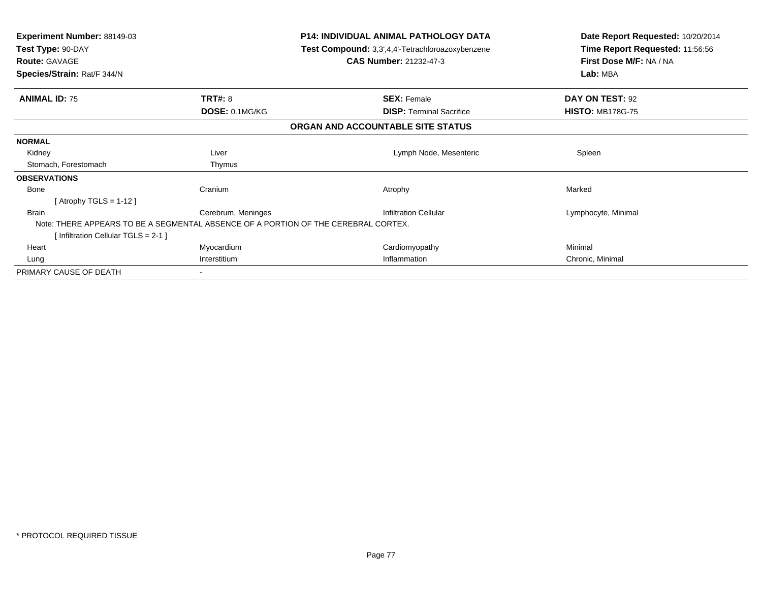**Experiment Number:** 88149-03
**Test Type:** 90-DAY
**Route:** GAVAGE
**Species/Strain:** Rat/F 344/N

**P14: INDIVIDUAL ANIMAL PATHOLOGY DATA**
**Test Compound:** 3,3',4,4'-Tetrachloroazoxybenzene
**CAS Number:** 21232-47-3

**Date Report Requested:** 10/20/2014
**Time Report Requested:** 11:56:56
**First Dose M/F:** NA / NA
**Lab:** MBA

| **ANIMAL ID:** 75 | **TRT#:** 8 | **SEX:** Female | **DAY ON TEST:** 92 |
|---|---|---|---|
| | **DOSE:** 0.1MG/KG | **DISP:** Terminal Sacrifice | **HISTO:** MB178G-75 |

**ORGAN AND ACCOUNTABLE SITE STATUS**

| | | | |
|---|---|---|---|
| **NORMAL** | | | |
| Kidney | Liver | Lymph Node, Mesenteric | Spleen |
| Stomach, Forestomach | Thymus | | |
| **OBSERVATIONS** | | | |
| Bone | Cranium | Atrophy | Marked |
| [ Atrophy TGLS = 1-12 ] | | | |
| Brain | Cerebrum, Meninges | Infiltration Cellular | Lymphocyte, Minimal |
| Note: THERE APPEARS TO BE A SEGMENTAL ABSENCE OF A PORTION OF THE CEREBRAL CORTEX. | | | |
| [ Infiltration Cellular TGLS = 2-1 ] | | | |
| Heart | Myocardium | Cardiomyopathy | Minimal |
| Lung | Interstitium | Inflammation | Chronic, Minimal |
| PRIMARY CAUSE OF DEATH | - | | |

\* PROTOCOL REQUIRED TISSUE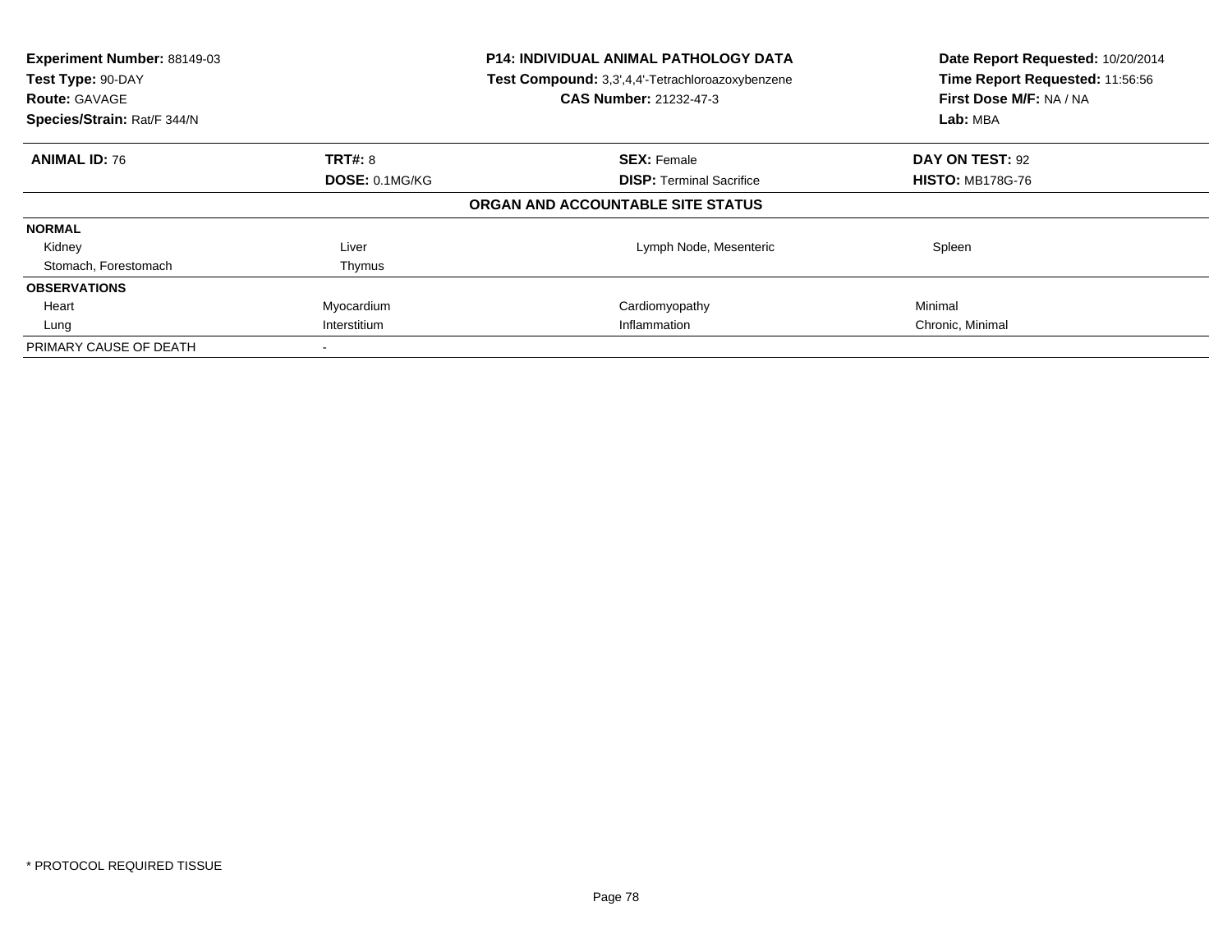**Experiment Number:** 88149-03
**Test Type:** 90-DAY
**Route:** GAVAGE
**Species/Strain:** Rat/F 344/N

**P14: INDIVIDUAL ANIMAL PATHOLOGY DATA**
**Test Compound:** 3,3',4,4'-Tetrachloroazoxybenzene
**CAS Number:** 21232-47-3

**Date Report Requested:** 10/20/2014
**Time Report Requested:** 11:56:56
**First Dose M/F:** NA / NA
**Lab:** MBA

| **ANIMAL ID:** 76 | **TRT#:** 8 | **SEX:** Female | **DAY ON TEST:** 92 |
|---|---|---|---|
| | **DOSE:** 0.1MG/KG | **DISP:** Terminal Sacrifice | **HISTO:** MB178G-76 |

**ORGAN AND ACCOUNTABLE SITE STATUS**

| | | | |
|---|---|---|---|
| **NORMAL** | | | |
| Kidney | Liver | Lymph Node, Mesenteric | Spleen |
| Stomach, Forestomach | Thymus | | |
| **OBSERVATIONS** | | | |
| Heart | Myocardium | Cardiomyopathy | Minimal |
| Lung | Interstitium | Inflammation | Chronic, Minimal |
| PRIMARY CAUSE OF DEATH | - | | |

* PROTOCOL REQUIRED TISSUE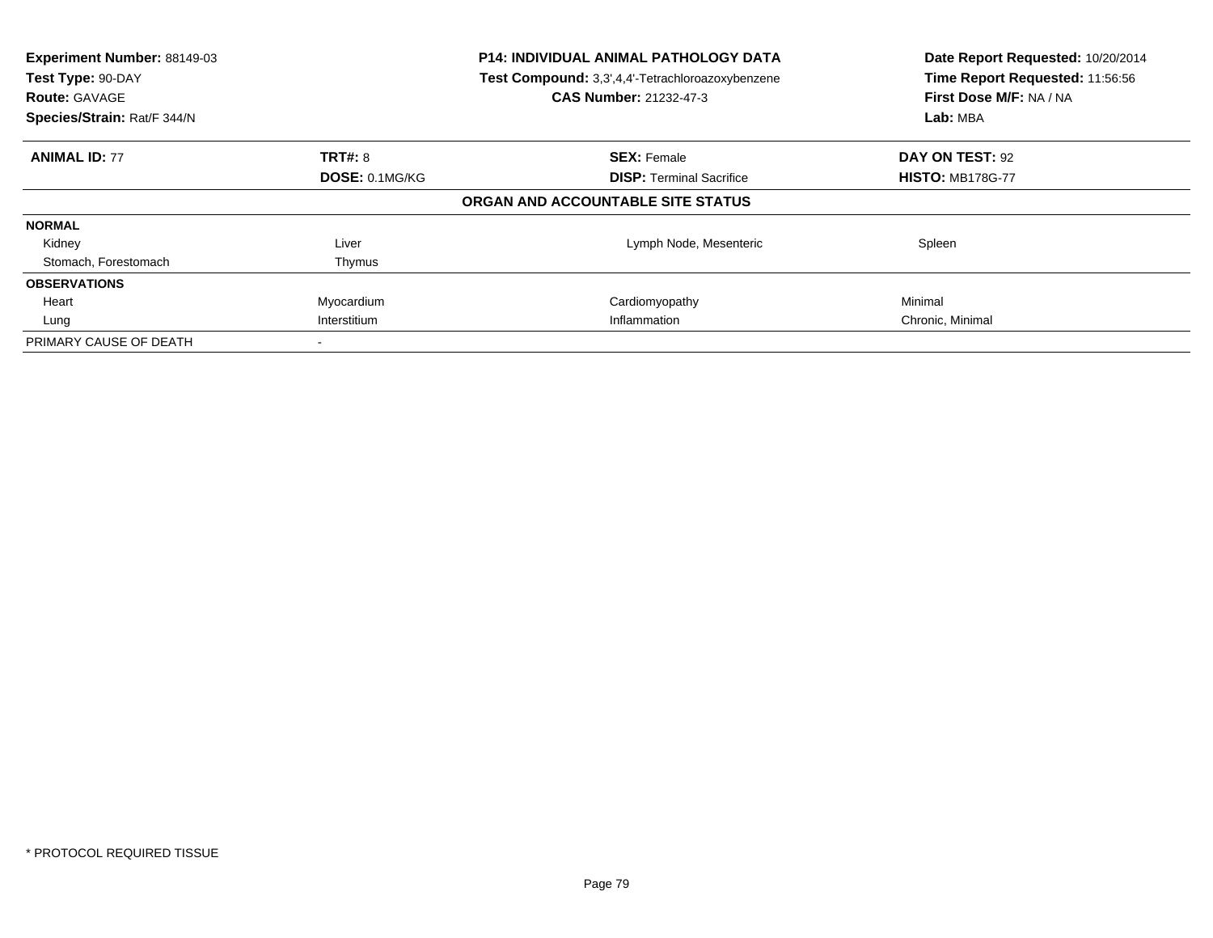**Experiment Number:** 88149-03
**Test Type:** 90-DAY
**Route:** GAVAGE
**Species/Strain:** Rat/F 344/N

**P14: INDIVIDUAL ANIMAL PATHOLOGY DATA**
**Test Compound:** 3,3',4,4'-Tetrachloroazoxybenzene
**CAS Number:** 21232-47-3

**Date Report Requested:** 10/20/2014
**Time Report Requested:** 11:56:56
**First Dose M/F:** NA / NA
**Lab:** MBA

| **ANIMAL ID:** 77 | **TRT#:** 8 | **SEX:** Female | **DAY ON TEST:** 92 |
|---|---|---|---|
| | **DOSE:** 0.1MG/KG | **DISP:** Terminal Sacrifice | **HISTO:** MB178G-77 |

**ORGAN AND ACCOUNTABLE SITE STATUS**

| | | | |
|---|---|---|---|
| **NORMAL** | | | |
| Kidney | Liver | Lymph Node, Mesenteric | Spleen |
| Stomach, Forestomach | Thymus | | |
| **OBSERVATIONS** | | | |
| Heart | Myocardium | Cardiomyopathy | Minimal |
| Lung | Interstitium | Inflammation | Chronic, Minimal |
| PRIMARY CAUSE OF DEATH | - | | |

\* PROTOCOL REQUIRED TISSUE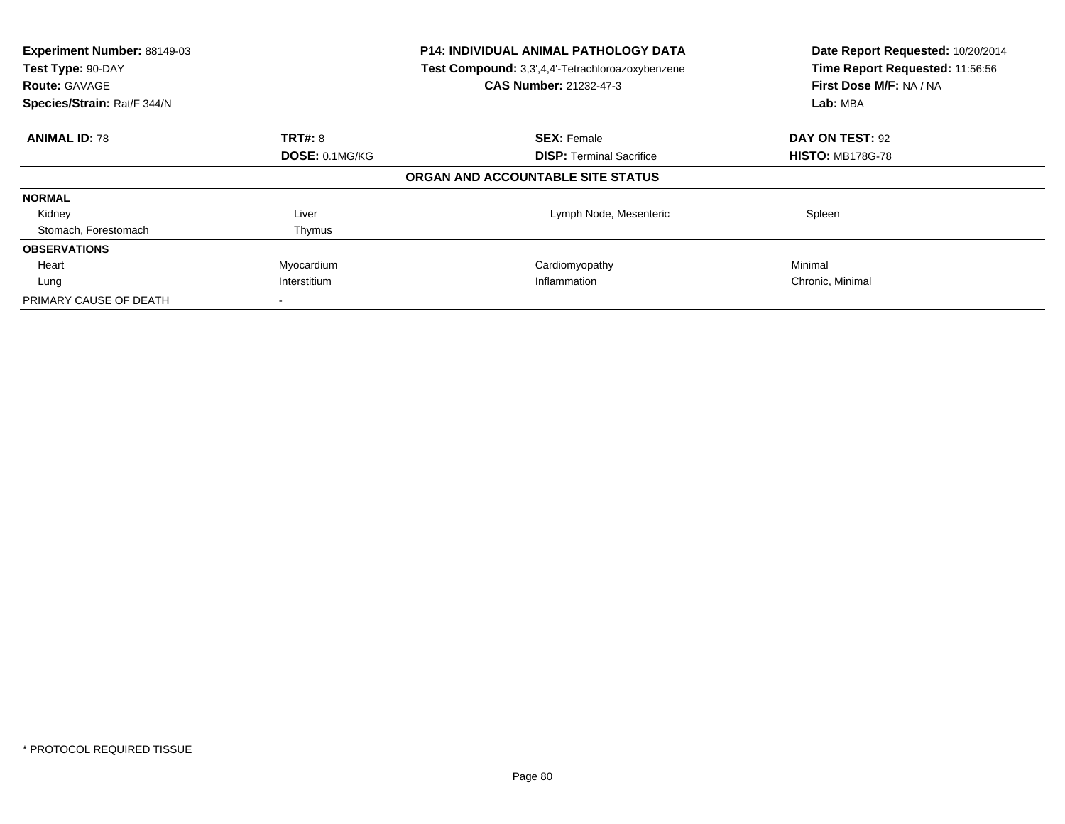**Experiment Number:** 88149-03
**Test Type:** 90-DAY
**Route:** GAVAGE
**Species/Strain:** Rat/F 344/N

**P14: INDIVIDUAL ANIMAL PATHOLOGY DATA**
**Test Compound:** 3,3',4,4'-Tetrachloroazoxybenzene
**CAS Number:** 21232-47-3

**Date Report Requested:** 10/20/2014
**Time Report Requested:** 11:56:56
**First Dose M/F:** NA / NA
**Lab:** MBA

| **ANIMAL ID:** 78 | **TRT#:** 8 | **SEX:** Female | **DAY ON TEST:** 92 |
|---|---|---|---|
| | **DOSE:** 0.1MG/KG | **DISP:** Terminal Sacrifice | **HISTO:** MB178G-78 |

**ORGAN AND ACCOUNTABLE SITE STATUS**

| | | | |
|---|---|---|---|
| **NORMAL** | | | |
| Kidney | Liver | Lymph Node, Mesenteric | Spleen |
| Stomach, Forestomach | Thymus | | |
| **OBSERVATIONS** | | | |
| Heart | Myocardium | Cardiomyopathy | Minimal |
| Lung | Interstitium | Inflammation | Chronic, Minimal |
| PRIMARY CAUSE OF DEATH | - | | |

* PROTOCOL REQUIRED TISSUE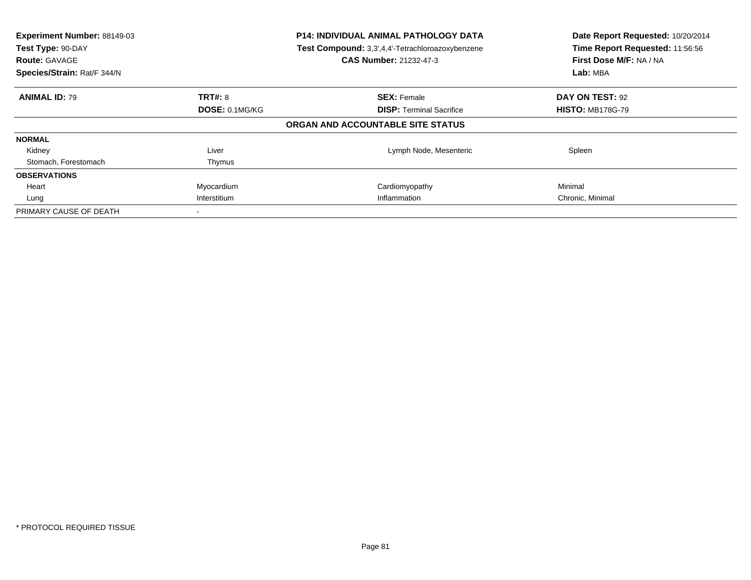**Experiment Number:** 88149-03
**Test Type:** 90-DAY
**Route:** GAVAGE
**Species/Strain:** Rat/F 344/N

**P14: INDIVIDUAL ANIMAL PATHOLOGY DATA**
**Test Compound:** 3,3',4,4'-Tetrachloroazoxybenzene
**CAS Number:** 21232-47-3

**Date Report Requested:** 10/20/2014
**Time Report Requested:** 11:56:56
**First Dose M/F:** NA / NA
**Lab:** MBA

| **ANIMAL ID:** 79 | **TRT#:** 8 | **SEX:** Female | **DAY ON TEST:** 92 |
|---|---|---|---|
| | **DOSE:** 0.1MG/KG | **DISP:** Terminal Sacrifice | **HISTO:** MB178G-79 |

**ORGAN AND ACCOUNTABLE SITE STATUS**

| | | | |
|---|---|---|---|
| **NORMAL** | | | |
| Kidney | Liver | Lymph Node, Mesenteric | Spleen |
| Stomach, Forestomach | Thymus | | |
| **OBSERVATIONS** | | | |
| Heart | Myocardium | Cardiomyopathy | Minimal |
| Lung | Interstitium | Inflammation | Chronic, Minimal |
| PRIMARY CAUSE OF DEATH | - | | |

* PROTOCOL REQUIRED TISSUE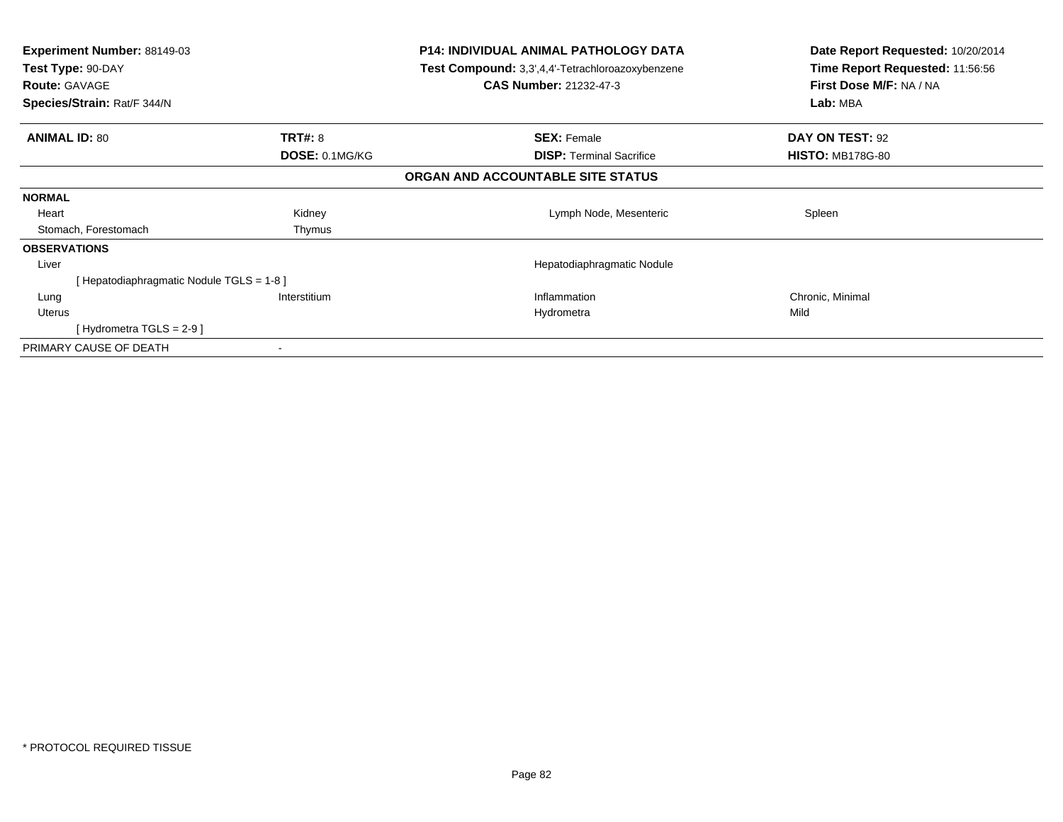**Experiment Number:** 88149-03
**Test Type:** 90-DAY
**Route:** GAVAGE
**Species/Strain:** Rat/F 344/N

**P14: INDIVIDUAL ANIMAL PATHOLOGY DATA**
**Test Compound:** 3,3',4,4'-Tetrachloroazoxybenzene
**CAS Number:** 21232-47-3

**Date Report Requested:** 10/20/2014
**Time Report Requested:** 11:56:56
**First Dose M/F:** NA / NA
**Lab:** MBA

| **ANIMAL ID:** 80 | **TRT#:** 8 | **SEX:** Female | **DAY ON TEST:** 92 |
|---|---|---|---|
| | **DOSE:** 0.1MG/KG | **DISP:** Terminal Sacrifice | **HISTO:** MB178G-80 |

**ORGAN AND ACCOUNTABLE SITE STATUS**

| | | | |
|---|---|---|---|
| **NORMAL** | | | |
| Heart | Kidney | Lymph Node, Mesenteric | Spleen |
| Stomach, Forestomach | Thymus | | |
| **OBSERVATIONS** | | | |
| Liver | | Hepatodiaphragmatic Nodule | |
| [ Hepatodiaphragmatic Nodule TGLS = 1-8 ] | | | |
| Lung | Interstitium | Inflammation | Chronic, Minimal |
| Uterus | | Hydrometra | Mild |
| [ Hydrometra TGLS = 2-9 ] | | | |
| PRIMARY CAUSE OF DEATH | - | | |

* PROTOCOL REQUIRED TISSUE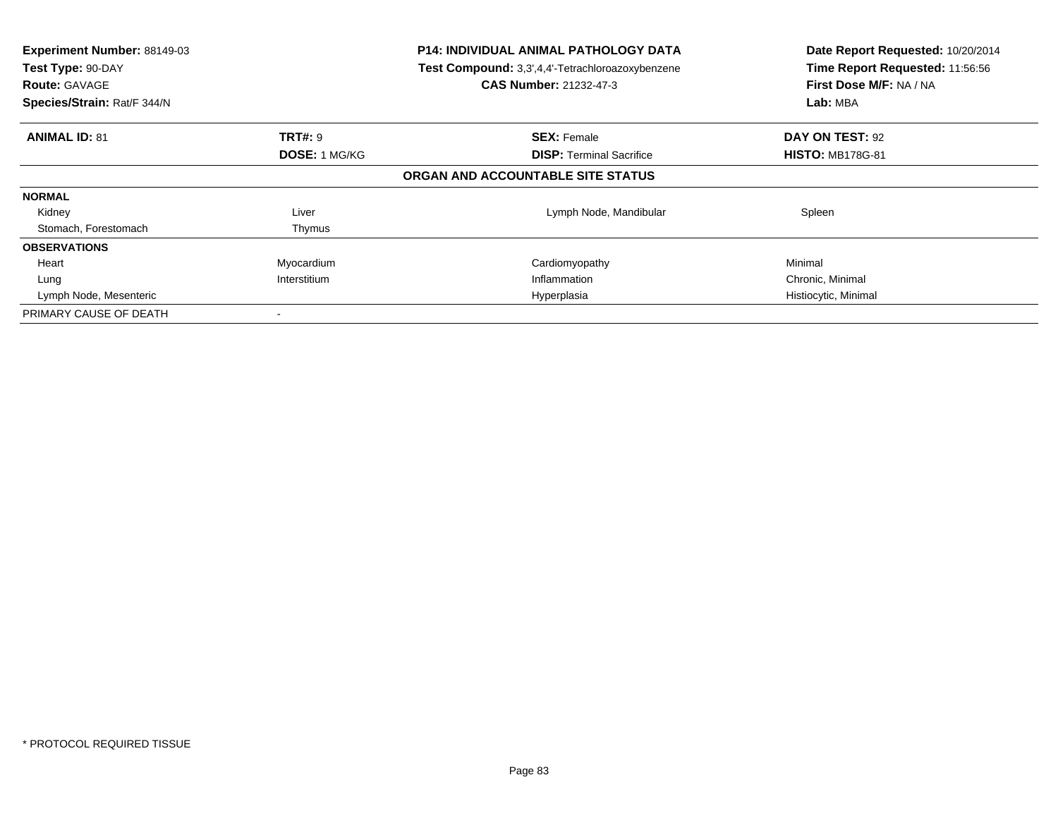**Experiment Number:** 88149-03
**Test Type:** 90-DAY
**Route:** GAVAGE
**Species/Strain:** Rat/F 344/N

**P14: INDIVIDUAL ANIMAL PATHOLOGY DATA**
**Test Compound:** 3,3',4,4'-Tetrachloroazoxybenzene
**CAS Number:** 21232-47-3

**Date Report Requested:** 10/20/2014
**Time Report Requested:** 11:56:56
**First Dose M/F:** NA / NA
**Lab:** MBA

| **ANIMAL ID:** 81 | **TRT#:** 9 | **SEX:** Female | **DAY ON TEST:** 92 |
|---|---|---|---|
| | **DOSE:** 1 MG/KG | **DISP:** Terminal Sacrifice | **HISTO:** MB178G-81 |

**ORGAN AND ACCOUNTABLE SITE STATUS**

| | | | |
|---|---|---|---|
| **NORMAL** | | | |
| Kidney | Liver | Lymph Node, Mandibular | Spleen |
| Stomach, Forestomach | Thymus | | |
| **OBSERVATIONS** | | | |
| Heart | Myocardium | Cardiomyopathy | Minimal |
| Lung | Interstitium | Inflammation | Chronic, Minimal |
| Lymph Node, Mesenteric | | Hyperplasia | Histiocytic, Minimal |
| PRIMARY CAUSE OF DEATH | - | | |

* PROTOCOL REQUIRED TISSUE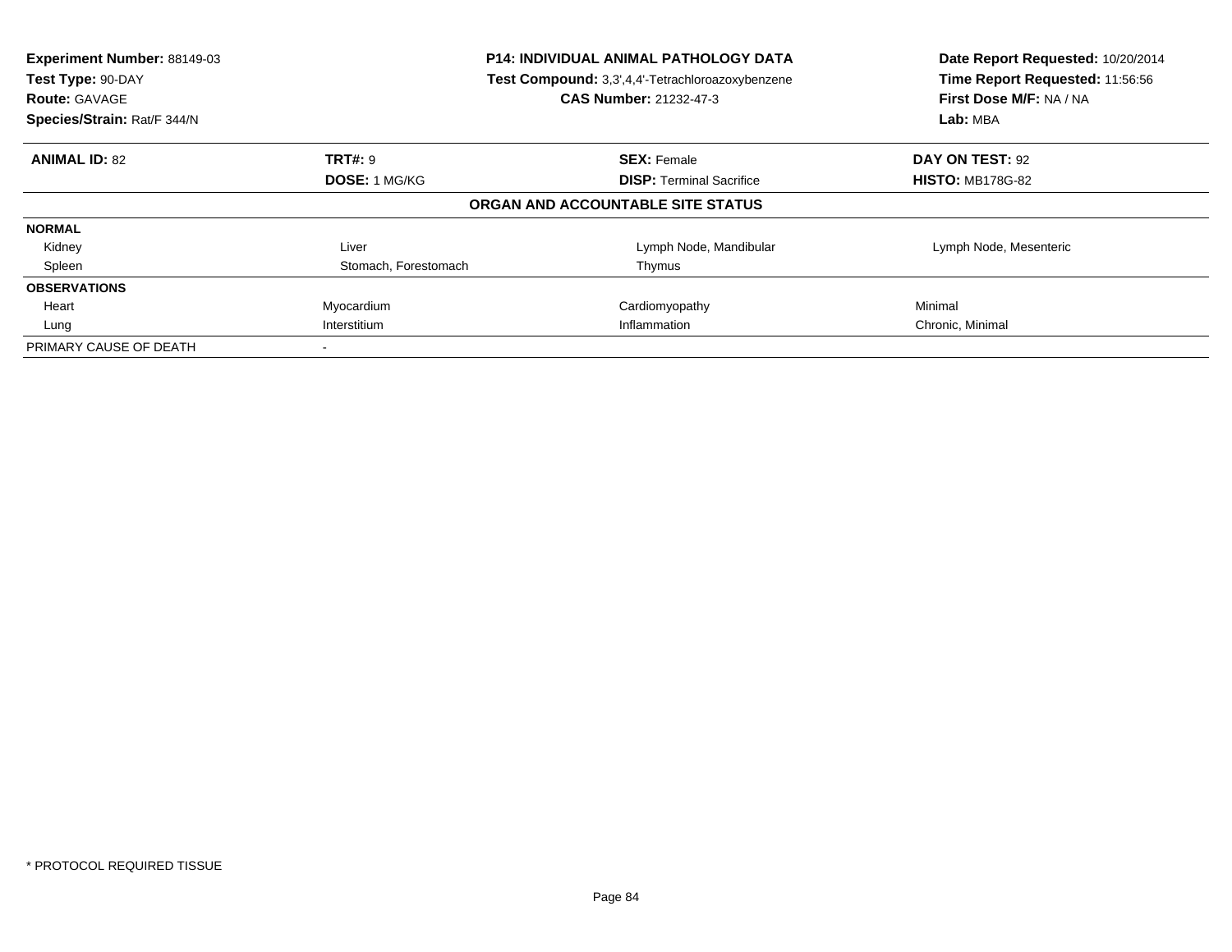**Experiment Number:** 88149-03
**Test Type:** 90-DAY
**Route:** GAVAGE
**Species/Strain:** Rat/F 344/N

**P14: INDIVIDUAL ANIMAL PATHOLOGY DATA**
**Test Compound:** 3,3',4,4'-Tetrachloroazoxybenzene
**CAS Number:** 21232-47-3

**Date Report Requested:** 10/20/2014
**Time Report Requested:** 11:56:56
**First Dose M/F:** NA / NA
**Lab:** MBA

| **ANIMAL ID:** 82 | **TRT#:** 9 | **SEX:** Female | **DAY ON TEST:** 92 |
|---|---|---|---|
| | **DOSE:** 1 MG/KG | **DISP:** Terminal Sacrifice | **HISTO:** MB178G-82 |

**ORGAN AND ACCOUNTABLE SITE STATUS**

| | | | |
|---|---|---|---|
| **NORMAL** | | | |
| Kidney | Liver | Lymph Node, Mandibular | Lymph Node, Mesenteric |
| Spleen | Stomach, Forestomach | Thymus | |
| **OBSERVATIONS** | | | |
| Heart | Myocardium | Cardiomyopathy | Minimal |
| Lung | Interstitium | Inflammation | Chronic, Minimal |
| PRIMARY CAUSE OF DEATH | - | | |

* PROTOCOL REQUIRED TISSUE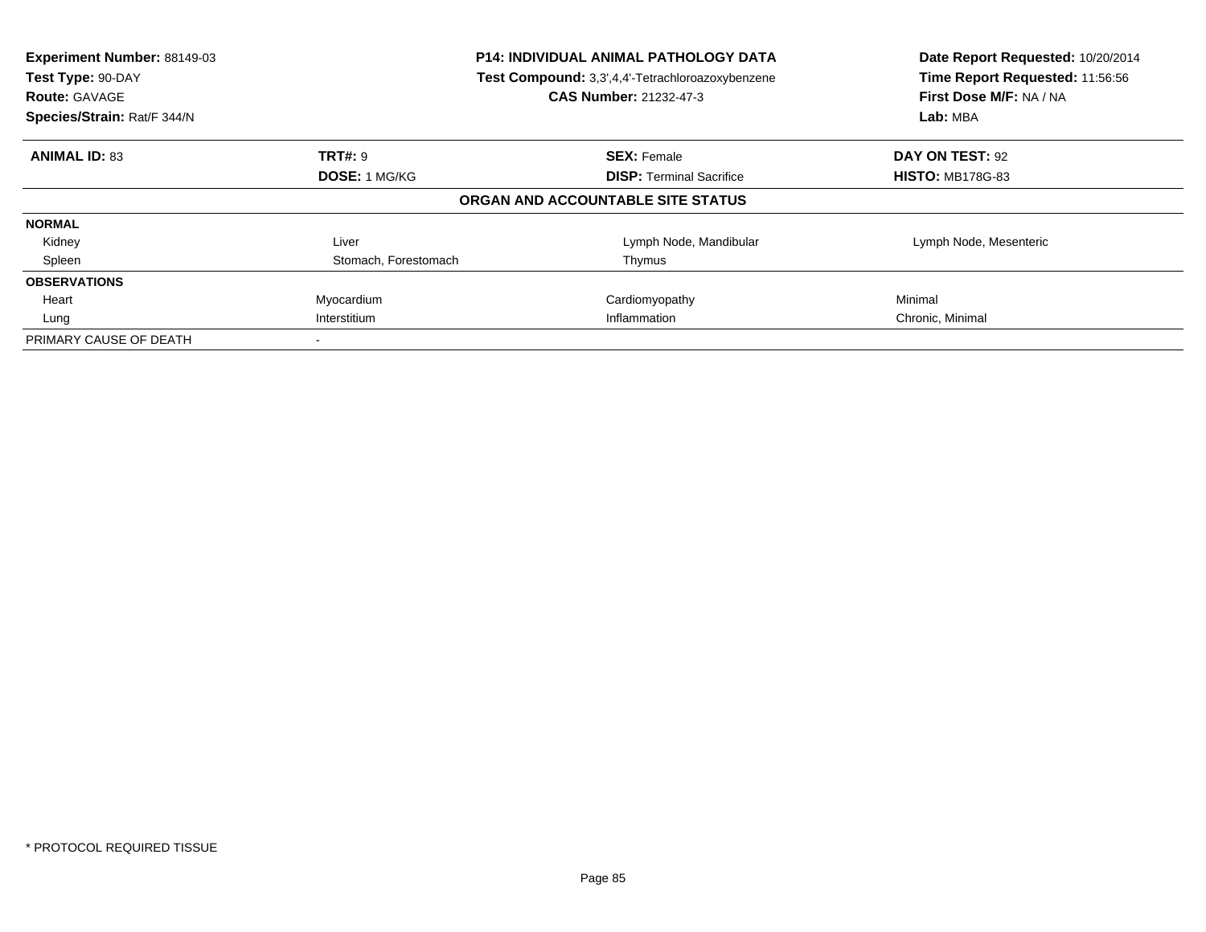**Experiment Number:** 88149-03
**Test Type:** 90-DAY
**Route:** GAVAGE
**Species/Strain:** Rat/F 344/N

**P14: INDIVIDUAL ANIMAL PATHOLOGY DATA**
**Test Compound:** 3,3',4,4'-Tetrachloroazoxybenzene
**CAS Number:** 21232-47-3

**Date Report Requested:** 10/20/2014
**Time Report Requested:** 11:56:56
**First Dose M/F:** NA / NA
**Lab:** MBA

| **ANIMAL ID:** 83 | **TRT#:** 9 | **SEX:** Female | **DAY ON TEST:** 92 |
|---|---|---|---|
| | **DOSE:** 1 MG/KG | **DISP:** Terminal Sacrifice | **HISTO:** MB178G-83 |

**ORGAN AND ACCOUNTABLE SITE STATUS**

| | | | |
|---|---|---|---|
| **NORMAL** | | | |
| Kidney | Liver | Lymph Node, Mandibular | Lymph Node, Mesenteric |
| Spleen | Stomach, Forestomach | Thymus | |
| **OBSERVATIONS** | | | |
| Heart | Myocardium | Cardiomyopathy | Minimal |
| Lung | Interstitium | Inflammation | Chronic, Minimal |
| PRIMARY CAUSE OF DEATH | - | | |

\* PROTOCOL REQUIRED TISSUE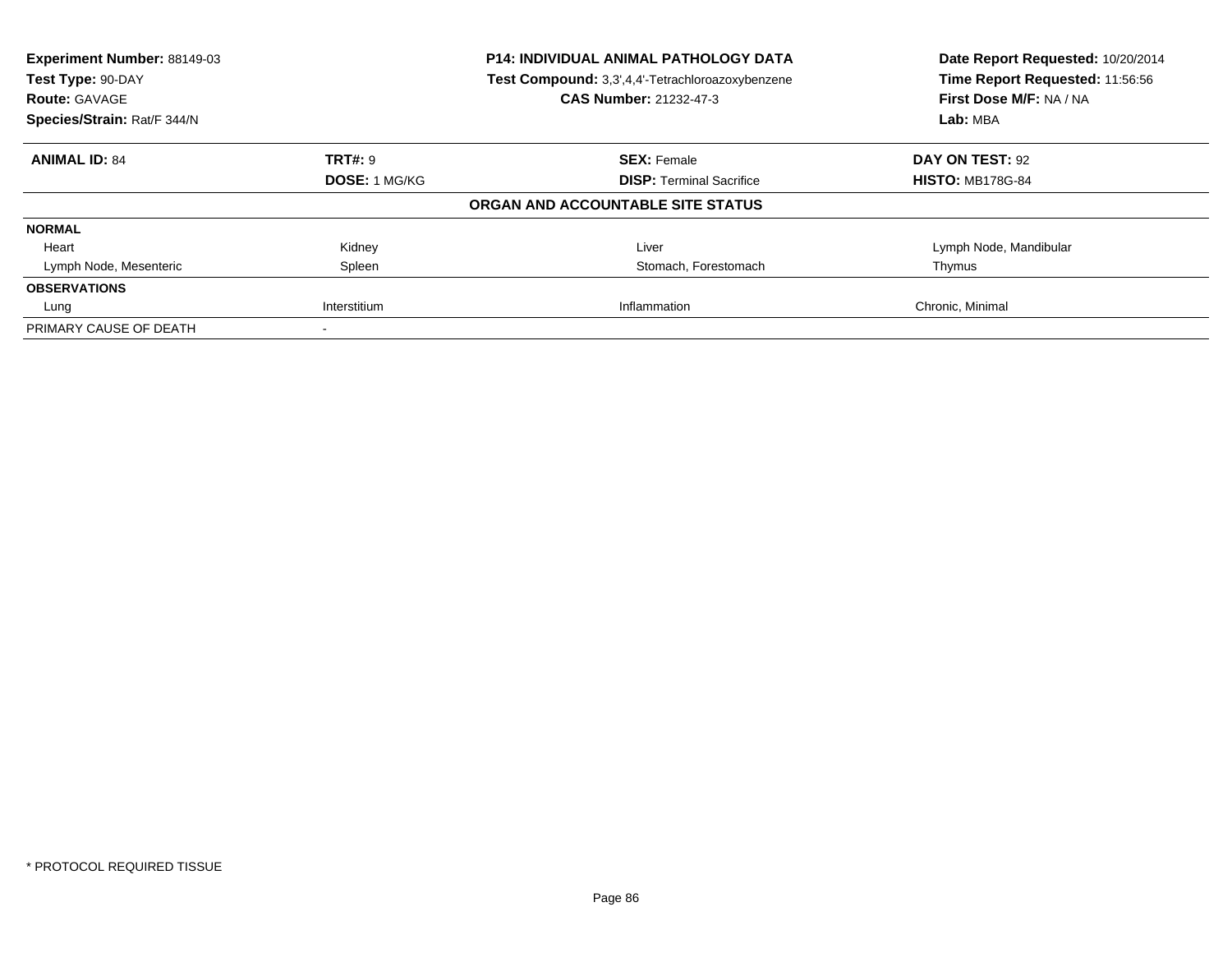**Experiment Number:** 88149-03
**Test Type:** 90-DAY
**Route:** GAVAGE
**Species/Strain:** Rat/F 344/N

**P14: INDIVIDUAL ANIMAL PATHOLOGY DATA**
**Test Compound:** 3,3',4,4'-Tetrachloroazoxybenzene
**CAS Number:** 21232-47-3

**Date Report Requested:** 10/20/2014
**Time Report Requested:** 11:56:56
**First Dose M/F:** NA / NA
**Lab:** MBA

| **ANIMAL ID:** 84 | **TRT#:** 9 | **SEX:** Female | **DAY ON TEST:** 92 |
|---|---|---|---|
| | **DOSE:** 1 MG/KG | **DISP:** Terminal Sacrifice | **HISTO:** MB178G-84 |

**ORGAN AND ACCOUNTABLE SITE STATUS**

| | | | |
|---|---|---|---|
| **NORMAL** | | | |
| Heart | Kidney | Liver | Lymph Node, Mandibular |
| Lymph Node, Mesenteric | Spleen | Stomach, Forestomach | Thymus |
| **OBSERVATIONS** | | | |
| Lung | Interstitium | Inflammation | Chronic, Minimal |
| PRIMARY CAUSE OF DEATH | - | | |

* PROTOCOL REQUIRED TISSUE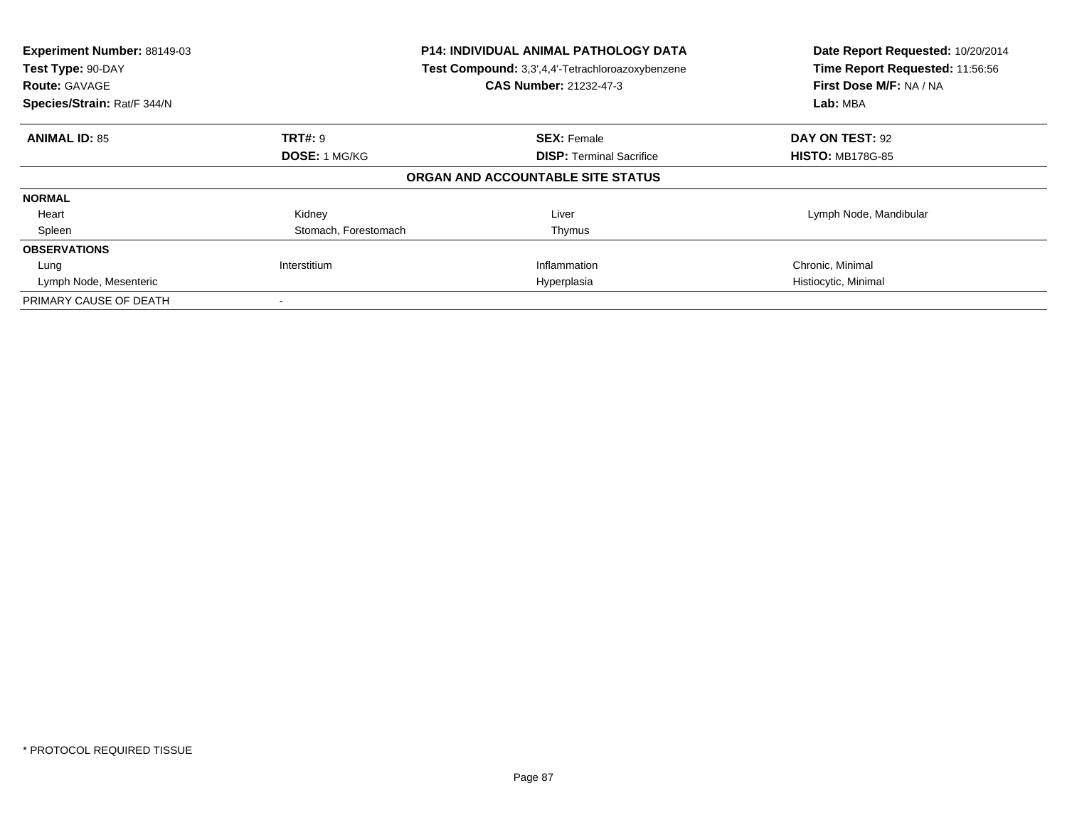**Experiment Number:** 88149-03
**Test Type:** 90-DAY
**Route:** GAVAGE
**Species/Strain:** Rat/F 344/N

**P14: INDIVIDUAL ANIMAL PATHOLOGY DATA**
**Test Compound:** 3,3',4,4'-Tetrachloroazoxybenzene
**CAS Number:** 21232-47-3

**Date Report Requested:** 10/20/2014
**Time Report Requested:** 11:56:56
**First Dose M/F:** NA / NA
**Lab:** MBA

| **ANIMAL ID:** 85 | **TRT#:** 9 | **SEX:** Female | **DAY ON TEST:** 92 |
|---|---|---|---|
| | **DOSE:** 1 MG/KG | **DISP:** Terminal Sacrifice | **HISTO:** MB178G-85 |

**ORGAN AND ACCOUNTABLE SITE STATUS**

| | | | |
|---|---|---|---|
| **NORMAL** | | | |
| Heart | Kidney | Liver | Lymph Node, Mandibular |
| Spleen | Stomach, Forestomach | Thymus | |
| **OBSERVATIONS** | | | |
| Lung | Interstitium | Inflammation | Chronic, Minimal |
| Lymph Node, Mesenteric | | Hyperplasia | Histiocytic, Minimal |
| PRIMARY CAUSE OF DEATH | - | | |

\* PROTOCOL REQUIRED TISSUE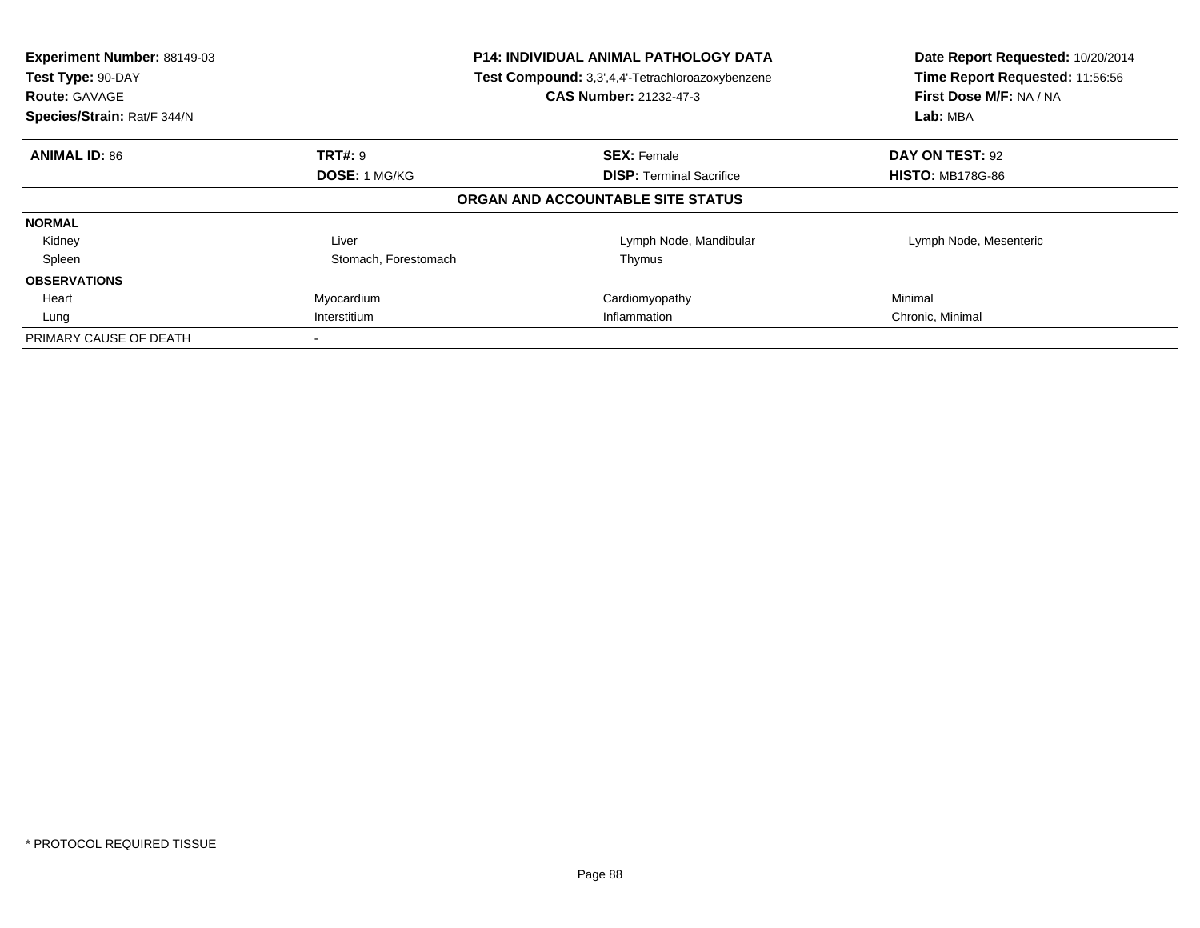**Experiment Number:** 88149-03
**Test Type:** 90-DAY
**Route:** GAVAGE
**Species/Strain:** Rat/F 344/N

**P14: INDIVIDUAL ANIMAL PATHOLOGY DATA**
**Test Compound:** 3,3',4,4'-Tetrachloroazoxybenzene
**CAS Number:** 21232-47-3

**Date Report Requested:** 10/20/2014
**Time Report Requested:** 11:56:56
**First Dose M/F:** NA / NA
**Lab:** MBA

| **ANIMAL ID:** 86 | **TRT#:** 9 | **SEX:** Female | **DAY ON TEST:** 92 |
|---|---|---|---|
| | **DOSE:** 1 MG/KG | **DISP:** Terminal Sacrifice | **HISTO:** MB178G-86 |

**ORGAN AND ACCOUNTABLE SITE STATUS**

| | | | |
|---|---|---|---|
| **NORMAL** | | | |
| Kidney | Liver | Lymph Node, Mandibular | Lymph Node, Mesenteric |
| Spleen | Stomach, Forestomach | Thymus | |
| **OBSERVATIONS** | | | |
| Heart | Myocardium | Cardiomyopathy | Minimal |
| Lung | Interstitium | Inflammation | Chronic, Minimal |
| PRIMARY CAUSE OF DEATH | - | | |

\* PROTOCOL REQUIRED TISSUE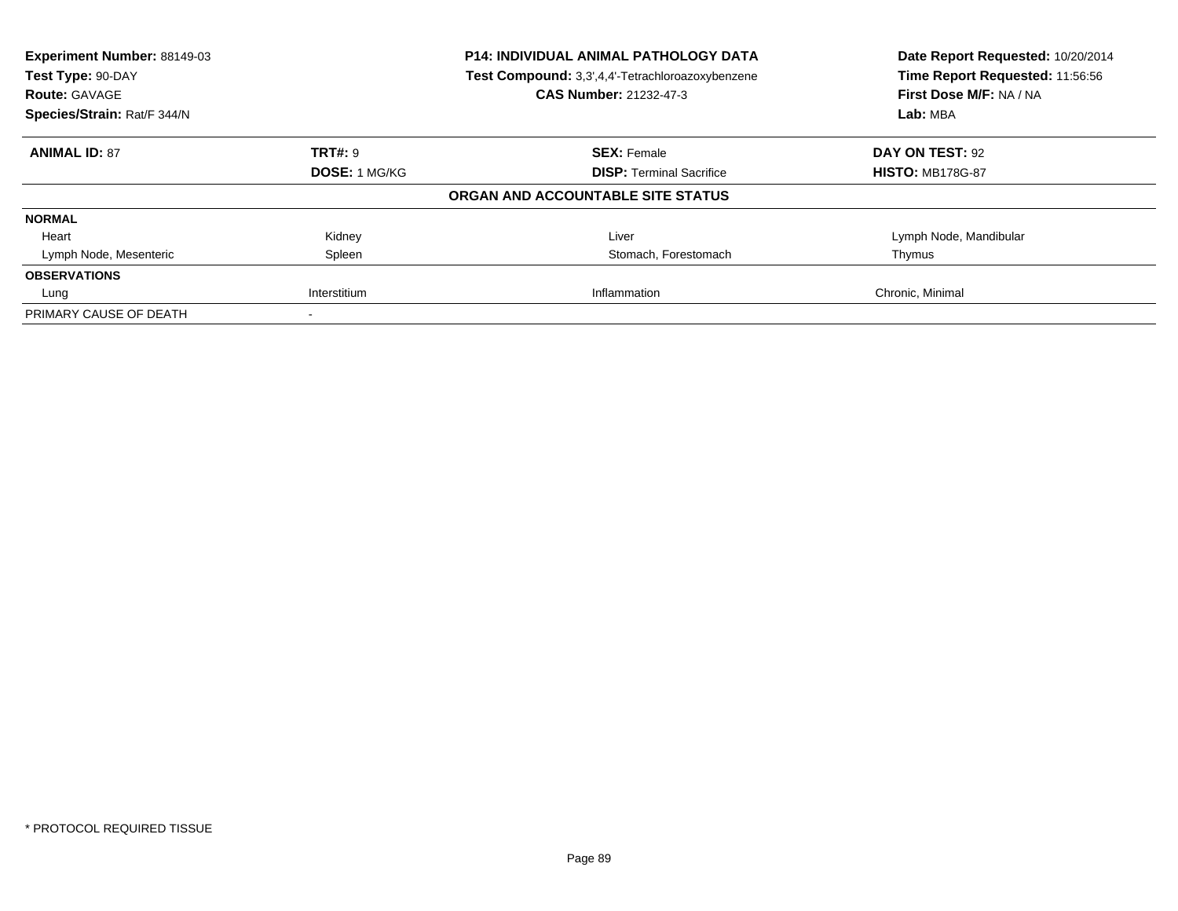**Experiment Number:** 88149-03
**Test Type:** 90-DAY
**Route:** GAVAGE
**Species/Strain:** Rat/F 344/N

**P14: INDIVIDUAL ANIMAL PATHOLOGY DATA**
**Test Compound:** 3,3',4,4'-Tetrachloroazoxybenzene
**CAS Number:** 21232-47-3

**Date Report Requested:** 10/20/2014
**Time Report Requested:** 11:56:56
**First Dose M/F:** NA / NA
**Lab:** MBA

| **ANIMAL ID:** 87 | **TRT#:** 9 | **SEX:** Female | **DAY ON TEST:** 92 |
|---|---|---|---|
| | **DOSE:** 1 MG/KG | **DISP:** Terminal Sacrifice | **HISTO:** MB178G-87 |
| | | **ORGAN AND ACCOUNTABLE SITE STATUS** | |
| **NORMAL** | | | |
| Heart | Kidney | Liver | Lymph Node, Mandibular |
| Lymph Node, Mesenteric | Spleen | Stomach, Forestomach | Thymus |
| **OBSERVATIONS** | | | |
| Lung | Interstitium | Inflammation | Chronic, Minimal |
| PRIMARY CAUSE OF DEATH | - | | |

* PROTOCOL REQUIRED TISSUE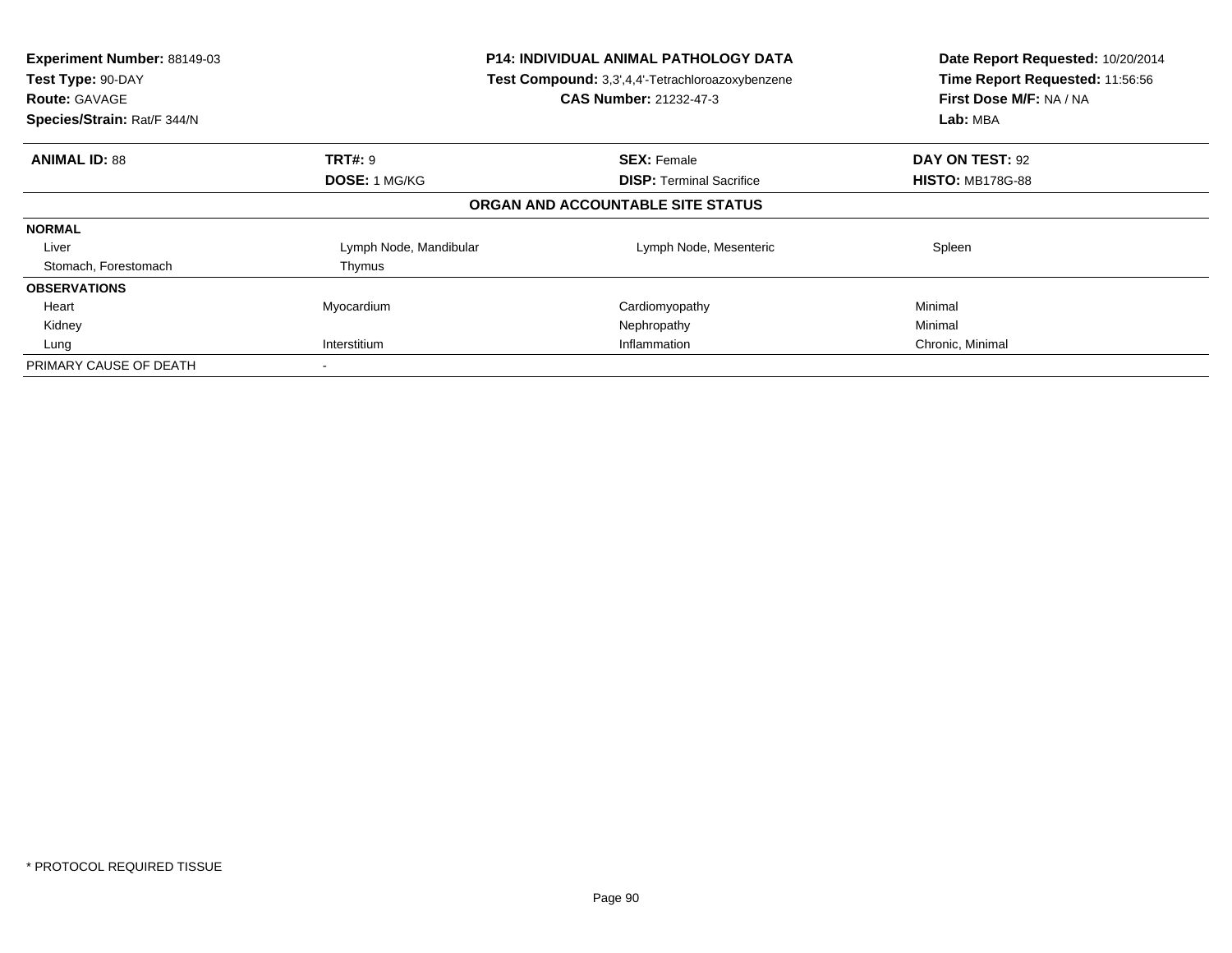**Experiment Number:** 88149-03
**Test Type:** 90-DAY
**Route:** GAVAGE
**Species/Strain:** Rat/F 344/N

**P14: INDIVIDUAL ANIMAL PATHOLOGY DATA**
**Test Compound:** 3,3',4,4'-Tetrachloroazoxybenzene
**CAS Number:** 21232-47-3

**Date Report Requested:** 10/20/2014
**Time Report Requested:** 11:56:56
**First Dose M/F:** NA / NA
**Lab:** MBA

| **ANIMAL ID:** 88 | **TRT#:** 9 | **SEX:** Female | **DAY ON TEST:** 92 |
|---|---|---|---|
| | **DOSE:** 1 MG/KG | **DISP:** Terminal Sacrifice | **HISTO:** MB178G-88 |

**ORGAN AND ACCOUNTABLE SITE STATUS**

| | | | |
|---|---|---|---|
| **NORMAL** | | | |
| Liver | Lymph Node, Mandibular | Lymph Node, Mesenteric | Spleen |
| Stomach, Forestomach | Thymus | | |
| **OBSERVATIONS** | | | |
| Heart | Myocardium | Cardiomyopathy | Minimal |
| Kidney | | Nephropathy | Minimal |
| Lung | Interstitium | Inflammation | Chronic, Minimal |
| PRIMARY CAUSE OF DEATH | - | | |

* PROTOCOL REQUIRED TISSUE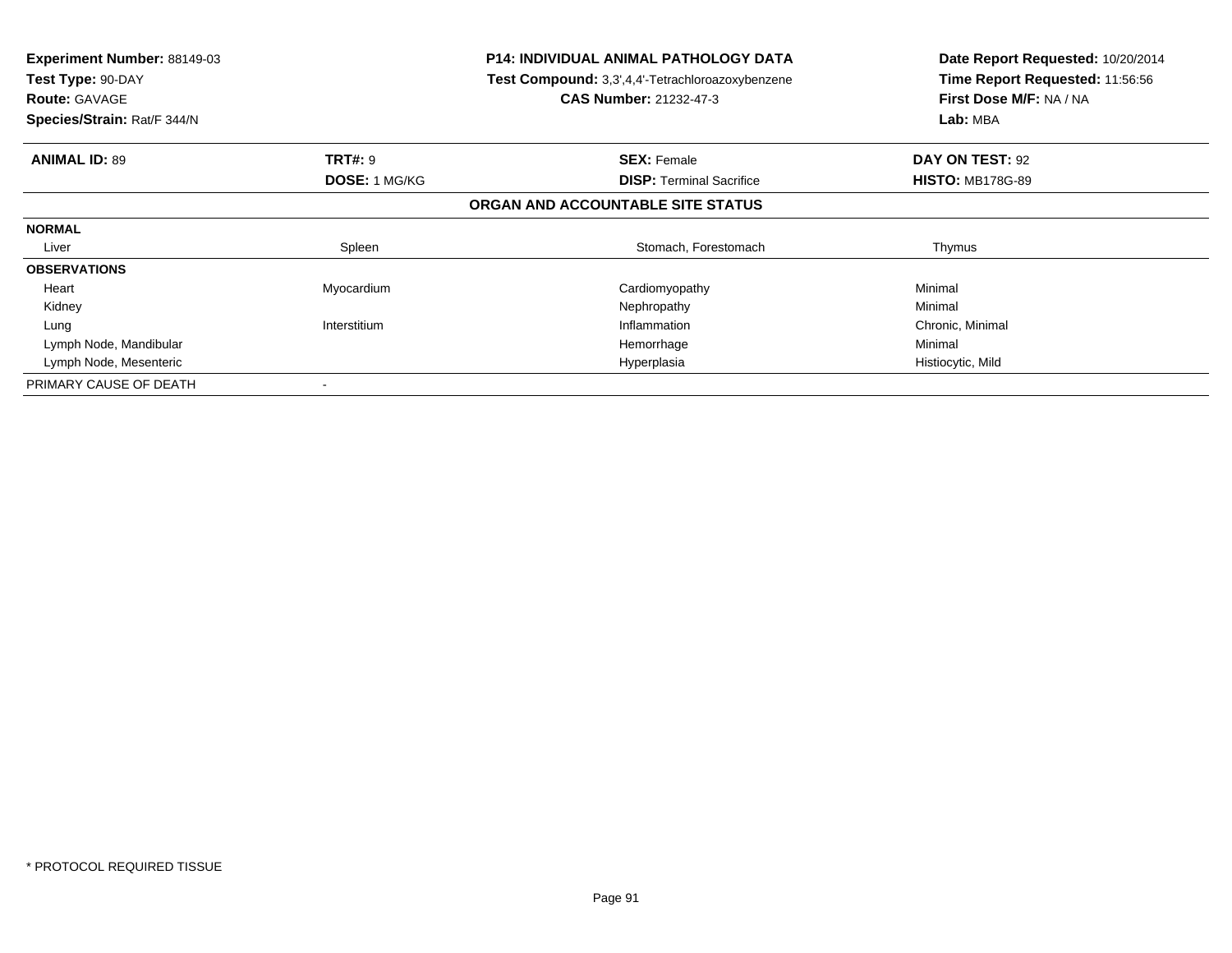**Experiment Number:** 88149-03
**Test Type:** 90-DAY
**Route:** GAVAGE
**Species/Strain:** Rat/F 344/N

**P14: INDIVIDUAL ANIMAL PATHOLOGY DATA**
**Test Compound:** 3,3',4,4'-Tetrachloroazoxybenzene
**CAS Number:** 21232-47-3

**Date Report Requested:** 10/20/2014
**Time Report Requested:** 11:56:56
**First Dose M/F:** NA / NA
**Lab:** MBA

| **ANIMAL ID:** 89 | **TRT#:** 9 | **SEX:** Female | **DAY ON TEST:** 92 |
|---|---|---|---|
| | **DOSE:** 1 MG/KG | **DISP:** Terminal Sacrifice | **HISTO:** MB178G-89 |

**ORGAN AND ACCOUNTABLE SITE STATUS**

| | | | |
|---|---|---|---|
| **NORMAL** | | | |
| Liver | Spleen | Stomach, Forestomach | Thymus |
| **OBSERVATIONS** | | | |
| Heart | Myocardium | Cardiomyopathy | Minimal |
| Kidney | | Nephropathy | Minimal |
| Lung | Interstitium | Inflammation | Chronic, Minimal |
| Lymph Node, Mandibular | | Hemorrhage | Minimal |
| Lymph Node, Mesenteric | | Hyperplasia | Histiocytic, Mild |
| PRIMARY CAUSE OF DEATH | - | | |

* PROTOCOL REQUIRED TISSUE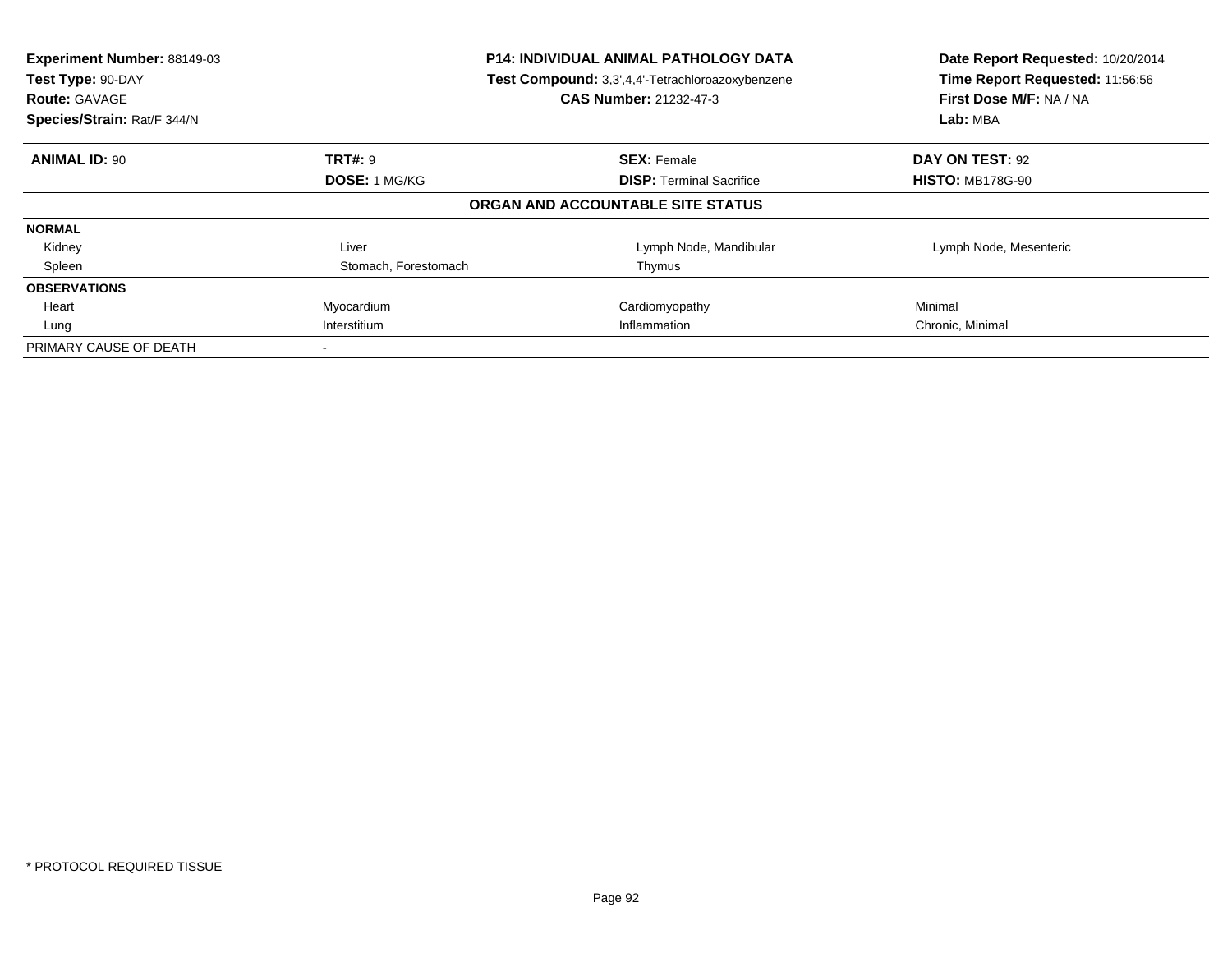**Experiment Number:** 88149-03
**Test Type:** 90-DAY
**Route:** GAVAGE
**Species/Strain:** Rat/F 344/N

**P14: INDIVIDUAL ANIMAL PATHOLOGY DATA**
**Test Compound:** 3,3',4,4'-Tetrachloroazoxybenzene
**CAS Number:** 21232-47-3

**Date Report Requested:** 10/20/2014
**Time Report Requested:** 11:56:56
**First Dose M/F:** NA / NA
**Lab:** MBA

| **ANIMAL ID:** 90 | **TRT#:** 9 | **SEX:** Female | **DAY ON TEST:** 92 |
|---|---|---|---|
| | **DOSE:** 1 MG/KG | **DISP:** Terminal Sacrifice | **HISTO:** MB178G-90 |

**ORGAN AND ACCOUNTABLE SITE STATUS**

| | | | |
|---|---|---|---|
| **NORMAL** | | | |
| Kidney | Liver | Lymph Node, Mandibular | Lymph Node, Mesenteric |
| Spleen | Stomach, Forestomach | Thymus | |
| **OBSERVATIONS** | | | |
| Heart | Myocardium | Cardiomyopathy | Minimal |
| Lung | Interstitium | Inflammation | Chronic, Minimal |
| PRIMARY CAUSE OF DEATH | - | | |

\* PROTOCOL REQUIRED TISSUE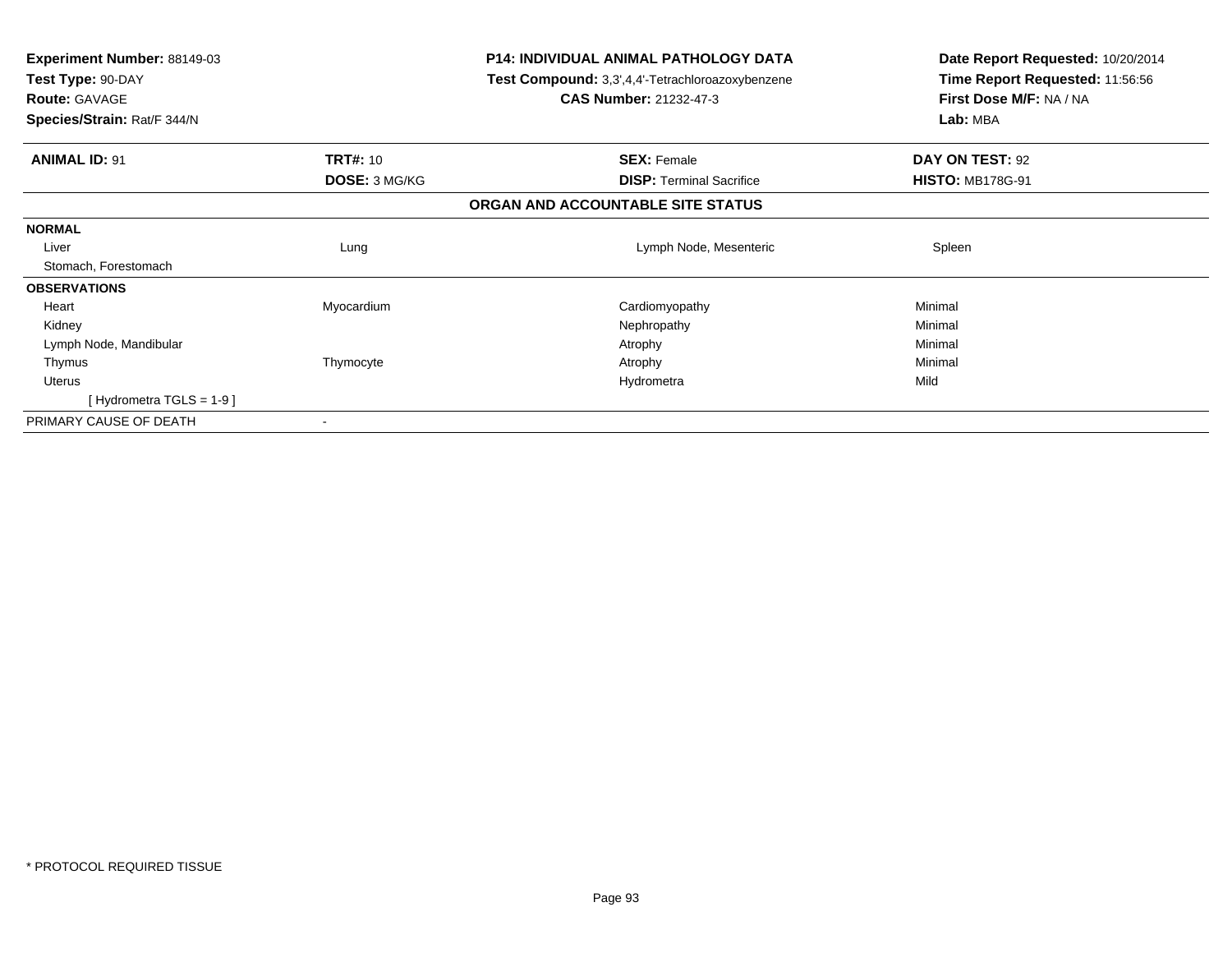**Experiment Number:** 88149-03
**Test Type:** 90-DAY
**Route:** GAVAGE
**Species/Strain:** Rat/F 344/N

**P14: INDIVIDUAL ANIMAL PATHOLOGY DATA**
**Test Compound:** 3,3',4,4'-Tetrachloroazoxybenzene
**CAS Number:** 21232-47-3

**Date Report Requested:** 10/20/2014
**Time Report Requested:** 11:56:56
**First Dose M/F:** NA / NA
**Lab:** MBA

| **ANIMAL ID:** 91 | **TRT#:** 10 | **SEX:** Female | **DAY ON TEST:** 92 |
|---|---|---|---|
| | **DOSE:** 3 MG/KG | **DISP:** Terminal Sacrifice | **HISTO:** MB178G-91 |

**ORGAN AND ACCOUNTABLE SITE STATUS**

| | | | |
|---|---|---|---|
| **NORMAL** | | | |
| Liver | Lung | Lymph Node, Mesenteric | Spleen |
| Stomach, Forestomach | | | |
| **OBSERVATIONS** | | | |
| Heart | Myocardium | Cardiomyopathy | Minimal |
| Kidney | | Nephropathy | Minimal |
| Lymph Node, Mandibular | | Atrophy | Minimal |
| Thymus | Thymocyte | Atrophy | Minimal |
| Uterus | | Hydrometra | Mild |
| [ Hydrometra TGLS = 1-9 ] | | | |
| PRIMARY CAUSE OF DEATH | - | | |

* PROTOCOL REQUIRED TISSUE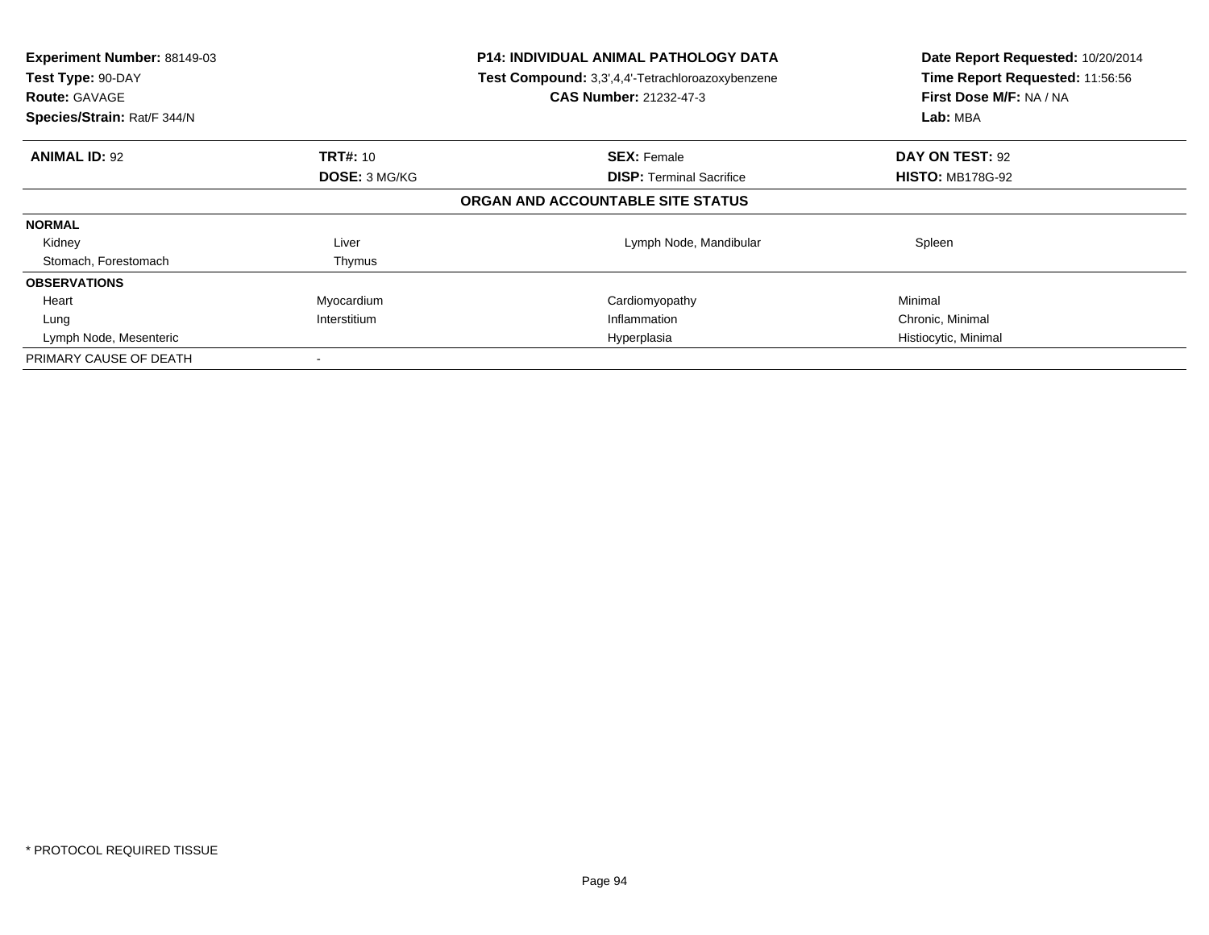**Experiment Number:** 88149-03
**Test Type:** 90-DAY
**Route:** GAVAGE
**Species/Strain:** Rat/F 344/N

**P14: INDIVIDUAL ANIMAL PATHOLOGY DATA**
**Test Compound:** 3,3',4,4'-Tetrachloroazoxybenzene
**CAS Number:** 21232-47-3

**Date Report Requested:** 10/20/2014
**Time Report Requested:** 11:56:56
**First Dose M/F:** NA / NA
**Lab:** MBA

| **ANIMAL ID:** 92 | **TRT#:** 10 | **SEX:** Female | **DAY ON TEST:** 92 |
|---|---|---|---|
| | **DOSE:** 3 MG/KG | **DISP:** Terminal Sacrifice | **HISTO:** MB178G-92 |

**ORGAN AND ACCOUNTABLE SITE STATUS**

| | | | |
|---|---|---|---|
| **NORMAL** | | | |
| Kidney | Liver | Lymph Node, Mandibular | Spleen |
| Stomach, Forestomach | Thymus | | |
| **OBSERVATIONS** | | | |
| Heart | Myocardium | Cardiomyopathy | Minimal |
| Lung | Interstitium | Inflammation | Chronic, Minimal |
| Lymph Node, Mesenteric | | Hyperplasia | Histiocytic, Minimal |
| PRIMARY CAUSE OF DEATH | - | | |

\* PROTOCOL REQUIRED TISSUE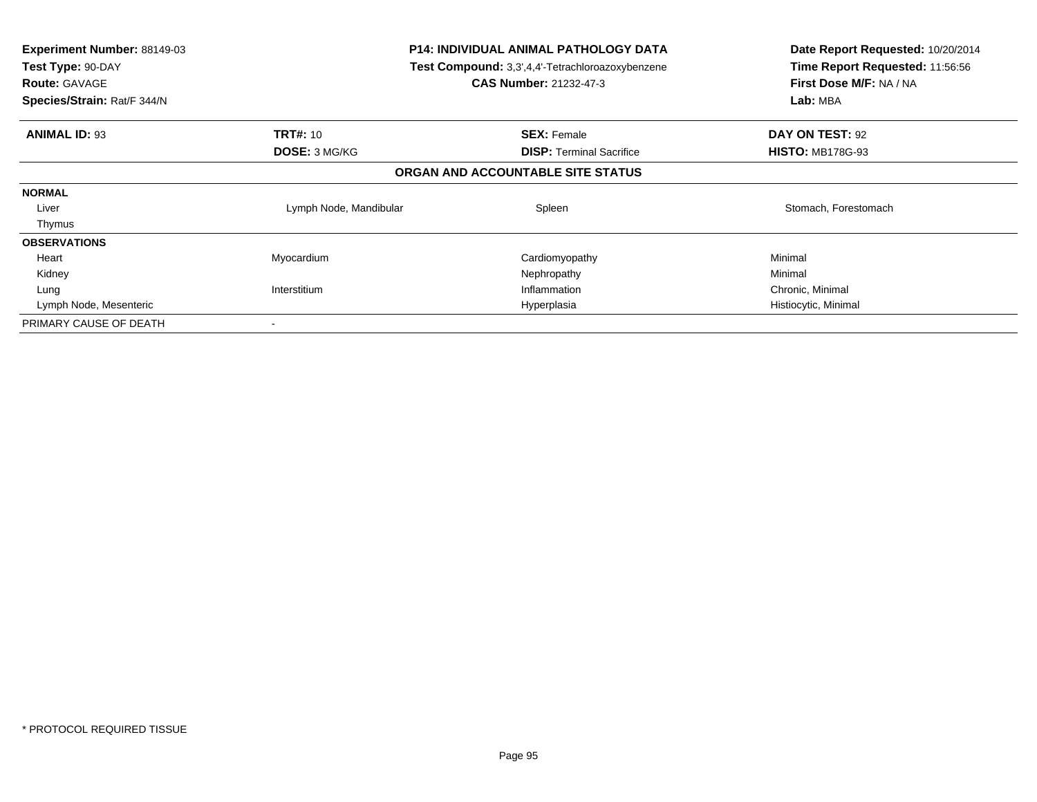**Experiment Number:** 88149-03
**Test Type:** 90-DAY
**Route:** GAVAGE
**Species/Strain:** Rat/F 344/N

**P14: INDIVIDUAL ANIMAL PATHOLOGY DATA**
**Test Compound:** 3,3',4,4'-Tetrachloroazoxybenzene
**CAS Number:** 21232-47-3

**Date Report Requested:** 10/20/2014
**Time Report Requested:** 11:56:56
**First Dose M/F:** NA / NA
**Lab:** MBA

| **ANIMAL ID:** 93 | **TRT#:** 10 | **SEX:** Female | **DAY ON TEST:** 92 |
|---|---|---|---|
| | **DOSE:** 3 MG/KG | **DISP:** Terminal Sacrifice | **HISTO:** MB178G-93 |

**ORGAN AND ACCOUNTABLE SITE STATUS**

| | | | |
|---|---|---|---|
| **NORMAL** | | | |
| Liver | Lymph Node, Mandibular | Spleen | Stomach, Forestomach |
| Thymus | | | |
| **OBSERVATIONS** | | | |
| Heart | Myocardium | Cardiomyopathy | Minimal |
| Kidney | | Nephropathy | Minimal |
| Lung | Interstitium | Inflammation | Chronic, Minimal |
| Lymph Node, Mesenteric | | Hyperplasia | Histiocytic, Minimal |
| PRIMARY CAUSE OF DEATH | - | | |

* PROTOCOL REQUIRED TISSUE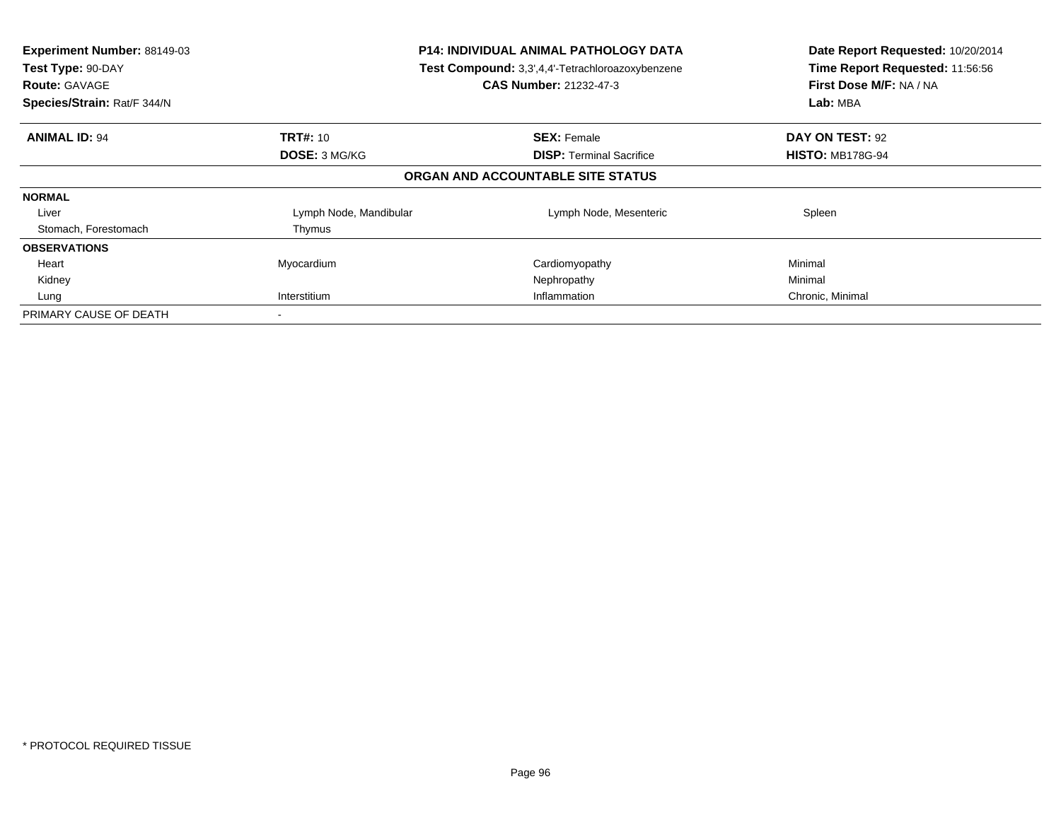**Experiment Number:** 88149-03
**Test Type:** 90-DAY
**Route:** GAVAGE
**Species/Strain:** Rat/F 344/N

**P14: INDIVIDUAL ANIMAL PATHOLOGY DATA**
**Test Compound:** 3,3',4,4'-Tetrachloroazoxybenzene
**CAS Number:** 21232-47-3

**Date Report Requested:** 10/20/2014
**Time Report Requested:** 11:56:56
**First Dose M/F:** NA / NA
**Lab:** MBA

| **ANIMAL ID:** 94 | **TRT#:** 10 | **SEX:** Female | **DAY ON TEST:** 92 |
|---|---|---|---|
| | **DOSE:** 3 MG/KG | **DISP:** Terminal Sacrifice | **HISTO:** MB178G-94 |

**ORGAN AND ACCOUNTABLE SITE STATUS**

| | | | |
|---|---|---|---|
| **NORMAL** | | | |
| Liver | Lymph Node, Mandibular | Lymph Node, Mesenteric | Spleen |
| Stomach, Forestomach | Thymus | | |
| **OBSERVATIONS** | | | |
| Heart | Myocardium | Cardiomyopathy | Minimal |
| Kidney | | Nephropathy | Minimal |
| Lung | Interstitium | Inflammation | Chronic, Minimal |
| PRIMARY CAUSE OF DEATH | - | | |

* PROTOCOL REQUIRED TISSUE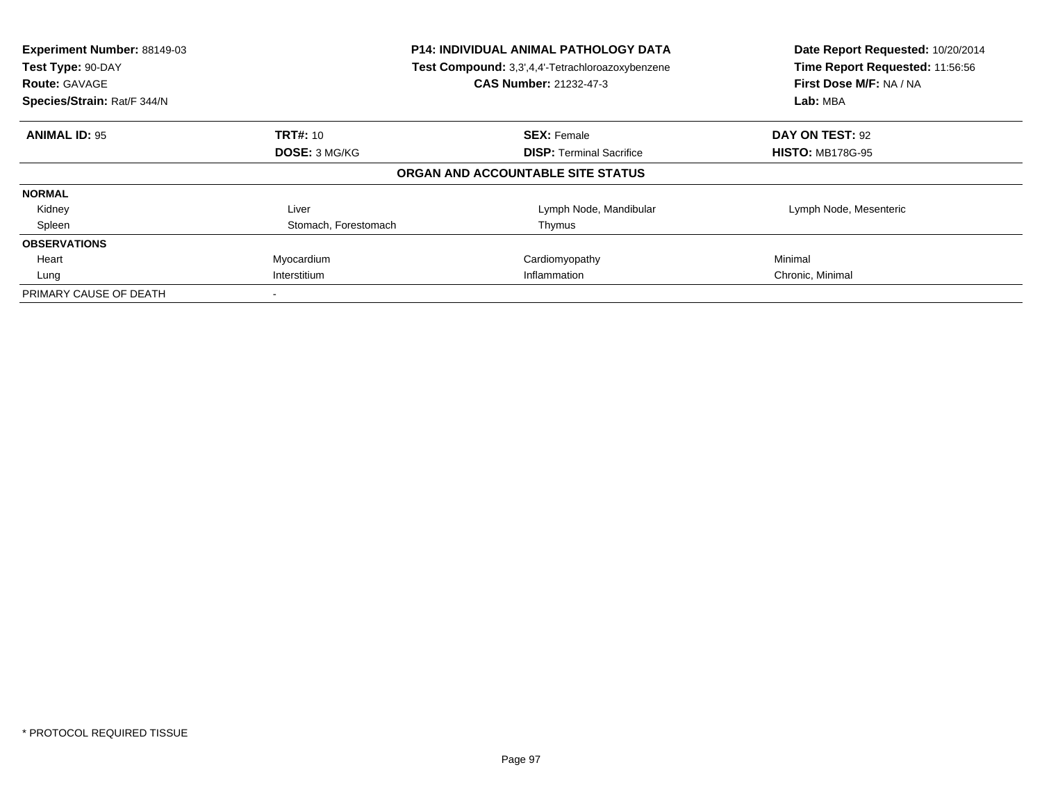**Experiment Number:** 88149-03
**Test Type:** 90-DAY
**Route:** GAVAGE
**Species/Strain:** Rat/F 344/N

**P14: INDIVIDUAL ANIMAL PATHOLOGY DATA**
**Test Compound:** 3,3',4,4'-Tetrachloroazoxybenzene
**CAS Number:** 21232-47-3

**Date Report Requested:** 10/20/2014
**Time Report Requested:** 11:56:56
**First Dose M/F:** NA / NA
**Lab:** MBA

| **ANIMAL ID:** 95 | **TRT#:** 10 | **SEX:** Female | **DAY ON TEST:** 92 |
|---|---|---|---|
| | **DOSE:** 3 MG/KG | **DISP:** Terminal Sacrifice | **HISTO:** MB178G-95 |

**ORGAN AND ACCOUNTABLE SITE STATUS**

| | | | |
|---|---|---|---|
| **NORMAL** | | | |
| Kidney | Liver | Lymph Node, Mandibular | Lymph Node, Mesenteric |
| Spleen | Stomach, Forestomach | Thymus | |
| **OBSERVATIONS** | | | |
| Heart | Myocardium | Cardiomyopathy | Minimal |
| Lung | Interstitium | Inflammation | Chronic, Minimal |
| PRIMARY CAUSE OF DEATH | - | | |

* PROTOCOL REQUIRED TISSUE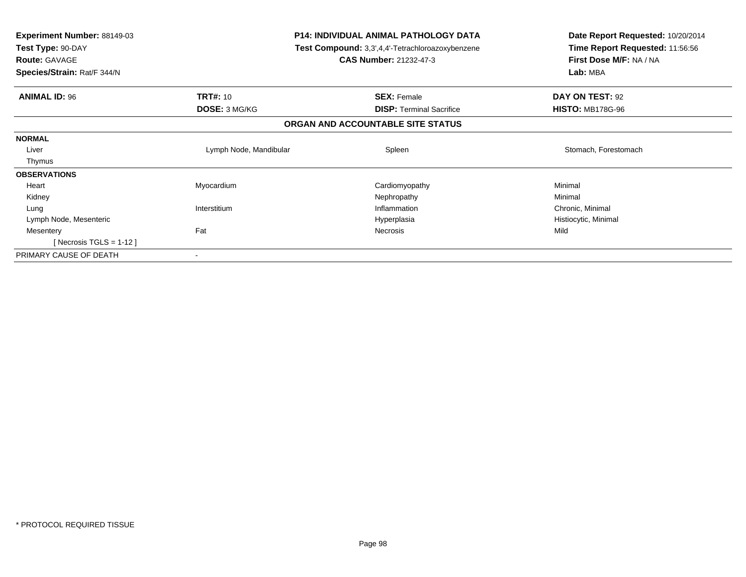**Experiment Number:** 88149-03
**Test Type:** 90-DAY
**Route:** GAVAGE
**Species/Strain:** Rat/F 344/N

**P14: INDIVIDUAL ANIMAL PATHOLOGY DATA**
**Test Compound:** 3,3',4,4'-Tetrachloroazoxybenzene
**CAS Number:** 21232-47-3

**Date Report Requested:** 10/20/2014
**Time Report Requested:** 11:56:56
**First Dose M/F:** NA / NA
**Lab:** MBA

| **ANIMAL ID:** 96 | **TRT#:** 10 | **SEX:** Female | **DAY ON TEST:** 92 |
|---|---|---|---|
| | **DOSE:** 3 MG/KG | **DISP:** Terminal Sacrifice | **HISTO:** MB178G-96 |

## ORGAN AND ACCOUNTABLE SITE STATUS

| | | | |
|---|---|---|---|
| **NORMAL** | | | |
| Liver | Lymph Node, Mandibular | Spleen | Stomach, Forestomach |
| Thymus | | | |
| **OBSERVATIONS** | | | |
| Heart | Myocardium | Cardiomyopathy | Minimal |
| Kidney | | Nephropathy | Minimal |
| Lung | Interstitium | Inflammation | Chronic, Minimal |
| Lymph Node, Mesenteric | | Hyperplasia | Histiocytic, Minimal |
| Mesentery | Fat | Necrosis | Mild |
| [ Necrosis TGLS = 1-12 ] | | | |
| PRIMARY CAUSE OF DEATH | - | | |

* PROTOCOL REQUIRED TISSUE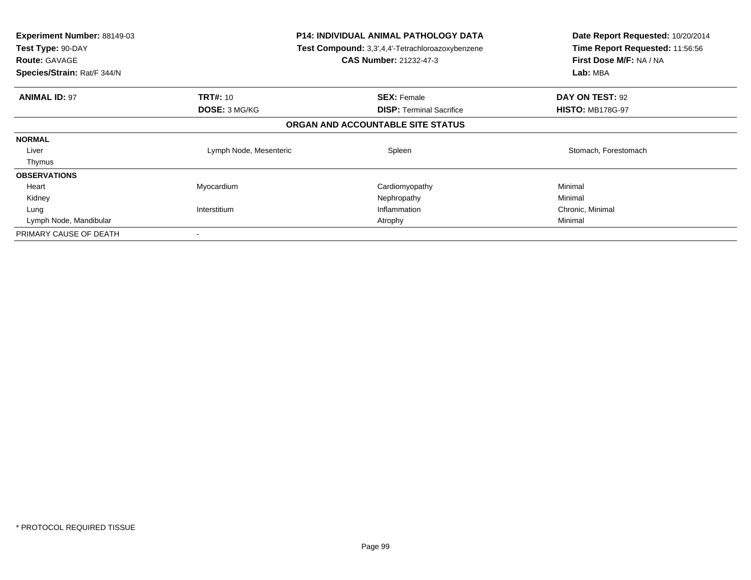**Experiment Number:** 88149-03
**Test Type:** 90-DAY
**Route:** GAVAGE
**Species/Strain:** Rat/F 344/N

**P14: INDIVIDUAL ANIMAL PATHOLOGY DATA**
**Test Compound:** 3,3',4,4'-Tetrachloroazoxybenzene
**CAS Number:** 21232-47-3

**Date Report Requested:** 10/20/2014
**Time Report Requested:** 11:56:56
**First Dose M/F:** NA / NA
**Lab:** MBA

| **ANIMAL ID:** 97 | **TRT#:** 10 | **SEX:** Female | **DAY ON TEST:** 92 |
|---|---|---|---|
| | **DOSE:** 3 MG/KG | **DISP:** Terminal Sacrifice | **HISTO:** MB178G-97 |

**ORGAN AND ACCOUNTABLE SITE STATUS**

| | | | |
|---|---|---|---|
| **NORMAL** | | | |
| Liver | Lymph Node, Mesenteric | Spleen | Stomach, Forestomach |
| Thymus | | | |
| **OBSERVATIONS** | | | |
| Heart | Myocardium | Cardiomyopathy | Minimal |
| Kidney | | Nephropathy | Minimal |
| Lung | Interstitium | Inflammation | Chronic, Minimal |
| Lymph Node, Mandibular | | Atrophy | Minimal |
| PRIMARY CAUSE OF DEATH | - | | |

* PROTOCOL REQUIRED TISSUE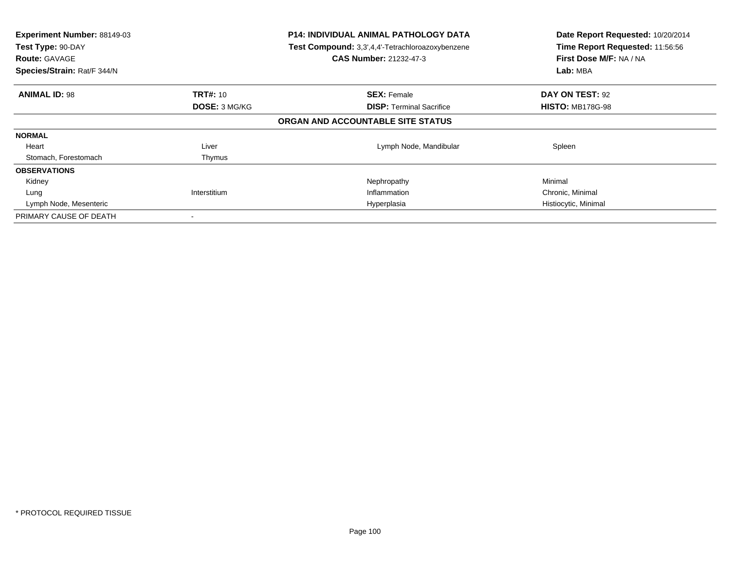**Experiment Number:** 88149-03
**Test Type:** 90-DAY
**Route:** GAVAGE
**Species/Strain:** Rat/F 344/N

**P14: INDIVIDUAL ANIMAL PATHOLOGY DATA**
**Test Compound:** 3,3',4,4'-Tetrachloroazoxybenzene
**CAS Number:** 21232-47-3

**Date Report Requested:** 10/20/2014
**Time Report Requested:** 11:56:56
**First Dose M/F:** NA / NA
**Lab:** MBA

| **ANIMAL ID:** 98 | **TRT#:** 10 | **SEX:** Female | **DAY ON TEST:** 92 |
|---|---|---|---|
| | **DOSE:** 3 MG/KG | **DISP:** Terminal Sacrifice | **HISTO:** MB178G-98 |

**ORGAN AND ACCOUNTABLE SITE STATUS**

| | | | |
|---|---|---|---|
| **NORMAL** | | | |
| Heart | Liver | Lymph Node, Mandibular | Spleen |
| Stomach, Forestomach | Thymus | | |
| **OBSERVATIONS** | | | |
| Kidney | | Nephropathy | Minimal |
| Lung | Interstitium | Inflammation | Chronic, Minimal |
| Lymph Node, Mesenteric | | Hyperplasia | Histiocytic, Minimal |
| PRIMARY CAUSE OF DEATH | - | | |

* PROTOCOL REQUIRED TISSUE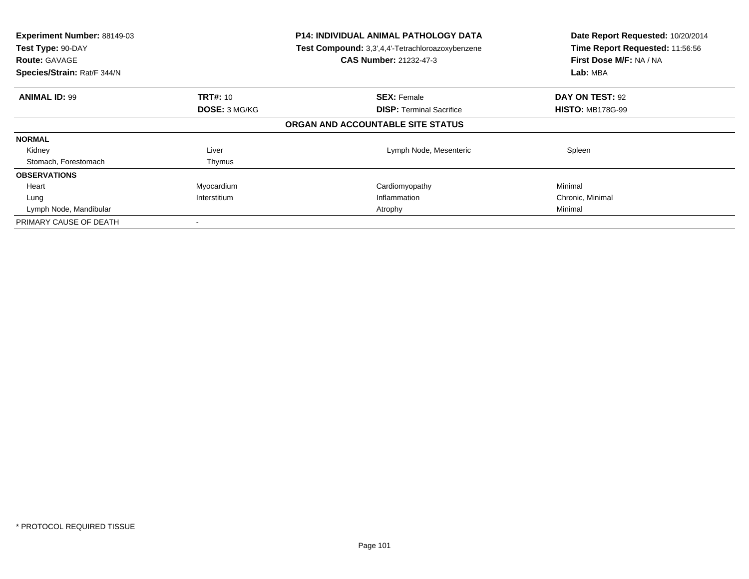**Experiment Number:** 88149-03
**Test Type:** 90-DAY
**Route:** GAVAGE
**Species/Strain:** Rat/F 344/N

**P14: INDIVIDUAL ANIMAL PATHOLOGY DATA**
**Test Compound:** 3,3',4,4'-Tetrachloroazoxybenzene
**CAS Number:** 21232-47-3

**Date Report Requested:** 10/20/2014
**Time Report Requested:** 11:56:56
**First Dose M/F:** NA / NA
**Lab:** MBA

| **ANIMAL ID:** 99 | **TRT#:** 10 | **SEX:** Female | **DAY ON TEST:** 92 |
|---|---|---|---|
| | **DOSE:** 3 MG/KG | **DISP:** Terminal Sacrifice | **HISTO:** MB178G-99 |

**ORGAN AND ACCOUNTABLE SITE STATUS**

| | | | |
|---|---|---|---|
| **NORMAL** | | | |
| Kidney | Liver | Lymph Node, Mesenteric | Spleen |
| Stomach, Forestomach | Thymus | | |
| **OBSERVATIONS** | | | |
| Heart | Myocardium | Cardiomyopathy | Minimal |
| Lung | Interstitium | Inflammation | Chronic, Minimal |
| Lymph Node, Mandibular | | Atrophy | Minimal |
| PRIMARY CAUSE OF DEATH | - | | |

* PROTOCOL REQUIRED TISSUE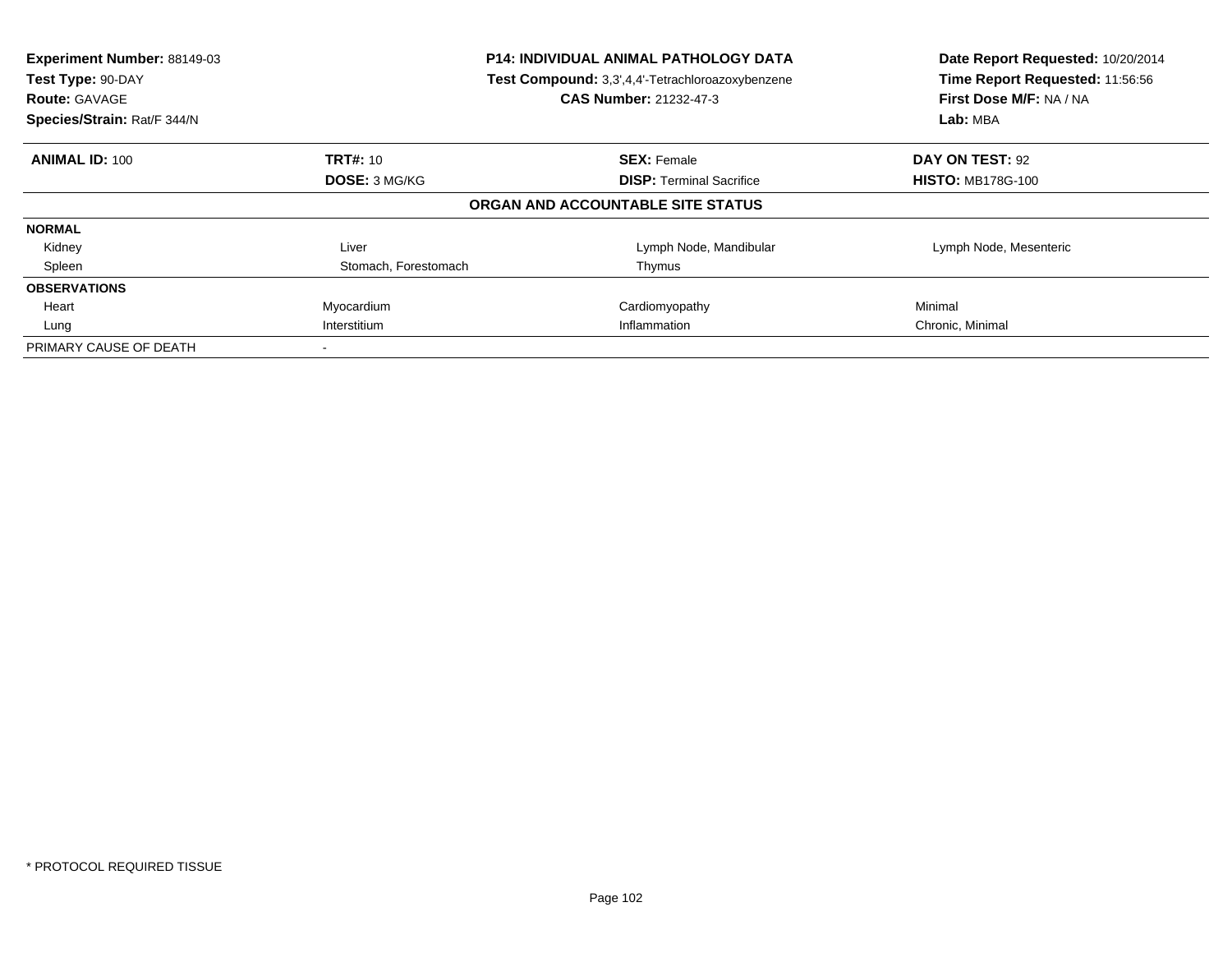**Experiment Number:** 88149-03
**Test Type:** 90-DAY
**Route:** GAVAGE
**Species/Strain:** Rat/F 344/N

**P14: INDIVIDUAL ANIMAL PATHOLOGY DATA**
**Test Compound:** 3,3',4,4'-Tetrachloroazoxybenzene
**CAS Number:** 21232-47-3

**Date Report Requested:** 10/20/2014
**Time Report Requested:** 11:56:56
**First Dose M/F:** NA / NA
**Lab:** MBA

| **ANIMAL ID:** 100 | **TRT#:** 10 | **SEX:** Female | **DAY ON TEST:** 92 |
|---|---|---|---|
| | **DOSE:** 3 MG/KG | **DISP:** Terminal Sacrifice | **HISTO:** MB178G-100 |

**ORGAN AND ACCOUNTABLE SITE STATUS**

| | | | |
|---|---|---|---|
| **NORMAL** | | | |
| Kidney | Liver | Lymph Node, Mandibular | Lymph Node, Mesenteric |
| Spleen | Stomach, Forestomach | Thymus | |
| **OBSERVATIONS** | | | |
| Heart | Myocardium | Cardiomyopathy | Minimal |
| Lung | Interstitium | Inflammation | Chronic, Minimal |
| PRIMARY CAUSE OF DEATH | - | | |

\* PROTOCOL REQUIRED TISSUE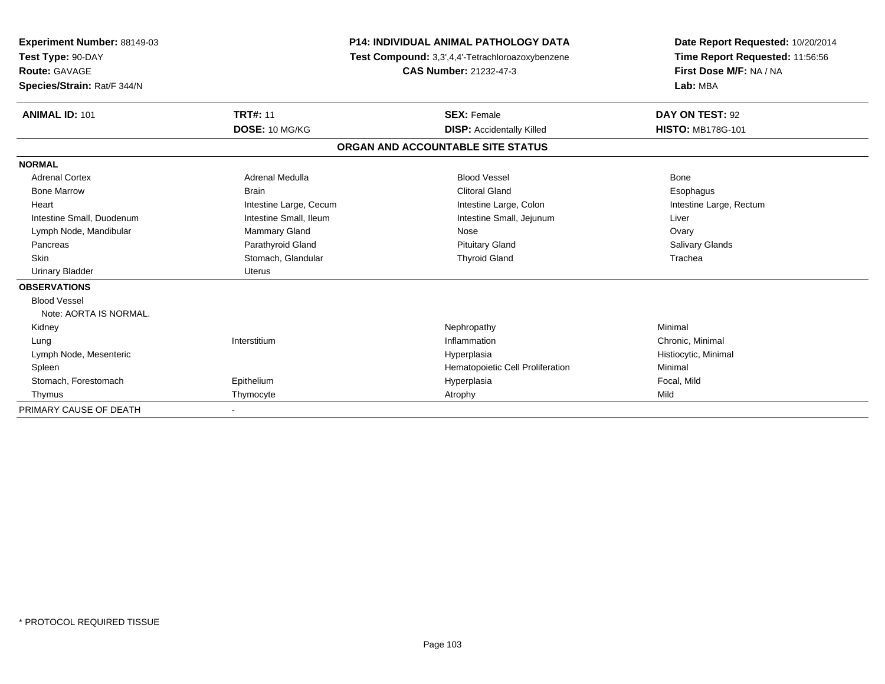**Experiment Number:** 88149-03
**Test Type:** 90-DAY
**Route:** GAVAGE
**Species/Strain:** Rat/F 344/N

**P14: INDIVIDUAL ANIMAL PATHOLOGY DATA**
**Test Compound:** 3,3',4,4'-Tetrachloroazoxybenzene
**CAS Number:** 21232-47-3

**Date Report Requested:** 10/20/2014
**Time Report Requested:** 11:56:56
**First Dose M/F:** NA / NA
**Lab:** MBA

| **ANIMAL ID:** 101 | **TRT#:** 11 | **SEX:** Female | **DAY ON TEST:** 92 |
|---|---|---|---|
| | **DOSE:** 10 MG/KG | **DISP:** Accidentally Killed | **HISTO:** MB178G-101 |

## ORGAN AND ACCOUNTABLE SITE STATUS

| | | | |
|---|---|---|---|
| **NORMAL** | | | |
| Adrenal Cortex | Adrenal Medulla | Blood Vessel | Bone |
| Bone Marrow | Brain | Clitoral Gland | Esophagus |
| Heart | Intestine Large, Cecum | Intestine Large, Colon | Intestine Large, Rectum |
| Intestine Small, Duodenum | Intestine Small, Ileum | Intestine Small, Jejunum | Liver |
| Lymph Node, Mandibular | Mammary Gland | Nose | Ovary |
| Pancreas | Parathyroid Gland | Pituitary Gland | Salivary Glands |
| Skin | Stomach, Glandular | Thyroid Gland | Trachea |
| Urinary Bladder | Uterus | | |
| **OBSERVATIONS** | | | |
| Blood Vessel | | | |
| Note: AORTA IS NORMAL. | | | |
| Kidney | | Nephropathy | Minimal |
| Lung | Interstitium | Inflammation | Chronic, Minimal |
| Lymph Node, Mesenteric | | Hyperplasia | Histiocytic, Minimal |
| Spleen | | Hematopoietic Cell Proliferation | Minimal |
| Stomach, Forestomach | Epithelium | Hyperplasia | Focal, Mild |
| Thymus | Thymocyte | Atrophy | Mild |
| PRIMARY CAUSE OF DEATH | - | | |

\* PROTOCOL REQUIRED TISSUE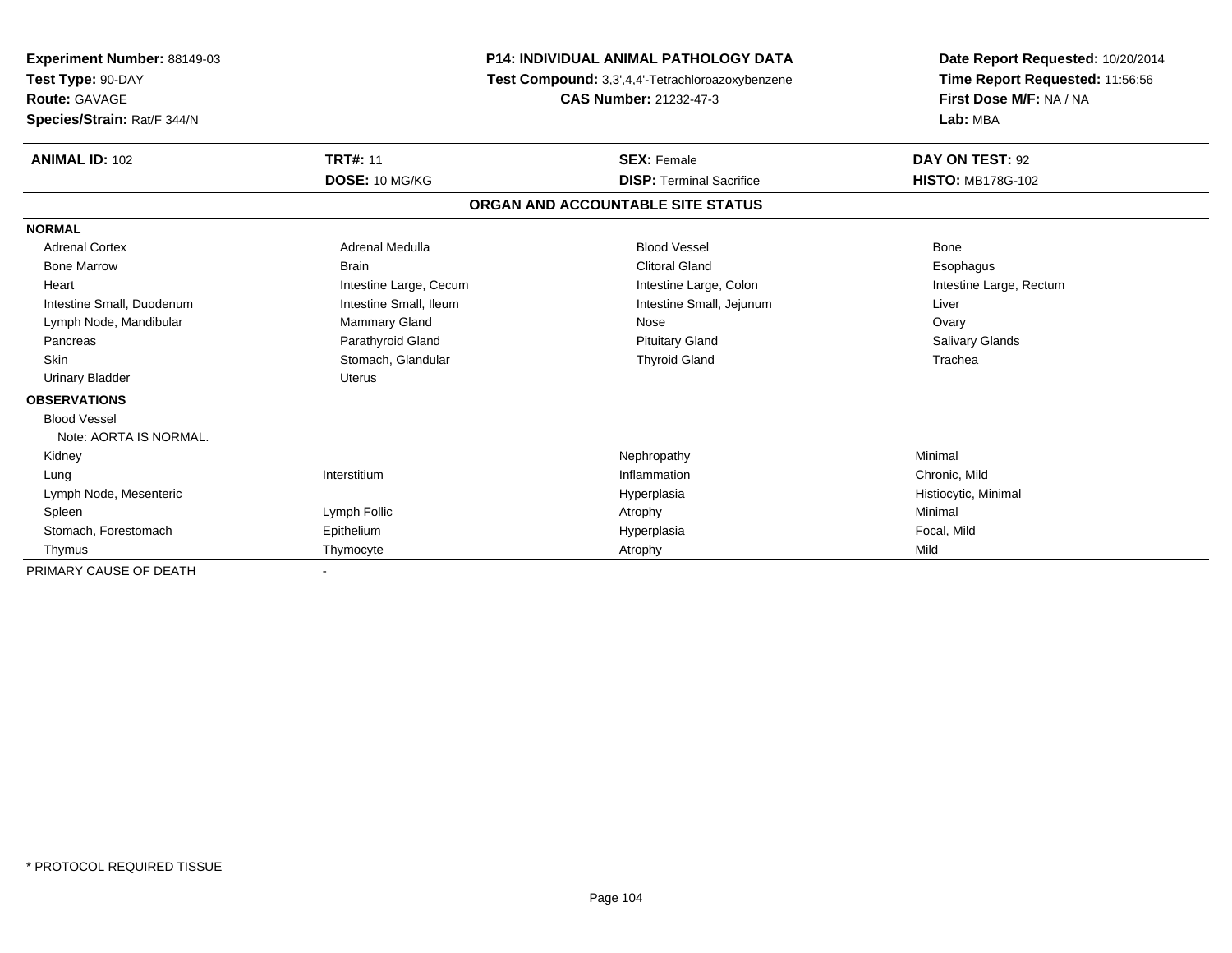**Experiment Number:** 88149-03
**Test Type:** 90-DAY
**Route:** GAVAGE
**Species/Strain:** Rat/F 344/N

**P14: INDIVIDUAL ANIMAL PATHOLOGY DATA**
**Test Compound:** 3,3',4,4'-Tetrachloroazoxybenzene
**CAS Number:** 21232-47-3

**Date Report Requested:** 10/20/2014
**Time Report Requested:** 11:56:56
**First Dose M/F:** NA / NA
**Lab:** MBA

| **ANIMAL ID:** 102 | **TRT#:** 11 | **SEX:** Female | **DAY ON TEST:** 92 |
|---|---|---|---|
| | **DOSE:** 10 MG/KG | **DISP:** Terminal Sacrifice | **HISTO:** MB178G-102 |

**ORGAN AND ACCOUNTABLE SITE STATUS**

| | | | |
|---|---|---|---|
| **NORMAL** | | | |
| Adrenal Cortex | Adrenal Medulla | Blood Vessel | Bone |
| Bone Marrow | Brain | Clitoral Gland | Esophagus |
| Heart | Intestine Large, Cecum | Intestine Large, Colon | Intestine Large, Rectum |
| Intestine Small, Duodenum | Intestine Small, Ileum | Intestine Small, Jejunum | Liver |
| Lymph Node, Mandibular | Mammary Gland | Nose | Ovary |
| Pancreas | Parathyroid Gland | Pituitary Gland | Salivary Glands |
| Skin | Stomach, Glandular | Thyroid Gland | Trachea |
| Urinary Bladder | Uterus | | |
| **OBSERVATIONS** | | | |
| Blood Vessel | | | |
| Note: AORTA IS NORMAL. | | | |
| Kidney | | Nephropathy | Minimal |
| Lung | Interstitium | Inflammation | Chronic, Mild |
| Lymph Node, Mesenteric | | Hyperplasia | Histiocytic, Minimal |
| Spleen | Lymph Follic | Atrophy | Minimal |
| Stomach, Forestomach | Epithelium | Hyperplasia | Focal, Mild |
| Thymus | Thymocyte | Atrophy | Mild |
| PRIMARY CAUSE OF DEATH | - | | |

* PROTOCOL REQUIRED TISSUE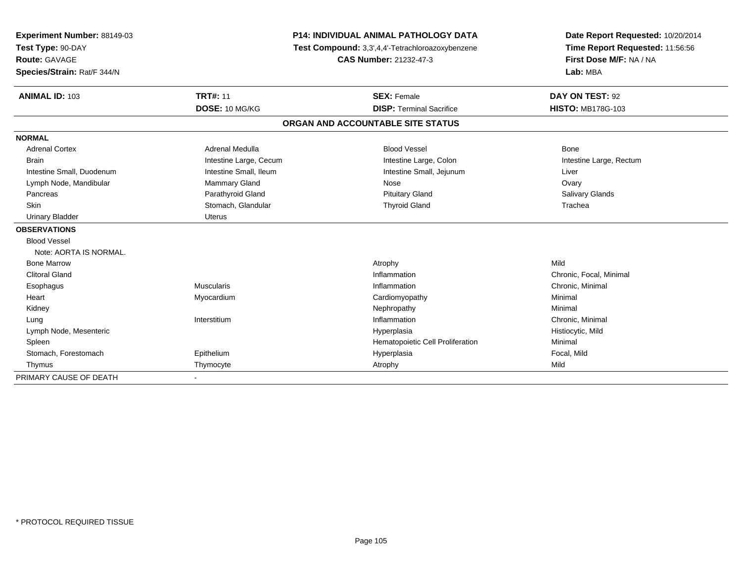**Experiment Number:** 88149-03
**Test Type:** 90-DAY
**Route:** GAVAGE
**Species/Strain:** Rat/F 344/N

**P14: INDIVIDUAL ANIMAL PATHOLOGY DATA**
**Test Compound:** 3,3',4,4'-Tetrachloroazoxybenzene
**CAS Number:** 21232-47-3

**Date Report Requested:** 10/20/2014
**Time Report Requested:** 11:56:56
**First Dose M/F:** NA / NA
**Lab:** MBA

| **ANIMAL ID:** 103 | **TRT#:** 11 | **SEX:** Female | **DAY ON TEST:** 92 |
|---|---|---|---|
| | **DOSE:** 10 MG/KG | **DISP:** Terminal Sacrifice | **HISTO:** MB178G-103 |

**ORGAN AND ACCOUNTABLE SITE STATUS**

| | | | |
|---|---|---|---|
| **NORMAL** | | | |
| Adrenal Cortex | Adrenal Medulla | Blood Vessel | Bone |
| Brain | Intestine Large, Cecum | Intestine Large, Colon | Intestine Large, Rectum |
| Intestine Small, Duodenum | Intestine Small, Ileum | Intestine Small, Jejunum | Liver |
| Lymph Node, Mandibular | Mammary Gland | Nose | Ovary |
| Pancreas | Parathyroid Gland | Pituitary Gland | Salivary Glands |
| Skin | Stomach, Glandular | Thyroid Gland | Trachea |
| Urinary Bladder | Uterus | | |
| **OBSERVATIONS** | | | |
| Blood Vessel | | | |
| Note: AORTA IS NORMAL. | | | |
| Bone Marrow | | Atrophy | Mild |
| Clitoral Gland | | Inflammation | Chronic, Focal, Minimal |
| Esophagus | Muscularis | Inflammation | Chronic, Minimal |
| Heart | Myocardium | Cardiomyopathy | Minimal |
| Kidney | | Nephropathy | Minimal |
| Lung | Interstitium | Inflammation | Chronic, Minimal |
| Lymph Node, Mesenteric | | Hyperplasia | Histiocytic, Mild |
| Spleen | | Hematopoietic Cell Proliferation | Minimal |
| Stomach, Forestomach | Epithelium | Hyperplasia | Focal, Mild |
| Thymus | Thymocyte | Atrophy | Mild |
| PRIMARY CAUSE OF DEATH | - | | |

* PROTOCOL REQUIRED TISSUE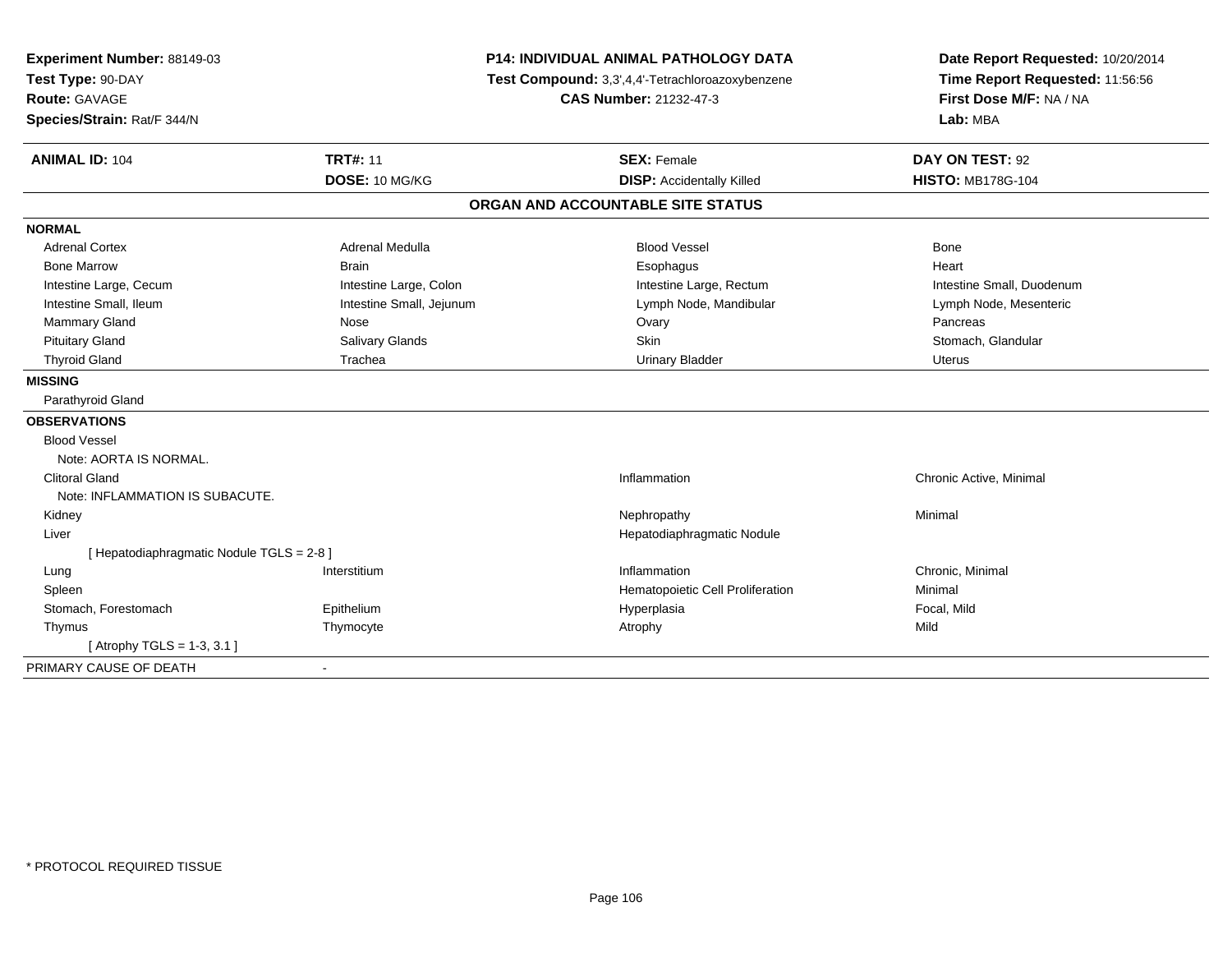**Experiment Number:** 88149-03
**Test Type:** 90-DAY
**Route:** GAVAGE
**Species/Strain:** Rat/F 344/N

**P14: INDIVIDUAL ANIMAL PATHOLOGY DATA**
**Test Compound:** 3,3',4,4'-Tetrachloroazoxybenzene
**CAS Number:** 21232-47-3

**Date Report Requested:** 10/20/2014
**Time Report Requested:** 11:56:56
**First Dose M/F:** NA / NA
**Lab:** MBA

| **ANIMAL ID:** 104 | **TRT#:** 11 | **SEX:** Female | **DAY ON TEST:** 92 |
|---|---|---|---|
| | **DOSE:** 10 MG/KG | **DISP:** Accidentally Killed | **HISTO:** MB178G-104 |

## ORGAN AND ACCOUNTABLE SITE STATUS

| | | | |
|---|---|---|---|
| **NORMAL** | | | |
| Adrenal Cortex | Adrenal Medulla | Blood Vessel | Bone |
| Bone Marrow | Brain | Esophagus | Heart |
| Intestine Large, Cecum | Intestine Large, Colon | Intestine Large, Rectum | Intestine Small, Duodenum |
| Intestine Small, Ileum | Intestine Small, Jejunum | Lymph Node, Mandibular | Lymph Node, Mesenteric |
| Mammary Gland | Nose | Ovary | Pancreas |
| Pituitary Gland | Salivary Glands | Skin | Stomach, Glandular |
| Thyroid Gland | Trachea | Urinary Bladder | Uterus |
| **MISSING** | | | |
| Parathyroid Gland | | | |
| **OBSERVATIONS** | | | |
| Blood Vessel | | | |
| Note: AORTA IS NORMAL. | | | |
| Clitoral Gland | | Inflammation | Chronic Active, Minimal |
| Note: INFLAMMATION IS SUBACUTE. | | | |
| Kidney | | Nephropathy | Minimal |
| Liver | | Hepatodiaphragmatic Nodule | |
| [ Hepatodiaphragmatic Nodule TGLS = 2-8 ] | | | |
| Lung | Interstitium | Inflammation | Chronic, Minimal |
| Spleen | | Hematopoietic Cell Proliferation | Minimal |
| Stomach, Forestomach | Epithelium | Hyperplasia | Focal, Mild |
| Thymus | Thymocyte | Atrophy | Mild |
| [ Atrophy TGLS = 1-3, 3.1 ] | | | |
| PRIMARY CAUSE OF DEATH | - | | |

* PROTOCOL REQUIRED TISSUE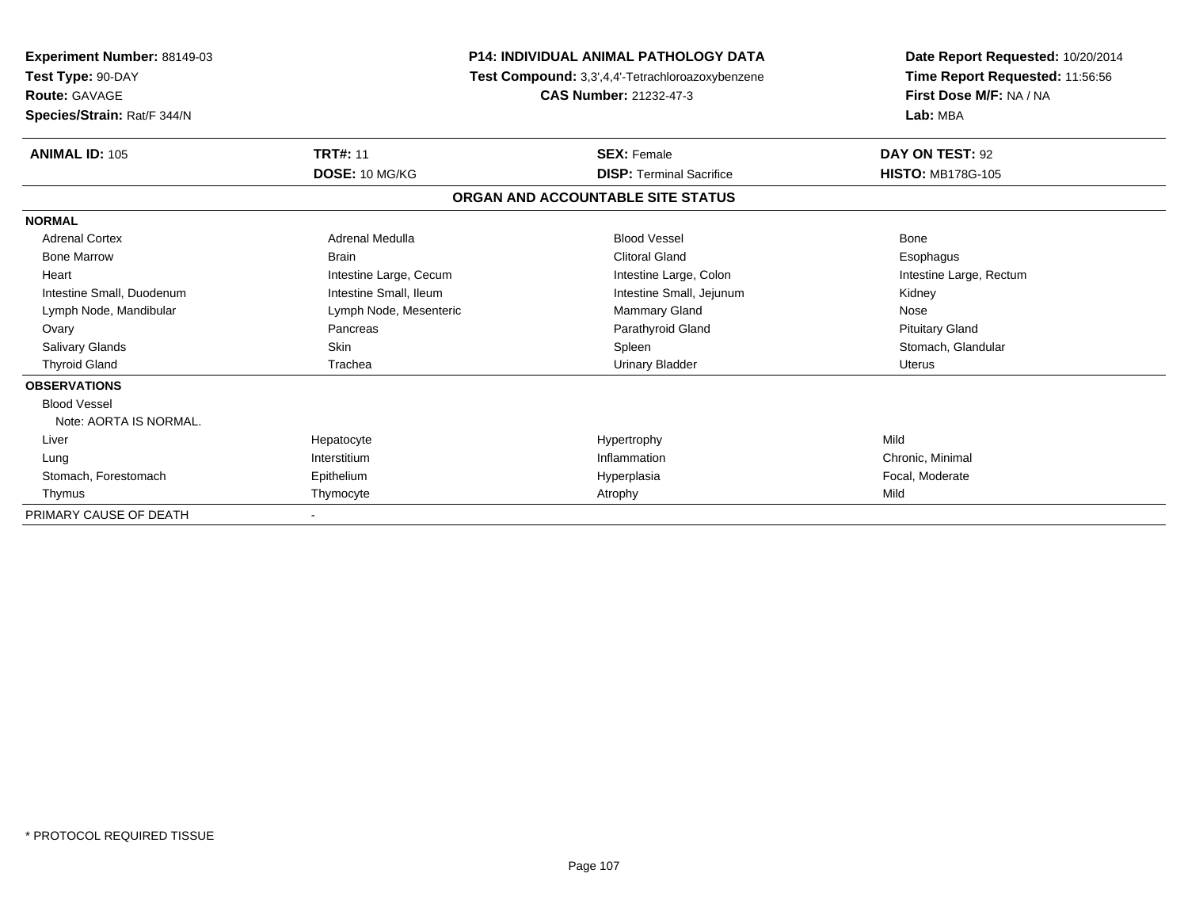**Experiment Number:** 88149-03
**Test Type:** 90-DAY
**Route:** GAVAGE
**Species/Strain:** Rat/F 344/N

**P14: INDIVIDUAL ANIMAL PATHOLOGY DATA**
**Test Compound:** 3,3',4,4'-Tetrachloroazoxybenzene
**CAS Number:** 21232-47-3

**Date Report Requested:** 10/20/2014
**Time Report Requested:** 11:56:56
**First Dose M/F:** NA / NA
**Lab:** MBA

| **ANIMAL ID:** 105 | **TRT#:** 11 | **SEX:** Female | **DAY ON TEST:** 92 |
|---|---|---|---|
| | **DOSE:** 10 MG/KG | **DISP:** Terminal Sacrifice | **HISTO:** MB178G-105 |

## ORGAN AND ACCOUNTABLE SITE STATUS

| | | | |
|---|---|---|---|
| **NORMAL** | | | |
| Adrenal Cortex | Adrenal Medulla | Blood Vessel | Bone |
| Bone Marrow | Brain | Clitoral Gland | Esophagus |
| Heart | Intestine Large, Cecum | Intestine Large, Colon | Intestine Large, Rectum |
| Intestine Small, Duodenum | Intestine Small, Ileum | Intestine Small, Jejunum | Kidney |
| Lymph Node, Mandibular | Lymph Node, Mesenteric | Mammary Gland | Nose |
| Ovary | Pancreas | Parathyroid Gland | Pituitary Gland |
| Salivary Glands | Skin | Spleen | Stomach, Glandular |
| Thyroid Gland | Trachea | Urinary Bladder | Uterus |
| **OBSERVATIONS** | | | |
| Blood Vessel | | | |
| Note: AORTA IS NORMAL. | | | |
| Liver | Hepatocyte | Hypertrophy | Mild |
| Lung | Interstitium | Inflammation | Chronic, Minimal |
| Stomach, Forestomach | Epithelium | Hyperplasia | Focal, Moderate |
| Thymus | Thymocyte | Atrophy | Mild |
| PRIMARY CAUSE OF DEATH | - | | |

\* PROTOCOL REQUIRED TISSUE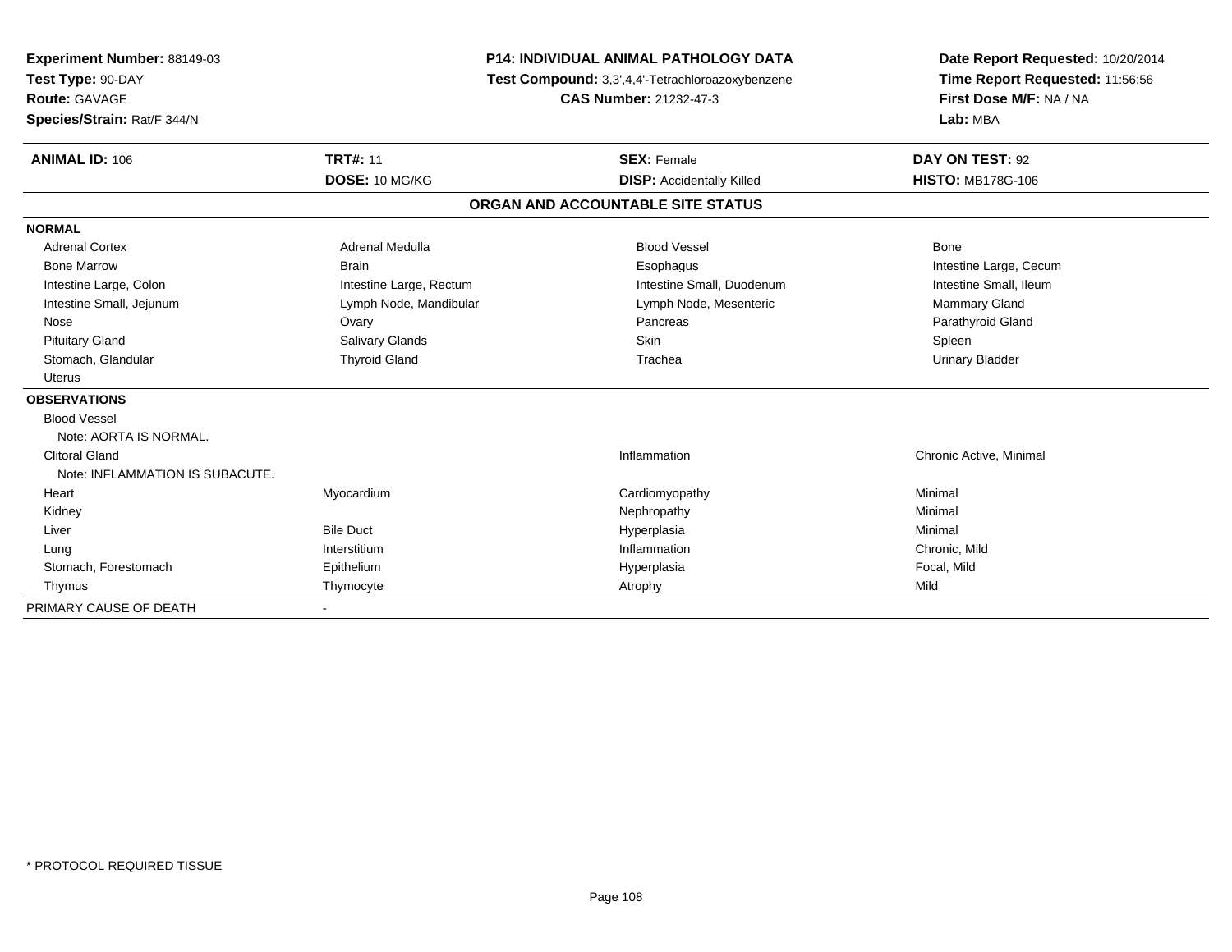**Experiment Number:** 88149-03
**Test Type:** 90-DAY
**Route:** GAVAGE
**Species/Strain:** Rat/F 344/N

**P14: INDIVIDUAL ANIMAL PATHOLOGY DATA**
**Test Compound:** 3,3',4,4'-Tetrachloroazoxybenzene
**CAS Number:** 21232-47-3

**Date Report Requested:** 10/20/2014
**Time Report Requested:** 11:56:56
**First Dose M/F:** NA / NA
**Lab:** MBA

| **ANIMAL ID:** 106 | **TRT#:** 11 | **SEX:** Female | **DAY ON TEST:** 92 |
|---|---|---|---|
| | **DOSE:** 10 MG/KG | **DISP:** Accidentally Killed | **HISTO:** MB178G-106 |

## ORGAN AND ACCOUNTABLE SITE STATUS

**NORMAL**

| | | | |
|---|---|---|---|
| Adrenal Cortex | Adrenal Medulla | Blood Vessel | Bone |
| Bone Marrow | Brain | Esophagus | Intestine Large, Cecum |
| Intestine Large, Colon | Intestine Large, Rectum | Intestine Small, Duodenum | Intestine Small, Ileum |
| Intestine Small, Jejunum | Lymph Node, Mandibular | Lymph Node, Mesenteric | Mammary Gland |
| Nose | Ovary | Pancreas | Parathyroid Gland |
| Pituitary Gland | Salivary Glands | Skin | Spleen |
| Stomach, Glandular | Thyroid Gland | Trachea | Urinary Bladder |
| Uterus | | | |

**OBSERVATIONS**

| | | | |
|---|---|---|---|
| Blood Vessel | | | |
| Note: AORTA IS NORMAL. | | | |
| Clitoral Gland | | Inflammation | Chronic Active, Minimal |
| Note: INFLAMMATION IS SUBACUTE. | | | |
| Heart | Myocardium | Cardiomyopathy | Minimal |
| Kidney | | Nephropathy | Minimal |
| Liver | Bile Duct | Hyperplasia | Minimal |
| Lung | Interstitium | Inflammation | Chronic, Mild |
| Stomach, Forestomach | Epithelium | Hyperplasia | Focal, Mild |
| Thymus | Thymocyte | Atrophy | Mild |

PRIMARY CAUSE OF DEATH -

\* PROTOCOL REQUIRED TISSUE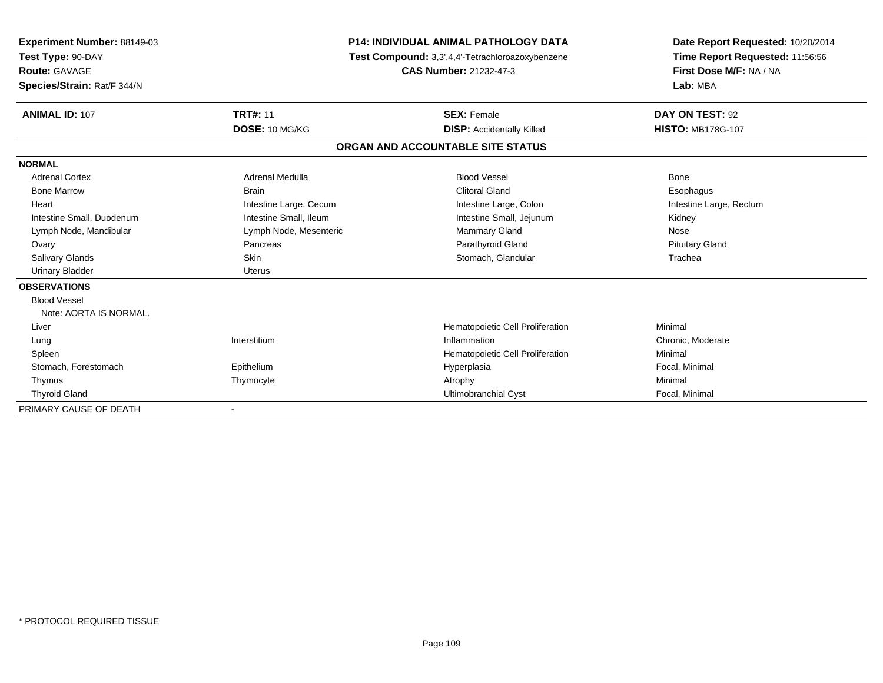**Experiment Number:** 88149-03
**Test Type:** 90-DAY
**Route:** GAVAGE
**Species/Strain:** Rat/F 344/N

**P14: INDIVIDUAL ANIMAL PATHOLOGY DATA**
**Test Compound:** 3,3',4,4'-Tetrachloroazoxybenzene
**CAS Number:** 21232-47-3

**Date Report Requested:** 10/20/2014
**Time Report Requested:** 11:56:56
**First Dose M/F:** NA / NA
**Lab:** MBA

| **ANIMAL ID:** 107 | **TRT#:** 11 | **SEX:** Female | **DAY ON TEST:** 92 |
|---|---|---|---|
| | **DOSE:** 10 MG/KG | **DISP:** Accidentally Killed | **HISTO:** MB178G-107 |

## ORGAN AND ACCOUNTABLE SITE STATUS

| | | | |
|---|---|---|---|
| **NORMAL** | | | |
| Adrenal Cortex | Adrenal Medulla | Blood Vessel | Bone |
| Bone Marrow | Brain | Clitoral Gland | Esophagus |
| Heart | Intestine Large, Cecum | Intestine Large, Colon | Intestine Large, Rectum |
| Intestine Small, Duodenum | Intestine Small, Ileum | Intestine Small, Jejunum | Kidney |
| Lymph Node, Mandibular | Lymph Node, Mesenteric | Mammary Gland | Nose |
| Ovary | Pancreas | Parathyroid Gland | Pituitary Gland |
| Salivary Glands | Skin | Stomach, Glandular | Trachea |
| Urinary Bladder | Uterus | | |
| **OBSERVATIONS** | | | |
| Blood Vessel | | | |
| Note: AORTA IS NORMAL. | | | |
| Liver | | Hematopoietic Cell Proliferation | Minimal |
| Lung | Interstitium | Inflammation | Chronic, Moderate |
| Spleen | | Hematopoietic Cell Proliferation | Minimal |
| Stomach, Forestomach | Epithelium | Hyperplasia | Focal, Minimal |
| Thymus | Thymocyte | Atrophy | Minimal |
| Thyroid Gland | | Ultimobranchial Cyst | Focal, Minimal |
| PRIMARY CAUSE OF DEATH | - | | |

* PROTOCOL REQUIRED TISSUE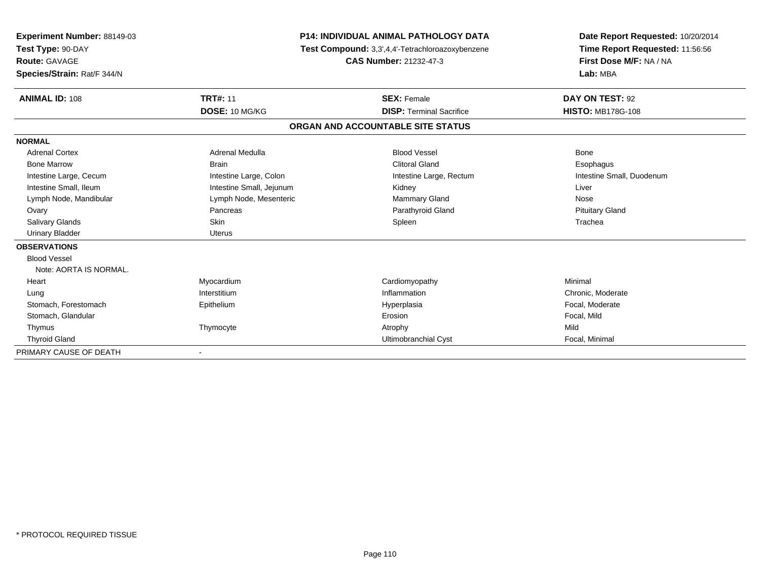**Experiment Number:** 88149-03
**Test Type:** 90-DAY
**Route:** GAVAGE
**Species/Strain:** Rat/F 344/N

**P14: INDIVIDUAL ANIMAL PATHOLOGY DATA**
**Test Compound:** 3,3',4,4'-Tetrachloroazoxybenzene
**CAS Number:** 21232-47-3

**Date Report Requested:** 10/20/2014
**Time Report Requested:** 11:56:56
**First Dose M/F:** NA / NA
**Lab:** MBA

| **ANIMAL ID:** 108 | **TRT#:** 11 | **SEX:** Female | **DAY ON TEST:** 92 |
|---|---|---|---|
| | **DOSE:** 10 MG/KG | **DISP:** Terminal Sacrifice | **HISTO:** MB178G-108 |

## ORGAN AND ACCOUNTABLE SITE STATUS

| | | | |
|---|---|---|---|
| **NORMAL** | | | |
| Adrenal Cortex | Adrenal Medulla | Blood Vessel | Bone |
| Bone Marrow | Brain | Clitoral Gland | Esophagus |
| Intestine Large, Cecum | Intestine Large, Colon | Intestine Large, Rectum | Intestine Small, Duodenum |
| Intestine Small, Ileum | Intestine Small, Jejunum | Kidney | Liver |
| Lymph Node, Mandibular | Lymph Node, Mesenteric | Mammary Gland | Nose |
| Ovary | Pancreas | Parathyroid Gland | Pituitary Gland |
| Salivary Glands | Skin | Spleen | Trachea |
| Urinary Bladder | Uterus | | |
| **OBSERVATIONS** | | | |
| Blood Vessel | | | |
| Note: AORTA IS NORMAL. | | | |
| Heart | Myocardium | Cardiomyopathy | Minimal |
| Lung | Interstitium | Inflammation | Chronic, Moderate |
| Stomach, Forestomach | Epithelium | Hyperplasia | Focal, Moderate |
| Stomach, Glandular | | Erosion | Focal, Mild |
| Thymus | Thymocyte | Atrophy | Mild |
| Thyroid Gland | | Ultimobranchial Cyst | Focal, Minimal |
| PRIMARY CAUSE OF DEATH | - | | |

* PROTOCOL REQUIRED TISSUE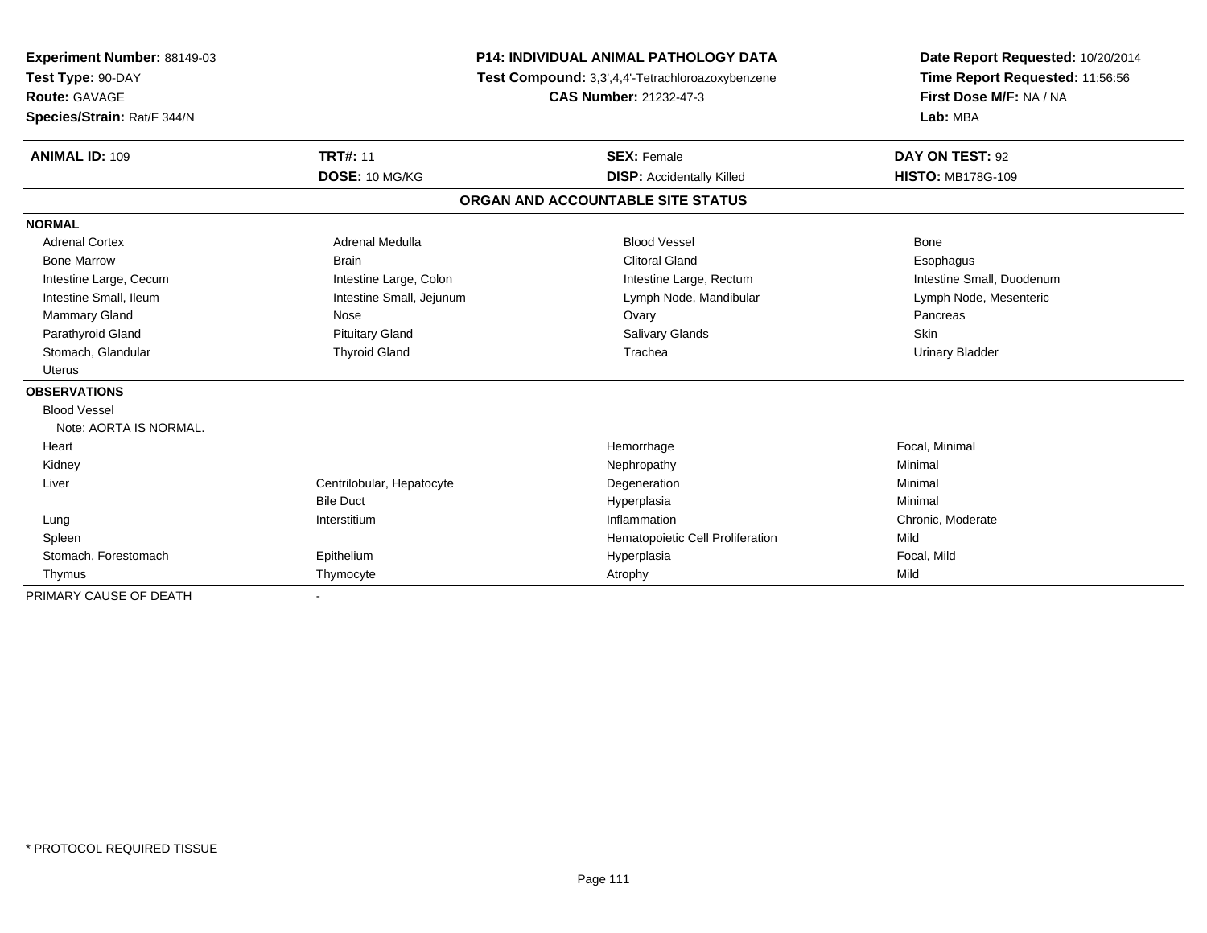**Experiment Number:** 88149-03
**Test Type:** 90-DAY
**Route:** GAVAGE
**Species/Strain:** Rat/F 344/N

**P14: INDIVIDUAL ANIMAL PATHOLOGY DATA**
**Test Compound:** 3,3',4,4'-Tetrachloroazoxybenzene
**CAS Number:** 21232-47-3

**Date Report Requested:** 10/20/2014
**Time Report Requested:** 11:56:56
**First Dose M/F:** NA / NA
**Lab:** MBA

| **ANIMAL ID:** 109 | **TRT#:** 11 | **SEX:** Female | **DAY ON TEST:** 92 |
|---|---|---|---|
| | **DOSE:** 10 MG/KG | **DISP:** Accidentally Killed | **HISTO:** MB178G-109 |

## ORGAN AND ACCOUNTABLE SITE STATUS

**NORMAL**

| | | | |
|---|---|---|---|
| Adrenal Cortex | Adrenal Medulla | Blood Vessel | Bone |
| Bone Marrow | Brain | Clitoral Gland | Esophagus |
| Intestine Large, Cecum | Intestine Large, Colon | Intestine Large, Rectum | Intestine Small, Duodenum |
| Intestine Small, Ileum | Intestine Small, Jejunum | Lymph Node, Mandibular | Lymph Node, Mesenteric |
| Mammary Gland | Nose | Ovary | Pancreas |
| Parathyroid Gland | Pituitary Gland | Salivary Glands | Skin |
| Stomach, Glandular | Thyroid Gland | Trachea | Urinary Bladder |
| Uterus | | | |

**OBSERVATIONS**

| | | | |
|---|---|---|---|
| Blood Vessel | | | |
| Note: AORTA IS NORMAL. | | | |
| Heart | | Hemorrhage | Focal, Minimal |
| Kidney | | Nephropathy | Minimal |
| Liver | Centrilobular, Hepatocyte | Degeneration | Minimal |
| | Bile Duct | Hyperplasia | Minimal |
| Lung | Interstitium | Inflammation | Chronic, Moderate |
| Spleen | | Hematopoietic Cell Proliferation | Mild |
| Stomach, Forestomach | Epithelium | Hyperplasia | Focal, Mild |
| Thymus | Thymocyte | Atrophy | Mild |

PRIMARY CAUSE OF DEATH -

* PROTOCOL REQUIRED TISSUE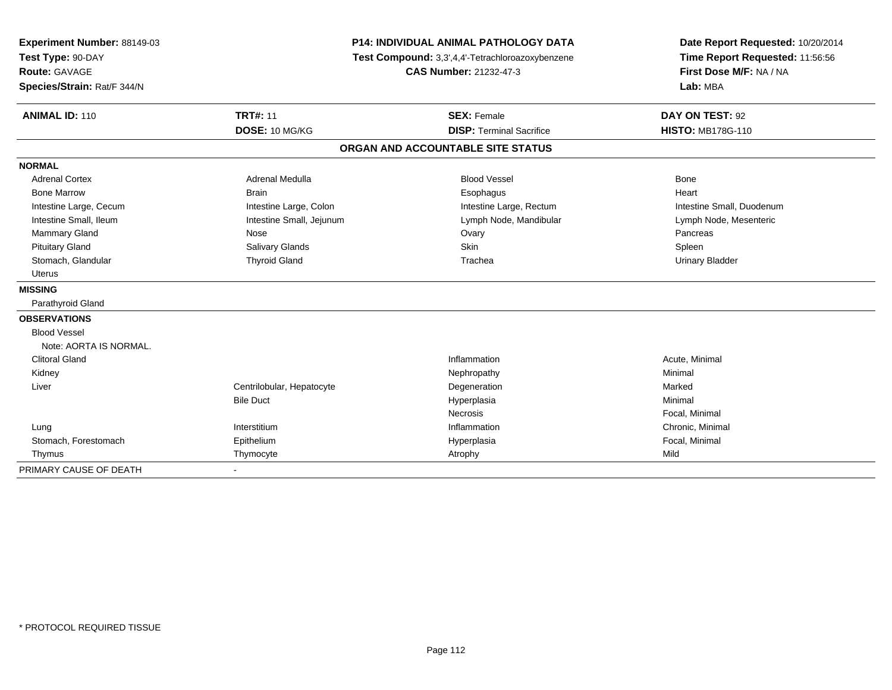**Experiment Number:** 88149-03
**Test Type:** 90-DAY
**Route:** GAVAGE
**Species/Strain:** Rat/F 344/N

**P14: INDIVIDUAL ANIMAL PATHOLOGY DATA**
**Test Compound:** 3,3',4,4'-Tetrachloroazoxybenzene
**CAS Number:** 21232-47-3

**Date Report Requested:** 10/20/2014
**Time Report Requested:** 11:56:56
**First Dose M/F:** NA / NA
**Lab:** MBA

| **ANIMAL ID:** 110 | **TRT#:** 11 | **SEX:** Female | **DAY ON TEST:** 92 |
|---|---|---|---|
| | **DOSE:** 10 MG/KG | **DISP:** Terminal Sacrifice | **HISTO:** MB178G-110 |

## ORGAN AND ACCOUNTABLE SITE STATUS

| | | | |
|---|---|---|---|
| **NORMAL** | | | |
| Adrenal Cortex | Adrenal Medulla | Blood Vessel | Bone |
| Bone Marrow | Brain | Esophagus | Heart |
| Intestine Large, Cecum | Intestine Large, Colon | Intestine Large, Rectum | Intestine Small, Duodenum |
| Intestine Small, Ileum | Intestine Small, Jejunum | Lymph Node, Mandibular | Lymph Node, Mesenteric |
| Mammary Gland | Nose | Ovary | Pancreas |
| Pituitary Gland | Salivary Glands | Skin | Spleen |
| Stomach, Glandular | Thyroid Gland | Trachea | Urinary Bladder |
| Uterus | | | |
| **MISSING** | | | |
| Parathyroid Gland | | | |
| **OBSERVATIONS** | | | |
| Blood Vessel | | | |
| Note: AORTA IS NORMAL. | | | |
| Clitoral Gland | | Inflammation | Acute, Minimal |
| Kidney | | Nephropathy | Minimal |
| Liver | Centrilobular, Hepatocyte | Degeneration | Marked |
| | Bile Duct | Hyperplasia | Minimal |
| | | Necrosis | Focal, Minimal |
| Lung | Interstitium | Inflammation | Chronic, Minimal |
| Stomach, Forestomach | Epithelium | Hyperplasia | Focal, Minimal |
| Thymus | Thymocyte | Atrophy | Mild |
| PRIMARY CAUSE OF DEATH | - | | |

* PROTOCOL REQUIRED TISSUE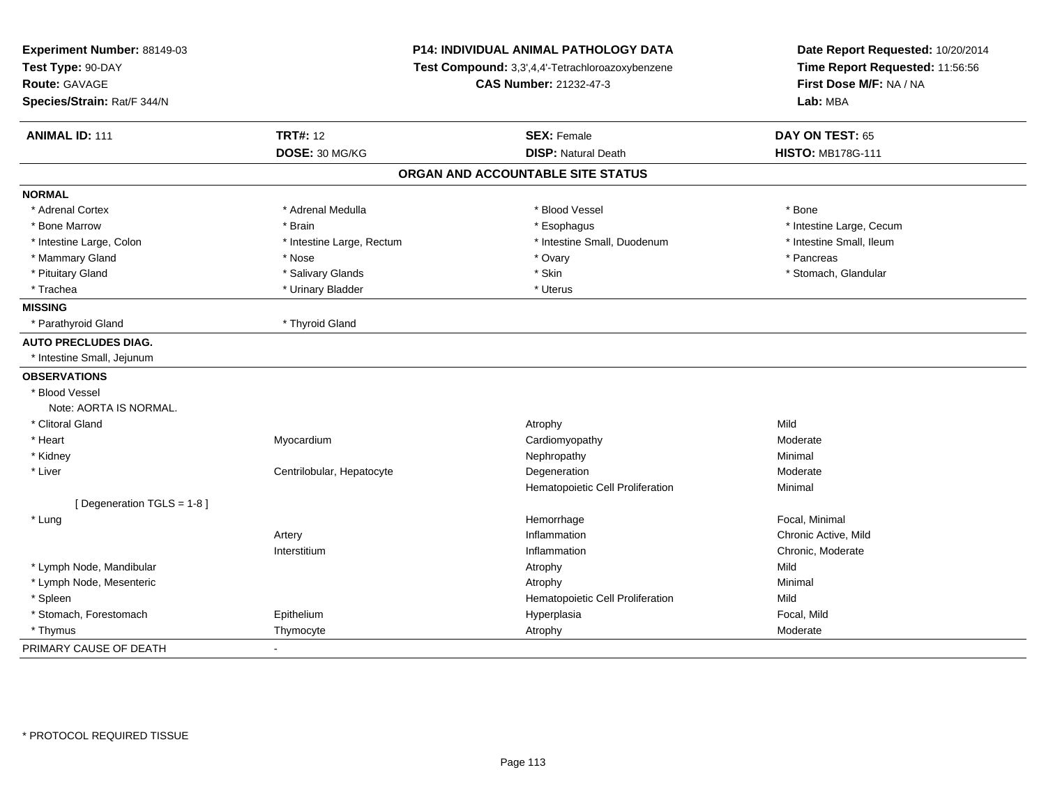**Experiment Number:** 88149-03
**Test Type:** 90-DAY
**Route:** GAVAGE
**Species/Strain:** Rat/F 344/N

**P14: INDIVIDUAL ANIMAL PATHOLOGY DATA**
**Test Compound:** 3,3',4,4'-Tetrachloroazoxybenzene
**CAS Number:** 21232-47-3

**Date Report Requested:** 10/20/2014
**Time Report Requested:** 11:56:56
**First Dose M/F:** NA / NA
**Lab:** MBA

| **ANIMAL ID:** 111 | **TRT#:** 12 | **SEX:** Female | **DAY ON TEST:** 65 |
|---|---|---|---|
| | **DOSE:** 30 MG/KG | **DISP:** Natural Death | **HISTO:** MB178G-111 |

## ORGAN AND ACCOUNTABLE SITE STATUS

**NORMAL**

| | | | |
|---|---|---|---|
| * Adrenal Cortex | * Adrenal Medulla | * Blood Vessel | * Bone |
| * Bone Marrow | * Brain | * Esophagus | * Intestine Large, Cecum |
| * Intestine Large, Colon | * Intestine Large, Rectum | * Intestine Small, Duodenum | * Intestine Small, Ileum |
| * Mammary Gland | * Nose | * Ovary | * Pancreas |
| * Pituitary Gland | * Salivary Glands | * Skin | * Stomach, Glandular |
| * Trachea | * Urinary Bladder | * Uterus | |

**MISSING**

| | |
|---|---|
| * Parathyroid Gland | * Thyroid Gland |

**AUTO PRECLUDES DIAG.**

* Intestine Small, Jejunum

**OBSERVATIONS**

| Organ | Site | Observation | Severity |
|---|---|---|---|
| * Blood Vessel | | | |
| Note: AORTA IS NORMAL. | | | |
| * Clitoral Gland | | Atrophy | Mild |
| * Heart | Myocardium | Cardiomyopathy | Moderate |
| * Kidney | | Nephropathy | Minimal |
| * Liver | Centrilobular, Hepatocyte | Degeneration | Moderate |
| | | Hematopoietic Cell Proliferation | Minimal |
| [ Degeneration TGLS = 1-8 ] | | | |
| * Lung | | Hemorrhage | Focal, Minimal |
| | Artery | Inflammation | Chronic Active, Mild |
| | Interstitium | Inflammation | Chronic, Moderate |
| * Lymph Node, Mandibular | | Atrophy | Mild |
| * Lymph Node, Mesenteric | | Atrophy | Minimal |
| * Spleen | | Hematopoietic Cell Proliferation | Mild |
| * Stomach, Forestomach | Epithelium | Hyperplasia | Focal, Mild |
| * Thymus | Thymocyte | Atrophy | Moderate |

PRIMARY CAUSE OF DEATH -

* PROTOCOL REQUIRED TISSUE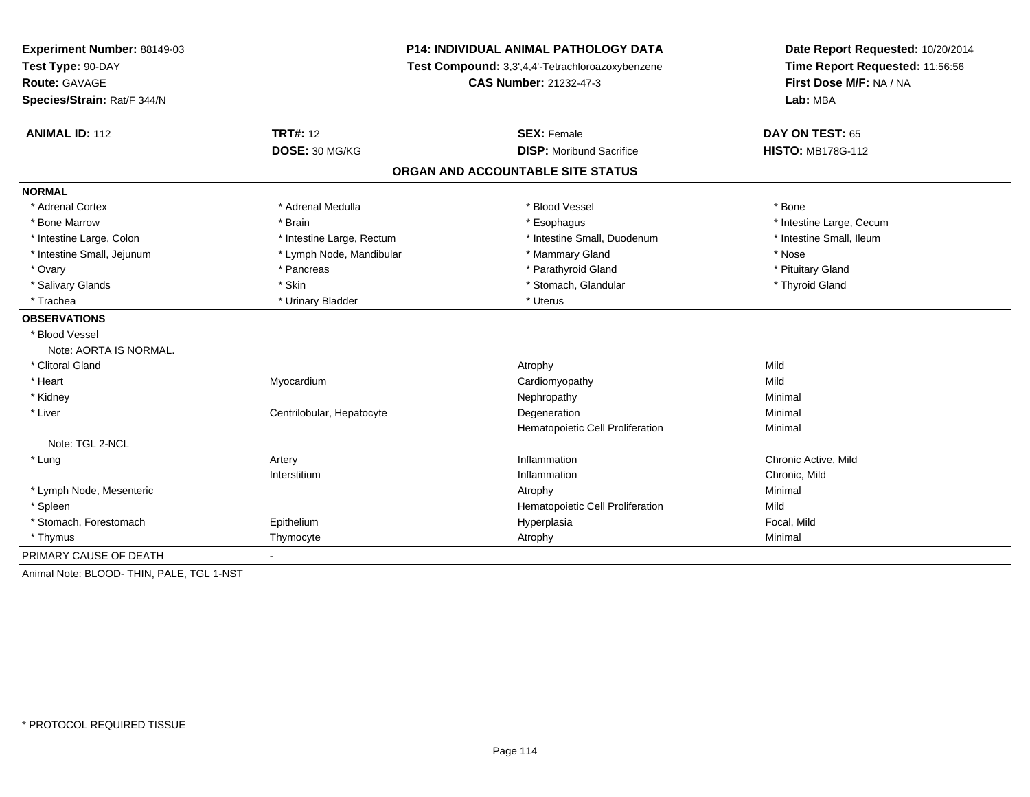**Experiment Number:** 88149-03
**Test Type:** 90-DAY
**Route:** GAVAGE
**Species/Strain:** Rat/F 344/N

**P14: INDIVIDUAL ANIMAL PATHOLOGY DATA**
**Test Compound:** 3,3',4,4'-Tetrachloroazoxybenzene
**CAS Number:** 21232-47-3

**Date Report Requested:** 10/20/2014
**Time Report Requested:** 11:56:56
**First Dose M/F:** NA / NA
**Lab:** MBA

| **ANIMAL ID:** 112 | **TRT#:** 12 | **SEX:** Female | **DAY ON TEST:** 65 |
|---|---|---|---|
| | **DOSE:** 30 MG/KG | **DISP:** Moribund Sacrifice | **HISTO:** MB178G-112 |

## ORGAN AND ACCOUNTABLE SITE STATUS

| | | | |
|---|---|---|---|
| **NORMAL** | | | |
| * Adrenal Cortex | * Adrenal Medulla | * Blood Vessel | * Bone |
| * Bone Marrow | * Brain | * Esophagus | * Intestine Large, Cecum |
| * Intestine Large, Colon | * Intestine Large, Rectum | * Intestine Small, Duodenum | * Intestine Small, Ileum |
| * Intestine Small, Jejunum | * Lymph Node, Mandibular | * Mammary Gland | * Nose |
| * Ovary | * Pancreas | * Parathyroid Gland | * Pituitary Gland |
| * Salivary Glands | * Skin | * Stomach, Glandular | * Thyroid Gland |
| * Trachea | * Urinary Bladder | * Uterus | |
| **OBSERVATIONS** | | | |
| * Blood Vessel | | | |
| Note: AORTA IS NORMAL. | | | |
| * Clitoral Gland | | Atrophy | Mild |
| * Heart | Myocardium | Cardiomyopathy | Mild |
| * Kidney | | Nephropathy | Minimal |
| * Liver | Centrilobular, Hepatocyte | Degeneration | Minimal |
| | | Hematopoietic Cell Proliferation | Minimal |
| Note: TGL 2-NCL | | | |
| * Lung | Artery | Inflammation | Chronic Active, Mild |
| | Interstitium | Inflammation | Chronic, Mild |
| * Lymph Node, Mesenteric | | Atrophy | Minimal |
| * Spleen | | Hematopoietic Cell Proliferation | Mild |
| * Stomach, Forestomach | Epithelium | Hyperplasia | Focal, Mild |
| * Thymus | Thymocyte | Atrophy | Minimal |
| PRIMARY CAUSE OF DEATH | - | | |

Animal Note: BLOOD- THIN, PALE, TGL 1-NST

* PROTOCOL REQUIRED TISSUE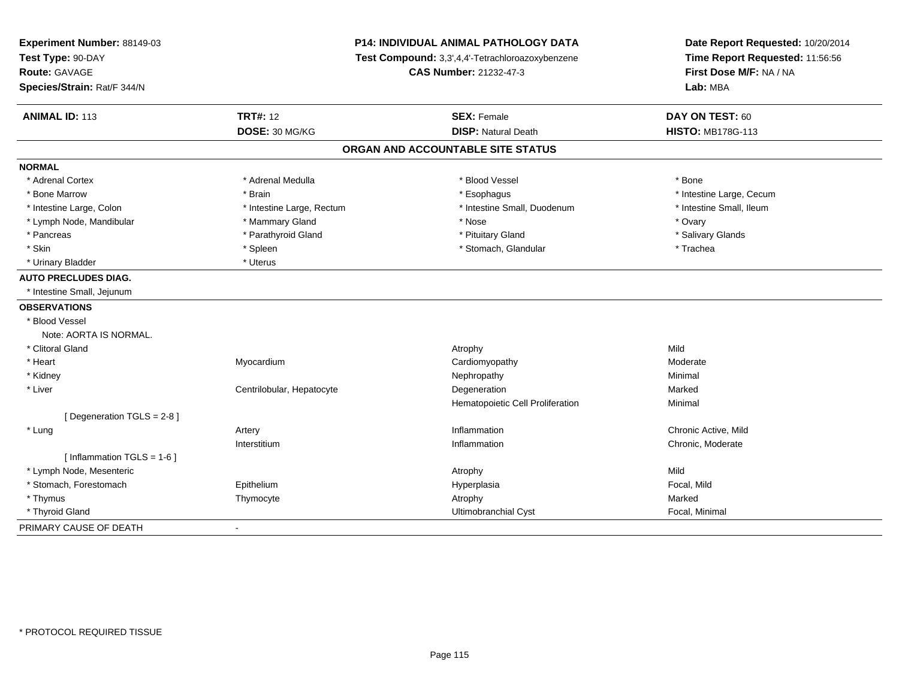**Experiment Number:** 88149-03
**Test Type:** 90-DAY
**Route:** GAVAGE
**Species/Strain:** Rat/F 344/N

**P14: INDIVIDUAL ANIMAL PATHOLOGY DATA**
**Test Compound:** 3,3',4,4'-Tetrachloroazoxybenzene
**CAS Number:** 21232-47-3

**Date Report Requested:** 10/20/2014
**Time Report Requested:** 11:56:56
**First Dose M/F:** NA / NA
**Lab:** MBA

| **ANIMAL ID:** 113 | **TRT#:** 12 | **SEX:** Female | **DAY ON TEST:** 60 |
|---|---|---|---|
| | **DOSE:** 30 MG/KG | **DISP:** Natural Death | **HISTO:** MB178G-113 |

## ORGAN AND ACCOUNTABLE SITE STATUS

**NORMAL**

| | | | |
|---|---|---|---|
| * Adrenal Cortex | * Adrenal Medulla | * Blood Vessel | * Bone |
| * Bone Marrow | * Brain | * Esophagus | * Intestine Large, Cecum |
| * Intestine Large, Colon | * Intestine Large, Rectum | * Intestine Small, Duodenum | * Intestine Small, Ileum |
| * Lymph Node, Mandibular | * Mammary Gland | * Nose | * Ovary |
| * Pancreas | * Parathyroid Gland | * Pituitary Gland | * Salivary Glands |
| * Skin | * Spleen | * Stomach, Glandular | * Trachea |
| * Urinary Bladder | * Uterus | | |

**AUTO PRECLUDES DIAG.**

* Intestine Small, Jejunum

**OBSERVATIONS**

| | | | |
|---|---|---|---|
| * Blood Vessel | | | |
| Note: AORTA IS NORMAL. | | | |
| * Clitoral Gland | | Atrophy | Mild |
| * Heart | Myocardium | Cardiomyopathy | Moderate |
| * Kidney | | Nephropathy | Minimal |
| * Liver | Centrilobular, Hepatocyte | Degeneration | Marked |
| | | Hematopoietic Cell Proliferation | Minimal |
| [ Degeneration TGLS = 2-8 ] | | | |
| * Lung | Artery | Inflammation | Chronic Active, Mild |
| | Interstitium | Inflammation | Chronic, Moderate |
| [ Inflammation TGLS = 1-6 ] | | | |
| * Lymph Node, Mesenteric | | Atrophy | Mild |
| * Stomach, Forestomach | Epithelium | Hyperplasia | Focal, Mild |
| * Thymus | Thymocyte | Atrophy | Marked |
| * Thyroid Gland | | Ultimobranchial Cyst | Focal, Minimal |

PRIMARY CAUSE OF DEATH -

* PROTOCOL REQUIRED TISSUE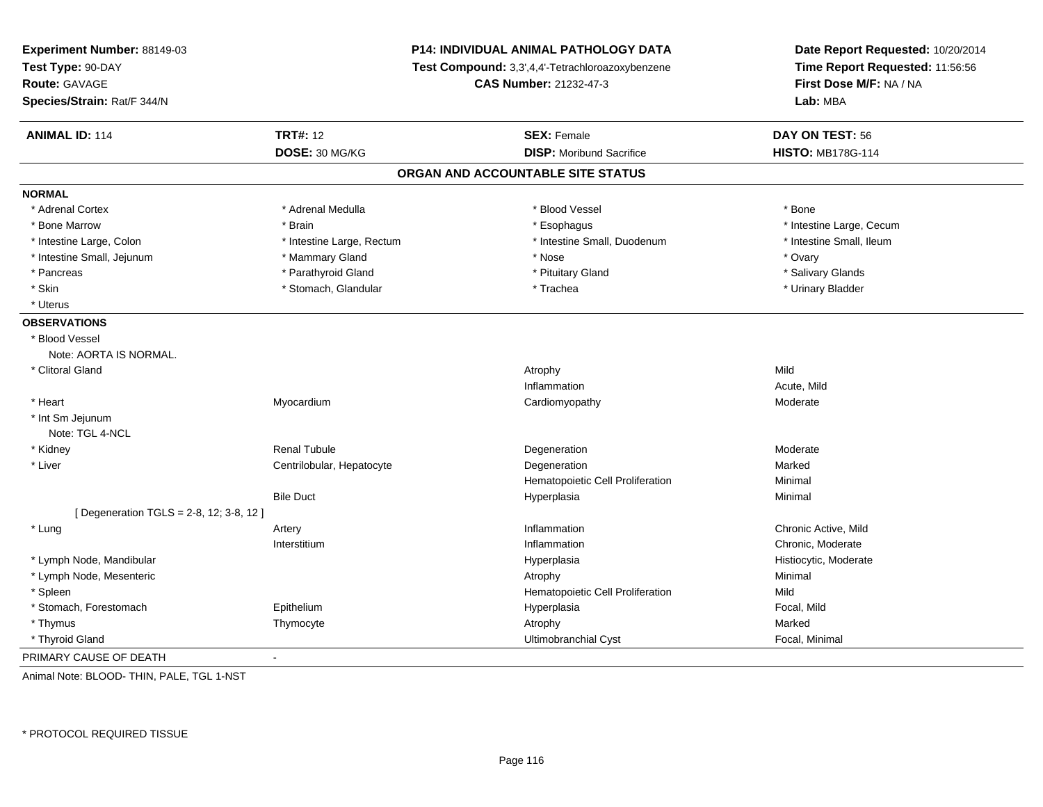**Experiment Number:** 88149-03
**Test Type:** 90-DAY
**Route:** GAVAGE
**Species/Strain:** Rat/F 344/N

**P14: INDIVIDUAL ANIMAL PATHOLOGY DATA**
**Test Compound:** 3,3',4,4'-Tetrachloroazoxybenzene
**CAS Number:** 21232-47-3

**Date Report Requested:** 10/20/2014
**Time Report Requested:** 11:56:56
**First Dose M/F:** NA / NA
**Lab:** MBA

| **ANIMAL ID:** 114 | **TRT#:** 12 | **SEX:** Female | **DAY ON TEST:** 56 |
|---|---|---|---|
| | **DOSE:** 30 MG/KG | **DISP:** Moribund Sacrifice | **HISTO:** MB178G-114 |

## ORGAN AND ACCOUNTABLE SITE STATUS

**NORMAL**

| | | | |
|---|---|---|---|
| * Adrenal Cortex | * Adrenal Medulla | * Blood Vessel | * Bone |
| * Bone Marrow | * Brain | * Esophagus | * Intestine Large, Cecum |
| * Intestine Large, Colon | * Intestine Large, Rectum | * Intestine Small, Duodenum | * Intestine Small, Ileum |
| * Intestine Small, Jejunum | * Mammary Gland | * Nose | * Ovary |
| * Pancreas | * Parathyroid Gland | * Pituitary Gland | * Salivary Glands |
| * Skin | * Stomach, Glandular | * Trachea | * Urinary Bladder |
| * Uterus | | | |

**OBSERVATIONS**

| | | | |
|---|---|---|---|
| * Blood Vessel | | | |
| Note: AORTA IS NORMAL. | | | |
| * Clitoral Gland | | Atrophy | Mild |
| | | Inflammation | Acute, Mild |
| * Heart | Myocardium | Cardiomyopathy | Moderate |
| * Int Sm Jejunum | | | |
| Note: TGL 4-NCL | | | |
| * Kidney | Renal Tubule | Degeneration | Moderate |
| * Liver | Centrilobular, Hepatocyte | Degeneration | Marked |
| | | Hematopoietic Cell Proliferation | Minimal |
| | Bile Duct | Hyperplasia | Minimal |
| [ Degeneration TGLS = 2-8, 12; 3-8, 12 ] | | | |
| * Lung | Artery | Inflammation | Chronic Active, Mild |
| | Interstitium | Inflammation | Chronic, Moderate |
| * Lymph Node, Mandibular | | Hyperplasia | Histiocytic, Moderate |
| * Lymph Node, Mesenteric | | Atrophy | Minimal |
| * Spleen | | Hematopoietic Cell Proliferation | Mild |
| * Stomach, Forestomach | Epithelium | Hyperplasia | Focal, Mild |
| * Thymus | Thymocyte | Atrophy | Marked |
| * Thyroid Gland | | Ultimobranchial Cyst | Focal, Minimal |

PRIMARY CAUSE OF DEATH -

Animal Note: BLOOD- THIN, PALE, TGL 1-NST

* PROTOCOL REQUIRED TISSUE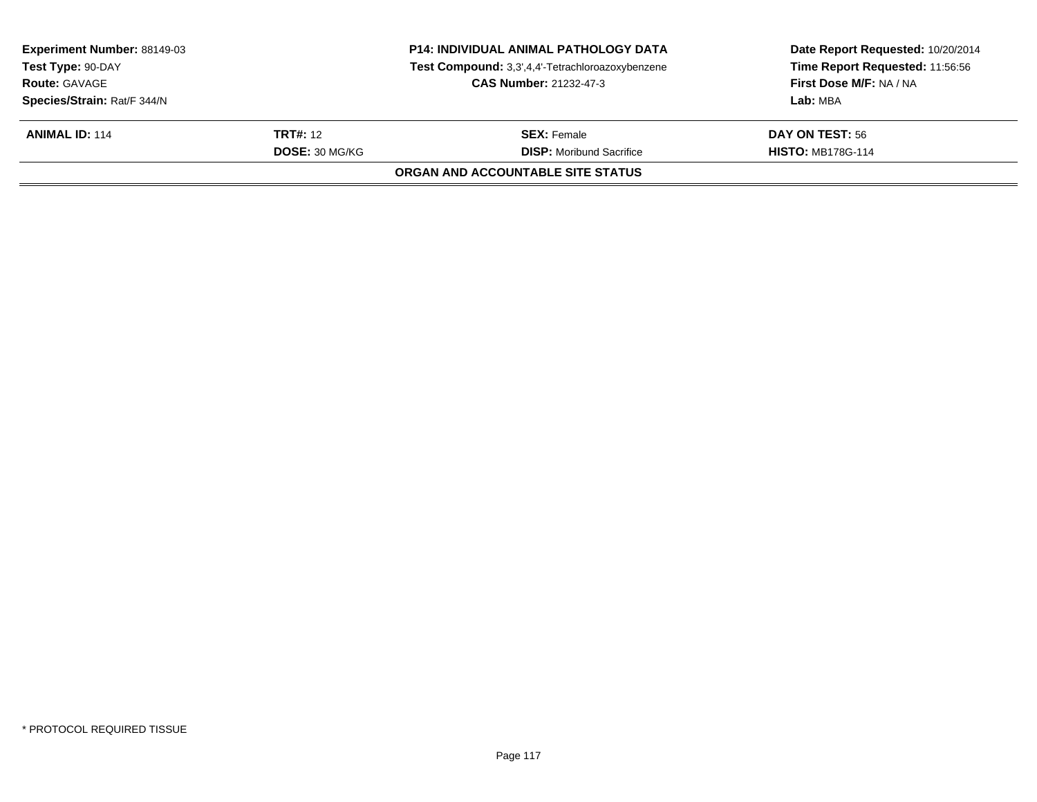| **Experiment Number:** 88149-03 | **P14: INDIVIDUAL ANIMAL PATHOLOGY DATA** | **Date Report Requested:** 10/20/2014 |
|---|---|---|
| **Test Type:** 90-DAY | **Test Compound:** 3,3',4,4'-Tetrachloroazoxybenzene | **Time Report Requested:** 11:56:56 |
| **Route:** GAVAGE | **CAS Number:** 21232-47-3 | **First Dose M/F:** NA / NA |
| **Species/Strain:** Rat/F 344/N | | **Lab:** MBA |

| **ANIMAL ID:** 114 | **TRT#:** 12 | **SEX:** Female | **DAY ON TEST:** 56 |
|---|---|---|---|
| | **DOSE:** 30 MG/KG | **DISP:** Moribund Sacrifice | **HISTO:** MB178G-114 |

**ORGAN AND ACCOUNTABLE SITE STATUS**

\* PROTOCOL REQUIRED TISSUE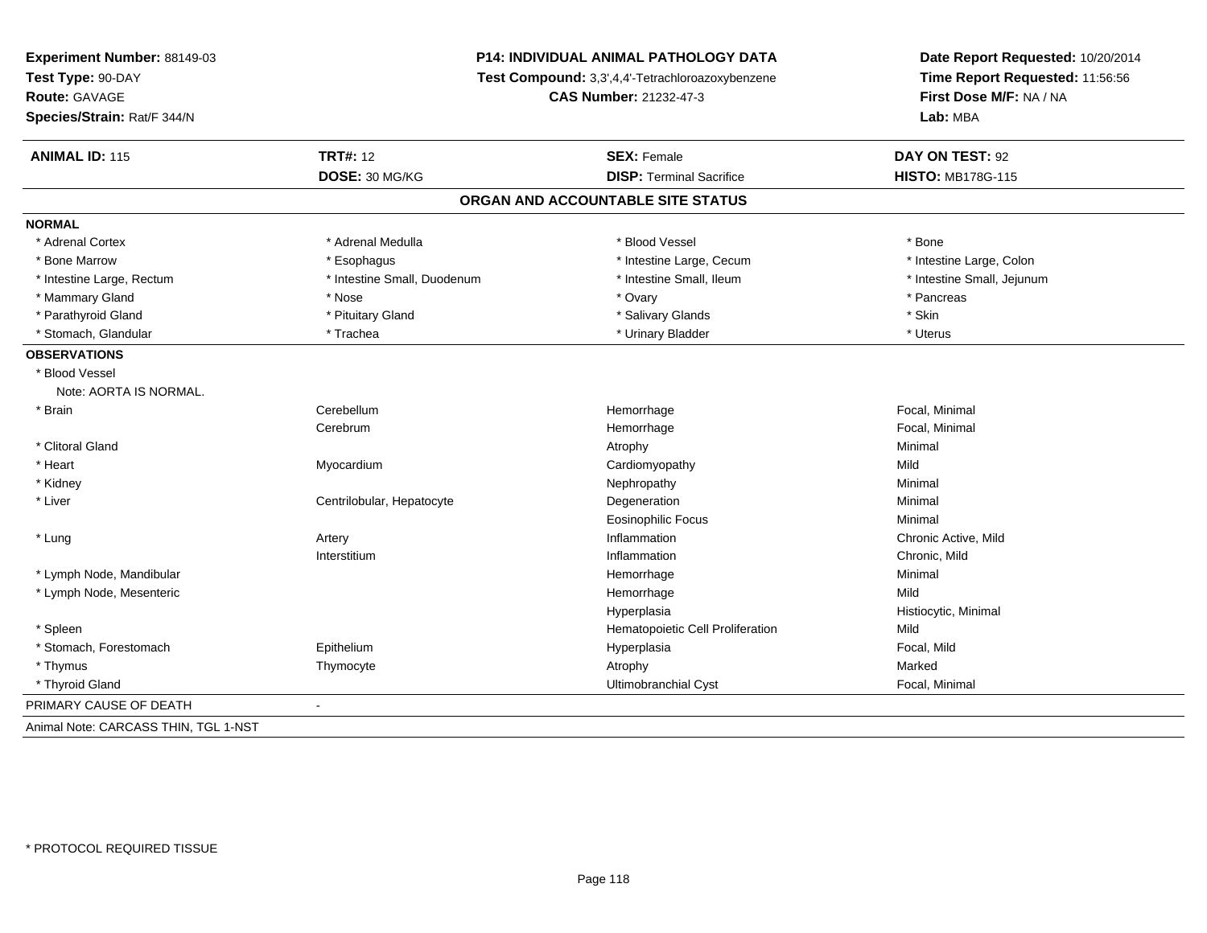**Experiment Number:** 88149-03
**Test Type:** 90-DAY
**Route:** GAVAGE
**Species/Strain:** Rat/F 344/N

**P14: INDIVIDUAL ANIMAL PATHOLOGY DATA**
**Test Compound:** 3,3',4,4'-Tetrachloroazoxybenzene
**CAS Number:** 21232-47-3

**Date Report Requested:** 10/20/2014
**Time Report Requested:** 11:56:56
**First Dose M/F:** NA / NA
**Lab:** MBA

| **ANIMAL ID:** 115 | **TRT#:** 12 | **SEX:** Female | **DAY ON TEST:** 92 |
|---|---|---|---|
| | **DOSE:** 30 MG/KG | **DISP:** Terminal Sacrifice | **HISTO:** MB178G-115 |

## ORGAN AND ACCOUNTABLE SITE STATUS

**NORMAL**

| | | | |
|---|---|---|---|
| * Adrenal Cortex | * Adrenal Medulla | * Blood Vessel | * Bone |
| * Bone Marrow | * Esophagus | * Intestine Large, Cecum | * Intestine Large, Colon |
| * Intestine Large, Rectum | * Intestine Small, Duodenum | * Intestine Small, Ileum | * Intestine Small, Jejunum |
| * Mammary Gland | * Nose | * Ovary | * Pancreas |
| * Parathyroid Gland | * Pituitary Gland | * Salivary Glands | * Skin |
| * Stomach, Glandular | * Trachea | * Urinary Bladder | * Uterus |

**OBSERVATIONS**

* Blood Vessel
  Note: AORTA IS NORMAL.

| | | | |
|---|---|---|---|
| * Brain | Cerebellum | Hemorrhage | Focal, Minimal |
| | Cerebrum | Hemorrhage | Focal, Minimal |
| * Clitoral Gland | | Atrophy | Minimal |
| * Heart | Myocardium | Cardiomyopathy | Mild |
| * Kidney | | Nephropathy | Minimal |
| * Liver | Centrilobular, Hepatocyte | Degeneration | Minimal |
| | | Eosinophilic Focus | Minimal |
| * Lung | Artery | Inflammation | Chronic Active, Mild |
| | Interstitium | Inflammation | Chronic, Mild |
| * Lymph Node, Mandibular | | Hemorrhage | Minimal |
| * Lymph Node, Mesenteric | | Hemorrhage | Mild |
| | | Hyperplasia | Histiocytic, Minimal |
| * Spleen | | Hematopoietic Cell Proliferation | Mild |
| * Stomach, Forestomach | Epithelium | Hyperplasia | Focal, Mild |
| * Thymus | Thymocyte | Atrophy | Marked |
| * Thyroid Gland | | Ultimobranchial Cyst | Focal, Minimal |

PRIMARY CAUSE OF DEATH -

Animal Note: CARCASS THIN, TGL 1-NST

* PROTOCOL REQUIRED TISSUE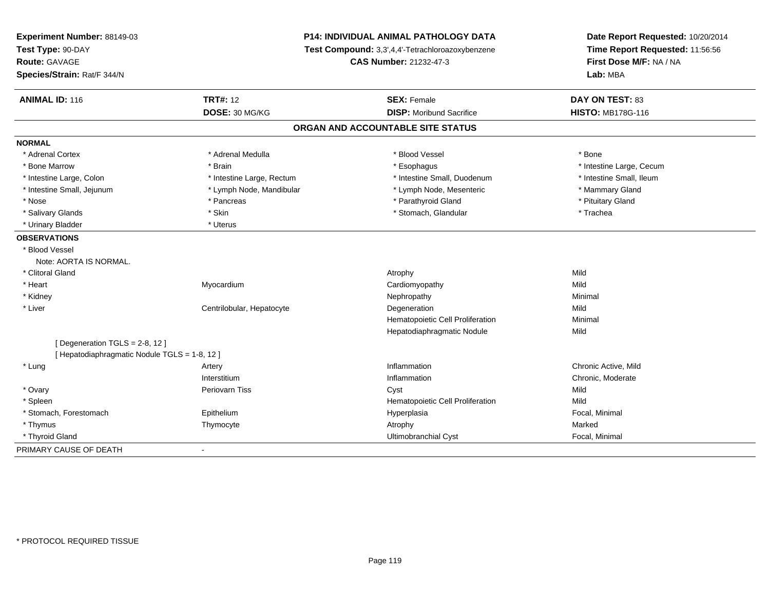**Experiment Number:** 88149-03
**Test Type:** 90-DAY
**Route:** GAVAGE
**Species/Strain:** Rat/F 344/N

**P14: INDIVIDUAL ANIMAL PATHOLOGY DATA**
**Test Compound:** 3,3',4,4'-Tetrachloroazoxybenzene
**CAS Number:** 21232-47-3

**Date Report Requested:** 10/20/2014
**Time Report Requested:** 11:56:56
**First Dose M/F:** NA / NA
**Lab:** MBA

| **ANIMAL ID:** 116 | **TRT#:** 12 | **SEX:** Female | **DAY ON TEST:** 83 |
|---|---|---|---|
| | **DOSE:** 30 MG/KG | **DISP:** Moribund Sacrifice | **HISTO:** MB178G-116 |

## ORGAN AND ACCOUNTABLE SITE STATUS

**NORMAL**

| | | | |
|---|---|---|---|
| * Adrenal Cortex | * Adrenal Medulla | * Blood Vessel | * Bone |
| * Bone Marrow | * Brain | * Esophagus | * Intestine Large, Cecum |
| * Intestine Large, Colon | * Intestine Large, Rectum | * Intestine Small, Duodenum | * Intestine Small, Ileum |
| * Intestine Small, Jejunum | * Lymph Node, Mandibular | * Lymph Node, Mesenteric | * Mammary Gland |
| * Nose | * Pancreas | * Parathyroid Gland | * Pituitary Gland |
| * Salivary Glands | * Skin | * Stomach, Glandular | * Trachea |
| * Urinary Bladder | * Uterus | | |

**OBSERVATIONS**

| | | | |
|---|---|---|---|
| * Blood Vessel | | | |
| Note: AORTA IS NORMAL. | | | |
| * Clitoral Gland | | Atrophy | Mild |
| * Heart | Myocardium | Cardiomyopathy | Mild |
| * Kidney | | Nephropathy | Minimal |
| * Liver | Centrilobular, Hepatocyte | Degeneration | Mild |
| | | Hematopoietic Cell Proliferation | Minimal |
| | | Hepatodiaphragmatic Nodule | Mild |
| [ Degeneration TGLS = 2-8, 12 ] | | | |
| [ Hepatodiaphragmatic Nodule TGLS = 1-8, 12 ] | | | |
| * Lung | Artery | Inflammation | Chronic Active, Mild |
| | Interstitium | Inflammation | Chronic, Moderate |
| * Ovary | Periovarn Tiss | Cyst | Mild |
| * Spleen | | Hematopoietic Cell Proliferation | Mild |
| * Stomach, Forestomach | Epithelium | Hyperplasia | Focal, Minimal |
| * Thymus | Thymocyte | Atrophy | Marked |
| * Thyroid Gland | | Ultimobranchial Cyst | Focal, Minimal |

PRIMARY CAUSE OF DEATH -

* PROTOCOL REQUIRED TISSUE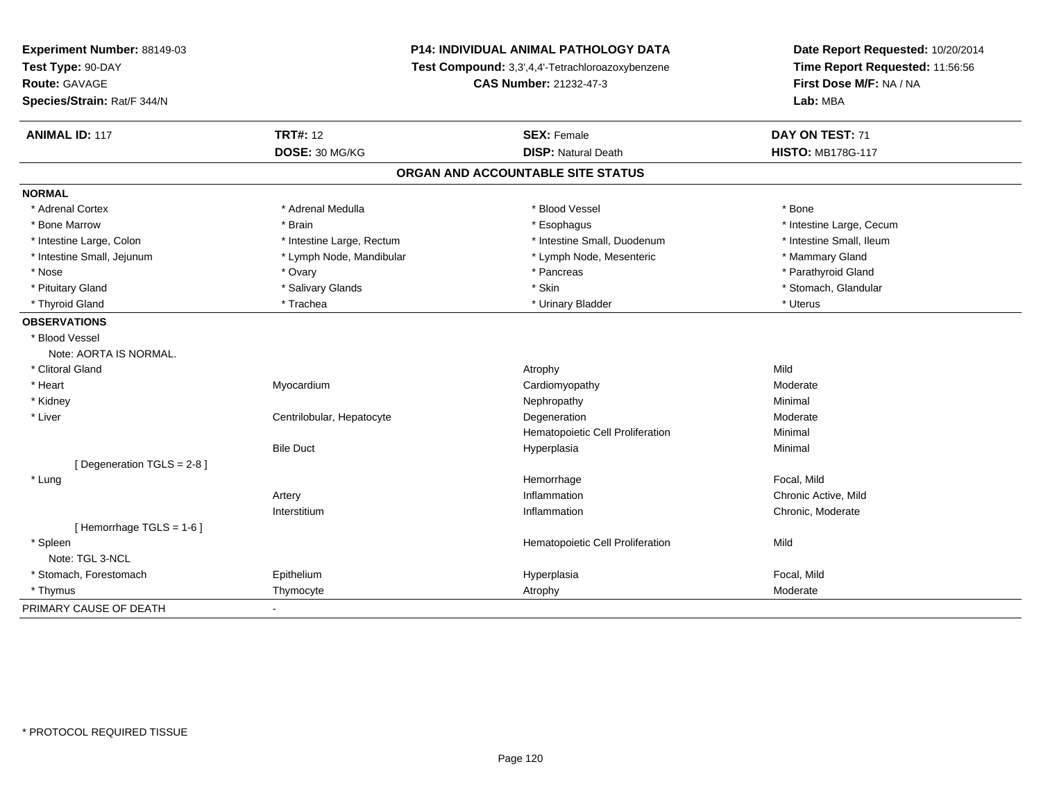**Experiment Number:** 88149-03
**Test Type:** 90-DAY
**Route:** GAVAGE
**Species/Strain:** Rat/F 344/N

**P14: INDIVIDUAL ANIMAL PATHOLOGY DATA**
**Test Compound:** 3,3',4,4'-Tetrachloroazoxybenzene
**CAS Number:** 21232-47-3

**Date Report Requested:** 10/20/2014
**Time Report Requested:** 11:56:56
**First Dose M/F:** NA / NA
**Lab:** MBA

| **ANIMAL ID:** 117 | **TRT#:** 12 | **SEX:** Female | **DAY ON TEST:** 71 |
|---|---|---|---|
| | **DOSE:** 30 MG/KG | **DISP:** Natural Death | **HISTO:** MB178G-117 |

## ORGAN AND ACCOUNTABLE SITE STATUS

**NORMAL**

| | | | |
|---|---|---|---|
| * Adrenal Cortex | * Adrenal Medulla | * Blood Vessel | * Bone |
| * Bone Marrow | * Brain | * Esophagus | * Intestine Large, Cecum |
| * Intestine Large, Colon | * Intestine Large, Rectum | * Intestine Small, Duodenum | * Intestine Small, Ileum |
| * Intestine Small, Jejunum | * Lymph Node, Mandibular | * Lymph Node, Mesenteric | * Mammary Gland |
| * Nose | * Ovary | * Pancreas | * Parathyroid Gland |
| * Pituitary Gland | * Salivary Glands | * Skin | * Stomach, Glandular |
| * Thyroid Gland | * Trachea | * Urinary Bladder | * Uterus |

**OBSERVATIONS**

| | | | |
|---|---|---|---|
| * Blood Vessel | | | |
| Note: AORTA IS NORMAL. | | | |
| * Clitoral Gland | | Atrophy | Mild |
| * Heart | Myocardium | Cardiomyopathy | Moderate |
| * Kidney | | Nephropathy | Minimal |
| * Liver | Centrilobular, Hepatocyte | Degeneration | Moderate |
| | | Hematopoietic Cell Proliferation | Minimal |
| | Bile Duct | Hyperplasia | Minimal |
| [ Degeneration TGLS = 2-8 ] | | | |
| * Lung | | Hemorrhage | Focal, Mild |
| | Artery | Inflammation | Chronic Active, Mild |
| | Interstitium | Inflammation | Chronic, Moderate |
| [ Hemorrhage TGLS = 1-6 ] | | | |
| * Spleen | | Hematopoietic Cell Proliferation | Mild |
| Note: TGL 3-NCL | | | |
| * Stomach, Forestomach | Epithelium | Hyperplasia | Focal, Mild |
| * Thymus | Thymocyte | Atrophy | Moderate |

PRIMARY CAUSE OF DEATH -

\* PROTOCOL REQUIRED TISSUE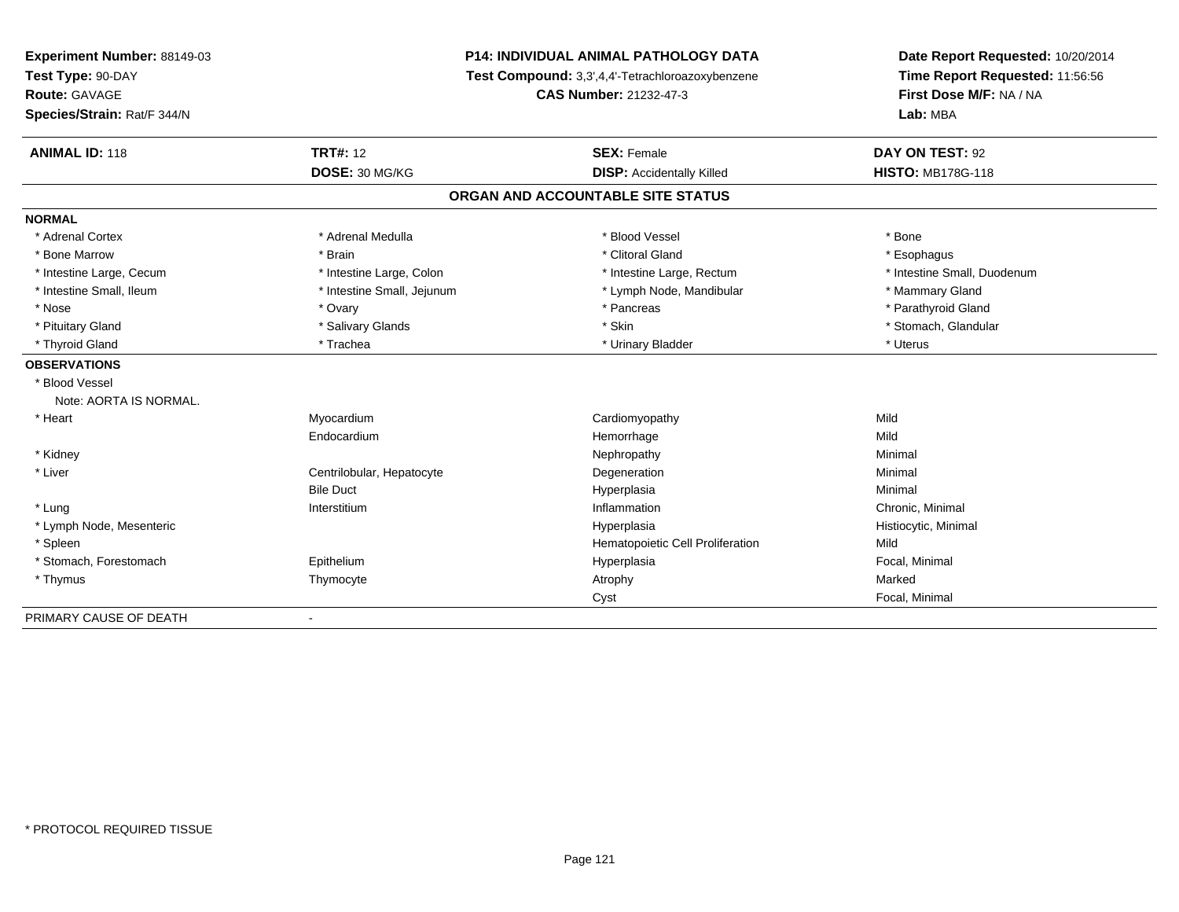**Experiment Number:** 88149-03
**Test Type:** 90-DAY
**Route:** GAVAGE
**Species/Strain:** Rat/F 344/N

**P14: INDIVIDUAL ANIMAL PATHOLOGY DATA**
**Test Compound:** 3,3',4,4'-Tetrachloroazoxybenzene
**CAS Number:** 21232-47-3

**Date Report Requested:** 10/20/2014
**Time Report Requested:** 11:56:56
**First Dose M/F:** NA / NA
**Lab:** MBA

| **ANIMAL ID:** 118 | **TRT#:** 12 | **SEX:** Female | **DAY ON TEST:** 92 |
|---|---|---|---|
| | **DOSE:** 30 MG/KG | **DISP:** Accidentally Killed | **HISTO:** MB178G-118 |

**ORGAN AND ACCOUNTABLE SITE STATUS**

**NORMAL**

| | | | |
|---|---|---|---|
| * Adrenal Cortex | * Adrenal Medulla | * Blood Vessel | * Bone |
| * Bone Marrow | * Brain | * Clitoral Gland | * Esophagus |
| * Intestine Large, Cecum | * Intestine Large, Colon | * Intestine Large, Rectum | * Intestine Small, Duodenum |
| * Intestine Small, Ileum | * Intestine Small, Jejunum | * Lymph Node, Mandibular | * Mammary Gland |
| * Nose | * Ovary | * Pancreas | * Parathyroid Gland |
| * Pituitary Gland | * Salivary Glands | * Skin | * Stomach, Glandular |
| * Thyroid Gland | * Trachea | * Urinary Bladder | * Uterus |

**OBSERVATIONS**

| | | | |
|---|---|---|---|
| * Blood Vessel | | | |
| Note: AORTA IS NORMAL. | | | |
| * Heart | Myocardium | Cardiomyopathy | Mild |
| | Endocardium | Hemorrhage | Mild |
| * Kidney | | Nephropathy | Minimal |
| * Liver | Centrilobular, Hepatocyte | Degeneration | Minimal |
| | Bile Duct | Hyperplasia | Minimal |
| * Lung | Interstitium | Inflammation | Chronic, Minimal |
| * Lymph Node, Mesenteric | | Hyperplasia | Histiocytic, Minimal |
| * Spleen | | Hematopoietic Cell Proliferation | Mild |
| * Stomach, Forestomach | Epithelium | Hyperplasia | Focal, Minimal |
| * Thymus | Thymocyte | Atrophy | Marked |
| | | Cyst | Focal, Minimal |

PRIMARY CAUSE OF DEATH -

* PROTOCOL REQUIRED TISSUE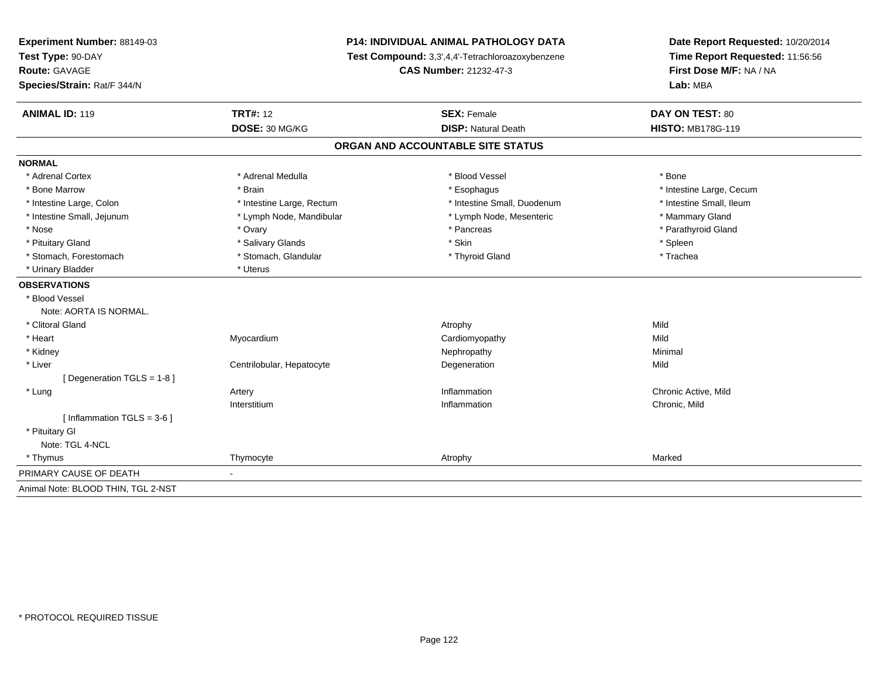**Experiment Number:** 88149-03
**Test Type:** 90-DAY
**Route:** GAVAGE
**Species/Strain:** Rat/F 344/N

**P14: INDIVIDUAL ANIMAL PATHOLOGY DATA**
**Test Compound:** 3,3',4,4'-Tetrachloroazoxybenzene
**CAS Number:** 21232-47-3

**Date Report Requested:** 10/20/2014
**Time Report Requested:** 11:56:56
**First Dose M/F:** NA / NA
**Lab:** MBA

| **ANIMAL ID:** 119 | **TRT#:** 12 | **SEX:** Female | **DAY ON TEST:** 80 |
|---|---|---|---|
| | **DOSE:** 30 MG/KG | **DISP:** Natural Death | **HISTO:** MB178G-119 |

## ORGAN AND ACCOUNTABLE SITE STATUS

**NORMAL**

| | | | |
|---|---|---|---|
| * Adrenal Cortex | * Adrenal Medulla | * Blood Vessel | * Bone |
| * Bone Marrow | * Brain | * Esophagus | * Intestine Large, Cecum |
| * Intestine Large, Colon | * Intestine Large, Rectum | * Intestine Small, Duodenum | * Intestine Small, Ileum |
| * Intestine Small, Jejunum | * Lymph Node, Mandibular | * Lymph Node, Mesenteric | * Mammary Gland |
| * Nose | * Ovary | * Pancreas | * Parathyroid Gland |
| * Pituitary Gland | * Salivary Glands | * Skin | * Spleen |
| * Stomach, Forestomach | * Stomach, Glandular | * Thyroid Gland | * Trachea |
| * Urinary Bladder | * Uterus | | |

**OBSERVATIONS**

| | | | |
|---|---|---|---|
| * Blood Vessel | | | |
| Note: AORTA IS NORMAL. | | | |
| * Clitoral Gland | | Atrophy | Mild |
| * Heart | Myocardium | Cardiomyopathy | Mild |
| * Kidney | | Nephropathy | Minimal |
| * Liver | Centrilobular, Hepatocyte | Degeneration | Mild |
| [ Degeneration TGLS = 1-8 ] | | | |
| * Lung | Artery | Inflammation | Chronic Active, Mild |
| | Interstitium | Inflammation | Chronic, Mild |
| [ Inflammation TGLS = 3-6 ] | | | |
| * Pituitary Gl | | | |
| Note: TGL 4-NCL | | | |
| * Thymus | Thymocyte | Atrophy | Marked |

PRIMARY CAUSE OF DEATH -

Animal Note: BLOOD THIN, TGL 2-NST

* PROTOCOL REQUIRED TISSUE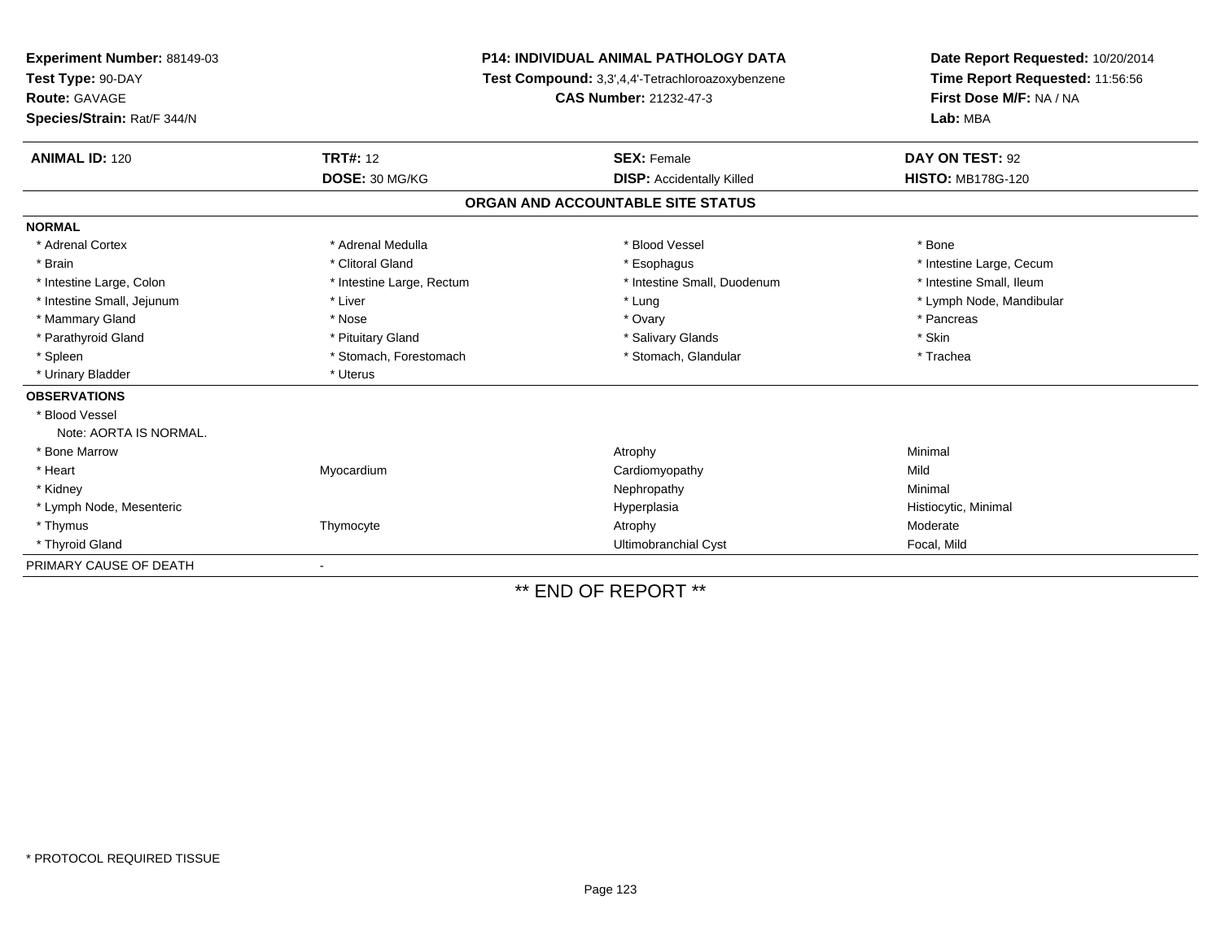**Experiment Number:** 88149-03
**Test Type:** 90-DAY
**Route:** GAVAGE
**Species/Strain:** Rat/F 344/N

**P14: INDIVIDUAL ANIMAL PATHOLOGY DATA**
**Test Compound:** 3,3',4,4'-Tetrachloroazoxybenzene
**CAS Number:** 21232-47-3

**Date Report Requested:** 10/20/2014
**Time Report Requested:** 11:56:56
**First Dose M/F:** NA / NA
**Lab:** MBA

| **ANIMAL ID:** 120 | **TRT#:** 12 | **SEX:** Female | **DAY ON TEST:** 92 |
|---|---|---|---|
| | **DOSE:** 30 MG/KG | **DISP:** Accidentally Killed | **HISTO:** MB178G-120 |

## ORGAN AND ACCOUNTABLE SITE STATUS

**NORMAL**

| | | | |
|---|---|---|---|
| * Adrenal Cortex | * Adrenal Medulla | * Blood Vessel | * Bone |
| * Brain | * Clitoral Gland | * Esophagus | * Intestine Large, Cecum |
| * Intestine Large, Colon | * Intestine Large, Rectum | * Intestine Small, Duodenum | * Intestine Small, Ileum |
| * Intestine Small, Jejunum | * Liver | * Lung | * Lymph Node, Mandibular |
| * Mammary Gland | * Nose | * Ovary | * Pancreas |
| * Parathyroid Gland | * Pituitary Gland | * Salivary Glands | * Skin |
| * Spleen | * Stomach, Forestomach | * Stomach, Glandular | * Trachea |
| * Urinary Bladder | * Uterus | | |

**OBSERVATIONS**

| | | | |
|---|---|---|---|
| * Blood Vessel | | | |
| Note: AORTA IS NORMAL. | | | |
| * Bone Marrow | | Atrophy | Minimal |
| * Heart | Myocardium | Cardiomyopathy | Mild |
| * Kidney | | Nephropathy | Minimal |
| * Lymph Node, Mesenteric | | Hyperplasia | Histiocytic, Minimal |
| * Thymus | Thymocyte | Atrophy | Moderate |
| * Thyroid Gland | | Ultimobranchial Cyst | Focal, Mild |

PRIMARY CAUSE OF DEATH -

** END OF REPORT **

* PROTOCOL REQUIRED TISSUE